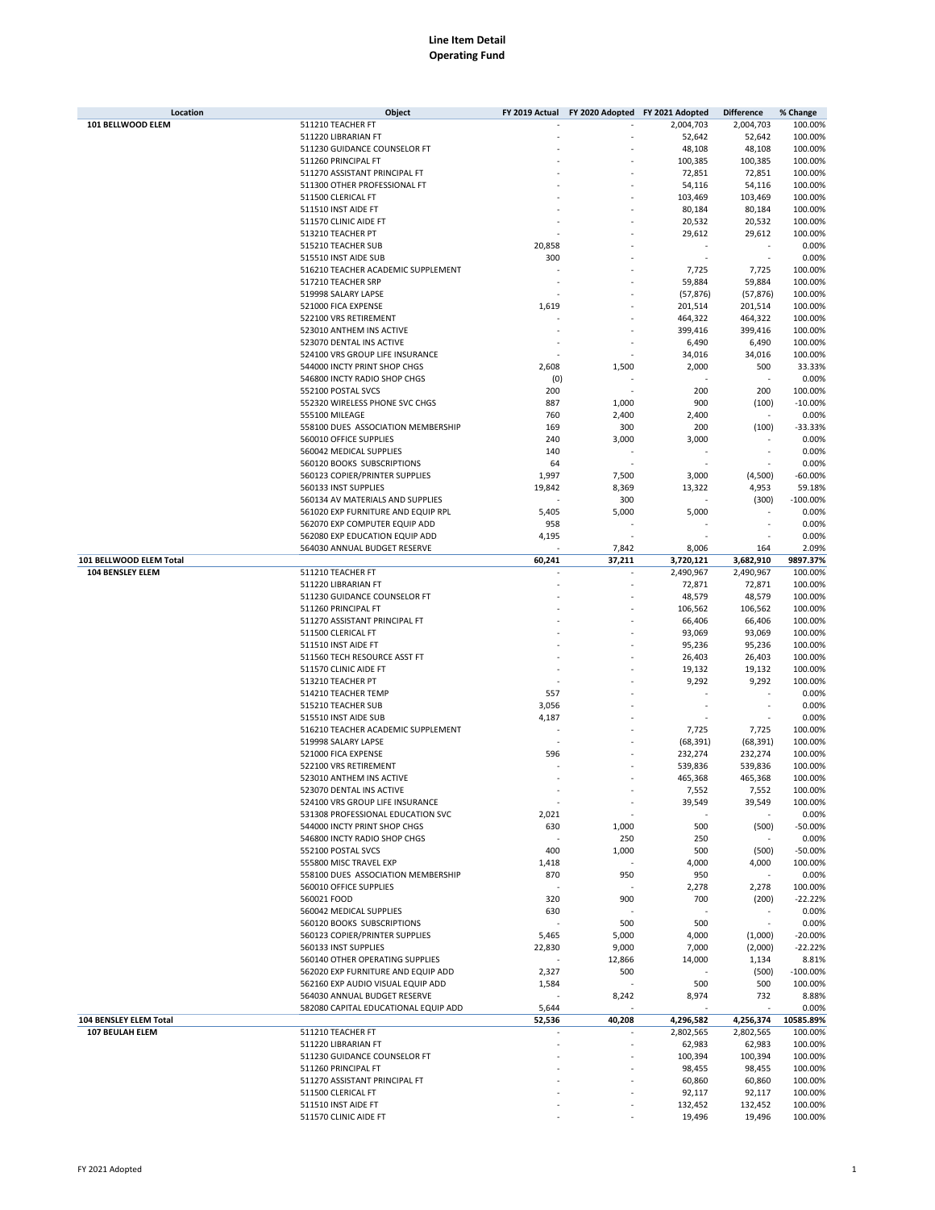# Line Item Detail
## Operating Fund

| Location | Object | FY 2019 Actual | FY 2020 Adopted | FY 2021 Adopted | Difference | % Change |
|---|---|---|---|---|---|---|
| **101 BELLWOOD ELEM** | 511210 TEACHER FT | - | - | 2,004,703 | 2,004,703 | 100.00% |
| | 511220 LIBRARIAN FT | - | - | 52,642 | 52,642 | 100.00% |
| | 511230 GUIDANCE COUNSELOR FT | - | - | 48,108 | 48,108 | 100.00% |
| | 511260 PRINCIPAL FT | - | - | 100,385 | 100,385 | 100.00% |
| | 511270 ASSISTANT PRINCIPAL FT | - | - | 72,851 | 72,851 | 100.00% |
| | 511300 OTHER PROFESSIONAL FT | - | - | 54,116 | 54,116 | 100.00% |
| | 511500 CLERICAL FT | - | - | 103,469 | 103,469 | 100.00% |
| | 511510 INST AIDE FT | - | - | 80,184 | 80,184 | 100.00% |
| | 511570 CLINIC AIDE FT | - | - | 20,532 | 20,532 | 100.00% |
| | 513210 TEACHER PT | - | - | 29,612 | 29,612 | 100.00% |
| | 515210 TEACHER SUB | 20,858 | - | - | - | 0.00% |
| | 515510 INST AIDE SUB | 300 | - | - | - | 0.00% |
| | 516210 TEACHER ACADEMIC SUPPLEMENT | - | - | 7,725 | 7,725 | 100.00% |
| | 517210 TEACHER SRP | - | - | 59,884 | 59,884 | 100.00% |
| | 519998 SALARY LAPSE | - | - | (57,876) | (57,876) | 100.00% |
| | 521000 FICA EXPENSE | 1,619 | - | 201,514 | 201,514 | 100.00% |
| | 522100 VRS RETIREMENT | - | - | 464,322 | 464,322 | 100.00% |
| | 523010 ANTHEM INS ACTIVE | - | - | 399,416 | 399,416 | 100.00% |
| | 523070 DENTAL INS ACTIVE | - | - | 6,490 | 6,490 | 100.00% |
| | 524100 VRS GROUP LIFE INSURANCE | - | - | 34,016 | 34,016 | 100.00% |
| | 544000 INCTY PRINT SHOP CHGS | 2,608 | 1,500 | 2,000 | 500 | 33.33% |
| | 546800 INCTY RADIO SHOP CHGS | (0) | - | - | - | 0.00% |
| | 552100 POSTAL SVCS | 200 | - | 200 | 200 | 100.00% |
| | 552320 WIRELESS PHONE SVC CHGS | 887 | 1,000 | 900 | (100) | -10.00% |
| | 555100 MILEAGE | 760 | 2,400 | 2,400 | - | 0.00% |
| | 558100 DUES ASSOCIATION MEMBERSHIP | 169 | 300 | 200 | (100) | -33.33% |
| | 560010 OFFICE SUPPLIES | 240 | 3,000 | 3,000 | - | 0.00% |
| | 560042 MEDICAL SUPPLIES | 140 | - | - | - | 0.00% |
| | 560120 BOOKS SUBSCRIPTIONS | 64 | - | - | - | 0.00% |
| | 560123 COPIER/PRINTER SUPPLIES | 1,997 | 7,500 | 3,000 | (4,500) | -60.00% |
| | 560133 INST SUPPLIES | 19,842 | 8,369 | 13,322 | 4,953 | 59.18% |
| | 560134 AV MATERIALS AND SUPPLIES | - | 300 | - | (300) | -100.00% |
| | 561020 EXP FURNITURE AND EQUIP RPL | 5,405 | 5,000 | 5,000 | - | 0.00% |
| | 562070 EXP COMPUTER EQUIP ADD | 958 | - | - | - | 0.00% |
| | 562080 EXP EDUCATION EQUIP ADD | 4,195 | - | - | - | 0.00% |
| | 564030 ANNUAL BUDGET RESERVE | - | 7,842 | 8,006 | 164 | 2.09% |
| **101 BELLWOOD ELEM Total** | | **60,241** | **37,211** | **3,720,121** | **3,682,910** | **9897.37%** |
| **104 BENSLEY ELEM** | 511210 TEACHER FT | - | - | 2,490,967 | 2,490,967 | 100.00% |
| | 511220 LIBRARIAN FT | - | - | 72,871 | 72,871 | 100.00% |
| | 511230 GUIDANCE COUNSELOR FT | - | - | 48,579 | 48,579 | 100.00% |
| | 511260 PRINCIPAL FT | - | - | 106,562 | 106,562 | 100.00% |
| | 511270 ASSISTANT PRINCIPAL FT | - | - | 66,406 | 66,406 | 100.00% |
| | 511500 CLERICAL FT | - | - | 93,069 | 93,069 | 100.00% |
| | 511510 INST AIDE FT | - | - | 95,236 | 95,236 | 100.00% |
| | 511560 TECH RESOURCE ASST FT | - | - | 26,403 | 26,403 | 100.00% |
| | 511570 CLINIC AIDE FT | - | - | 19,132 | 19,132 | 100.00% |
| | 513210 TEACHER PT | - | - | 9,292 | 9,292 | 100.00% |
| | 514210 TEACHER TEMP | 557 | - | - | - | 0.00% |
| | 515210 TEACHER SUB | 3,056 | - | - | - | 0.00% |
| | 515510 INST AIDE SUB | 4,187 | - | - | - | 0.00% |
| | 516210 TEACHER ACADEMIC SUPPLEMENT | - | - | 7,725 | 7,725 | 100.00% |
| | 519998 SALARY LAPSE | - | - | (68,391) | (68,391) | 100.00% |
| | 521000 FICA EXPENSE | 596 | - | 232,274 | 232,274 | 100.00% |
| | 522100 VRS RETIREMENT | - | - | 539,836 | 539,836 | 100.00% |
| | 523010 ANTHEM INS ACTIVE | - | - | 465,368 | 465,368 | 100.00% |
| | 523070 DENTAL INS ACTIVE | - | - | 7,552 | 7,552 | 100.00% |
| | 524100 VRS GROUP LIFE INSURANCE | - | - | 39,549 | 39,549 | 100.00% |
| | 531308 PROFESSIONAL EDUCATION SVC | 2,021 | - | - | - | 0.00% |
| | 544000 INCTY PRINT SHOP CHGS | 630 | 1,000 | 500 | (500) | -50.00% |
| | 546800 INCTY RADIO SHOP CHGS | - | 250 | 250 | - | 0.00% |
| | 552100 POSTAL SVCS | 400 | 1,000 | 500 | (500) | -50.00% |
| | 555800 MISC TRAVEL EXP | 1,418 | - | 4,000 | 4,000 | 100.00% |
| | 558100 DUES ASSOCIATION MEMBERSHIP | 870 | 950 | 950 | - | 0.00% |
| | 560010 OFFICE SUPPLIES | - | - | 2,278 | 2,278 | 100.00% |
| | 560021 FOOD | 320 | 900 | 700 | (200) | -22.22% |
| | 560042 MEDICAL SUPPLIES | 630 | - | - | - | 0.00% |
| | 560120 BOOKS SUBSCRIPTIONS | - | 500 | 500 | - | 0.00% |
| | 560123 COPIER/PRINTER SUPPLIES | 5,465 | 5,000 | 4,000 | (1,000) | -20.00% |
| | 560133 INST SUPPLIES | 22,830 | 9,000 | 7,000 | (2,000) | -22.22% |
| | 560140 OTHER OPERATING SUPPLIES | - | 12,866 | 14,000 | 1,134 | 8.81% |
| | 562020 EXP FURNITURE AND EQUIP ADD | 2,327 | 500 | - | (500) | -100.00% |
| | 562160 EXP AUDIO VISUAL EQUIP ADD | 1,584 | - | 500 | 500 | 100.00% |
| | 564030 ANNUAL BUDGET RESERVE | - | 8,242 | 8,974 | 732 | 8.88% |
| | 582080 CAPITAL EDUCATIONAL EQUIP ADD | 5,644 | - | - | - | 0.00% |
| **104 BENSLEY ELEM Total** | | **52,536** | **40,208** | **4,296,582** | **4,256,374** | **10585.89%** |
| **107 BEULAH ELEM** | 511210 TEACHER FT | - | - | 2,802,565 | 2,802,565 | 100.00% |
| | 511220 LIBRARIAN FT | - | - | 62,983 | 62,983 | 100.00% |
| | 511230 GUIDANCE COUNSELOR FT | - | - | 100,394 | 100,394 | 100.00% |
| | 511260 PRINCIPAL FT | - | - | 98,455 | 98,455 | 100.00% |
| | 511270 ASSISTANT PRINCIPAL FT | - | - | 60,860 | 60,860 | 100.00% |
| | 511500 CLERICAL FT | - | - | 92,117 | 92,117 | 100.00% |
| | 511510 INST AIDE FT | - | - | 132,452 | 132,452 | 100.00% |
| | 511570 CLINIC AIDE FT | - | - | 19,496 | 19,496 | 100.00% |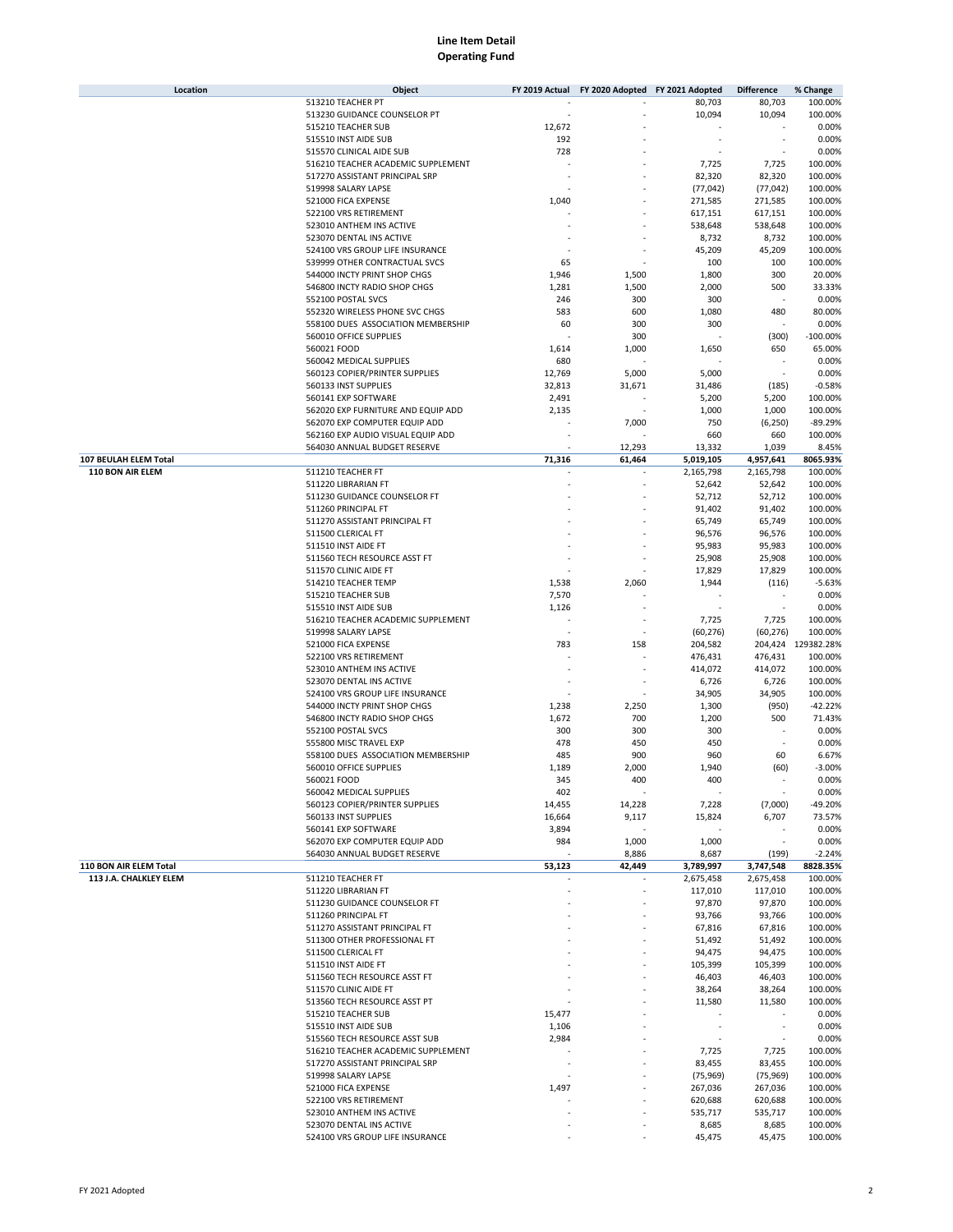# Line Item Detail
## Operating Fund

| Location | Object | FY 2019 Actual | FY 2020 Adopted | FY 2021 Adopted | Difference | % Change |
|---|---|---|---|---|---|---|
| | 513210 TEACHER PT | - | - | 80,703 | 80,703 | 100.00% |
| | 513230 GUIDANCE COUNSELOR PT | - | - | 10,094 | 10,094 | 100.00% |
| | 515210 TEACHER SUB | 12,672 | - | - | - | 0.00% |
| | 515510 INST AIDE SUB | 192 | - | - | - | 0.00% |
| | 515570 CLINICAL AIDE SUB | 728 | - | - | - | 0.00% |
| | 516210 TEACHER ACADEMIC SUPPLEMENT | - | - | 7,725 | 7,725 | 100.00% |
| | 517270 ASSISTANT PRINCIPAL SRP | - | - | 82,320 | 82,320 | 100.00% |
| | 519998 SALARY LAPSE | - | - | (77,042) | (77,042) | 100.00% |
| | 521000 FICA EXPENSE | 1,040 | - | 271,585 | 271,585 | 100.00% |
| | 522100 VRS RETIREMENT | - | - | 617,151 | 617,151 | 100.00% |
| | 523010 ANTHEM INS ACTIVE | - | - | 538,648 | 538,648 | 100.00% |
| | 523070 DENTAL INS ACTIVE | - | - | 8,732 | 8,732 | 100.00% |
| | 524100 VRS GROUP LIFE INSURANCE | - | - | 45,209 | 45,209 | 100.00% |
| | 539999 OTHER CONTRACTUAL SVCS | 65 | - | 100 | 100 | 100.00% |
| | 544000 INCTY PRINT SHOP CHGS | 1,946 | 1,500 | 1,800 | 300 | 20.00% |
| | 546800 INCTY RADIO SHOP CHGS | 1,281 | 1,500 | 2,000 | 500 | 33.33% |
| | 552100 POSTAL SVCS | 246 | 300 | 300 | - | 0.00% |
| | 552320 WIRELESS PHONE SVC CHGS | 583 | 600 | 1,080 | 480 | 80.00% |
| | 558100 DUES ASSOCIATION MEMBERSHIP | 60 | 300 | 300 | - | 0.00% |
| | 560010 OFFICE SUPPLIES | - | 300 | - | (300) | -100.00% |
| | 560021 FOOD | 1,614 | 1,000 | 1,650 | 650 | 65.00% |
| | 560042 MEDICAL SUPPLIES | 680 | - | - | - | 0.00% |
| | 560123 COPIER/PRINTER SUPPLIES | 12,769 | 5,000 | 5,000 | - | 0.00% |
| | 560133 INST SUPPLIES | 32,813 | 31,671 | 31,486 | (185) | -0.58% |
| | 560141 EXP SOFTWARE | 2,491 | - | 5,200 | 5,200 | 100.00% |
| | 562020 EXP FURNITURE AND EQUIP ADD | 2,135 | - | 1,000 | 1,000 | 100.00% |
| | 562070 EXP COMPUTER EQUIP ADD | - | 7,000 | 750 | (6,250) | -89.29% |
| | 562160 EXP AUDIO VISUAL EQUIP ADD | - | - | 660 | 660 | 100.00% |
| | 564030 ANNUAL BUDGET RESERVE | - | 12,293 | 13,332 | 1,039 | 8.45% |
| **107 BEULAH ELEM Total** | | **71,316** | **61,464** | **5,019,105** | **4,957,641** | **8065.93%** |
| **110 BON AIR ELEM** | 511210 TEACHER FT | - | - | 2,165,798 | 2,165,798 | 100.00% |
| | 511220 LIBRARIAN FT | - | - | 52,642 | 52,642 | 100.00% |
| | 511230 GUIDANCE COUNSELOR FT | - | - | 52,712 | 52,712 | 100.00% |
| | 511260 PRINCIPAL FT | - | - | 91,402 | 91,402 | 100.00% |
| | 511270 ASSISTANT PRINCIPAL FT | - | - | 65,749 | 65,749 | 100.00% |
| | 511500 CLERICAL FT | - | - | 96,576 | 96,576 | 100.00% |
| | 511510 INST AIDE FT | - | - | 95,983 | 95,983 | 100.00% |
| | 511560 TECH RESOURCE ASST FT | - | - | 25,908 | 25,908 | 100.00% |
| | 511570 CLINIC AIDE FT | - | - | 17,829 | 17,829 | 100.00% |
| | 514210 TEACHER TEMP | 1,538 | 2,060 | 1,944 | (116) | -5.63% |
| | 515210 TEACHER SUB | 7,570 | - | - | - | 0.00% |
| | 515510 INST AIDE SUB | 1,126 | - | - | - | 0.00% |
| | 516210 TEACHER ACADEMIC SUPPLEMENT | - | - | 7,725 | 7,725 | 100.00% |
| | 519998 SALARY LAPSE | - | - | (60,276) | (60,276) | 100.00% |
| | 521000 FICA EXPENSE | 783 | 158 | 204,582 | 204,424 | 129382.28% |
| | 522100 VRS RETIREMENT | - | - | 476,431 | 476,431 | 100.00% |
| | 523010 ANTHEM INS ACTIVE | - | - | 414,072 | 414,072 | 100.00% |
| | 523070 DENTAL INS ACTIVE | - | - | 6,726 | 6,726 | 100.00% |
| | 524100 VRS GROUP LIFE INSURANCE | - | - | 34,905 | 34,905 | 100.00% |
| | 544000 INCTY PRINT SHOP CHGS | 1,238 | 2,250 | 1,300 | (950) | -42.22% |
| | 546800 INCTY RADIO SHOP CHGS | 1,672 | 700 | 1,200 | 500 | 71.43% |
| | 552100 POSTAL SVCS | 300 | 300 | 300 | - | 0.00% |
| | 555800 MISC TRAVEL EXP | 478 | 450 | 450 | - | 0.00% |
| | 558100 DUES ASSOCIATION MEMBERSHIP | 485 | 900 | 960 | 60 | 6.67% |
| | 560010 OFFICE SUPPLIES | 1,189 | 2,000 | 1,940 | (60) | -3.00% |
| | 560021 FOOD | 345 | 400 | 400 | - | 0.00% |
| | 560042 MEDICAL SUPPLIES | 402 | - | - | - | 0.00% |
| | 560123 COPIER/PRINTER SUPPLIES | 14,455 | 14,228 | 7,228 | (7,000) | -49.20% |
| | 560133 INST SUPPLIES | 16,664 | 9,117 | 15,824 | 6,707 | 73.57% |
| | 560141 EXP SOFTWARE | 3,894 | - | - | - | 0.00% |
| | 562070 EXP COMPUTER EQUIP ADD | 984 | 1,000 | 1,000 | - | 0.00% |
| | 564030 ANNUAL BUDGET RESERVE | - | 8,886 | 8,687 | (199) | -2.24% |
| **110 BON AIR ELEM Total** | | **53,123** | **42,449** | **3,789,997** | **3,747,548** | **8828.35%** |
| **113 J.A. CHALKLEY ELEM** | 511210 TEACHER FT | - | - | 2,675,458 | 2,675,458 | 100.00% |
| | 511220 LIBRARIAN FT | - | - | 117,010 | 117,010 | 100.00% |
| | 511230 GUIDANCE COUNSELOR FT | - | - | 97,870 | 97,870 | 100.00% |
| | 511260 PRINCIPAL FT | - | - | 93,766 | 93,766 | 100.00% |
| | 511270 ASSISTANT PRINCIPAL FT | - | - | 67,816 | 67,816 | 100.00% |
| | 511300 OTHER PROFESSIONAL FT | - | - | 51,492 | 51,492 | 100.00% |
| | 511500 CLERICAL FT | - | - | 94,475 | 94,475 | 100.00% |
| | 511510 INST AIDE FT | - | - | 105,399 | 105,399 | 100.00% |
| | 511560 TECH RESOURCE ASST FT | - | - | 46,403 | 46,403 | 100.00% |
| | 511570 CLINIC AIDE FT | - | - | 38,264 | 38,264 | 100.00% |
| | 513560 TECH RESOURCE ASST PT | - | - | 11,580 | 11,580 | 100.00% |
| | 515210 TEACHER SUB | 15,477 | - | - | - | 0.00% |
| | 515510 INST AIDE SUB | 1,106 | - | - | - | 0.00% |
| | 515560 TECH RESOURCE ASST SUB | 2,984 | - | - | - | 0.00% |
| | 516210 TEACHER ACADEMIC SUPPLEMENT | - | - | 7,725 | 7,725 | 100.00% |
| | 517270 ASSISTANT PRINCIPAL SRP | - | - | 83,455 | 83,455 | 100.00% |
| | 519998 SALARY LAPSE | - | - | (75,969) | (75,969) | 100.00% |
| | 521000 FICA EXPENSE | 1,497 | - | 267,036 | 267,036 | 100.00% |
| | 522100 VRS RETIREMENT | - | - | 620,688 | 620,688 | 100.00% |
| | 523010 ANTHEM INS ACTIVE | - | - | 535,717 | 535,717 | 100.00% |
| | 523070 DENTAL INS ACTIVE | - | - | 8,685 | 8,685 | 100.00% |
| | 524100 VRS GROUP LIFE INSURANCE | - | - | 45,475 | 45,475 | 100.00% |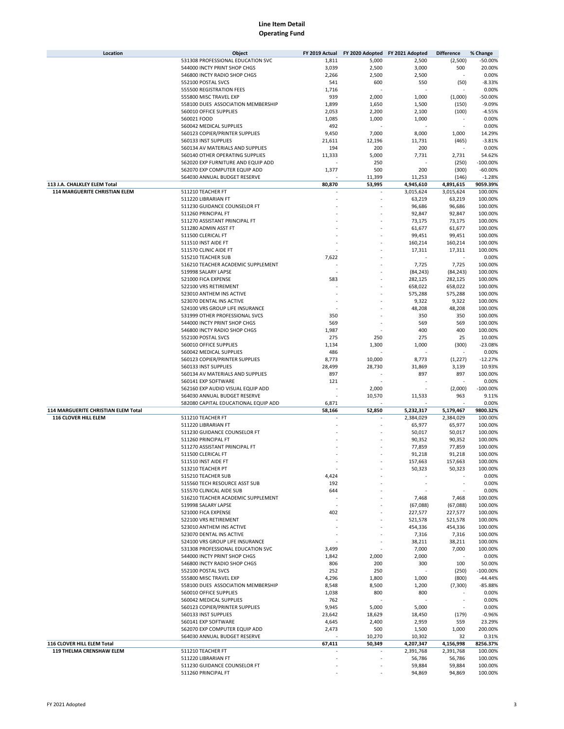# Line Item Detail
## Operating Fund

| Location | Object | FY 2019 Actual | FY 2020 Adopted | FY 2021 Adopted | Difference | % Change |
|---|---|---|---|---|---|---|
| | 531308 PROFESSIONAL EDUCATION SVC | 1,811 | 5,000 | 2,500 | (2,500) | -50.00% |
| | 544000 INCTY PRINT SHOP CHGS | 3,039 | 2,500 | 3,000 | 500 | 20.00% |
| | 546800 INCTY RADIO SHOP CHGS | 2,266 | 2,500 | 2,500 | - | 0.00% |
| | 552100 POSTAL SVCS | 541 | 600 | 550 | (50) | -8.33% |
| | 555500 REGISTRATION FEES | 1,716 | - | - | - | 0.00% |
| | 555800 MISC TRAVEL EXP | 939 | 2,000 | 1,000 | (1,000) | -50.00% |
| | 558100 DUES ASSOCIATION MEMBERSHIP | 1,899 | 1,650 | 1,500 | (150) | -9.09% |
| | 560010 OFFICE SUPPLIES | 2,053 | 2,200 | 2,100 | (100) | -4.55% |
| | 560021 FOOD | 1,085 | 1,000 | 1,000 | - | 0.00% |
| | 560042 MEDICAL SUPPLIES | 492 | - | - | - | 0.00% |
| | 560123 COPIER/PRINTER SUPPLIES | 9,450 | 7,000 | 8,000 | 1,000 | 14.29% |
| | 560133 INST SUPPLIES | 21,611 | 12,196 | 11,731 | (465) | -3.81% |
| | 560134 AV MATERIALS AND SUPPLIES | 194 | 200 | 200 | - | 0.00% |
| | 560140 OTHER OPERATING SUPPLIES | 11,333 | 5,000 | 7,731 | 2,731 | 54.62% |
| | 562020 EXP FURNITURE AND EQUIP ADD | - | 250 | - | (250) | -100.00% |
| | 562070 EXP COMPUTER EQUIP ADD | 1,377 | 500 | 200 | (300) | -60.00% |
| | 564030 ANNUAL BUDGET RESERVE | - | 11,399 | 11,253 | (146) | -1.28% |
| **113 J.A. CHALKLEY ELEM Total** | | **80,870** | **53,995** | **4,945,610** | **4,891,615** | **9059.39%** |
| **114 MARGUERITE CHRISTIAN ELEM** | 511210 TEACHER FT | - | - | 3,015,624 | 3,015,624 | 100.00% |
| | 511220 LIBRARIAN FT | - | - | 63,219 | 63,219 | 100.00% |
| | 511230 GUIDANCE COUNSELOR FT | - | - | 96,686 | 96,686 | 100.00% |
| | 511260 PRINCIPAL FT | - | - | 92,847 | 92,847 | 100.00% |
| | 511270 ASSISTANT PRINCIPAL FT | - | - | 73,175 | 73,175 | 100.00% |
| | 511280 ADMIN ASST FT | - | - | 61,677 | 61,677 | 100.00% |
| | 511500 CLERICAL FT | - | - | 99,451 | 99,451 | 100.00% |
| | 511510 INST AIDE FT | - | - | 160,214 | 160,214 | 100.00% |
| | 511570 CLINIC AIDE FT | - | - | 17,311 | 17,311 | 100.00% |
| | 515210 TEACHER SUB | 7,622 | - | - | - | 0.00% |
| | 516210 TEACHER ACADEMIC SUPPLEMENT | - | - | 7,725 | 7,725 | 100.00% |
| | 519998 SALARY LAPSE | - | - | (84,243) | (84,243) | 100.00% |
| | 521000 FICA EXPENSE | 583 | - | 282,125 | 282,125 | 100.00% |
| | 522100 VRS RETIREMENT | - | - | 658,022 | 658,022 | 100.00% |
| | 523010 ANTHEM INS ACTIVE | - | - | 575,288 | 575,288 | 100.00% |
| | 523070 DENTAL INS ACTIVE | - | - | 9,322 | 9,322 | 100.00% |
| | 524100 VRS GROUP LIFE INSURANCE | - | - | 48,208 | 48,208 | 100.00% |
| | 531999 OTHER PROFESSIONAL SVCS | 350 | - | 350 | 350 | 100.00% |
| | 544000 INCTY PRINT SHOP CHGS | 569 | - | 569 | 569 | 100.00% |
| | 546800 INCTY RADIO SHOP CHGS | 1,987 | - | 400 | 400 | 100.00% |
| | 552100 POSTAL SVCS | 275 | 250 | 275 | 25 | 10.00% |
| | 560010 OFFICE SUPPLIES | 1,134 | 1,300 | 1,000 | (300) | -23.08% |
| | 560042 MEDICAL SUPPLIES | 486 | - | - | - | 0.00% |
| | 560123 COPIER/PRINTER SUPPLIES | 8,773 | 10,000 | 8,773 | (1,227) | -12.27% |
| | 560133 INST SUPPLIES | 28,499 | 28,730 | 31,869 | 3,139 | 10.93% |
| | 560134 AV MATERIALS AND SUPPLIES | 897 | - | 897 | 897 | 100.00% |
| | 560141 EXP SOFTWARE | 121 | - | - | - | 0.00% |
| | 562160 EXP AUDIO VISUAL EQUIP ADD | - | 2,000 | - | (2,000) | -100.00% |
| | 564030 ANNUAL BUDGET RESERVE | - | 10,570 | 11,533 | 963 | 9.11% |
| | 582080 CAPITAL EDUCATIONAL EQUIP ADD | 6,871 | - | - | - | 0.00% |
| **114 MARGUERITE CHRISTIAN ELEM Total** | | **58,166** | **52,850** | **5,232,317** | **5,179,467** | **9800.32%** |
| **116 CLOVER HILL ELEM** | 511210 TEACHER FT | - | - | 2,384,029 | 2,384,029 | 100.00% |
| | 511220 LIBRARIAN FT | - | - | 65,977 | 65,977 | 100.00% |
| | 511230 GUIDANCE COUNSELOR FT | - | - | 50,017 | 50,017 | 100.00% |
| | 511260 PRINCIPAL FT | - | - | 90,352 | 90,352 | 100.00% |
| | 511270 ASSISTANT PRINCIPAL FT | - | - | 77,859 | 77,859 | 100.00% |
| | 511500 CLERICAL FT | - | - | 91,218 | 91,218 | 100.00% |
| | 511510 INST AIDE FT | - | - | 157,663 | 157,663 | 100.00% |
| | 513210 TEACHER PT | - | - | 50,323 | 50,323 | 100.00% |
| | 515210 TEACHER SUB | 4,424 | - | - | - | 0.00% |
| | 515560 TECH RESOURCE ASST SUB | 192 | - | - | - | 0.00% |
| | 515570 CLINICAL AIDE SUB | 644 | - | - | - | 0.00% |
| | 516210 TEACHER ACADEMIC SUPPLEMENT | - | - | 7,468 | 7,468 | 100.00% |
| | 519998 SALARY LAPSE | - | - | (67,088) | (67,088) | 100.00% |
| | 521000 FICA EXPENSE | 402 | - | 227,577 | 227,577 | 100.00% |
| | 522100 VRS RETIREMENT | - | - | 521,578 | 521,578 | 100.00% |
| | 523010 ANTHEM INS ACTIVE | - | - | 454,336 | 454,336 | 100.00% |
| | 523070 DENTAL INS ACTIVE | - | - | 7,316 | 7,316 | 100.00% |
| | 524100 VRS GROUP LIFE INSURANCE | - | - | 38,211 | 38,211 | 100.00% |
| | 531308 PROFESSIONAL EDUCATION SVC | 3,499 | - | 7,000 | 7,000 | 100.00% |
| | 544000 INCTY PRINT SHOP CHGS | 1,842 | 2,000 | 2,000 | - | 0.00% |
| | 546800 INCTY RADIO SHOP CHGS | 806 | 200 | 300 | 100 | 50.00% |
| | 552100 POSTAL SVCS | 252 | 250 | - | (250) | -100.00% |
| | 555800 MISC TRAVEL EXP | 4,296 | 1,800 | 1,000 | (800) | -44.44% |
| | 558100 DUES ASSOCIATION MEMBERSHIP | 8,548 | 8,500 | 1,200 | (7,300) | -85.88% |
| | 560010 OFFICE SUPPLIES | 1,038 | 800 | 800 | - | 0.00% |
| | 560042 MEDICAL SUPPLIES | 762 | - | - | - | 0.00% |
| | 560123 COPIER/PRINTER SUPPLIES | 9,945 | 5,000 | 5,000 | - | 0.00% |
| | 560133 INST SUPPLIES | 23,642 | 18,629 | 18,450 | (179) | -0.96% |
| | 560141 EXP SOFTWARE | 4,645 | 2,400 | 2,959 | 559 | 23.29% |
| | 562070 EXP COMPUTER EQUIP ADD | 2,473 | 500 | 1,500 | 1,000 | 200.00% |
| | 564030 ANNUAL BUDGET RESERVE | - | 10,270 | 10,302 | 32 | 0.31% |
| **116 CLOVER HILL ELEM Total** | | **67,411** | **50,349** | **4,207,347** | **4,156,998** | **8256.37%** |
| **119 THELMA CRENSHAW ELEM** | 511210 TEACHER FT | - | - | 2,391,768 | 2,391,768 | 100.00% |
| | 511220 LIBRARIAN FT | - | - | 56,786 | 56,786 | 100.00% |
| | 511230 GUIDANCE COUNSELOR FT | - | - | 59,884 | 59,884 | 100.00% |
| | 511260 PRINCIPAL FT | - | - | 94,869 | 94,869 | 100.00% |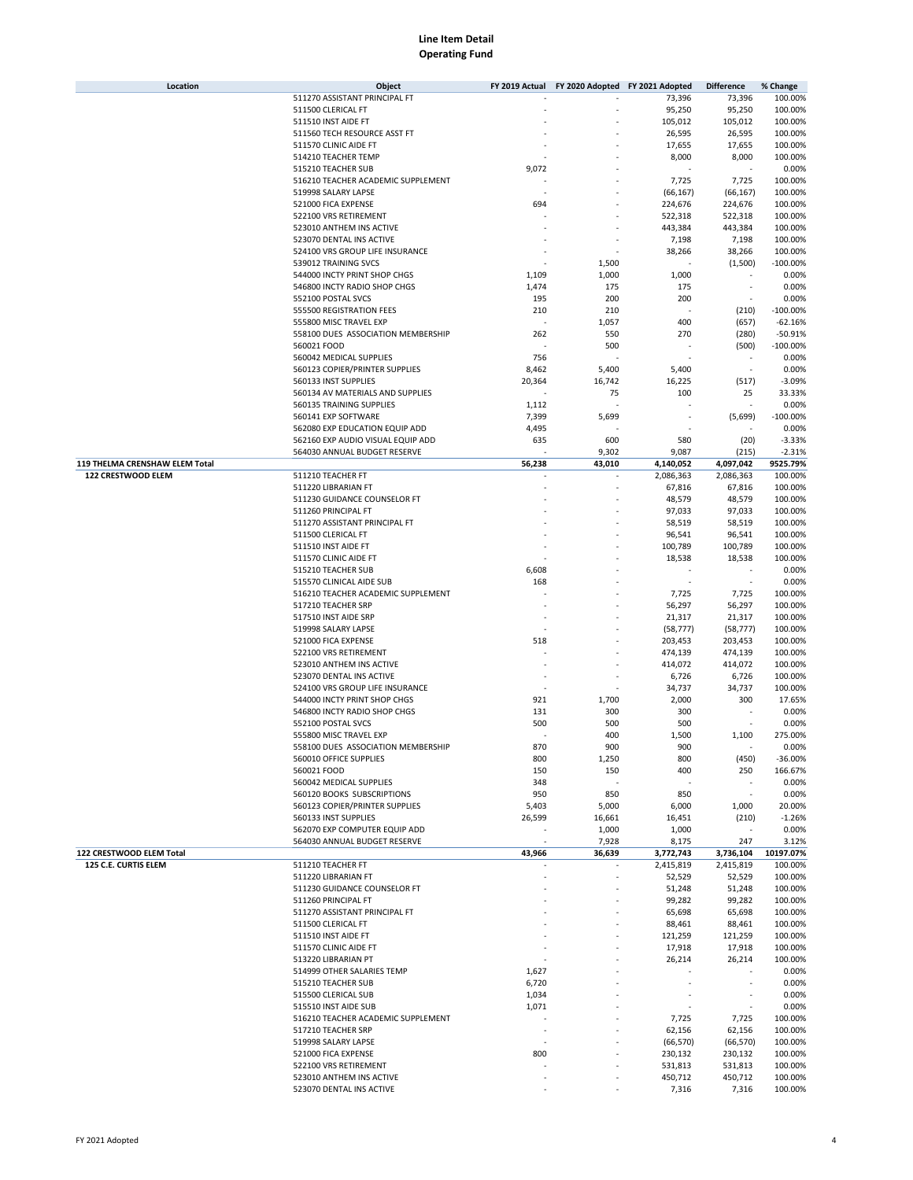# Line Item Detail
## Operating Fund

| Location | Object | FY 2019 Actual | FY 2020 Adopted | FY 2021 Adopted | Difference | % Change |
|---|---|---|---|---|---|---|
| | 511270 ASSISTANT PRINCIPAL FT | - | - | 73,396 | 73,396 | 100.00% |
| | 511500 CLERICAL FT | - | - | 95,250 | 95,250 | 100.00% |
| | 511510 INST AIDE FT | - | - | 105,012 | 105,012 | 100.00% |
| | 511560 TECH RESOURCE ASST FT | - | - | 26,595 | 26,595 | 100.00% |
| | 511570 CLINIC AIDE FT | - | - | 17,655 | 17,655 | 100.00% |
| | 514210 TEACHER TEMP | - | - | 8,000 | 8,000 | 100.00% |
| | 515210 TEACHER SUB | 9,072 | - | - | - | 0.00% |
| | 516210 TEACHER ACADEMIC SUPPLEMENT | - | - | 7,725 | 7,725 | 100.00% |
| | 519998 SALARY LAPSE | - | - | (66,167) | (66,167) | 100.00% |
| | 521000 FICA EXPENSE | 694 | - | 224,676 | 224,676 | 100.00% |
| | 522100 VRS RETIREMENT | - | - | 522,318 | 522,318 | 100.00% |
| | 523010 ANTHEM INS ACTIVE | - | - | 443,384 | 443,384 | 100.00% |
| | 523070 DENTAL INS ACTIVE | - | - | 7,198 | 7,198 | 100.00% |
| | 524100 VRS GROUP LIFE INSURANCE | - | - | 38,266 | 38,266 | 100.00% |
| | 539012 TRAINING SVCS | - | 1,500 | - | (1,500) | -100.00% |
| | 544000 INCTY PRINT SHOP CHGS | 1,109 | 1,000 | 1,000 | - | 0.00% |
| | 546800 INCTY RADIO SHOP CHGS | 1,474 | 175 | 175 | - | 0.00% |
| | 552100 POSTAL SVCS | 195 | 200 | 200 | - | 0.00% |
| | 555500 REGISTRATION FEES | 210 | 210 | - | (210) | -100.00% |
| | 555800 MISC TRAVEL EXP | - | 1,057 | 400 | (657) | -62.16% |
| | 558100 DUES ASSOCIATION MEMBERSHIP | 262 | 550 | 270 | (280) | -50.91% |
| | 560021 FOOD | - | 500 | - | (500) | -100.00% |
| | 560042 MEDICAL SUPPLIES | 756 | - | - | - | 0.00% |
| | 560123 COPIER/PRINTER SUPPLIES | 8,462 | 5,400 | 5,400 | - | 0.00% |
| | 560133 INST SUPPLIES | 20,364 | 16,742 | 16,225 | (517) | -3.09% |
| | 560134 AV MATERIALS AND SUPPLIES | - | 75 | 100 | 25 | 33.33% |
| | 560135 TRAINING SUPPLIES | 1,112 | - | - | - | 0.00% |
| | 560141 EXP SOFTWARE | 7,399 | 5,699 | - | (5,699) | -100.00% |
| | 562080 EXP EDUCATION EQUIP ADD | 4,495 | - | - | - | 0.00% |
| | 562160 EXP AUDIO VISUAL EQUIP ADD | 635 | 600 | 580 | (20) | -3.33% |
| | 564030 ANNUAL BUDGET RESERVE | - | 9,302 | 9,087 | (215) | -2.31% |
| **119 THELMA CRENSHAW ELEM Total** | | **56,238** | **43,010** | **4,140,052** | **4,097,042** | **9525.79%** |
| **122 CRESTWOOD ELEM** | 511210 TEACHER FT | - | - | 2,086,363 | 2,086,363 | 100.00% |
| | 511220 LIBRARIAN FT | - | - | 67,816 | 67,816 | 100.00% |
| | 511230 GUIDANCE COUNSELOR FT | - | - | 48,579 | 48,579 | 100.00% |
| | 511260 PRINCIPAL FT | - | - | 97,033 | 97,033 | 100.00% |
| | 511270 ASSISTANT PRINCIPAL FT | - | - | 58,519 | 58,519 | 100.00% |
| | 511500 CLERICAL FT | - | - | 96,541 | 96,541 | 100.00% |
| | 511510 INST AIDE FT | - | - | 100,789 | 100,789 | 100.00% |
| | 511570 CLINIC AIDE FT | - | - | 18,538 | 18,538 | 100.00% |
| | 515210 TEACHER SUB | 6,608 | - | - | - | 0.00% |
| | 515570 CLINICAL AIDE SUB | 168 | - | - | - | 0.00% |
| | 516210 TEACHER ACADEMIC SUPPLEMENT | - | - | 7,725 | 7,725 | 100.00% |
| | 517210 TEACHER SRP | - | - | 56,297 | 56,297 | 100.00% |
| | 517510 INST AIDE SRP | - | - | 21,317 | 21,317 | 100.00% |
| | 519998 SALARY LAPSE | - | - | (58,777) | (58,777) | 100.00% |
| | 521000 FICA EXPENSE | 518 | - | 203,453 | 203,453 | 100.00% |
| | 522100 VRS RETIREMENT | - | - | 474,139 | 474,139 | 100.00% |
| | 523010 ANTHEM INS ACTIVE | - | - | 414,072 | 414,072 | 100.00% |
| | 523070 DENTAL INS ACTIVE | - | - | 6,726 | 6,726 | 100.00% |
| | 524100 VRS GROUP LIFE INSURANCE | - | - | 34,737 | 34,737 | 100.00% |
| | 544000 INCTY PRINT SHOP CHGS | 921 | 1,700 | 2,000 | 300 | 17.65% |
| | 546800 INCTY RADIO SHOP CHGS | 131 | 300 | 300 | - | 0.00% |
| | 552100 POSTAL SVCS | 500 | 500 | 500 | - | 0.00% |
| | 555800 MISC TRAVEL EXP | - | 400 | 1,500 | 1,100 | 275.00% |
| | 558100 DUES ASSOCIATION MEMBERSHIP | 870 | 900 | 900 | - | 0.00% |
| | 560010 OFFICE SUPPLIES | 800 | 1,250 | 800 | (450) | -36.00% |
| | 560021 FOOD | 150 | 150 | 400 | 250 | 166.67% |
| | 560042 MEDICAL SUPPLIES | 348 | - | - | - | 0.00% |
| | 560120 BOOKS SUBSCRIPTIONS | 950 | 850 | 850 | - | 0.00% |
| | 560123 COPIER/PRINTER SUPPLIES | 5,403 | 5,000 | 6,000 | 1,000 | 20.00% |
| | 560133 INST SUPPLIES | 26,599 | 16,661 | 16,451 | (210) | -1.26% |
| | 562070 EXP COMPUTER EQUIP ADD | - | 1,000 | 1,000 | - | 0.00% |
| | 564030 ANNUAL BUDGET RESERVE | - | 7,928 | 8,175 | 247 | 3.12% |
| **122 CRESTWOOD ELEM Total** | | **43,966** | **36,639** | **3,772,743** | **3,736,104** | **10197.07%** |
| **125 C.E. CURTIS ELEM** | 511210 TEACHER FT | - | - | 2,415,819 | 2,415,819 | 100.00% |
| | 511220 LIBRARIAN FT | - | - | 52,529 | 52,529 | 100.00% |
| | 511230 GUIDANCE COUNSELOR FT | - | - | 51,248 | 51,248 | 100.00% |
| | 511260 PRINCIPAL FT | - | - | 99,282 | 99,282 | 100.00% |
| | 511270 ASSISTANT PRINCIPAL FT | - | - | 65,698 | 65,698 | 100.00% |
| | 511500 CLERICAL FT | - | - | 88,461 | 88,461 | 100.00% |
| | 511510 INST AIDE FT | - | - | 121,259 | 121,259 | 100.00% |
| | 511570 CLINIC AIDE FT | - | - | 17,918 | 17,918 | 100.00% |
| | 513220 LIBRARIAN PT | - | - | 26,214 | 26,214 | 100.00% |
| | 514999 OTHER SALARIES TEMP | 1,627 | - | - | - | 0.00% |
| | 515210 TEACHER SUB | 6,720 | - | - | - | 0.00% |
| | 515500 CLERICAL SUB | 1,034 | - | - | - | 0.00% |
| | 515510 INST AIDE SUB | 1,071 | - | - | - | 0.00% |
| | 516210 TEACHER ACADEMIC SUPPLEMENT | - | - | 7,725 | 7,725 | 100.00% |
| | 517210 TEACHER SRP | - | - | 62,156 | 62,156 | 100.00% |
| | 519998 SALARY LAPSE | - | - | (66,570) | (66,570) | 100.00% |
| | 521000 FICA EXPENSE | 800 | - | 230,132 | 230,132 | 100.00% |
| | 522100 VRS RETIREMENT | - | - | 531,813 | 531,813 | 100.00% |
| | 523010 ANTHEM INS ACTIVE | - | - | 450,712 | 450,712 | 100.00% |
| | 523070 DENTAL INS ACTIVE | - | - | 7,316 | 7,316 | 100.00% |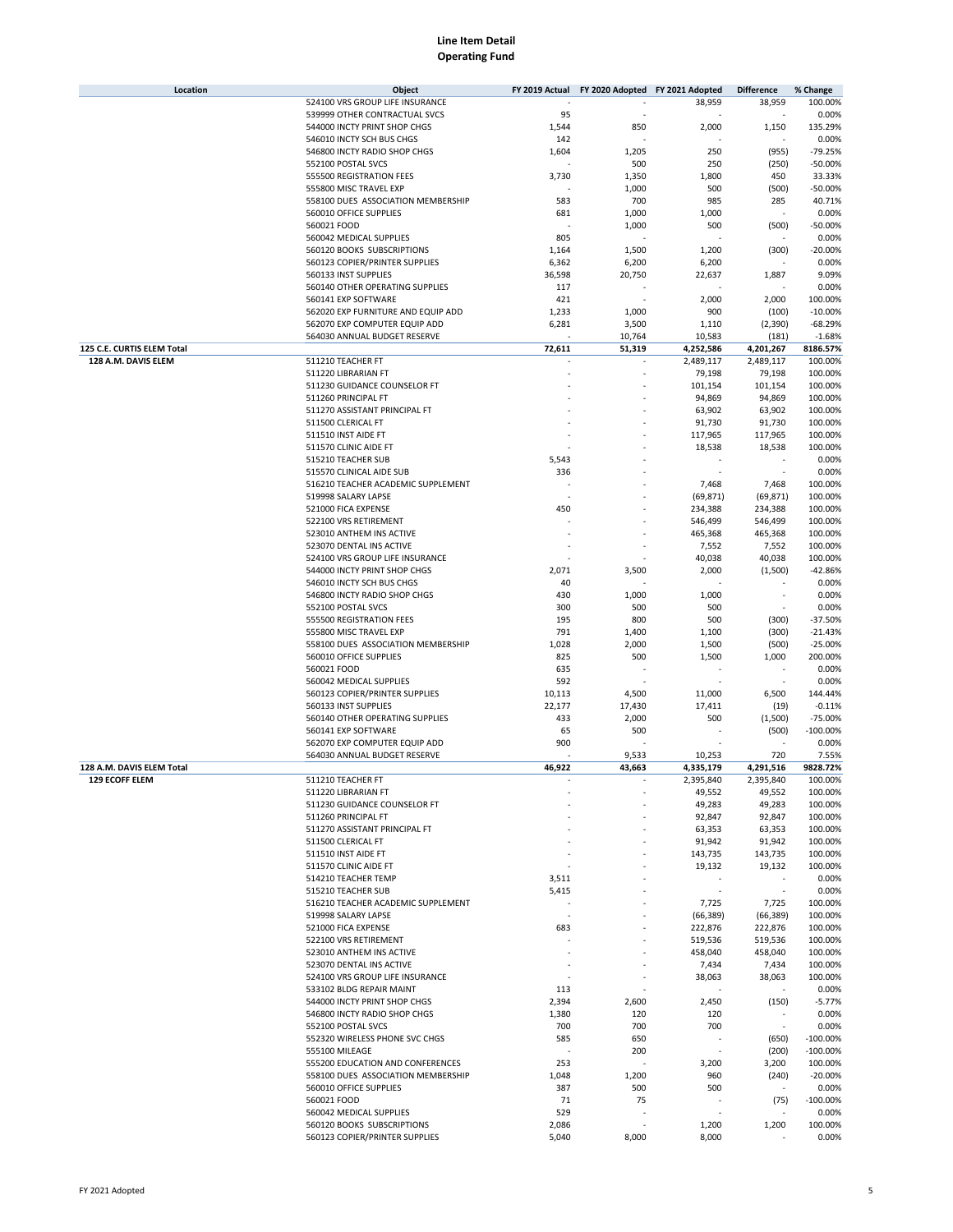# Line Item Detail
## Operating Fund

| Location | Object | FY 2019 Actual | FY 2020 Adopted | FY 2021 Adopted | Difference | % Change |
|---|---|---|---|---|---|---|
| | 524100 VRS GROUP LIFE INSURANCE | - | - | 38,959 | 38,959 | 100.00% |
| | 539999 OTHER CONTRACTUAL SVCS | 95 | - | - | - | 0.00% |
| | 544000 INCTY PRINT SHOP CHGS | 1,544 | 850 | 2,000 | 1,150 | 135.29% |
| | 546010 INCTY SCH BUS CHGS | 142 | - | - | - | 0.00% |
| | 546800 INCTY RADIO SHOP CHGS | 1,604 | 1,205 | 250 | (955) | -79.25% |
| | 552100 POSTAL SVCS | - | 500 | 250 | (250) | -50.00% |
| | 555500 REGISTRATION FEES | 3,730 | 1,350 | 1,800 | 450 | 33.33% |
| | 555800 MISC TRAVEL EXP | - | 1,000 | 500 | (500) | -50.00% |
| | 558100 DUES ASSOCIATION MEMBERSHIP | 583 | 700 | 985 | 285 | 40.71% |
| | 560010 OFFICE SUPPLIES | 681 | 1,000 | 1,000 | - | 0.00% |
| | 560021 FOOD | - | 1,000 | 500 | (500) | -50.00% |
| | 560042 MEDICAL SUPPLIES | 805 | - | - | - | 0.00% |
| | 560120 BOOKS SUBSCRIPTIONS | 1,164 | 1,500 | 1,200 | (300) | -20.00% |
| | 560123 COPIER/PRINTER SUPPLIES | 6,362 | 6,200 | 6,200 | - | 0.00% |
| | 560133 INST SUPPLIES | 36,598 | 20,750 | 22,637 | 1,887 | 9.09% |
| | 560140 OTHER OPERATING SUPPLIES | 117 | - | - | - | 0.00% |
| | 560141 EXP SOFTWARE | 421 | - | 2,000 | 2,000 | 100.00% |
| | 562020 EXP FURNITURE AND EQUIP ADD | 1,233 | 1,000 | 900 | (100) | -10.00% |
| | 562070 EXP COMPUTER EQUIP ADD | 6,281 | 3,500 | 1,110 | (2,390) | -68.29% |
| | 564030 ANNUAL BUDGET RESERVE | - | 10,764 | 10,583 | (181) | -1.68% |
| **125 C.E. CURTIS ELEM Total** | | **72,611** | **51,319** | **4,252,586** | **4,201,267** | **8186.57%** |
| **128 A.M. DAVIS ELEM** | 511210 TEACHER FT | - | - | 2,489,117 | 2,489,117 | 100.00% |
| | 511220 LIBRARIAN FT | - | - | 79,198 | 79,198 | 100.00% |
| | 511230 GUIDANCE COUNSELOR FT | - | - | 101,154 | 101,154 | 100.00% |
| | 511260 PRINCIPAL FT | - | - | 94,869 | 94,869 | 100.00% |
| | 511270 ASSISTANT PRINCIPAL FT | - | - | 63,902 | 63,902 | 100.00% |
| | 511500 CLERICAL FT | - | - | 91,730 | 91,730 | 100.00% |
| | 511510 INST AIDE FT | - | - | 117,965 | 117,965 | 100.00% |
| | 511570 CLINIC AIDE FT | - | - | 18,538 | 18,538 | 100.00% |
| | 515210 TEACHER SUB | 5,543 | - | - | - | 0.00% |
| | 515570 CLINICAL AIDE SUB | 336 | - | - | - | 0.00% |
| | 516210 TEACHER ACADEMIC SUPPLEMENT | - | - | 7,468 | 7,468 | 100.00% |
| | 519998 SALARY LAPSE | - | - | (69,871) | (69,871) | 100.00% |
| | 521000 FICA EXPENSE | 450 | - | 234,388 | 234,388 | 100.00% |
| | 522100 VRS RETIREMENT | - | - | 546,499 | 546,499 | 100.00% |
| | 523010 ANTHEM INS ACTIVE | - | - | 465,368 | 465,368 | 100.00% |
| | 523070 DENTAL INS ACTIVE | - | - | 7,552 | 7,552 | 100.00% |
| | 524100 VRS GROUP LIFE INSURANCE | - | - | 40,038 | 40,038 | 100.00% |
| | 544000 INCTY PRINT SHOP CHGS | 2,071 | 3,500 | 2,000 | (1,500) | -42.86% |
| | 546010 INCTY SCH BUS CHGS | 40 | - | - | - | 0.00% |
| | 546800 INCTY RADIO SHOP CHGS | 430 | 1,000 | 1,000 | - | 0.00% |
| | 552100 POSTAL SVCS | 300 | 500 | 500 | - | 0.00% |
| | 555500 REGISTRATION FEES | 195 | 800 | 500 | (300) | -37.50% |
| | 555800 MISC TRAVEL EXP | 791 | 1,400 | 1,100 | (300) | -21.43% |
| | 558100 DUES ASSOCIATION MEMBERSHIP | 1,028 | 2,000 | 1,500 | (500) | -25.00% |
| | 560010 OFFICE SUPPLIES | 825 | 500 | 1,500 | 1,000 | 200.00% |
| | 560021 FOOD | 635 | - | - | - | 0.00% |
| | 560042 MEDICAL SUPPLIES | 592 | - | - | - | 0.00% |
| | 560123 COPIER/PRINTER SUPPLIES | 10,113 | 4,500 | 11,000 | 6,500 | 144.44% |
| | 560133 INST SUPPLIES | 22,177 | 17,430 | 17,411 | (19) | -0.11% |
| | 560140 OTHER OPERATING SUPPLIES | 433 | 2,000 | 500 | (1,500) | -75.00% |
| | 560141 EXP SOFTWARE | 65 | 500 | - | (500) | -100.00% |
| | 562070 EXP COMPUTER EQUIP ADD | 900 | - | - | - | 0.00% |
| | 564030 ANNUAL BUDGET RESERVE | - | 9,533 | 10,253 | 720 | 7.55% |
| **128 A.M. DAVIS ELEM Total** | | **46,922** | **43,663** | **4,335,179** | **4,291,516** | **9828.72%** |
| **129 ECOFF ELEM** | 511210 TEACHER FT | - | - | 2,395,840 | 2,395,840 | 100.00% |
| | 511220 LIBRARIAN FT | - | - | 49,552 | 49,552 | 100.00% |
| | 511230 GUIDANCE COUNSELOR FT | - | - | 49,283 | 49,283 | 100.00% |
| | 511260 PRINCIPAL FT | - | - | 92,847 | 92,847 | 100.00% |
| | 511270 ASSISTANT PRINCIPAL FT | - | - | 63,353 | 63,353 | 100.00% |
| | 511500 CLERICAL FT | - | - | 91,942 | 91,942 | 100.00% |
| | 511510 INST AIDE FT | - | - | 143,735 | 143,735 | 100.00% |
| | 511570 CLINIC AIDE FT | - | - | 19,132 | 19,132 | 100.00% |
| | 514210 TEACHER TEMP | 3,511 | - | - | - | 0.00% |
| | 515210 TEACHER SUB | 5,415 | - | - | - | 0.00% |
| | 516210 TEACHER ACADEMIC SUPPLEMENT | - | - | 7,725 | 7,725 | 100.00% |
| | 519998 SALARY LAPSE | - | - | (66,389) | (66,389) | 100.00% |
| | 521000 FICA EXPENSE | 683 | - | 222,876 | 222,876 | 100.00% |
| | 522100 VRS RETIREMENT | - | - | 519,536 | 519,536 | 100.00% |
| | 523010 ANTHEM INS ACTIVE | - | - | 458,040 | 458,040 | 100.00% |
| | 523070 DENTAL INS ACTIVE | - | - | 7,434 | 7,434 | 100.00% |
| | 524100 VRS GROUP LIFE INSURANCE | - | - | 38,063 | 38,063 | 100.00% |
| | 533102 BLDG REPAIR MAINT | 113 | - | - | - | 0.00% |
| | 544000 INCTY PRINT SHOP CHGS | 2,394 | 2,600 | 2,450 | (150) | -5.77% |
| | 546800 INCTY RADIO SHOP CHGS | 1,380 | 120 | 120 | - | 0.00% |
| | 552100 POSTAL SVCS | 700 | 700 | 700 | - | 0.00% |
| | 552320 WIRELESS PHONE SVC CHGS | 585 | 650 | - | (650) | -100.00% |
| | 555100 MILEAGE | - | 200 | - | (200) | -100.00% |
| | 555200 EDUCATION AND CONFERENCES | 253 | - | 3,200 | 3,200 | 100.00% |
| | 558100 DUES ASSOCIATION MEMBERSHIP | 1,048 | 1,200 | 960 | (240) | -20.00% |
| | 560010 OFFICE SUPPLIES | 387 | 500 | 500 | - | 0.00% |
| | 560021 FOOD | 71 | 75 | - | (75) | -100.00% |
| | 560042 MEDICAL SUPPLIES | 529 | - | - | - | 0.00% |
| | 560120 BOOKS SUBSCRIPTIONS | 2,086 | - | 1,200 | 1,200 | 100.00% |
| | 560123 COPIER/PRINTER SUPPLIES | 5,040 | 8,000 | 8,000 | - | 0.00% |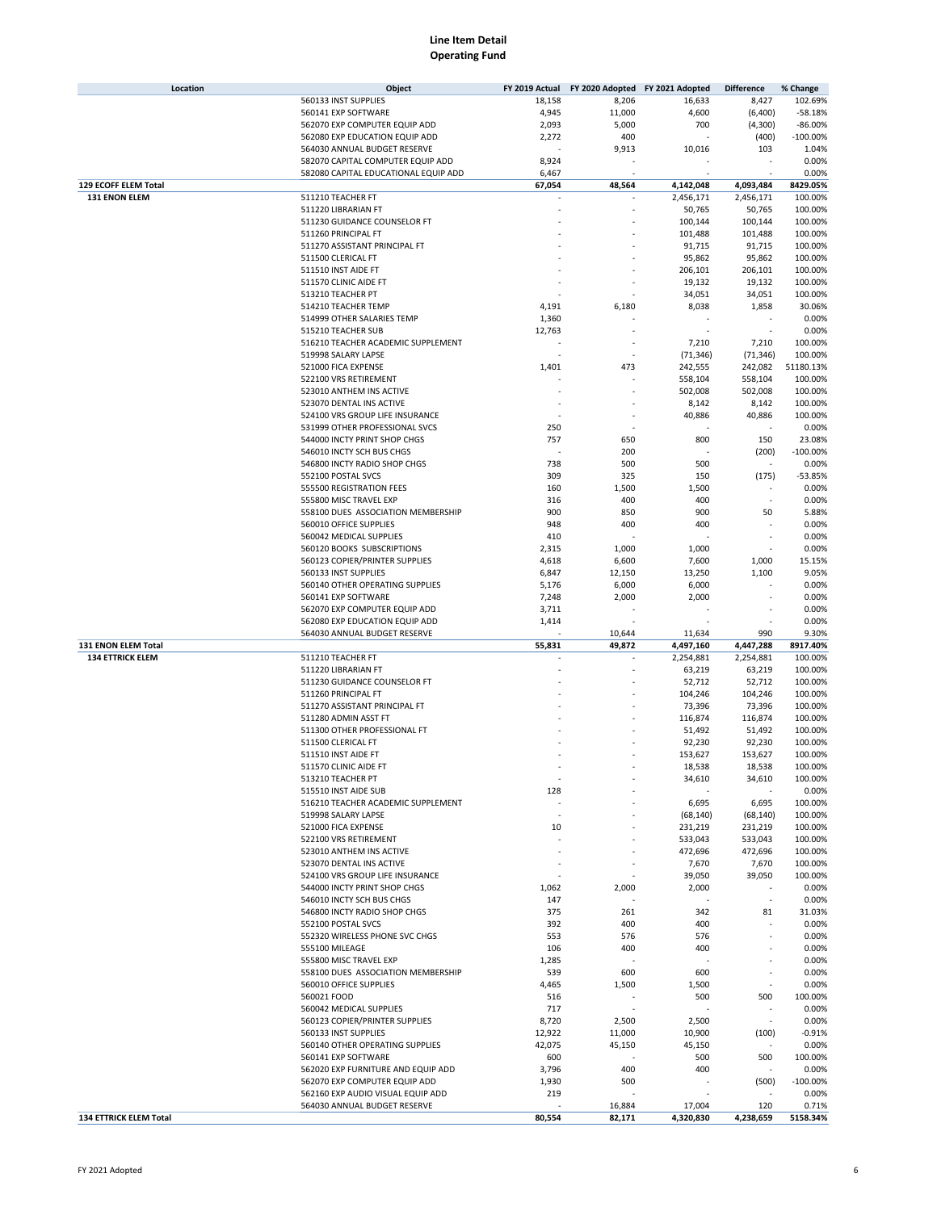# Line Item Detail
# Operating Fund

| Location | Object | FY 2019 Actual | FY 2020 Adopted | FY 2021 Adopted | Difference | % Change |
|---|---|---|---|---|---|---|
| | 560133 INST SUPPLIES | 18,158 | 8,206 | 16,633 | 8,427 | 102.69% |
| | 560141 EXP SOFTWARE | 4,945 | 11,000 | 4,600 | (6,400) | -58.18% |
| | 562070 EXP COMPUTER EQUIP ADD | 2,093 | 5,000 | 700 | (4,300) | -86.00% |
| | 562080 EXP EDUCATION EQUIP ADD | 2,272 | 400 | - | (400) | -100.00% |
| | 564030 ANNUAL BUDGET RESERVE | - | 9,913 | 10,016 | 103 | 1.04% |
| | 582070 CAPITAL COMPUTER EQUIP ADD | 8,924 | - | - | - | 0.00% |
| | 582080 CAPITAL EDUCATIONAL EQUIP ADD | 6,467 | - | - | - | 0.00% |
| **129 ECOFF ELEM Total** | | **67,054** | **48,564** | **4,142,048** | **4,093,484** | **8429.05%** |
| **131 ENON ELEM** | 511210 TEACHER FT | - | - | 2,456,171 | 2,456,171 | 100.00% |
| | 511220 LIBRARIAN FT | - | - | 50,765 | 50,765 | 100.00% |
| | 511230 GUIDANCE COUNSELOR FT | - | - | 100,144 | 100,144 | 100.00% |
| | 511260 PRINCIPAL FT | - | - | 101,488 | 101,488 | 100.00% |
| | 511270 ASSISTANT PRINCIPAL FT | - | - | 91,715 | 91,715 | 100.00% |
| | 511500 CLERICAL FT | - | - | 95,862 | 95,862 | 100.00% |
| | 511510 INST AIDE FT | - | - | 206,101 | 206,101 | 100.00% |
| | 511570 CLINIC AIDE FT | - | - | 19,132 | 19,132 | 100.00% |
| | 513210 TEACHER PT | - | - | 34,051 | 34,051 | 100.00% |
| | 514210 TEACHER TEMP | 4,191 | 6,180 | 8,038 | 1,858 | 30.06% |
| | 514999 OTHER SALARIES TEMP | 1,360 | - | - | - | 0.00% |
| | 515210 TEACHER SUB | 12,763 | - | - | - | 0.00% |
| | 516210 TEACHER ACADEMIC SUPPLEMENT | - | - | 7,210 | 7,210 | 100.00% |
| | 519998 SALARY LAPSE | - | - | (71,346) | (71,346) | 100.00% |
| | 521000 FICA EXPENSE | 1,401 | 473 | 242,555 | 242,082 | 51180.13% |
| | 522100 VRS RETIREMENT | - | - | 558,104 | 558,104 | 100.00% |
| | 523010 ANTHEM INS ACTIVE | - | - | 502,008 | 502,008 | 100.00% |
| | 523070 DENTAL INS ACTIVE | - | - | 8,142 | 8,142 | 100.00% |
| | 524100 VRS GROUP LIFE INSURANCE | - | - | 40,886 | 40,886 | 100.00% |
| | 531999 OTHER PROFESSIONAL SVCS | 250 | - | - | - | 0.00% |
| | 544000 INCTY PRINT SHOP CHGS | 757 | 650 | 800 | 150 | 23.08% |
| | 546010 INCTY SCH BUS CHGS | - | 200 | - | (200) | -100.00% |
| | 546800 INCTY RADIO SHOP CHGS | 738 | 500 | 500 | - | 0.00% |
| | 552100 POSTAL SVCS | 309 | 325 | 150 | (175) | -53.85% |
| | 555500 REGISTRATION FEES | 160 | 1,500 | 1,500 | - | 0.00% |
| | 555800 MISC TRAVEL EXP | 316 | 400 | 400 | - | 0.00% |
| | 558100 DUES ASSOCIATION MEMBERSHIP | 900 | 850 | 900 | 50 | 5.88% |
| | 560010 OFFICE SUPPLIES | 948 | 400 | 400 | - | 0.00% |
| | 560042 MEDICAL SUPPLIES | 410 | - | - | - | 0.00% |
| | 560120 BOOKS SUBSCRIPTIONS | 2,315 | 1,000 | 1,000 | - | 0.00% |
| | 560123 COPIER/PRINTER SUPPLIES | 4,618 | 6,600 | 7,600 | 1,000 | 15.15% |
| | 560133 INST SUPPLIES | 6,847 | 12,150 | 13,250 | 1,100 | 9.05% |
| | 560140 OTHER OPERATING SUPPLIES | 5,176 | 6,000 | 6,000 | - | 0.00% |
| | 560141 EXP SOFTWARE | 7,248 | 2,000 | 2,000 | - | 0.00% |
| | 562070 EXP COMPUTER EQUIP ADD | 3,711 | - | - | - | 0.00% |
| | 562080 EXP EDUCATION EQUIP ADD | 1,414 | - | - | - | 0.00% |
| | 564030 ANNUAL BUDGET RESERVE | - | 10,644 | 11,634 | 990 | 9.30% |
| **131 ENON ELEM Total** | | **55,831** | **49,872** | **4,497,160** | **4,447,288** | **8917.40%** |
| **134 ETTRICK ELEM** | 511210 TEACHER FT | - | - | 2,254,881 | 2,254,881 | 100.00% |
| | 511220 LIBRARIAN FT | - | - | 63,219 | 63,219 | 100.00% |
| | 511230 GUIDANCE COUNSELOR FT | - | - | 52,712 | 52,712 | 100.00% |
| | 511260 PRINCIPAL FT | - | - | 104,246 | 104,246 | 100.00% |
| | 511270 ASSISTANT PRINCIPAL FT | - | - | 73,396 | 73,396 | 100.00% |
| | 511280 ADMIN ASST FT | - | - | 116,874 | 116,874 | 100.00% |
| | 511300 OTHER PROFESSIONAL FT | - | - | 51,492 | 51,492 | 100.00% |
| | 511500 CLERICAL FT | - | - | 92,230 | 92,230 | 100.00% |
| | 511510 INST AIDE FT | - | - | 153,627 | 153,627 | 100.00% |
| | 511570 CLINIC AIDE FT | - | - | 18,538 | 18,538 | 100.00% |
| | 513210 TEACHER PT | - | - | 34,610 | 34,610 | 100.00% |
| | 515510 INST AIDE SUB | 128 | - | - | - | 0.00% |
| | 516210 TEACHER ACADEMIC SUPPLEMENT | - | - | 6,695 | 6,695 | 100.00% |
| | 519998 SALARY LAPSE | - | - | (68,140) | (68,140) | 100.00% |
| | 521000 FICA EXPENSE | 10 | - | 231,219 | 231,219 | 100.00% |
| | 522100 VRS RETIREMENT | - | - | 533,043 | 533,043 | 100.00% |
| | 523010 ANTHEM INS ACTIVE | - | - | 472,696 | 472,696 | 100.00% |
| | 523070 DENTAL INS ACTIVE | - | - | 7,670 | 7,670 | 100.00% |
| | 524100 VRS GROUP LIFE INSURANCE | - | - | 39,050 | 39,050 | 100.00% |
| | 544000 INCTY PRINT SHOP CHGS | 1,062 | 2,000 | 2,000 | - | 0.00% |
| | 546010 INCTY SCH BUS CHGS | 147 | - | - | - | 0.00% |
| | 546800 INCTY RADIO SHOP CHGS | 375 | 261 | 342 | 81 | 31.03% |
| | 552100 POSTAL SVCS | 392 | 400 | 400 | - | 0.00% |
| | 552320 WIRELESS PHONE SVC CHGS | 553 | 576 | 576 | - | 0.00% |
| | 555100 MILEAGE | 106 | 400 | 400 | - | 0.00% |
| | 555800 MISC TRAVEL EXP | 1,285 | - | - | - | 0.00% |
| | 558100 DUES ASSOCIATION MEMBERSHIP | 539 | 600 | 600 | - | 0.00% |
| | 560010 OFFICE SUPPLIES | 4,465 | 1,500 | 1,500 | - | 0.00% |
| | 560021 FOOD | 516 | - | 500 | 500 | 100.00% |
| | 560042 MEDICAL SUPPLIES | 717 | - | - | - | 0.00% |
| | 560123 COPIER/PRINTER SUPPLIES | 8,720 | 2,500 | 2,500 | - | 0.00% |
| | 560133 INST SUPPLIES | 12,922 | 11,000 | 10,900 | (100) | -0.91% |
| | 560140 OTHER OPERATING SUPPLIES | 42,075 | 45,150 | 45,150 | - | 0.00% |
| | 560141 EXP SOFTWARE | 600 | - | 500 | 500 | 100.00% |
| | 562020 EXP FURNITURE AND EQUIP ADD | 3,796 | 400 | 400 | - | 0.00% |
| | 562070 EXP COMPUTER EQUIP ADD | 1,930 | 500 | - | (500) | -100.00% |
| | 562160 EXP AUDIO VISUAL EQUIP ADD | 219 | - | - | - | 0.00% |
| | 564030 ANNUAL BUDGET RESERVE | - | 16,884 | 17,004 | 120 | 0.71% |
| **134 ETTRICK ELEM Total** | | **80,554** | **82,171** | **4,320,830** | **4,238,659** | **5158.34%** |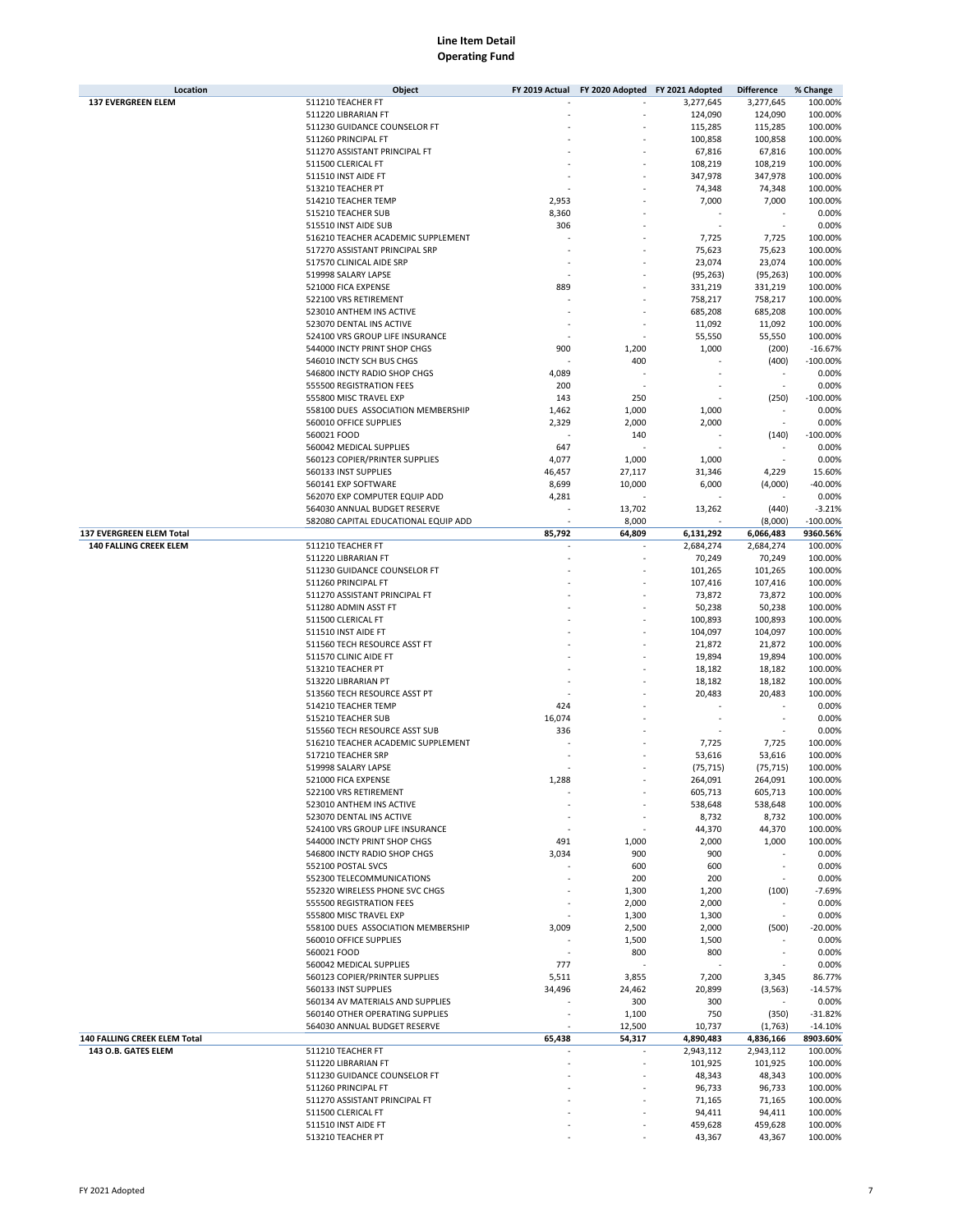# Line Item Detail
## Operating Fund

| Location | Object | FY 2019 Actual | FY 2020 Adopted | FY 2021 Adopted | Difference | % Change |
|---|---|---|---|---|---|---|
| **137 EVERGREEN ELEM** | 511210 TEACHER FT | - | - | 3,277,645 | 3,277,645 | 100.00% |
| | 511220 LIBRARIAN FT | - | - | 124,090 | 124,090 | 100.00% |
| | 511230 GUIDANCE COUNSELOR FT | - | - | 115,285 | 115,285 | 100.00% |
| | 511260 PRINCIPAL FT | - | - | 100,858 | 100,858 | 100.00% |
| | 511270 ASSISTANT PRINCIPAL FT | - | - | 67,816 | 67,816 | 100.00% |
| | 511500 CLERICAL FT | - | - | 108,219 | 108,219 | 100.00% |
| | 511510 INST AIDE FT | - | - | 347,978 | 347,978 | 100.00% |
| | 513210 TEACHER PT | - | - | 74,348 | 74,348 | 100.00% |
| | 514210 TEACHER TEMP | 2,953 | - | 7,000 | 7,000 | 100.00% |
| | 515210 TEACHER SUB | 8,360 | - | - | - | 0.00% |
| | 515510 INST AIDE SUB | 306 | - | - | - | 0.00% |
| | 516210 TEACHER ACADEMIC SUPPLEMENT | - | - | 7,725 | 7,725 | 100.00% |
| | 517270 ASSISTANT PRINCIPAL SRP | - | - | 75,623 | 75,623 | 100.00% |
| | 517570 CLINICAL AIDE SRP | - | - | 23,074 | 23,074 | 100.00% |
| | 519998 SALARY LAPSE | - | - | (95,263) | (95,263) | 100.00% |
| | 521000 FICA EXPENSE | 889 | - | 331,219 | 331,219 | 100.00% |
| | 522100 VRS RETIREMENT | - | - | 758,217 | 758,217 | 100.00% |
| | 523010 ANTHEM INS ACTIVE | - | - | 685,208 | 685,208 | 100.00% |
| | 523070 DENTAL INS ACTIVE | - | - | 11,092 | 11,092 | 100.00% |
| | 524100 VRS GROUP LIFE INSURANCE | - | - | 55,550 | 55,550 | 100.00% |
| | 544000 INCTY PRINT SHOP CHGS | 900 | 1,200 | 1,000 | (200) | -16.67% |
| | 546010 INCTY SCH BUS CHGS | - | 400 | - | (400) | -100.00% |
| | 546800 INCTY RADIO SHOP CHGS | 4,089 | - | - | - | 0.00% |
| | 555500 REGISTRATION FEES | 200 | - | - | - | 0.00% |
| | 555800 MISC TRAVEL EXP | 143 | 250 | - | (250) | -100.00% |
| | 558100 DUES ASSOCIATION MEMBERSHIP | 1,462 | 1,000 | 1,000 | - | 0.00% |
| | 560010 OFFICE SUPPLIES | 2,329 | 2,000 | 2,000 | - | 0.00% |
| | 560021 FOOD | - | 140 | - | (140) | -100.00% |
| | 560042 MEDICAL SUPPLIES | 647 | - | - | - | 0.00% |
| | 560123 COPIER/PRINTER SUPPLIES | 4,077 | 1,000 | 1,000 | - | 0.00% |
| | 560133 INST SUPPLIES | 46,457 | 27,117 | 31,346 | 4,229 | 15.60% |
| | 560141 EXP SOFTWARE | 8,699 | 10,000 | 6,000 | (4,000) | -40.00% |
| | 562070 EXP COMPUTER EQUIP ADD | 4,281 | - | - | - | 0.00% |
| | 564030 ANNUAL BUDGET RESERVE | - | 13,702 | 13,262 | (440) | -3.21% |
| | 582080 CAPITAL EDUCATIONAL EQUIP ADD | - | 8,000 | - | (8,000) | -100.00% |
| **137 EVERGREEN ELEM Total** | | **85,792** | **64,809** | **6,131,292** | **6,066,483** | **9360.56%** |
| **140 FALLING CREEK ELEM** | 511210 TEACHER FT | - | - | 2,684,274 | 2,684,274 | 100.00% |
| | 511220 LIBRARIAN FT | - | - | 70,249 | 70,249 | 100.00% |
| | 511230 GUIDANCE COUNSELOR FT | - | - | 101,265 | 101,265 | 100.00% |
| | 511260 PRINCIPAL FT | - | - | 107,416 | 107,416 | 100.00% |
| | 511270 ASSISTANT PRINCIPAL FT | - | - | 73,872 | 73,872 | 100.00% |
| | 511280 ADMIN ASST FT | - | - | 50,238 | 50,238 | 100.00% |
| | 511500 CLERICAL FT | - | - | 100,893 | 100,893 | 100.00% |
| | 511510 INST AIDE FT | - | - | 104,097 | 104,097 | 100.00% |
| | 511560 TECH RESOURCE ASST FT | - | - | 21,872 | 21,872 | 100.00% |
| | 511570 CLINIC AIDE FT | - | - | 19,894 | 19,894 | 100.00% |
| | 513210 TEACHER PT | - | - | 18,182 | 18,182 | 100.00% |
| | 513220 LIBRARIAN PT | - | - | 18,182 | 18,182 | 100.00% |
| | 513560 TECH RESOURCE ASST PT | - | - | 20,483 | 20,483 | 100.00% |
| | 514210 TEACHER TEMP | 424 | - | - | - | 0.00% |
| | 515210 TEACHER SUB | 16,074 | - | - | - | 0.00% |
| | 515560 TECH RESOURCE ASST SUB | 336 | - | - | - | 0.00% |
| | 516210 TEACHER ACADEMIC SUPPLEMENT | - | - | 7,725 | 7,725 | 100.00% |
| | 517210 TEACHER SRP | - | - | 53,616 | 53,616 | 100.00% |
| | 519998 SALARY LAPSE | - | - | (75,715) | (75,715) | 100.00% |
| | 521000 FICA EXPENSE | 1,288 | - | 264,091 | 264,091 | 100.00% |
| | 522100 VRS RETIREMENT | - | - | 605,713 | 605,713 | 100.00% |
| | 523010 ANTHEM INS ACTIVE | - | - | 538,648 | 538,648 | 100.00% |
| | 523070 DENTAL INS ACTIVE | - | - | 8,732 | 8,732 | 100.00% |
| | 524100 VRS GROUP LIFE INSURANCE | - | - | 44,370 | 44,370 | 100.00% |
| | 544000 INCTY PRINT SHOP CHGS | 491 | 1,000 | 2,000 | 1,000 | 100.00% |
| | 546800 INCTY RADIO SHOP CHGS | 3,034 | 900 | 900 | - | 0.00% |
| | 552100 POSTAL SVCS | - | 600 | 600 | - | 0.00% |
| | 552300 TELECOMMUNICATIONS | - | 200 | 200 | - | 0.00% |
| | 552320 WIRELESS PHONE SVC CHGS | - | 1,300 | 1,200 | (100) | -7.69% |
| | 555500 REGISTRATION FEES | - | 2,000 | 2,000 | - | 0.00% |
| | 555800 MISC TRAVEL EXP | - | 1,300 | 1,300 | - | 0.00% |
| | 558100 DUES ASSOCIATION MEMBERSHIP | 3,009 | 2,500 | 2,000 | (500) | -20.00% |
| | 560010 OFFICE SUPPLIES | - | 1,500 | 1,500 | - | 0.00% |
| | 560021 FOOD | - | 800 | 800 | - | 0.00% |
| | 560042 MEDICAL SUPPLIES | 777 | - | - | - | 0.00% |
| | 560123 COPIER/PRINTER SUPPLIES | 5,511 | 3,855 | 7,200 | 3,345 | 86.77% |
| | 560133 INST SUPPLIES | 34,496 | 24,462 | 20,899 | (3,563) | -14.57% |
| | 560134 AV MATERIALS AND SUPPLIES | - | 300 | 300 | - | 0.00% |
| | 560140 OTHER OPERATING SUPPLIES | - | 1,100 | 750 | (350) | -31.82% |
| | 564030 ANNUAL BUDGET RESERVE | - | 12,500 | 10,737 | (1,763) | -14.10% |
| **140 FALLING CREEK ELEM Total** | | **65,438** | **54,317** | **4,890,483** | **4,836,166** | **8903.60%** |
| **143 O.B. GATES ELEM** | 511210 TEACHER FT | - | - | 2,943,112 | 2,943,112 | 100.00% |
| | 511220 LIBRARIAN FT | - | - | 101,925 | 101,925 | 100.00% |
| | 511230 GUIDANCE COUNSELOR FT | - | - | 48,343 | 48,343 | 100.00% |
| | 511260 PRINCIPAL FT | - | - | 96,733 | 96,733 | 100.00% |
| | 511270 ASSISTANT PRINCIPAL FT | - | - | 71,165 | 71,165 | 100.00% |
| | 511500 CLERICAL FT | - | - | 94,411 | 94,411 | 100.00% |
| | 511510 INST AIDE FT | - | - | 459,628 | 459,628 | 100.00% |
| | 513210 TEACHER PT | - | - | 43,367 | 43,367 | 100.00% |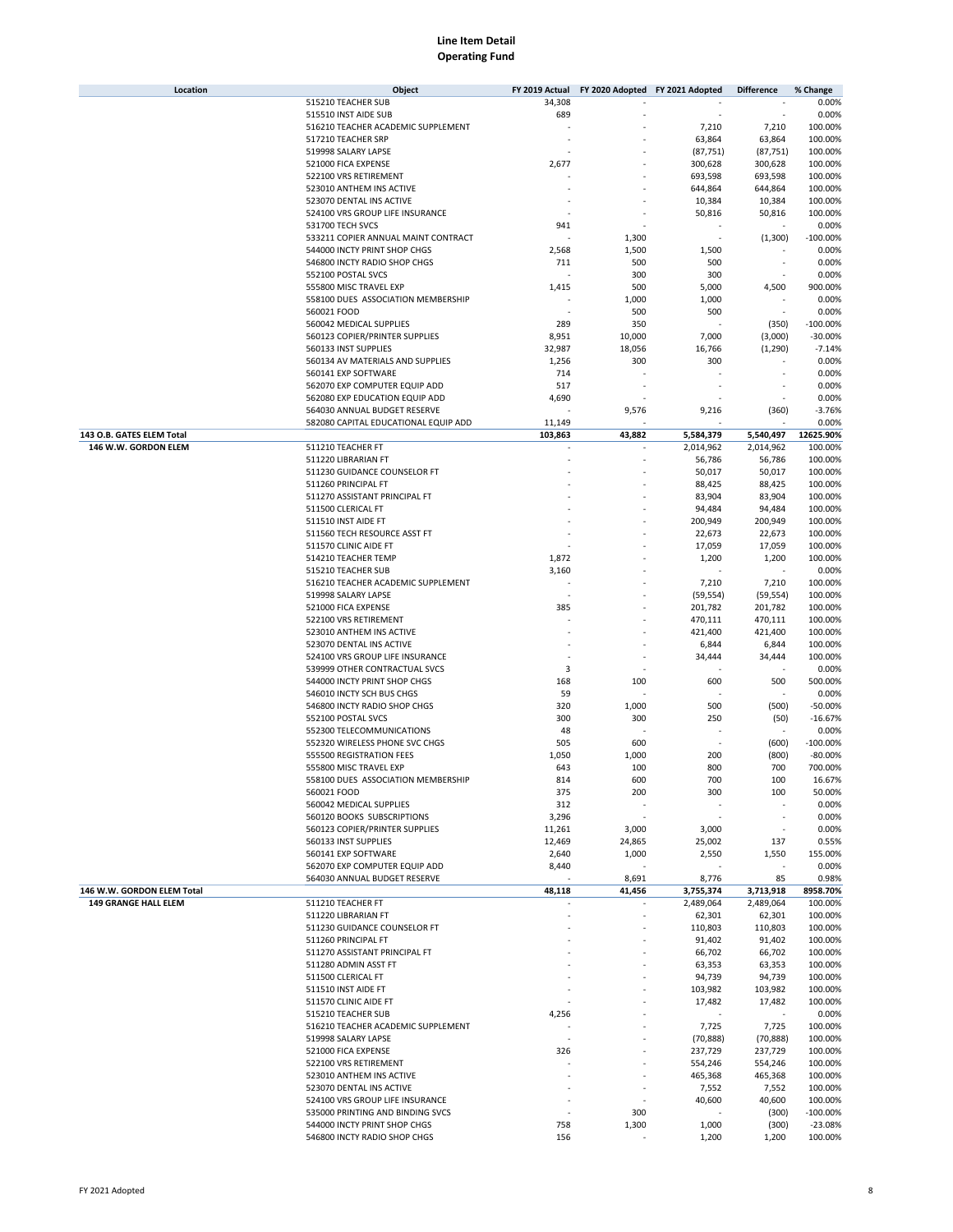# Line Item Detail
## Operating Fund

| Location | Object | FY 2019 Actual | FY 2020 Adopted | FY 2021 Adopted | Difference | % Change |
|---|---|---|---|---|---|---|
| | 515210 TEACHER SUB | 34,308 | - | - | - | 0.00% |
| | 515510 INST AIDE SUB | 689 | - | - | - | 0.00% |
| | 516210 TEACHER ACADEMIC SUPPLEMENT | - | - | 7,210 | 7,210 | 100.00% |
| | 517210 TEACHER SRP | - | - | 63,864 | 63,864 | 100.00% |
| | 519998 SALARY LAPSE | - | - | (87,751) | (87,751) | 100.00% |
| | 521000 FICA EXPENSE | 2,677 | - | 300,628 | 300,628 | 100.00% |
| | 522100 VRS RETIREMENT | - | - | 693,598 | 693,598 | 100.00% |
| | 523010 ANTHEM INS ACTIVE | - | - | 644,864 | 644,864 | 100.00% |
| | 523070 DENTAL INS ACTIVE | - | - | 10,384 | 10,384 | 100.00% |
| | 524100 VRS GROUP LIFE INSURANCE | - | - | 50,816 | 50,816 | 100.00% |
| | 531700 TECH SVCS | 941 | - | - | - | 0.00% |
| | 533211 COPIER ANNUAL MAINT CONTRACT | - | 1,300 | - | (1,300) | -100.00% |
| | 544000 INCTY PRINT SHOP CHGS | 2,568 | 1,500 | 1,500 | - | 0.00% |
| | 546800 INCTY RADIO SHOP CHGS | 711 | 500 | 500 | - | 0.00% |
| | 552100 POSTAL SVCS | - | 300 | 300 | - | 0.00% |
| | 555800 MISC TRAVEL EXP | 1,415 | 500 | 5,000 | 4,500 | 900.00% |
| | 558100 DUES ASSOCIATION MEMBERSHIP | - | 1,000 | 1,000 | - | 0.00% |
| | 560021 FOOD | - | 500 | 500 | - | 0.00% |
| | 560042 MEDICAL SUPPLIES | 289 | 350 | - | (350) | -100.00% |
| | 560123 COPIER/PRINTER SUPPLIES | 8,951 | 10,000 | 7,000 | (3,000) | -30.00% |
| | 560133 INST SUPPLIES | 32,987 | 18,056 | 16,766 | (1,290) | -7.14% |
| | 560134 AV MATERIALS AND SUPPLIES | 1,256 | 300 | 300 | - | 0.00% |
| | 560141 EXP SOFTWARE | 714 | - | - | - | 0.00% |
| | 562070 EXP COMPUTER EQUIP ADD | 517 | - | - | - | 0.00% |
| | 562080 EXP EDUCATION EQUIP ADD | 4,690 | - | - | - | 0.00% |
| | 564030 ANNUAL BUDGET RESERVE | - | 9,576 | 9,216 | (360) | -3.76% |
| | 582080 CAPITAL EDUCATIONAL EQUIP ADD | 11,149 | - | - | - | 0.00% |
| **143 O.B. GATES ELEM Total** | | **103,863** | **43,882** | **5,584,379** | **5,540,497** | **12625.90%** |
| **146 W.W. GORDON ELEM** | 511210 TEACHER FT | - | - | 2,014,962 | 2,014,962 | 100.00% |
| | 511220 LIBRARIAN FT | - | - | 56,786 | 56,786 | 100.00% |
| | 511230 GUIDANCE COUNSELOR FT | - | - | 50,017 | 50,017 | 100.00% |
| | 511260 PRINCIPAL FT | - | - | 88,425 | 88,425 | 100.00% |
| | 511270 ASSISTANT PRINCIPAL FT | - | - | 83,904 | 83,904 | 100.00% |
| | 511500 CLERICAL FT | - | - | 94,484 | 94,484 | 100.00% |
| | 511510 INST AIDE FT | - | - | 200,949 | 200,949 | 100.00% |
| | 511560 TECH RESOURCE ASST FT | - | - | 22,673 | 22,673 | 100.00% |
| | 511570 CLINIC AIDE FT | - | - | 17,059 | 17,059 | 100.00% |
| | 514210 TEACHER TEMP | 1,872 | - | 1,200 | 1,200 | 100.00% |
| | 515210 TEACHER SUB | 3,160 | - | - | - | 0.00% |
| | 516210 TEACHER ACADEMIC SUPPLEMENT | - | - | 7,210 | 7,210 | 100.00% |
| | 519998 SALARY LAPSE | - | - | (59,554) | (59,554) | 100.00% |
| | 521000 FICA EXPENSE | 385 | - | 201,782 | 201,782 | 100.00% |
| | 522100 VRS RETIREMENT | - | - | 470,111 | 470,111 | 100.00% |
| | 523010 ANTHEM INS ACTIVE | - | - | 421,400 | 421,400 | 100.00% |
| | 523070 DENTAL INS ACTIVE | - | - | 6,844 | 6,844 | 100.00% |
| | 524100 VRS GROUP LIFE INSURANCE | - | - | 34,444 | 34,444 | 100.00% |
| | 539999 OTHER CONTRACTUAL SVCS | 3 | - | - | - | 0.00% |
| | 544000 INCTY PRINT SHOP CHGS | 168 | 100 | 600 | 500 | 500.00% |
| | 546010 INCTY SCH BUS CHGS | 59 | - | - | - | 0.00% |
| | 546800 INCTY RADIO SHOP CHGS | 320 | 1,000 | 500 | (500) | -50.00% |
| | 552100 POSTAL SVCS | 300 | 300 | 250 | (50) | -16.67% |
| | 552300 TELECOMMUNICATIONS | 48 | - | - | - | 0.00% |
| | 552320 WIRELESS PHONE SVC CHGS | 505 | 600 | - | (600) | -100.00% |
| | 555500 REGISTRATION FEES | 1,050 | 1,000 | 200 | (800) | -80.00% |
| | 555800 MISC TRAVEL EXP | 643 | 100 | 800 | 700 | 700.00% |
| | 558100 DUES ASSOCIATION MEMBERSHIP | 814 | 600 | 700 | 100 | 16.67% |
| | 560021 FOOD | 375 | 200 | 300 | 100 | 50.00% |
| | 560042 MEDICAL SUPPLIES | 312 | - | - | - | 0.00% |
| | 560120 BOOKS SUBSCRIPTIONS | 3,296 | - | - | - | 0.00% |
| | 560123 COPIER/PRINTER SUPPLIES | 11,261 | 3,000 | 3,000 | - | 0.00% |
| | 560133 INST SUPPLIES | 12,469 | 24,865 | 25,002 | 137 | 0.55% |
| | 560141 EXP SOFTWARE | 2,640 | 1,000 | 2,550 | 1,550 | 155.00% |
| | 562070 EXP COMPUTER EQUIP ADD | 8,440 | - | - | - | 0.00% |
| | 564030 ANNUAL BUDGET RESERVE | - | 8,691 | 8,776 | 85 | 0.98% |
| **146 W.W. GORDON ELEM Total** | | **48,118** | **41,456** | **3,755,374** | **3,713,918** | **8958.70%** |
| **149 GRANGE HALL ELEM** | 511210 TEACHER FT | - | - | 2,489,064 | 2,489,064 | 100.00% |
| | 511220 LIBRARIAN FT | - | - | 62,301 | 62,301 | 100.00% |
| | 511230 GUIDANCE COUNSELOR FT | - | - | 110,803 | 110,803 | 100.00% |
| | 511260 PRINCIPAL FT | - | - | 91,402 | 91,402 | 100.00% |
| | 511270 ASSISTANT PRINCIPAL FT | - | - | 66,702 | 66,702 | 100.00% |
| | 511280 ADMIN ASST FT | - | - | 63,353 | 63,353 | 100.00% |
| | 511500 CLERICAL FT | - | - | 94,739 | 94,739 | 100.00% |
| | 511510 INST AIDE FT | - | - | 103,982 | 103,982 | 100.00% |
| | 511570 CLINIC AIDE FT | - | - | 17,482 | 17,482 | 100.00% |
| | 515210 TEACHER SUB | 4,256 | - | - | - | 0.00% |
| | 516210 TEACHER ACADEMIC SUPPLEMENT | - | - | 7,725 | 7,725 | 100.00% |
| | 519998 SALARY LAPSE | - | - | (70,888) | (70,888) | 100.00% |
| | 521000 FICA EXPENSE | 326 | - | 237,729 | 237,729 | 100.00% |
| | 522100 VRS RETIREMENT | - | - | 554,246 | 554,246 | 100.00% |
| | 523010 ANTHEM INS ACTIVE | - | - | 465,368 | 465,368 | 100.00% |
| | 523070 DENTAL INS ACTIVE | - | - | 7,552 | 7,552 | 100.00% |
| | 524100 VRS GROUP LIFE INSURANCE | - | - | 40,600 | 40,600 | 100.00% |
| | 535000 PRINTING AND BINDING SVCS | - | 300 | - | (300) | -100.00% |
| | 544000 INCTY PRINT SHOP CHGS | 758 | 1,300 | 1,000 | (300) | -23.08% |
| | 546800 INCTY RADIO SHOP CHGS | 156 | - | 1,200 | 1,200 | 100.00% |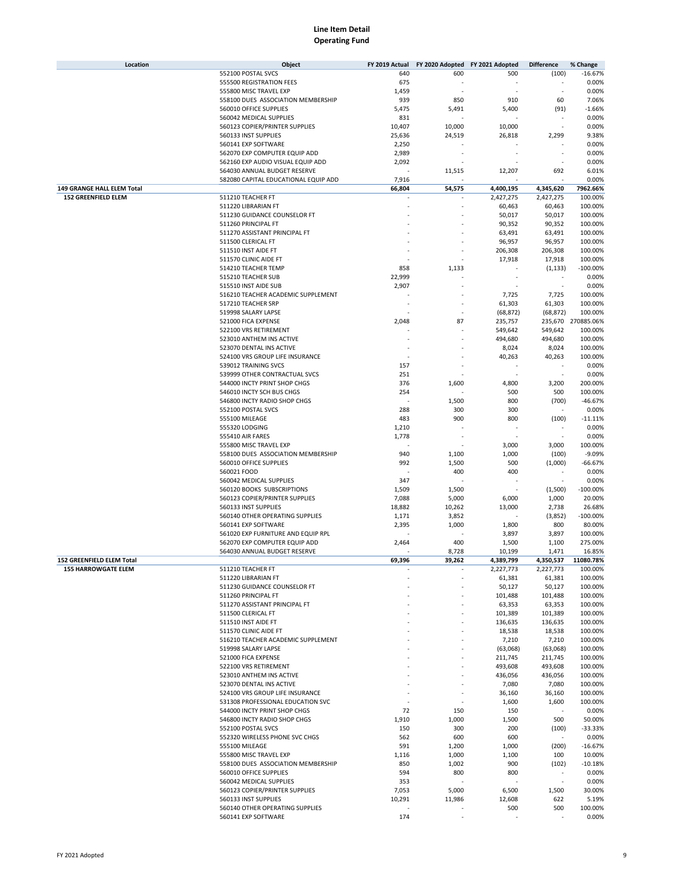# Line Item Detail
## Operating Fund

| Location | Object | FY 2019 Actual | FY 2020 Adopted | FY 2021 Adopted | Difference | % Change |
|---|---|---|---|---|---|---|
| | 552100 POSTAL SVCS | 640 | 600 | 500 | (100) | -16.67% |
| | 555500 REGISTRATION FEES | 675 | - | - | - | 0.00% |
| | 555800 MISC TRAVEL EXP | 1,459 | - | - | - | 0.00% |
| | 558100 DUES ASSOCIATION MEMBERSHIP | 939 | 850 | 910 | 60 | 7.06% |
| | 560010 OFFICE SUPPLIES | 5,475 | 5,491 | 5,400 | (91) | -1.66% |
| | 560042 MEDICAL SUPPLIES | 831 | - | - | - | 0.00% |
| | 560123 COPIER/PRINTER SUPPLIES | 10,407 | 10,000 | 10,000 | - | 0.00% |
| | 560133 INST SUPPLIES | 25,636 | 24,519 | 26,818 | 2,299 | 9.38% |
| | 560141 EXP SOFTWARE | 2,250 | - | - | - | 0.00% |
| | 562070 EXP COMPUTER EQUIP ADD | 2,989 | - | - | - | 0.00% |
| | 562160 EXP AUDIO VISUAL EQUIP ADD | 2,092 | - | - | - | 0.00% |
| | 564030 ANNUAL BUDGET RESERVE | - | 11,515 | 12,207 | 692 | 6.01% |
| | 582080 CAPITAL EDUCATIONAL EQUIP ADD | 7,916 | - | - | - | 0.00% |
| **149 GRANGE HALL ELEM Total** | | **66,804** | **54,575** | **4,400,195** | **4,345,620** | **7962.66%** |
| **152 GREENFIELD ELEM** | 511210 TEACHER FT | - | - | 2,427,275 | 2,427,275 | 100.00% |
| | 511220 LIBRARIAN FT | - | - | 60,463 | 60,463 | 100.00% |
| | 511230 GUIDANCE COUNSELOR FT | - | - | 50,017 | 50,017 | 100.00% |
| | 511260 PRINCIPAL FT | - | - | 90,352 | 90,352 | 100.00% |
| | 511270 ASSISTANT PRINCIPAL FT | - | - | 63,491 | 63,491 | 100.00% |
| | 511500 CLERICAL FT | - | - | 96,957 | 96,957 | 100.00% |
| | 511510 INST AIDE FT | - | - | 206,308 | 206,308 | 100.00% |
| | 511570 CLINIC AIDE FT | - | - | 17,918 | 17,918 | 100.00% |
| | 514210 TEACHER TEMP | 858 | 1,133 | - | (1,133) | -100.00% |
| | 515210 TEACHER SUB | 22,999 | - | - | - | 0.00% |
| | 515510 INST AIDE SUB | 2,907 | - | - | - | 0.00% |
| | 516210 TEACHER ACADEMIC SUPPLEMENT | - | - | 7,725 | 7,725 | 100.00% |
| | 517210 TEACHER SRP | - | - | 61,303 | 61,303 | 100.00% |
| | 519998 SALARY LAPSE | - | - | (68,872) | (68,872) | 100.00% |
| | 521000 FICA EXPENSE | 2,048 | 87 | 235,757 | 235,670 | 270885.06% |
| | 522100 VRS RETIREMENT | - | - | 549,642 | 549,642 | 100.00% |
| | 523010 ANTHEM INS ACTIVE | - | - | 494,680 | 494,680 | 100.00% |
| | 523070 DENTAL INS ACTIVE | - | - | 8,024 | 8,024 | 100.00% |
| | 524100 VRS GROUP LIFE INSURANCE | - | - | 40,263 | 40,263 | 100.00% |
| | 539012 TRAINING SVCS | 157 | - | - | - | 0.00% |
| | 539999 OTHER CONTRACTUAL SVCS | 251 | - | - | - | 0.00% |
| | 544000 INCTY PRINT SHOP CHGS | 376 | 1,600 | 4,800 | 3,200 | 200.00% |
| | 546010 INCTY SCH BUS CHGS | 254 | - | 500 | 500 | 100.00% |
| | 546800 INCTY RADIO SHOP CHGS | - | 1,500 | 800 | (700) | -46.67% |
| | 552100 POSTAL SVCS | 288 | 300 | 300 | - | 0.00% |
| | 555100 MILEAGE | 483 | 900 | 800 | (100) | -11.11% |
| | 555320 LODGING | 1,210 | - | - | - | 0.00% |
| | 555410 AIR FARES | 1,778 | - | - | - | 0.00% |
| | 555800 MISC TRAVEL EXP | - | - | 3,000 | 3,000 | 100.00% |
| | 558100 DUES ASSOCIATION MEMBERSHIP | 940 | 1,100 | 1,000 | (100) | -9.09% |
| | 560010 OFFICE SUPPLIES | 992 | 1,500 | 500 | (1,000) | -66.67% |
| | 560021 FOOD | - | 400 | 400 | - | 0.00% |
| | 560042 MEDICAL SUPPLIES | 347 | - | - | - | 0.00% |
| | 560120 BOOKS SUBSCRIPTIONS | 1,509 | 1,500 | - | (1,500) | -100.00% |
| | 560123 COPIER/PRINTER SUPPLIES | 7,088 | 5,000 | 6,000 | 1,000 | 20.00% |
| | 560133 INST SUPPLIES | 18,882 | 10,262 | 13,000 | 2,738 | 26.68% |
| | 560140 OTHER OPERATING SUPPLIES | 1,171 | 3,852 | - | (3,852) | -100.00% |
| | 560141 EXP SOFTWARE | 2,395 | 1,000 | 1,800 | 800 | 80.00% |
| | 561020 EXP FURNITURE AND EQUIP RPL | - | - | 3,897 | 3,897 | 100.00% |
| | 562070 EXP COMPUTER EQUIP ADD | 2,464 | 400 | 1,500 | 1,100 | 275.00% |
| | 564030 ANNUAL BUDGET RESERVE | - | 8,728 | 10,199 | 1,471 | 16.85% |
| **152 GREENFIELD ELEM Total** | | **69,396** | **39,262** | **4,389,799** | **4,350,537** | **11080.78%** |
| **155 HARROWGATE ELEM** | 511210 TEACHER FT | - | - | 2,227,773 | 2,227,773 | 100.00% |
| | 511220 LIBRARIAN FT | - | - | 61,381 | 61,381 | 100.00% |
| | 511230 GUIDANCE COUNSELOR FT | - | - | 50,127 | 50,127 | 100.00% |
| | 511260 PRINCIPAL FT | - | - | 101,488 | 101,488 | 100.00% |
| | 511270 ASSISTANT PRINCIPAL FT | - | - | 63,353 | 63,353 | 100.00% |
| | 511500 CLERICAL FT | - | - | 101,389 | 101,389 | 100.00% |
| | 511510 INST AIDE FT | - | - | 136,635 | 136,635 | 100.00% |
| | 511570 CLINIC AIDE FT | - | - | 18,538 | 18,538 | 100.00% |
| | 516210 TEACHER ACADEMIC SUPPLEMENT | - | - | 7,210 | 7,210 | 100.00% |
| | 519998 SALARY LAPSE | - | - | (63,068) | (63,068) | 100.00% |
| | 521000 FICA EXPENSE | - | - | 211,745 | 211,745 | 100.00% |
| | 522100 VRS RETIREMENT | - | - | 493,608 | 493,608 | 100.00% |
| | 523010 ANTHEM INS ACTIVE | - | - | 436,056 | 436,056 | 100.00% |
| | 523070 DENTAL INS ACTIVE | - | - | 7,080 | 7,080 | 100.00% |
| | 524100 VRS GROUP LIFE INSURANCE | - | - | 36,160 | 36,160 | 100.00% |
| | 531308 PROFESSIONAL EDUCATION SVC | - | - | 1,600 | 1,600 | 100.00% |
| | 544000 INCTY PRINT SHOP CHGS | 72 | 150 | 150 | - | 0.00% |
| | 546800 INCTY RADIO SHOP CHGS | 1,910 | 1,000 | 1,500 | 500 | 50.00% |
| | 552100 POSTAL SVCS | 150 | 300 | 200 | (100) | -33.33% |
| | 552320 WIRELESS PHONE SVC CHGS | 562 | 600 | 600 | - | 0.00% |
| | 555100 MILEAGE | 591 | 1,200 | 1,000 | (200) | -16.67% |
| | 555800 MISC TRAVEL EXP | 1,116 | 1,000 | 1,100 | 100 | 10.00% |
| | 558100 DUES ASSOCIATION MEMBERSHIP | 850 | 1,002 | 900 | (102) | -10.18% |
| | 560010 OFFICE SUPPLIES | 594 | 800 | 800 | - | 0.00% |
| | 560042 MEDICAL SUPPLIES | 353 | - | - | - | 0.00% |
| | 560123 COPIER/PRINTER SUPPLIES | 7,053 | 5,000 | 6,500 | 1,500 | 30.00% |
| | 560133 INST SUPPLIES | 10,291 | 11,986 | 12,608 | 622 | 5.19% |
| | 560140 OTHER OPERATING SUPPLIES | - | - | 500 | 500 | 100.00% |
| | 560141 EXP SOFTWARE | 174 | - | - | - | 0.00% |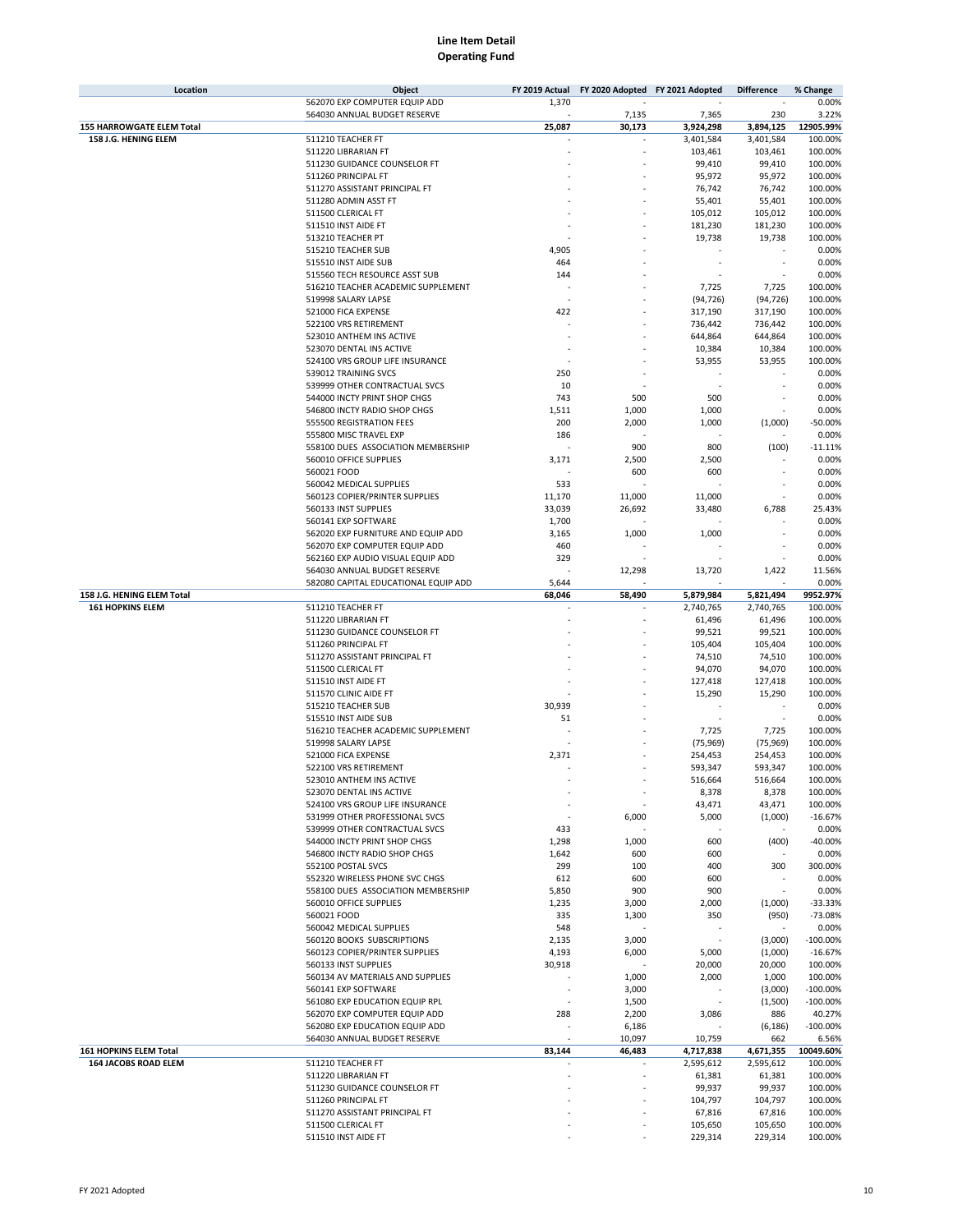# Line Item Detail
## Operating Fund

| Location | Object | FY 2019 Actual | FY 2020 Adopted | FY 2021 Adopted | Difference | % Change |
|---|---|---|---|---|---|---|
| | 562070 EXP COMPUTER EQUIP ADD | 1,370 | - | - | - | 0.00% |
| | 564030 ANNUAL BUDGET RESERVE | - | 7,135 | 7,365 | 230 | 3.22% |
| **155 HARROWGATE ELEM Total** | | **25,087** | **30,173** | **3,924,298** | **3,894,125** | **12905.99%** |
| **158 J.G. HENING ELEM** | 511210 TEACHER FT | - | - | 3,401,584 | 3,401,584 | 100.00% |
| | 511220 LIBRARIAN FT | - | - | 103,461 | 103,461 | 100.00% |
| | 511230 GUIDANCE COUNSELOR FT | - | - | 99,410 | 99,410 | 100.00% |
| | 511260 PRINCIPAL FT | - | - | 95,972 | 95,972 | 100.00% |
| | 511270 ASSISTANT PRINCIPAL FT | - | - | 76,742 | 76,742 | 100.00% |
| | 511280 ADMIN ASST FT | - | - | 55,401 | 55,401 | 100.00% |
| | 511500 CLERICAL FT | - | - | 105,012 | 105,012 | 100.00% |
| | 511510 INST AIDE FT | - | - | 181,230 | 181,230 | 100.00% |
| | 513210 TEACHER PT | - | - | 19,738 | 19,738 | 100.00% |
| | 515210 TEACHER SUB | 4,905 | - | - | - | 0.00% |
| | 515510 INST AIDE SUB | 464 | - | - | - | 0.00% |
| | 515560 TECH RESOURCE ASST SUB | 144 | - | - | - | 0.00% |
| | 516210 TEACHER ACADEMIC SUPPLEMENT | - | - | 7,725 | 7,725 | 100.00% |
| | 519998 SALARY LAPSE | - | - | (94,726) | (94,726) | 100.00% |
| | 521000 FICA EXPENSE | 422 | - | 317,190 | 317,190 | 100.00% |
| | 522100 VRS RETIREMENT | - | - | 736,442 | 736,442 | 100.00% |
| | 523010 ANTHEM INS ACTIVE | - | - | 644,864 | 644,864 | 100.00% |
| | 523070 DENTAL INS ACTIVE | - | - | 10,384 | 10,384 | 100.00% |
| | 524100 VRS GROUP LIFE INSURANCE | - | - | 53,955 | 53,955 | 100.00% |
| | 539012 TRAINING SVCS | 250 | - | - | - | 0.00% |
| | 539999 OTHER CONTRACTUAL SVCS | 10 | - | - | - | 0.00% |
| | 544000 INCTY PRINT SHOP CHGS | 743 | 500 | 500 | - | 0.00% |
| | 546800 INCTY RADIO SHOP CHGS | 1,511 | 1,000 | 1,000 | - | 0.00% |
| | 555500 REGISTRATION FEES | 200 | 2,000 | 1,000 | (1,000) | -50.00% |
| | 555800 MISC TRAVEL EXP | 186 | - | - | - | 0.00% |
| | 558100 DUES ASSOCIATION MEMBERSHIP | - | 900 | 800 | (100) | -11.11% |
| | 560010 OFFICE SUPPLIES | 3,171 | 2,500 | 2,500 | - | 0.00% |
| | 560021 FOOD | - | 600 | 600 | - | 0.00% |
| | 560042 MEDICAL SUPPLIES | 533 | - | - | - | 0.00% |
| | 560123 COPIER/PRINTER SUPPLIES | 11,170 | 11,000 | 11,000 | - | 0.00% |
| | 560133 INST SUPPLIES | 33,039 | 26,692 | 33,480 | 6,788 | 25.43% |
| | 560141 EXP SOFTWARE | 1,700 | - | - | - | 0.00% |
| | 562020 EXP FURNITURE AND EQUIP ADD | 3,165 | 1,000 | 1,000 | - | 0.00% |
| | 562070 EXP COMPUTER EQUIP ADD | 460 | - | - | - | 0.00% |
| | 562160 EXP AUDIO VISUAL EQUIP ADD | 329 | - | - | - | 0.00% |
| | 564030 ANNUAL BUDGET RESERVE | - | 12,298 | 13,720 | 1,422 | 11.56% |
| | 582080 CAPITAL EDUCATIONAL EQUIP ADD | 5,644 | - | - | - | 0.00% |
| **158 J.G. HENING ELEM Total** | | **68,046** | **58,490** | **5,879,984** | **5,821,494** | **9952.97%** |
| **161 HOPKINS ELEM** | 511210 TEACHER FT | - | - | 2,740,765 | 2,740,765 | 100.00% |
| | 511220 LIBRARIAN FT | - | - | 61,496 | 61,496 | 100.00% |
| | 511230 GUIDANCE COUNSELOR FT | - | - | 99,521 | 99,521 | 100.00% |
| | 511260 PRINCIPAL FT | - | - | 105,404 | 105,404 | 100.00% |
| | 511270 ASSISTANT PRINCIPAL FT | - | - | 74,510 | 74,510 | 100.00% |
| | 511500 CLERICAL FT | - | - | 94,070 | 94,070 | 100.00% |
| | 511510 INST AIDE FT | - | - | 127,418 | 127,418 | 100.00% |
| | 511570 CLINIC AIDE FT | - | - | 15,290 | 15,290 | 100.00% |
| | 515210 TEACHER SUB | 30,939 | - | - | - | 0.00% |
| | 515510 INST AIDE SUB | 51 | - | - | - | 0.00% |
| | 516210 TEACHER ACADEMIC SUPPLEMENT | - | - | 7,725 | 7,725 | 100.00% |
| | 519998 SALARY LAPSE | - | - | (75,969) | (75,969) | 100.00% |
| | 521000 FICA EXPENSE | 2,371 | - | 254,453 | 254,453 | 100.00% |
| | 522100 VRS RETIREMENT | - | - | 593,347 | 593,347 | 100.00% |
| | 523010 ANTHEM INS ACTIVE | - | - | 516,664 | 516,664 | 100.00% |
| | 523070 DENTAL INS ACTIVE | - | - | 8,378 | 8,378 | 100.00% |
| | 524100 VRS GROUP LIFE INSURANCE | - | - | 43,471 | 43,471 | 100.00% |
| | 531999 OTHER PROFESSIONAL SVCS | - | 6,000 | 5,000 | (1,000) | -16.67% |
| | 539999 OTHER CONTRACTUAL SVCS | 433 | - | - | - | 0.00% |
| | 544000 INCTY PRINT SHOP CHGS | 1,298 | 1,000 | 600 | (400) | -40.00% |
| | 546800 INCTY RADIO SHOP CHGS | 1,642 | 600 | 600 | - | 0.00% |
| | 552100 POSTAL SVCS | 299 | 100 | 400 | 300 | 300.00% |
| | 552320 WIRELESS PHONE SVC CHGS | 612 | 600 | 600 | - | 0.00% |
| | 558100 DUES ASSOCIATION MEMBERSHIP | 5,850 | 900 | 900 | - | 0.00% |
| | 560010 OFFICE SUPPLIES | 1,235 | 3,000 | 2,000 | (1,000) | -33.33% |
| | 560021 FOOD | 335 | 1,300 | 350 | (950) | -73.08% |
| | 560042 MEDICAL SUPPLIES | 548 | - | - | - | 0.00% |
| | 560120 BOOKS SUBSCRIPTIONS | 2,135 | 3,000 | - | (3,000) | -100.00% |
| | 560123 COPIER/PRINTER SUPPLIES | 4,193 | 6,000 | 5,000 | (1,000) | -16.67% |
| | 560133 INST SUPPLIES | 30,918 | - | 20,000 | 20,000 | 100.00% |
| | 560134 AV MATERIALS AND SUPPLIES | - | 1,000 | 2,000 | 1,000 | 100.00% |
| | 560141 EXP SOFTWARE | - | 3,000 | - | (3,000) | -100.00% |
| | 561080 EXP EDUCATION EQUIP RPL | - | 1,500 | - | (1,500) | -100.00% |
| | 562070 EXP COMPUTER EQUIP ADD | 288 | 2,200 | 3,086 | 886 | 40.27% |
| | 562080 EXP EDUCATION EQUIP ADD | - | 6,186 | - | (6,186) | -100.00% |
| | 564030 ANNUAL BUDGET RESERVE | - | 10,097 | 10,759 | 662 | 6.56% |
| **161 HOPKINS ELEM Total** | | **83,144** | **46,483** | **4,717,838** | **4,671,355** | **10049.60%** |
| **164 JACOBS ROAD ELEM** | 511210 TEACHER FT | - | - | 2,595,612 | 2,595,612 | 100.00% |
| | 511220 LIBRARIAN FT | - | - | 61,381 | 61,381 | 100.00% |
| | 511230 GUIDANCE COUNSELOR FT | - | - | 99,937 | 99,937 | 100.00% |
| | 511260 PRINCIPAL FT | - | - | 104,797 | 104,797 | 100.00% |
| | 511270 ASSISTANT PRINCIPAL FT | - | - | 67,816 | 67,816 | 100.00% |
| | 511500 CLERICAL FT | - | - | 105,650 | 105,650 | 100.00% |
| | 511510 INST AIDE FT | - | - | 229,314 | 229,314 | 100.00% |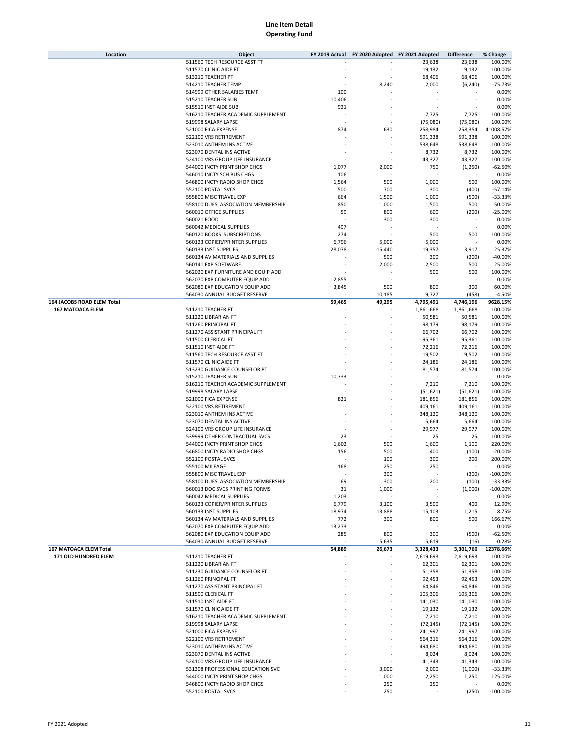# Line Item Detail
## Operating Fund

| Location | Object | FY 2019 Actual | FY 2020 Adopted | FY 2021 Adopted | Difference | % Change |
|---|---|---|---|---|---|---|
| | 511560 TECH RESOURCE ASST FT | - | - | 23,638 | 23,638 | 100.00% |
| | 511570 CLINIC AIDE FT | - | - | 19,132 | 19,132 | 100.00% |
| | 513210 TEACHER PT | - | - | 68,406 | 68,406 | 100.00% |
| | 514210 TEACHER TEMP | - | 8,240 | 2,000 | (6,240) | -75.73% |
| | 514999 OTHER SALARIES TEMP | 100 | - | - | - | 0.00% |
| | 515210 TEACHER SUB | 10,406 | - | - | - | 0.00% |
| | 515510 INST AIDE SUB | 921 | - | - | - | 0.00% |
| | 516210 TEACHER ACADEMIC SUPPLEMENT | - | - | 7,725 | 7,725 | 100.00% |
| | 519998 SALARY LAPSE | - | - | (75,080) | (75,080) | 100.00% |
| | 521000 FICA EXPENSE | 874 | 630 | 258,984 | 258,354 | 41008.57% |
| | 522100 VRS RETIREMENT | - | - | 591,338 | 591,338 | 100.00% |
| | 523010 ANTHEM INS ACTIVE | - | - | 538,648 | 538,648 | 100.00% |
| | 523070 DENTAL INS ACTIVE | - | - | 8,732 | 8,732 | 100.00% |
| | 524100 VRS GROUP LIFE INSURANCE | - | - | 43,327 | 43,327 | 100.00% |
| | 544000 INCTY PRINT SHOP CHGS | 1,077 | 2,000 | 750 | (1,250) | -62.50% |
| | 546010 INCTY SCH BUS CHGS | 106 | - | - | - | 0.00% |
| | 546800 INCTY RADIO SHOP CHGS | 1,564 | 500 | 1,000 | 500 | 100.00% |
| | 552100 POSTAL SVCS | 500 | 700 | 300 | (400) | -57.14% |
| | 555800 MISC TRAVEL EXP | 664 | 1,500 | 1,000 | (500) | -33.33% |
| | 558100 DUES ASSOCIATION MEMBERSHIP | 850 | 1,000 | 1,500 | 500 | 50.00% |
| | 560010 OFFICE SUPPLIES | 59 | 800 | 600 | (200) | -25.00% |
| | 560021 FOOD | - | 300 | 300 | - | 0.00% |
| | 560042 MEDICAL SUPPLIES | 497 | - | - | - | 0.00% |
| | 560120 BOOKS SUBSCRIPTIONS | 274 | - | 500 | 500 | 100.00% |
| | 560123 COPIER/PRINTER SUPPLIES | 6,796 | 5,000 | 5,000 | - | 0.00% |
| | 560133 INST SUPPLIES | 28,078 | 15,440 | 19,357 | 3,917 | 25.37% |
| | 560134 AV MATERIALS AND SUPPLIES | - | 500 | 300 | (200) | -40.00% |
| | 560141 EXP SOFTWARE | - | 2,000 | 2,500 | 500 | 25.00% |
| | 562020 EXP FURNITURE AND EQUIP ADD | - | - | 500 | 500 | 100.00% |
| | 562070 EXP COMPUTER EQUIP ADD | 2,855 | - | - | - | 0.00% |
| | 562080 EXP EDUCATION EQUIP ADD | 3,845 | 500 | 800 | 300 | 60.00% |
| | 564030 ANNUAL BUDGET RESERVE | - | 10,185 | 9,727 | (458) | -4.50% |
| **164 JACOBS ROAD ELEM Total** | | **59,465** | **49,295** | **4,795,491** | **4,746,196** | **9628.15%** |
| **167 MATOACA ELEM** | 511210 TEACHER FT | - | - | 1,861,668 | 1,861,668 | 100.00% |
| | 511220 LIBRARIAN FT | - | - | 50,581 | 50,581 | 100.00% |
| | 511260 PRINCIPAL FT | - | - | 98,179 | 98,179 | 100.00% |
| | 511270 ASSISTANT PRINCIPAL FT | - | - | 66,702 | 66,702 | 100.00% |
| | 511500 CLERICAL FT | - | - | 95,361 | 95,361 | 100.00% |
| | 511510 INST AIDE FT | - | - | 72,216 | 72,216 | 100.00% |
| | 511560 TECH RESOURCE ASST FT | - | - | 19,502 | 19,502 | 100.00% |
| | 511570 CLINIC AIDE FT | - | - | 24,186 | 24,186 | 100.00% |
| | 513230 GUIDANCE COUNSELOR PT | - | - | 81,574 | 81,574 | 100.00% |
| | 515210 TEACHER SUB | 10,733 | - | - | - | 0.00% |
| | 516210 TEACHER ACADEMIC SUPPLEMENT | - | - | 7,210 | 7,210 | 100.00% |
| | 519998 SALARY LAPSE | - | - | (51,621) | (51,621) | 100.00% |
| | 521000 FICA EXPENSE | 821 | - | 181,856 | 181,856 | 100.00% |
| | 522100 VRS RETIREMENT | - | - | 409,161 | 409,161 | 100.00% |
| | 523010 ANTHEM INS ACTIVE | - | - | 348,120 | 348,120 | 100.00% |
| | 523070 DENTAL INS ACTIVE | - | - | 5,664 | 5,664 | 100.00% |
| | 524100 VRS GROUP LIFE INSURANCE | - | - | 29,977 | 29,977 | 100.00% |
| | 539999 OTHER CONTRACTUAL SVCS | 23 | - | 25 | 25 | 100.00% |
| | 544000 INCTY PRINT SHOP CHGS | 1,602 | 500 | 1,600 | 1,100 | 220.00% |
| | 546800 INCTY RADIO SHOP CHGS | 156 | 500 | 400 | (100) | -20.00% |
| | 552100 POSTAL SVCS | - | 100 | 300 | 200 | 200.00% |
| | 555100 MILEAGE | 168 | 250 | 250 | - | 0.00% |
| | 555800 MISC TRAVEL EXP | - | 300 | - | (300) | -100.00% |
| | 558100 DUES ASSOCIATION MEMBERSHIP | 69 | 300 | 200 | (100) | -33.33% |
| | 560013 DOC SVCS PRINTING FORMS | 31 | 1,000 | - | (1,000) | -100.00% |
| | 560042 MEDICAL SUPPLIES | 1,203 | - | - | - | 0.00% |
| | 560123 COPIER/PRINTER SUPPLIES | 6,779 | 3,100 | 3,500 | 400 | 12.90% |
| | 560133 INST SUPPLIES | 18,974 | 13,888 | 15,103 | 1,215 | 8.75% |
| | 560134 AV MATERIALS AND SUPPLIES | 772 | 300 | 800 | 500 | 166.67% |
| | 562070 EXP COMPUTER EQUIP ADD | 13,273 | - | - | - | 0.00% |
| | 562080 EXP EDUCATION EQUIP ADD | 285 | 800 | 300 | (500) | -62.50% |
| | 564030 ANNUAL BUDGET RESERVE | - | 5,635 | 5,619 | (16) | -0.28% |
| **167 MATOACA ELEM Total** | | **54,889** | **26,673** | **3,328,433** | **3,301,760** | **12378.66%** |
| **171 OLD HUNDRED ELEM** | 511210 TEACHER FT | - | - | 2,619,693 | 2,619,693 | 100.00% |
| | 511220 LIBRARIAN FT | - | - | 62,301 | 62,301 | 100.00% |
| | 511230 GUIDANCE COUNSELOR FT | - | - | 51,358 | 51,358 | 100.00% |
| | 511260 PRINCIPAL FT | - | - | 92,453 | 92,453 | 100.00% |
| | 511270 ASSISTANT PRINCIPAL FT | - | - | 64,846 | 64,846 | 100.00% |
| | 511500 CLERICAL FT | - | - | 105,306 | 105,306 | 100.00% |
| | 511510 INST AIDE FT | - | - | 141,030 | 141,030 | 100.00% |
| | 511570 CLINIC AIDE FT | - | - | 19,132 | 19,132 | 100.00% |
| | 516210 TEACHER ACADEMIC SUPPLEMENT | - | - | 7,210 | 7,210 | 100.00% |
| | 519998 SALARY LAPSE | - | - | (72,145) | (72,145) | 100.00% |
| | 521000 FICA EXPENSE | - | - | 241,997 | 241,997 | 100.00% |
| | 522100 VRS RETIREMENT | - | - | 564,316 | 564,316 | 100.00% |
| | 523010 ANTHEM INS ACTIVE | - | - | 494,680 | 494,680 | 100.00% |
| | 523070 DENTAL INS ACTIVE | - | - | 8,024 | 8,024 | 100.00% |
| | 524100 VRS GROUP LIFE INSURANCE | - | - | 41,343 | 41,343 | 100.00% |
| | 531308 PROFESSIONAL EDUCATION SVC | - | 3,000 | 2,000 | (1,000) | -33.33% |
| | 544000 INCTY PRINT SHOP CHGS | - | 1,000 | 2,250 | 1,250 | 125.00% |
| | 546800 INCTY RADIO SHOP CHGS | - | 250 | 250 | - | 0.00% |
| | 552100 POSTAL SVCS | - | 250 | - | (250) | -100.00% |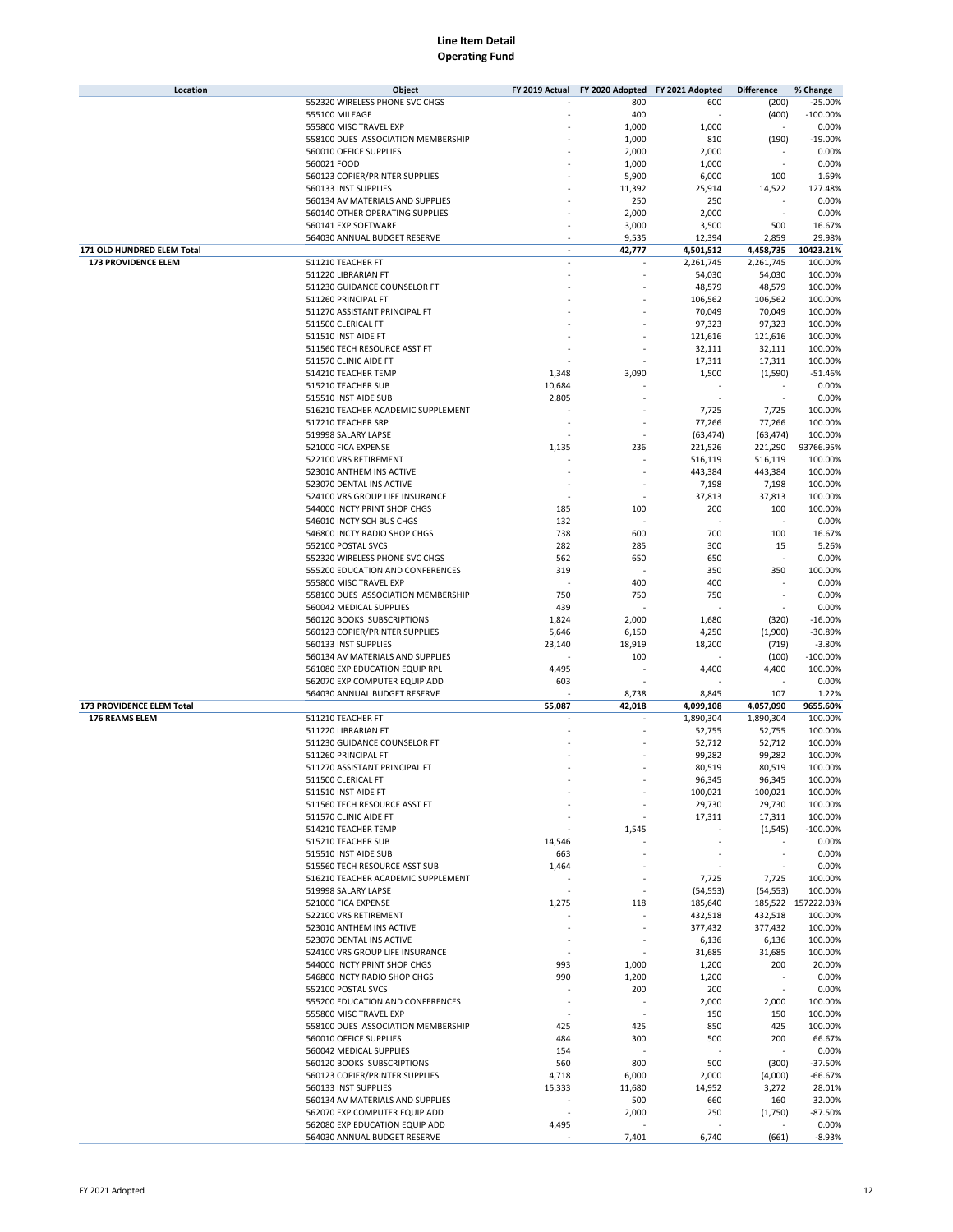# Line Item Detail
## Operating Fund

| Location | Object | FY 2019 Actual | FY 2020 Adopted | FY 2021 Adopted | Difference | % Change |
|---|---|---|---|---|---|---|
| | 552320 WIRELESS PHONE SVC CHGS | - | 800 | 600 | (200) | -25.00% |
| | 555100 MILEAGE | - | 400 | - | (400) | -100.00% |
| | 555800 MISC TRAVEL EXP | - | 1,000 | 1,000 | - | 0.00% |
| | 558100 DUES ASSOCIATION MEMBERSHIP | - | 1,000 | 810 | (190) | -19.00% |
| | 560010 OFFICE SUPPLIES | - | 2,000 | 2,000 | - | 0.00% |
| | 560021 FOOD | - | 1,000 | 1,000 | - | 0.00% |
| | 560123 COPIER/PRINTER SUPPLIES | - | 5,900 | 6,000 | 100 | 1.69% |
| | 560133 INST SUPPLIES | - | 11,392 | 25,914 | 14,522 | 127.48% |
| | 560134 AV MATERIALS AND SUPPLIES | - | 250 | 250 | - | 0.00% |
| | 560140 OTHER OPERATING SUPPLIES | - | 2,000 | 2,000 | - | 0.00% |
| | 560141 EXP SOFTWARE | - | 3,000 | 3,500 | 500 | 16.67% |
| | 564030 ANNUAL BUDGET RESERVE | - | 9,535 | 12,394 | 2,859 | 29.98% |
| **171 OLD HUNDRED ELEM Total** | | **-** | **42,777** | **4,501,512** | **4,458,735** | **10423.21%** |
| **173 PROVIDENCE ELEM** | 511210 TEACHER FT | - | - | 2,261,745 | 2,261,745 | 100.00% |
| | 511220 LIBRARIAN FT | - | - | 54,030 | 54,030 | 100.00% |
| | 511230 GUIDANCE COUNSELOR FT | - | - | 48,579 | 48,579 | 100.00% |
| | 511260 PRINCIPAL FT | - | - | 106,562 | 106,562 | 100.00% |
| | 511270 ASSISTANT PRINCIPAL FT | - | - | 70,049 | 70,049 | 100.00% |
| | 511500 CLERICAL FT | - | - | 97,323 | 97,323 | 100.00% |
| | 511510 INST AIDE FT | - | - | 121,616 | 121,616 | 100.00% |
| | 511560 TECH RESOURCE ASST FT | - | - | 32,111 | 32,111 | 100.00% |
| | 511570 CLINIC AIDE FT | - | - | 17,311 | 17,311 | 100.00% |
| | 514210 TEACHER TEMP | 1,348 | 3,090 | 1,500 | (1,590) | -51.46% |
| | 515210 TEACHER SUB | 10,684 | - | - | - | 0.00% |
| | 515510 INST AIDE SUB | 2,805 | - | - | - | 0.00% |
| | 516210 TEACHER ACADEMIC SUPPLEMENT | - | - | 7,725 | 7,725 | 100.00% |
| | 517210 TEACHER SRP | - | - | 77,266 | 77,266 | 100.00% |
| | 519998 SALARY LAPSE | - | - | (63,474) | (63,474) | 100.00% |
| | 521000 FICA EXPENSE | 1,135 | 236 | 221,526 | 221,290 | 93766.95% |
| | 522100 VRS RETIREMENT | - | - | 516,119 | 516,119 | 100.00% |
| | 523010 ANTHEM INS ACTIVE | - | - | 443,384 | 443,384 | 100.00% |
| | 523070 DENTAL INS ACTIVE | - | - | 7,198 | 7,198 | 100.00% |
| | 524100 VRS GROUP LIFE INSURANCE | - | - | 37,813 | 37,813 | 100.00% |
| | 544000 INCTY PRINT SHOP CHGS | 185 | 100 | 200 | 100 | 100.00% |
| | 546010 INCTY SCH BUS CHGS | 132 | - | - | - | 0.00% |
| | 546800 INCTY RADIO SHOP CHGS | 738 | 600 | 700 | 100 | 16.67% |
| | 552100 POSTAL SVCS | 282 | 285 | 300 | 15 | 5.26% |
| | 552320 WIRELESS PHONE SVC CHGS | 562 | 650 | 650 | - | 0.00% |
| | 555200 EDUCATION AND CONFERENCES | 319 | - | 350 | 350 | 100.00% |
| | 555800 MISC TRAVEL EXP | - | 400 | 400 | - | 0.00% |
| | 558100 DUES ASSOCIATION MEMBERSHIP | 750 | 750 | 750 | - | 0.00% |
| | 560042 MEDICAL SUPPLIES | 439 | - | - | - | 0.00% |
| | 560120 BOOKS SUBSCRIPTIONS | 1,824 | 2,000 | 1,680 | (320) | -16.00% |
| | 560123 COPIER/PRINTER SUPPLIES | 5,646 | 6,150 | 4,250 | (1,900) | -30.89% |
| | 560133 INST SUPPLIES | 23,140 | 18,919 | 18,200 | (719) | -3.80% |
| | 560134 AV MATERIALS AND SUPPLIES | - | 100 | - | (100) | -100.00% |
| | 561080 EXP EDUCATION EQUIP RPL | 4,495 | - | 4,400 | 4,400 | 100.00% |
| | 562070 EXP COMPUTER EQUIP ADD | 603 | - | - | - | 0.00% |
| | 564030 ANNUAL BUDGET RESERVE | - | 8,738 | 8,845 | 107 | 1.22% |
| **173 PROVIDENCE ELEM Total** | | **55,087** | **42,018** | **4,099,108** | **4,057,090** | **9655.60%** |
| **176 REAMS ELEM** | 511210 TEACHER FT | - | - | 1,890,304 | 1,890,304 | 100.00% |
| | 511220 LIBRARIAN FT | - | - | 52,755 | 52,755 | 100.00% |
| | 511230 GUIDANCE COUNSELOR FT | - | - | 52,712 | 52,712 | 100.00% |
| | 511260 PRINCIPAL FT | - | - | 99,282 | 99,282 | 100.00% |
| | 511270 ASSISTANT PRINCIPAL FT | - | - | 80,519 | 80,519 | 100.00% |
| | 511500 CLERICAL FT | - | - | 96,345 | 96,345 | 100.00% |
| | 511510 INST AIDE FT | - | - | 100,021 | 100,021 | 100.00% |
| | 511560 TECH RESOURCE ASST FT | - | - | 29,730 | 29,730 | 100.00% |
| | 511570 CLINIC AIDE FT | - | - | 17,311 | 17,311 | 100.00% |
| | 514210 TEACHER TEMP | - | 1,545 | - | (1,545) | -100.00% |
| | 515210 TEACHER SUB | 14,546 | - | - | - | 0.00% |
| | 515510 INST AIDE SUB | 663 | - | - | - | 0.00% |
| | 515560 TECH RESOURCE ASST SUB | 1,464 | - | - | - | 0.00% |
| | 516210 TEACHER ACADEMIC SUPPLEMENT | - | - | 7,725 | 7,725 | 100.00% |
| | 519998 SALARY LAPSE | - | - | (54,553) | (54,553) | 100.00% |
| | 521000 FICA EXPENSE | 1,275 | 118 | 185,640 | 185,522 | 157222.03% |
| | 522100 VRS RETIREMENT | - | - | 432,518 | 432,518 | 100.00% |
| | 523010 ANTHEM INS ACTIVE | - | - | 377,432 | 377,432 | 100.00% |
| | 523070 DENTAL INS ACTIVE | - | - | 6,136 | 6,136 | 100.00% |
| | 524100 VRS GROUP LIFE INSURANCE | - | - | 31,685 | 31,685 | 100.00% |
| | 544000 INCTY PRINT SHOP CHGS | 993 | 1,000 | 1,200 | 200 | 20.00% |
| | 546800 INCTY RADIO SHOP CHGS | 990 | 1,200 | 1,200 | - | 0.00% |
| | 552100 POSTAL SVCS | - | 200 | 200 | - | 0.00% |
| | 555200 EDUCATION AND CONFERENCES | - | - | 2,000 | 2,000 | 100.00% |
| | 555800 MISC TRAVEL EXP | - | - | 150 | 150 | 100.00% |
| | 558100 DUES ASSOCIATION MEMBERSHIP | 425 | 425 | 850 | 425 | 100.00% |
| | 560010 OFFICE SUPPLIES | 484 | 300 | 500 | 200 | 66.67% |
| | 560042 MEDICAL SUPPLIES | 154 | - | - | - | 0.00% |
| | 560120 BOOKS SUBSCRIPTIONS | 560 | 800 | 500 | (300) | -37.50% |
| | 560123 COPIER/PRINTER SUPPLIES | 4,718 | 6,000 | 2,000 | (4,000) | -66.67% |
| | 560133 INST SUPPLIES | 15,333 | 11,680 | 14,952 | 3,272 | 28.01% |
| | 560134 AV MATERIALS AND SUPPLIES | - | 500 | 660 | 160 | 32.00% |
| | 562070 EXP COMPUTER EQUIP ADD | - | 2,000 | 250 | (1,750) | -87.50% |
| | 562080 EXP EDUCATION EQUIP ADD | 4,495 | - | - | - | 0.00% |
| | 564030 ANNUAL BUDGET RESERVE | - | 7,401 | 6,740 | (661) | -8.93% |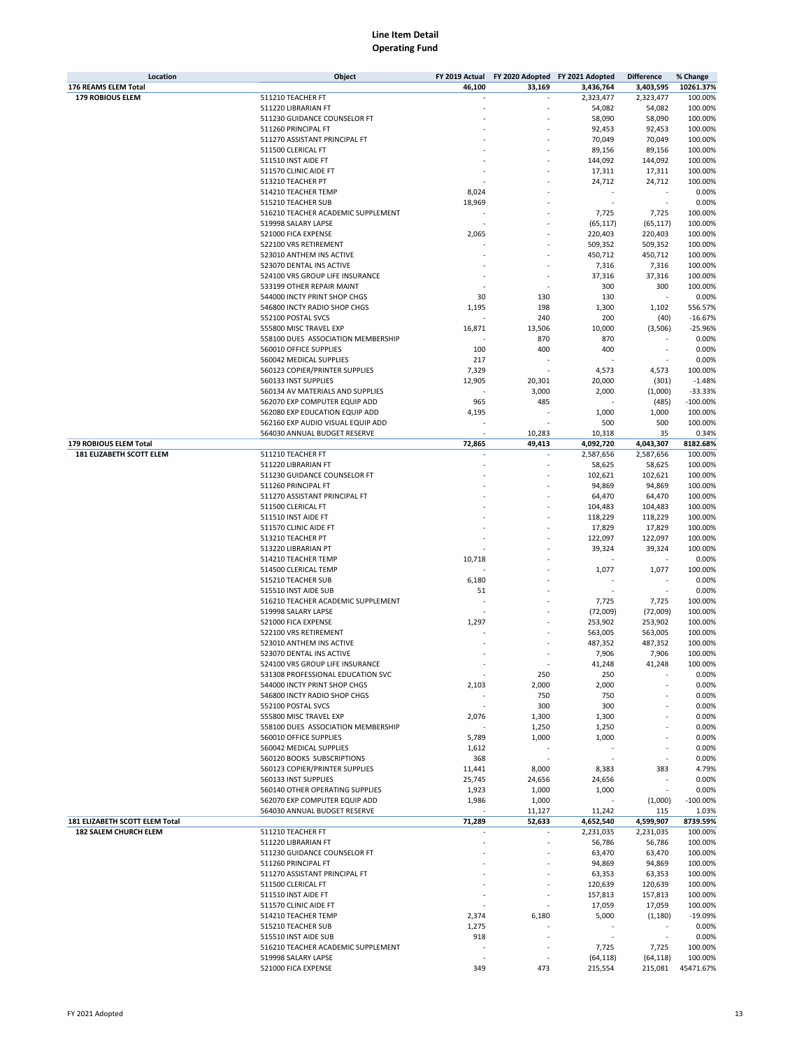# Line Item Detail
## Operating Fund

| Location | Object | FY 2019 Actual | FY 2020 Adopted | FY 2021 Adopted | Difference | % Change |
|---|---|---|---|---|---|---|
| **176 REAMS ELEM Total** | | **46,100** | **33,169** | **3,436,764** | **3,403,595** | **10261.37%** |
| **179 ROBIOUS ELEM** | 511210 TEACHER FT | - | - | 2,323,477 | 2,323,477 | 100.00% |
| | 511220 LIBRARIAN FT | - | - | 54,082 | 54,082 | 100.00% |
| | 511230 GUIDANCE COUNSELOR FT | - | - | 58,090 | 58,090 | 100.00% |
| | 511260 PRINCIPAL FT | - | - | 92,453 | 92,453 | 100.00% |
| | 511270 ASSISTANT PRINCIPAL FT | - | - | 70,049 | 70,049 | 100.00% |
| | 511500 CLERICAL FT | - | - | 89,156 | 89,156 | 100.00% |
| | 511510 INST AIDE FT | - | - | 144,092 | 144,092 | 100.00% |
| | 511570 CLINIC AIDE FT | - | - | 17,311 | 17,311 | 100.00% |
| | 513210 TEACHER PT | - | - | 24,712 | 24,712 | 100.00% |
| | 514210 TEACHER TEMP | 8,024 | - | - | - | 0.00% |
| | 515210 TEACHER SUB | 18,969 | - | - | - | 0.00% |
| | 516210 TEACHER ACADEMIC SUPPLEMENT | - | - | 7,725 | 7,725 | 100.00% |
| | 519998 SALARY LAPSE | - | - | (65,117) | (65,117) | 100.00% |
| | 521000 FICA EXPENSE | 2,065 | - | 220,403 | 220,403 | 100.00% |
| | 522100 VRS RETIREMENT | - | - | 509,352 | 509,352 | 100.00% |
| | 523010 ANTHEM INS ACTIVE | - | - | 450,712 | 450,712 | 100.00% |
| | 523070 DENTAL INS ACTIVE | - | - | 7,316 | 7,316 | 100.00% |
| | 524100 VRS GROUP LIFE INSURANCE | - | - | 37,316 | 37,316 | 100.00% |
| | 533199 OTHER REPAIR MAINT | - | - | 300 | 300 | 100.00% |
| | 544000 INCTY PRINT SHOP CHGS | 30 | 130 | 130 | - | 0.00% |
| | 546800 INCTY RADIO SHOP CHGS | 1,195 | 198 | 1,300 | 1,102 | 556.57% |
| | 552100 POSTAL SVCS | - | 240 | 200 | (40) | -16.67% |
| | 555800 MISC TRAVEL EXP | 16,871 | 13,506 | 10,000 | (3,506) | -25.96% |
| | 558100 DUES ASSOCIATION MEMBERSHIP | - | 870 | 870 | - | 0.00% |
| | 560010 OFFICE SUPPLIES | 100 | 400 | 400 | - | 0.00% |
| | 560042 MEDICAL SUPPLIES | 217 | - | - | - | 0.00% |
| | 560123 COPIER/PRINTER SUPPLIES | 7,329 | - | 4,573 | 4,573 | 100.00% |
| | 560133 INST SUPPLIES | 12,905 | 20,301 | 20,000 | (301) | -1.48% |
| | 560134 AV MATERIALS AND SUPPLIES | - | 3,000 | 2,000 | (1,000) | -33.33% |
| | 562070 EXP COMPUTER EQUIP ADD | 965 | 485 | - | (485) | -100.00% |
| | 562080 EXP EDUCATION EQUIP ADD | 4,195 | - | 1,000 | 1,000 | 100.00% |
| | 562160 EXP AUDIO VISUAL EQUIP ADD | - | - | 500 | 500 | 100.00% |
| | 564030 ANNUAL BUDGET RESERVE | - | 10,283 | 10,318 | 35 | 0.34% |
| **179 ROBIOUS ELEM Total** | | **72,865** | **49,413** | **4,092,720** | **4,043,307** | **8182.68%** |
| **181 ELIZABETH SCOTT ELEM** | 511210 TEACHER FT | - | - | 2,587,656 | 2,587,656 | 100.00% |
| | 511220 LIBRARIAN FT | - | - | 58,625 | 58,625 | 100.00% |
| | 511230 GUIDANCE COUNSELOR FT | - | - | 102,621 | 102,621 | 100.00% |
| | 511260 PRINCIPAL FT | - | - | 94,869 | 94,869 | 100.00% |
| | 511270 ASSISTANT PRINCIPAL FT | - | - | 64,470 | 64,470 | 100.00% |
| | 511500 CLERICAL FT | - | - | 104,483 | 104,483 | 100.00% |
| | 511510 INST AIDE FT | - | - | 118,229 | 118,229 | 100.00% |
| | 511570 CLINIC AIDE FT | - | - | 17,829 | 17,829 | 100.00% |
| | 513210 TEACHER PT | - | - | 122,097 | 122,097 | 100.00% |
| | 513220 LIBRARIAN PT | - | - | 39,324 | 39,324 | 100.00% |
| | 514210 TEACHER TEMP | 10,718 | - | - | - | 0.00% |
| | 514500 CLERICAL TEMP | - | - | 1,077 | 1,077 | 100.00% |
| | 515210 TEACHER SUB | 6,180 | - | - | - | 0.00% |
| | 515510 INST AIDE SUB | 51 | - | - | - | 0.00% |
| | 516210 TEACHER ACADEMIC SUPPLEMENT | - | - | 7,725 | 7,725 | 100.00% |
| | 519998 SALARY LAPSE | - | - | (72,009) | (72,009) | 100.00% |
| | 521000 FICA EXPENSE | 1,297 | - | 253,902 | 253,902 | 100.00% |
| | 522100 VRS RETIREMENT | - | - | 563,005 | 563,005 | 100.00% |
| | 523010 ANTHEM INS ACTIVE | - | - | 487,352 | 487,352 | 100.00% |
| | 523070 DENTAL INS ACTIVE | - | - | 7,906 | 7,906 | 100.00% |
| | 524100 VRS GROUP LIFE INSURANCE | - | - | 41,248 | 41,248 | 100.00% |
| | 531308 PROFESSIONAL EDUCATION SVC | - | 250 | 250 | - | 0.00% |
| | 544000 INCTY PRINT SHOP CHGS | 2,103 | 2,000 | 2,000 | - | 0.00% |
| | 546800 INCTY RADIO SHOP CHGS | - | 750 | 750 | - | 0.00% |
| | 552100 POSTAL SVCS | - | 300 | 300 | - | 0.00% |
| | 555800 MISC TRAVEL EXP | 2,076 | 1,300 | 1,300 | - | 0.00% |
| | 558100 DUES ASSOCIATION MEMBERSHIP | - | 1,250 | 1,250 | - | 0.00% |
| | 560010 OFFICE SUPPLIES | 5,789 | 1,000 | 1,000 | - | 0.00% |
| | 560042 MEDICAL SUPPLIES | 1,612 | - | - | - | 0.00% |
| | 560120 BOOKS SUBSCRIPTIONS | 368 | - | - | - | 0.00% |
| | 560123 COPIER/PRINTER SUPPLIES | 11,441 | 8,000 | 8,383 | 383 | 4.79% |
| | 560133 INST SUPPLIES | 25,745 | 24,656 | 24,656 | - | 0.00% |
| | 560140 OTHER OPERATING SUPPLIES | 1,923 | 1,000 | 1,000 | - | 0.00% |
| | 562070 EXP COMPUTER EQUIP ADD | 1,986 | 1,000 | - | (1,000) | -100.00% |
| | 564030 ANNUAL BUDGET RESERVE | - | 11,127 | 11,242 | 115 | 1.03% |
| **181 ELIZABETH SCOTT ELEM Total** | | **71,289** | **52,633** | **4,652,540** | **4,599,907** | **8739.59%** |
| **182 SALEM CHURCH ELEM** | 511210 TEACHER FT | - | - | 2,231,035 | 2,231,035 | 100.00% |
| | 511220 LIBRARIAN FT | - | - | 56,786 | 56,786 | 100.00% |
| | 511230 GUIDANCE COUNSELOR FT | - | - | 63,470 | 63,470 | 100.00% |
| | 511260 PRINCIPAL FT | - | - | 94,869 | 94,869 | 100.00% |
| | 511270 ASSISTANT PRINCIPAL FT | - | - | 63,353 | 63,353 | 100.00% |
| | 511500 CLERICAL FT | - | - | 120,639 | 120,639 | 100.00% |
| | 511510 INST AIDE FT | - | - | 157,813 | 157,813 | 100.00% |
| | 511570 CLINIC AIDE FT | - | - | 17,059 | 17,059 | 100.00% |
| | 514210 TEACHER TEMP | 2,374 | 6,180 | 5,000 | (1,180) | -19.09% |
| | 515210 TEACHER SUB | 1,275 | - | - | - | 0.00% |
| | 515510 INST AIDE SUB | 918 | - | - | - | 0.00% |
| | 516210 TEACHER ACADEMIC SUPPLEMENT | - | - | 7,725 | 7,725 | 100.00% |
| | 519998 SALARY LAPSE | - | - | (64,118) | (64,118) | 100.00% |
| | 521000 FICA EXPENSE | 349 | 473 | 215,554 | 215,081 | 45471.67% |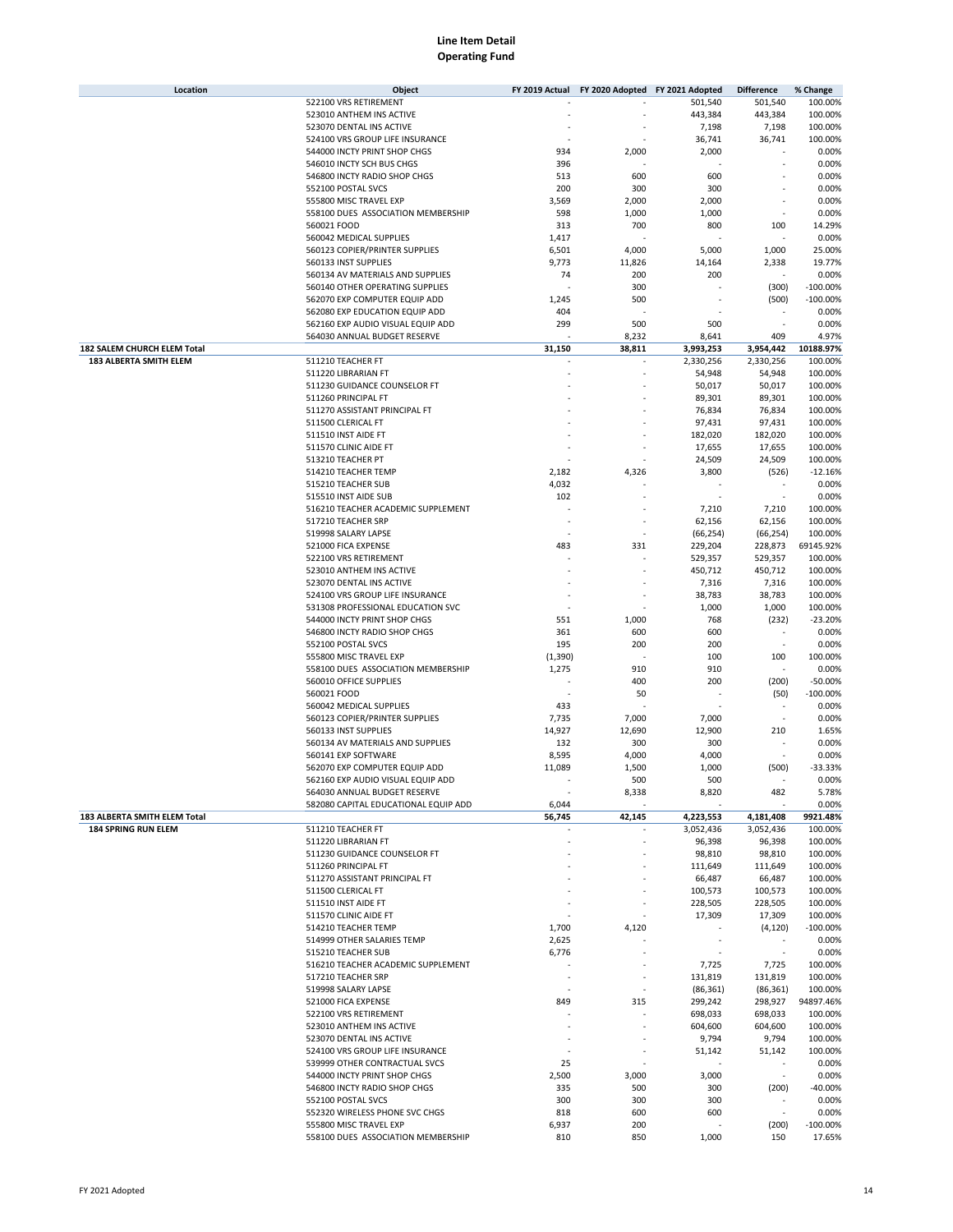# Line Item Detail
## Operating Fund

| Location | Object | FY 2019 Actual | FY 2020 Adopted | FY 2021 Adopted | Difference | % Change |
|---|---|---|---|---|---|---|
| | 522100 VRS RETIREMENT | - | - | 501,540 | 501,540 | 100.00% |
| | 523010 ANTHEM INS ACTIVE | - | - | 443,384 | 443,384 | 100.00% |
| | 523070 DENTAL INS ACTIVE | - | - | 7,198 | 7,198 | 100.00% |
| | 524100 VRS GROUP LIFE INSURANCE | - | - | 36,741 | 36,741 | 100.00% |
| | 544000 INCTY PRINT SHOP CHGS | 934 | 2,000 | 2,000 | - | 0.00% |
| | 546010 INCTY SCH BUS CHGS | 396 | - | - | - | 0.00% |
| | 546800 INCTY RADIO SHOP CHGS | 513 | 600 | 600 | - | 0.00% |
| | 552100 POSTAL SVCS | 200 | 300 | 300 | - | 0.00% |
| | 555800 MISC TRAVEL EXP | 3,569 | 2,000 | 2,000 | - | 0.00% |
| | 558100 DUES ASSOCIATION MEMBERSHIP | 598 | 1,000 | 1,000 | - | 0.00% |
| | 560021 FOOD | 313 | 700 | 800 | 100 | 14.29% |
| | 560042 MEDICAL SUPPLIES | 1,417 | - | - | - | 0.00% |
| | 560123 COPIER/PRINTER SUPPLIES | 6,501 | 4,000 | 5,000 | 1,000 | 25.00% |
| | 560133 INST SUPPLIES | 9,773 | 11,826 | 14,164 | 2,338 | 19.77% |
| | 560134 AV MATERIALS AND SUPPLIES | 74 | 200 | 200 | - | 0.00% |
| | 560140 OTHER OPERATING SUPPLIES | - | 300 | - | (300) | -100.00% |
| | 562070 EXP COMPUTER EQUIP ADD | 1,245 | 500 | - | (500) | -100.00% |
| | 562080 EXP EDUCATION EQUIP ADD | 404 | - | - | - | 0.00% |
| | 562160 EXP AUDIO VISUAL EQUIP ADD | 299 | 500 | 500 | - | 0.00% |
| | 564030 ANNUAL BUDGET RESERVE | - | 8,232 | 8,641 | 409 | 4.97% |
| **182 SALEM CHURCH ELEM Total** | | **31,150** | **38,811** | **3,993,253** | **3,954,442** | **10188.97%** |
| **183 ALBERTA SMITH ELEM** | 511210 TEACHER FT | - | - | 2,330,256 | 2,330,256 | 100.00% |
| | 511220 LIBRARIAN FT | - | - | 54,948 | 54,948 | 100.00% |
| | 511230 GUIDANCE COUNSELOR FT | - | - | 50,017 | 50,017 | 100.00% |
| | 511260 PRINCIPAL FT | - | - | 89,301 | 89,301 | 100.00% |
| | 511270 ASSISTANT PRINCIPAL FT | - | - | 76,834 | 76,834 | 100.00% |
| | 511500 CLERICAL FT | - | - | 97,431 | 97,431 | 100.00% |
| | 511510 INST AIDE FT | - | - | 182,020 | 182,020 | 100.00% |
| | 511570 CLINIC AIDE FT | - | - | 17,655 | 17,655 | 100.00% |
| | 513210 TEACHER PT | - | - | 24,509 | 24,509 | 100.00% |
| | 514210 TEACHER TEMP | 2,182 | 4,326 | 3,800 | (526) | -12.16% |
| | 515210 TEACHER SUB | 4,032 | - | - | - | 0.00% |
| | 515510 INST AIDE SUB | 102 | - | - | - | 0.00% |
| | 516210 TEACHER ACADEMIC SUPPLEMENT | - | - | 7,210 | 7,210 | 100.00% |
| | 517210 TEACHER SRP | - | - | 62,156 | 62,156 | 100.00% |
| | 519998 SALARY LAPSE | - | - | (66,254) | (66,254) | 100.00% |
| | 521000 FICA EXPENSE | 483 | 331 | 229,204 | 228,873 | 69145.92% |
| | 522100 VRS RETIREMENT | - | - | 529,357 | 529,357 | 100.00% |
| | 523010 ANTHEM INS ACTIVE | - | - | 450,712 | 450,712 | 100.00% |
| | 523070 DENTAL INS ACTIVE | - | - | 7,316 | 7,316 | 100.00% |
| | 524100 VRS GROUP LIFE INSURANCE | - | - | 38,783 | 38,783 | 100.00% |
| | 531308 PROFESSIONAL EDUCATION SVC | - | - | 1,000 | 1,000 | 100.00% |
| | 544000 INCTY PRINT SHOP CHGS | 551 | 1,000 | 768 | (232) | -23.20% |
| | 546800 INCTY RADIO SHOP CHGS | 361 | 600 | 600 | - | 0.00% |
| | 552100 POSTAL SVCS | 195 | 200 | 200 | - | 0.00% |
| | 555800 MISC TRAVEL EXP | (1,390) | - | 100 | 100 | 100.00% |
| | 558100 DUES ASSOCIATION MEMBERSHIP | 1,275 | 910 | 910 | - | 0.00% |
| | 560010 OFFICE SUPPLIES | - | 400 | 200 | (200) | -50.00% |
| | 560021 FOOD | - | 50 | - | (50) | -100.00% |
| | 560042 MEDICAL SUPPLIES | 433 | - | - | - | 0.00% |
| | 560123 COPIER/PRINTER SUPPLIES | 7,735 | 7,000 | 7,000 | - | 0.00% |
| | 560133 INST SUPPLIES | 14,927 | 12,690 | 12,900 | 210 | 1.65% |
| | 560134 AV MATERIALS AND SUPPLIES | 132 | 300 | 300 | - | 0.00% |
| | 560141 EXP SOFTWARE | 8,595 | 4,000 | 4,000 | - | 0.00% |
| | 562070 EXP COMPUTER EQUIP ADD | 11,089 | 1,500 | 1,000 | (500) | -33.33% |
| | 562160 EXP AUDIO VISUAL EQUIP ADD | - | 500 | 500 | - | 0.00% |
| | 564030 ANNUAL BUDGET RESERVE | - | 8,338 | 8,820 | 482 | 5.78% |
| | 582080 CAPITAL EDUCATIONAL EQUIP ADD | 6,044 | - | - | - | 0.00% |
| **183 ALBERTA SMITH ELEM Total** | | **56,745** | **42,145** | **4,223,553** | **4,181,408** | **9921.48%** |
| **184 SPRING RUN ELEM** | 511210 TEACHER FT | - | - | 3,052,436 | 3,052,436 | 100.00% |
| | 511220 LIBRARIAN FT | - | - | 96,398 | 96,398 | 100.00% |
| | 511230 GUIDANCE COUNSELOR FT | - | - | 98,810 | 98,810 | 100.00% |
| | 511260 PRINCIPAL FT | - | - | 111,649 | 111,649 | 100.00% |
| | 511270 ASSISTANT PRINCIPAL FT | - | - | 66,487 | 66,487 | 100.00% |
| | 511500 CLERICAL FT | - | - | 100,573 | 100,573 | 100.00% |
| | 511510 INST AIDE FT | - | - | 228,505 | 228,505 | 100.00% |
| | 511570 CLINIC AIDE FT | - | - | 17,309 | 17,309 | 100.00% |
| | 514210 TEACHER TEMP | 1,700 | 4,120 | - | (4,120) | -100.00% |
| | 514999 OTHER SALARIES TEMP | 2,625 | - | - | - | 0.00% |
| | 515210 TEACHER SUB | 6,776 | - | - | - | 0.00% |
| | 516210 TEACHER ACADEMIC SUPPLEMENT | - | - | 7,725 | 7,725 | 100.00% |
| | 517210 TEACHER SRP | - | - | 131,819 | 131,819 | 100.00% |
| | 519998 SALARY LAPSE | - | - | (86,361) | (86,361) | 100.00% |
| | 521000 FICA EXPENSE | 849 | 315 | 299,242 | 298,927 | 94897.46% |
| | 522100 VRS RETIREMENT | - | - | 698,033 | 698,033 | 100.00% |
| | 523010 ANTHEM INS ACTIVE | - | - | 604,600 | 604,600 | 100.00% |
| | 523070 DENTAL INS ACTIVE | - | - | 9,794 | 9,794 | 100.00% |
| | 524100 VRS GROUP LIFE INSURANCE | - | - | 51,142 | 51,142 | 100.00% |
| | 539999 OTHER CONTRACTUAL SVCS | 25 | - | - | - | 0.00% |
| | 544000 INCTY PRINT SHOP CHGS | 2,500 | 3,000 | 3,000 | - | 0.00% |
| | 546800 INCTY RADIO SHOP CHGS | 335 | 500 | 300 | (200) | -40.00% |
| | 552100 POSTAL SVCS | 300 | 300 | 300 | - | 0.00% |
| | 552320 WIRELESS PHONE SVC CHGS | 818 | 600 | 600 | - | 0.00% |
| | 555800 MISC TRAVEL EXP | 6,937 | 200 | - | (200) | -100.00% |
| | 558100 DUES ASSOCIATION MEMBERSHIP | 810 | 850 | 1,000 | 150 | 17.65% |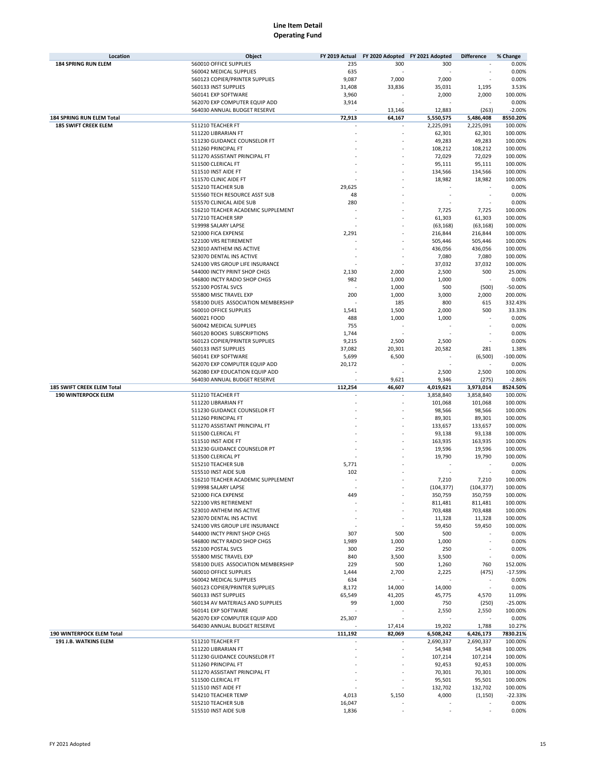# Line Item Detail
## Operating Fund

| Location | Object | FY 2019 Actual | FY 2020 Adopted | FY 2021 Adopted | Difference | % Change |
|---|---|---|---|---|---|---|
| **184 SPRING RUN ELEM** | 560010 OFFICE SUPPLIES | 235 | 300 | 300 | - | 0.00% |
| | 560042 MEDICAL SUPPLIES | 635 | - | - | - | 0.00% |
| | 560123 COPIER/PRINTER SUPPLIES | 9,087 | 7,000 | 7,000 | - | 0.00% |
| | 560133 INST SUPPLIES | 31,408 | 33,836 | 35,031 | 1,195 | 3.53% |
| | 560141 EXP SOFTWARE | 3,960 | - | 2,000 | 2,000 | 100.00% |
| | 562070 EXP COMPUTER EQUIP ADD | 3,914 | - | - | - | 0.00% |
| | 564030 ANNUAL BUDGET RESERVE | - | 13,146 | 12,883 | (263) | -2.00% |
| **184 SPRING RUN ELEM Total** | | **72,913** | **64,167** | **5,550,575** | **5,486,408** | **8550.20%** |
| **185 SWIFT CREEK ELEM** | 511210 TEACHER FT | - | - | 2,225,091 | 2,225,091 | 100.00% |
| | 511220 LIBRARIAN FT | - | - | 62,301 | 62,301 | 100.00% |
| | 511230 GUIDANCE COUNSELOR FT | - | - | 49,283 | 49,283 | 100.00% |
| | 511260 PRINCIPAL FT | - | - | 108,212 | 108,212 | 100.00% |
| | 511270 ASSISTANT PRINCIPAL FT | - | - | 72,029 | 72,029 | 100.00% |
| | 511500 CLERICAL FT | - | - | 95,111 | 95,111 | 100.00% |
| | 511510 INST AIDE FT | - | - | 134,566 | 134,566 | 100.00% |
| | 511570 CLINIC AIDE FT | - | - | 18,982 | 18,982 | 100.00% |
| | 515210 TEACHER SUB | 29,625 | - | - | - | 0.00% |
| | 515560 TECH RESOURCE ASST SUB | 48 | - | - | - | 0.00% |
| | 515570 CLINICAL AIDE SUB | 280 | - | - | - | 0.00% |
| | 516210 TEACHER ACADEMIC SUPPLEMENT | - | - | 7,725 | 7,725 | 100.00% |
| | 517210 TEACHER SRP | - | - | 61,303 | 61,303 | 100.00% |
| | 519998 SALARY LAPSE | - | - | (63,168) | (63,168) | 100.00% |
| | 521000 FICA EXPENSE | 2,291 | - | 216,844 | 216,844 | 100.00% |
| | 522100 VRS RETIREMENT | - | - | 505,446 | 505,446 | 100.00% |
| | 523010 ANTHEM INS ACTIVE | - | - | 436,056 | 436,056 | 100.00% |
| | 523070 DENTAL INS ACTIVE | - | - | 7,080 | 7,080 | 100.00% |
| | 524100 VRS GROUP LIFE INSURANCE | - | - | 37,032 | 37,032 | 100.00% |
| | 544000 INCTY PRINT SHOP CHGS | 2,130 | 2,000 | 2,500 | 500 | 25.00% |
| | 546800 INCTY RADIO SHOP CHGS | 982 | 1,000 | 1,000 | - | 0.00% |
| | 552100 POSTAL SVCS | - | 1,000 | 500 | (500) | -50.00% |
| | 555800 MISC TRAVEL EXP | 200 | 1,000 | 3,000 | 2,000 | 200.00% |
| | 558100 DUES ASSOCIATION MEMBERSHIP | - | 185 | 800 | 615 | 332.43% |
| | 560010 OFFICE SUPPLIES | 1,541 | 1,500 | 2,000 | 500 | 33.33% |
| | 560021 FOOD | 488 | 1,000 | 1,000 | - | 0.00% |
| | 560042 MEDICAL SUPPLIES | 755 | - | - | - | 0.00% |
| | 560120 BOOKS SUBSCRIPTIONS | 1,744 | - | - | - | 0.00% |
| | 560123 COPIER/PRINTER SUPPLIES | 9,215 | 2,500 | 2,500 | - | 0.00% |
| | 560133 INST SUPPLIES | 37,082 | 20,301 | 20,582 | 281 | 1.38% |
| | 560141 EXP SOFTWARE | 5,699 | 6,500 | - | (6,500) | -100.00% |
| | 562070 EXP COMPUTER EQUIP ADD | 20,172 | - | - | - | 0.00% |
| | 562080 EXP EDUCATION EQUIP ADD | - | - | 2,500 | 2,500 | 100.00% |
| | 564030 ANNUAL BUDGET RESERVE | - | 9,621 | 9,346 | (275) | -2.86% |
| **185 SWIFT CREEK ELEM Total** | | **112,254** | **46,607** | **4,019,621** | **3,973,014** | **8524.50%** |
| **190 WINTERPOCK ELEM** | 511210 TEACHER FT | - | - | 3,858,840 | 3,858,840 | 100.00% |
| | 511220 LIBRARIAN FT | - | - | 101,068 | 101,068 | 100.00% |
| | 511230 GUIDANCE COUNSELOR FT | - | - | 98,566 | 98,566 | 100.00% |
| | 511260 PRINCIPAL FT | - | - | 89,301 | 89,301 | 100.00% |
| | 511270 ASSISTANT PRINCIPAL FT | - | - | 133,657 | 133,657 | 100.00% |
| | 511500 CLERICAL FT | - | - | 93,138 | 93,138 | 100.00% |
| | 511510 INST AIDE FT | - | - | 163,935 | 163,935 | 100.00% |
| | 513230 GUIDANCE COUNSELOR PT | - | - | 19,596 | 19,596 | 100.00% |
| | 513500 CLERICAL PT | - | - | 19,790 | 19,790 | 100.00% |
| | 515210 TEACHER SUB | 5,771 | - | - | - | 0.00% |
| | 515510 INST AIDE SUB | 102 | - | - | - | 0.00% |
| | 516210 TEACHER ACADEMIC SUPPLEMENT | - | - | 7,210 | 7,210 | 100.00% |
| | 519998 SALARY LAPSE | - | - | (104,377) | (104,377) | 100.00% |
| | 521000 FICA EXPENSE | 449 | - | 350,759 | 350,759 | 100.00% |
| | 522100 VRS RETIREMENT | - | - | 811,481 | 811,481 | 100.00% |
| | 523010 ANTHEM INS ACTIVE | - | - | 703,488 | 703,488 | 100.00% |
| | 523070 DENTAL INS ACTIVE | - | - | 11,328 | 11,328 | 100.00% |
| | 524100 VRS GROUP LIFE INSURANCE | - | - | 59,450 | 59,450 | 100.00% |
| | 544000 INCTY PRINT SHOP CHGS | 307 | 500 | 500 | - | 0.00% |
| | 546800 INCTY RADIO SHOP CHGS | 1,989 | 1,000 | 1,000 | - | 0.00% |
| | 552100 POSTAL SVCS | 300 | 250 | 250 | - | 0.00% |
| | 555800 MISC TRAVEL EXP | 840 | 3,500 | 3,500 | - | 0.00% |
| | 558100 DUES ASSOCIATION MEMBERSHIP | 229 | 500 | 1,260 | 760 | 152.00% |
| | 560010 OFFICE SUPPLIES | 1,444 | 2,700 | 2,225 | (475) | -17.59% |
| | 560042 MEDICAL SUPPLIES | 634 | - | - | - | 0.00% |
| | 560123 COPIER/PRINTER SUPPLIES | 8,172 | 14,000 | 14,000 | - | 0.00% |
| | 560133 INST SUPPLIES | 65,549 | 41,205 | 45,775 | 4,570 | 11.09% |
| | 560134 AV MATERIALS AND SUPPLIES | 99 | 1,000 | 750 | (250) | -25.00% |
| | 560141 EXP SOFTWARE | - | - | 2,550 | 2,550 | 100.00% |
| | 562070 EXP COMPUTER EQUIP ADD | 25,307 | - | - | - | 0.00% |
| | 564030 ANNUAL BUDGET RESERVE | - | 17,414 | 19,202 | 1,788 | 10.27% |
| **190 WINTERPOCK ELEM Total** | | **111,192** | **82,069** | **6,508,242** | **6,426,173** | **7830.21%** |
| **191 J.B. WATKINS ELEM** | 511210 TEACHER FT | - | - | 2,690,337 | 2,690,337 | 100.00% |
| | 511220 LIBRARIAN FT | - | - | 54,948 | 54,948 | 100.00% |
| | 511230 GUIDANCE COUNSELOR FT | - | - | 107,214 | 107,214 | 100.00% |
| | 511260 PRINCIPAL FT | - | - | 92,453 | 92,453 | 100.00% |
| | 511270 ASSISTANT PRINCIPAL FT | - | - | 70,301 | 70,301 | 100.00% |
| | 511500 CLERICAL FT | - | - | 95,501 | 95,501 | 100.00% |
| | 511510 INST AIDE FT | - | - | 132,702 | 132,702 | 100.00% |
| | 514210 TEACHER TEMP | 4,013 | 5,150 | 4,000 | (1,150) | -22.33% |
| | 515210 TEACHER SUB | 16,047 | - | - | - | 0.00% |
| | 515510 INST AIDE SUB | 1,836 | - | - | - | 0.00% |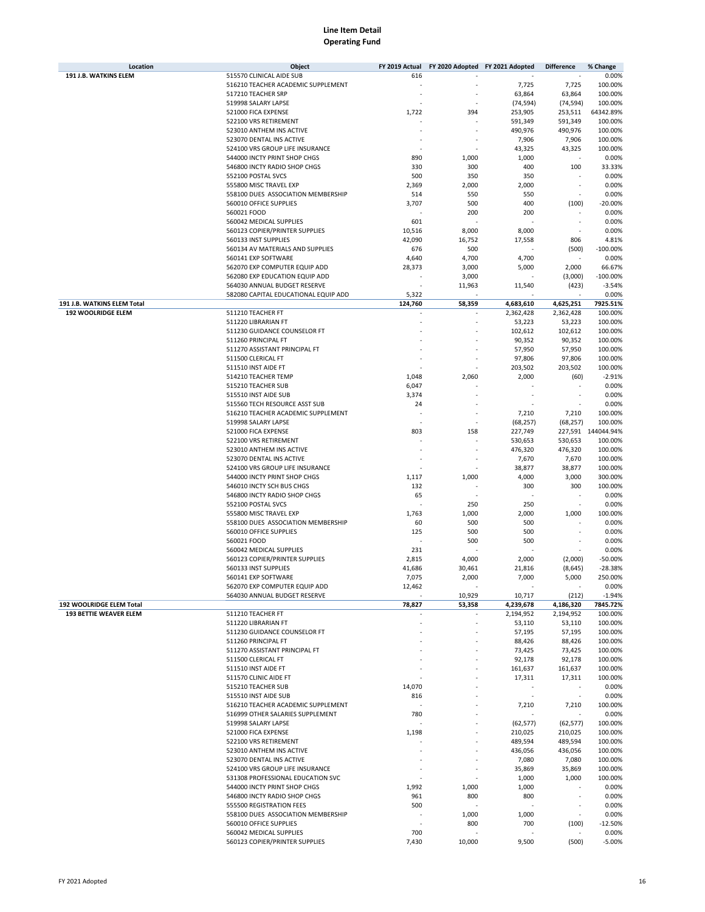# Line Item Detail
## Operating Fund

| Location | Object | FY 2019 Actual | FY 2020 Adopted | FY 2021 Adopted | Difference | % Change |
|---|---|---|---|---|---|---|
| **191 J.B. WATKINS ELEM** | 515570 CLINICAL AIDE SUB | 616 | - | - | - | 0.00% |
| | 516210 TEACHER ACADEMIC SUPPLEMENT | - | - | 7,725 | 7,725 | 100.00% |
| | 517210 TEACHER SRP | - | - | 63,864 | 63,864 | 100.00% |
| | 519998 SALARY LAPSE | - | - | (74,594) | (74,594) | 100.00% |
| | 521000 FICA EXPENSE | 1,722 | 394 | 253,905 | 253,511 | 64342.89% |
| | 522100 VRS RETIREMENT | - | - | 591,349 | 591,349 | 100.00% |
| | 523010 ANTHEM INS ACTIVE | - | - | 490,976 | 490,976 | 100.00% |
| | 523070 DENTAL INS ACTIVE | - | - | 7,906 | 7,906 | 100.00% |
| | 524100 VRS GROUP LIFE INSURANCE | - | - | 43,325 | 43,325 | 100.00% |
| | 544000 INCTY PRINT SHOP CHGS | 890 | 1,000 | 1,000 | - | 0.00% |
| | 546800 INCTY RADIO SHOP CHGS | 330 | 300 | 400 | 100 | 33.33% |
| | 552100 POSTAL SVCS | 500 | 350 | 350 | - | 0.00% |
| | 555800 MISC TRAVEL EXP | 2,369 | 2,000 | 2,000 | - | 0.00% |
| | 558100 DUES ASSOCIATION MEMBERSHIP | 514 | 550 | 550 | - | 0.00% |
| | 560010 OFFICE SUPPLIES | 3,707 | 500 | 400 | (100) | -20.00% |
| | 560021 FOOD | - | 200 | 200 | - | 0.00% |
| | 560042 MEDICAL SUPPLIES | 601 | - | - | - | 0.00% |
| | 560123 COPIER/PRINTER SUPPLIES | 10,516 | 8,000 | 8,000 | - | 0.00% |
| | 560133 INST SUPPLIES | 42,090 | 16,752 | 17,558 | 806 | 4.81% |
| | 560134 AV MATERIALS AND SUPPLIES | 676 | 500 | - | (500) | -100.00% |
| | 560141 EXP SOFTWARE | 4,640 | 4,700 | 4,700 | - | 0.00% |
| | 562070 EXP COMPUTER EQUIP ADD | 28,373 | 3,000 | 5,000 | 2,000 | 66.67% |
| | 562080 EXP EDUCATION EQUIP ADD | - | 3,000 | - | (3,000) | -100.00% |
| | 564030 ANNUAL BUDGET RESERVE | - | 11,963 | 11,540 | (423) | -3.54% |
| | 582080 CAPITAL EDUCATIONAL EQUIP ADD | 5,322 | - | - | - | 0.00% |
| **191 J.B. WATKINS ELEM Total** | | **124,760** | **58,359** | **4,683,610** | **4,625,251** | **7925.51%** |
| **192 WOOLRIDGE ELEM** | 511210 TEACHER FT | - | - | 2,362,428 | 2,362,428 | 100.00% |
| | 511220 LIBRARIAN FT | - | - | 53,223 | 53,223 | 100.00% |
| | 511230 GUIDANCE COUNSELOR FT | - | - | 102,612 | 102,612 | 100.00% |
| | 511260 PRINCIPAL FT | - | - | 90,352 | 90,352 | 100.00% |
| | 511270 ASSISTANT PRINCIPAL FT | - | - | 57,950 | 57,950 | 100.00% |
| | 511500 CLERICAL FT | - | - | 97,806 | 97,806 | 100.00% |
| | 511510 INST AIDE FT | - | - | 203,502 | 203,502 | 100.00% |
| | 514210 TEACHER TEMP | 1,048 | 2,060 | 2,000 | (60) | -2.91% |
| | 515210 TEACHER SUB | 6,047 | - | - | - | 0.00% |
| | 515510 INST AIDE SUB | 3,374 | - | - | - | 0.00% |
| | 515560 TECH RESOURCE ASST SUB | 24 | - | - | - | 0.00% |
| | 516210 TEACHER ACADEMIC SUPPLEMENT | - | - | 7,210 | 7,210 | 100.00% |
| | 519998 SALARY LAPSE | - | - | (68,257) | (68,257) | 100.00% |
| | 521000 FICA EXPENSE | 803 | 158 | 227,749 | 227,591 | 144044.94% |
| | 522100 VRS RETIREMENT | - | - | 530,653 | 530,653 | 100.00% |
| | 523010 ANTHEM INS ACTIVE | - | - | 476,320 | 476,320 | 100.00% |
| | 523070 DENTAL INS ACTIVE | - | - | 7,670 | 7,670 | 100.00% |
| | 524100 VRS GROUP LIFE INSURANCE | - | - | 38,877 | 38,877 | 100.00% |
| | 544000 INCTY PRINT SHOP CHGS | 1,117 | 1,000 | 4,000 | 3,000 | 300.00% |
| | 546010 INCTY SCH BUS CHGS | 132 | - | 300 | 300 | 100.00% |
| | 546800 INCTY RADIO SHOP CHGS | 65 | - | - | - | 0.00% |
| | 552100 POSTAL SVCS | - | 250 | 250 | - | 0.00% |
| | 555800 MISC TRAVEL EXP | 1,763 | 1,000 | 2,000 | 1,000 | 100.00% |
| | 558100 DUES ASSOCIATION MEMBERSHIP | 60 | 500 | 500 | - | 0.00% |
| | 560010 OFFICE SUPPLIES | 125 | 500 | 500 | - | 0.00% |
| | 560021 FOOD | - | 500 | 500 | - | 0.00% |
| | 560042 MEDICAL SUPPLIES | 231 | - | - | - | 0.00% |
| | 560123 COPIER/PRINTER SUPPLIES | 2,815 | 4,000 | 2,000 | (2,000) | -50.00% |
| | 560133 INST SUPPLIES | 41,686 | 30,461 | 21,816 | (8,645) | -28.38% |
| | 560141 EXP SOFTWARE | 7,075 | 2,000 | 7,000 | 5,000 | 250.00% |
| | 562070 EXP COMPUTER EQUIP ADD | 12,462 | - | - | - | 0.00% |
| | 564030 ANNUAL BUDGET RESERVE | - | 10,929 | 10,717 | (212) | -1.94% |
| **192 WOOLRIDGE ELEM Total** | | **78,827** | **53,358** | **4,239,678** | **4,186,320** | **7845.72%** |
| **193 BETTIE WEAVER ELEM** | 511210 TEACHER FT | - | - | 2,194,952 | 2,194,952 | 100.00% |
| | 511220 LIBRARIAN FT | - | - | 53,110 | 53,110 | 100.00% |
| | 511230 GUIDANCE COUNSELOR FT | - | - | 57,195 | 57,195 | 100.00% |
| | 511260 PRINCIPAL FT | - | - | 88,426 | 88,426 | 100.00% |
| | 511270 ASSISTANT PRINCIPAL FT | - | - | 73,425 | 73,425 | 100.00% |
| | 511500 CLERICAL FT | - | - | 92,178 | 92,178 | 100.00% |
| | 511510 INST AIDE FT | - | - | 161,637 | 161,637 | 100.00% |
| | 511570 CLINIC AIDE FT | - | - | 17,311 | 17,311 | 100.00% |
| | 515210 TEACHER SUB | 14,070 | - | - | - | 0.00% |
| | 515510 INST AIDE SUB | 816 | - | - | - | 0.00% |
| | 516210 TEACHER ACADEMIC SUPPLEMENT | - | - | 7,210 | 7,210 | 100.00% |
| | 516999 OTHER SALARIES SUPPLEMENT | 780 | - | - | - | 0.00% |
| | 519998 SALARY LAPSE | - | - | (62,577) | (62,577) | 100.00% |
| | 521000 FICA EXPENSE | 1,198 | - | 210,025 | 210,025 | 100.00% |
| | 522100 VRS RETIREMENT | - | - | 489,594 | 489,594 | 100.00% |
| | 523010 ANTHEM INS ACTIVE | - | - | 436,056 | 436,056 | 100.00% |
| | 523070 DENTAL INS ACTIVE | - | - | 7,080 | 7,080 | 100.00% |
| | 524100 VRS GROUP LIFE INSURANCE | - | - | 35,869 | 35,869 | 100.00% |
| | 531308 PROFESSIONAL EDUCATION SVC | - | - | 1,000 | 1,000 | 100.00% |
| | 544000 INCTY PRINT SHOP CHGS | 1,992 | 1,000 | 1,000 | - | 0.00% |
| | 546800 INCTY RADIO SHOP CHGS | 961 | 800 | 800 | - | 0.00% |
| | 555500 REGISTRATION FEES | 500 | - | - | - | 0.00% |
| | 558100 DUES ASSOCIATION MEMBERSHIP | - | 1,000 | 1,000 | - | 0.00% |
| | 560010 OFFICE SUPPLIES | - | 800 | 700 | (100) | -12.50% |
| | 560042 MEDICAL SUPPLIES | 700 | - | - | - | 0.00% |
| | 560123 COPIER/PRINTER SUPPLIES | 7,430 | 10,000 | 9,500 | (500) | -5.00% |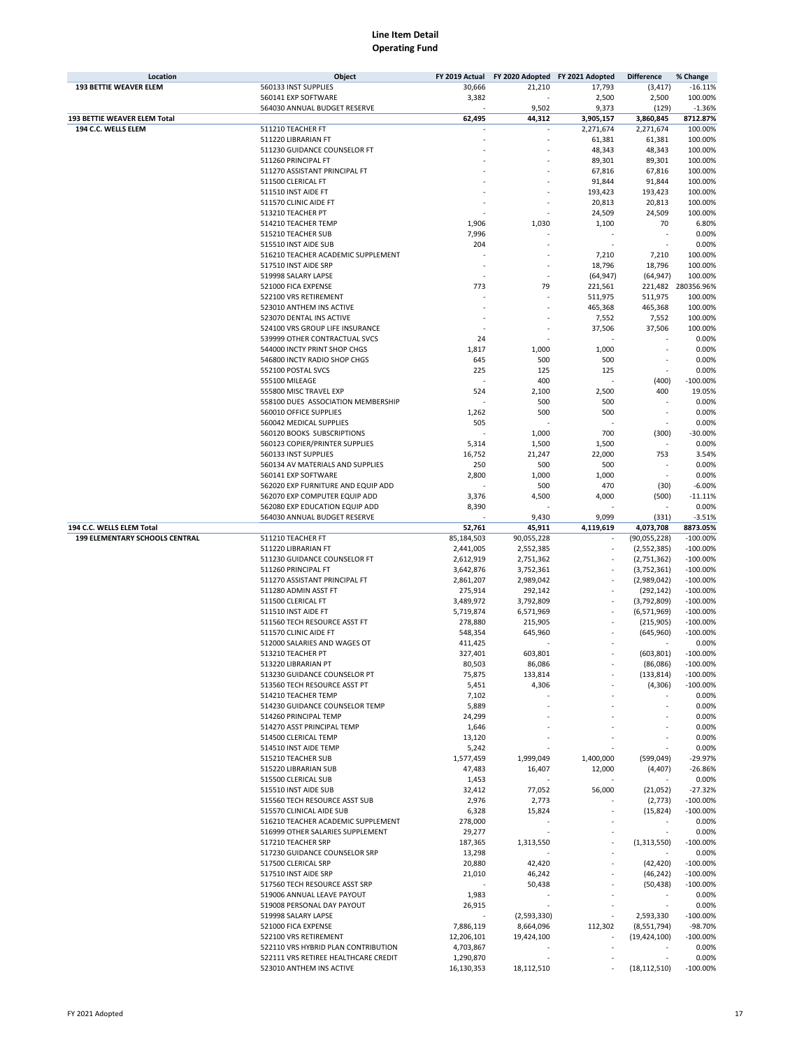# Line Item Detail
## Operating Fund

| Location | Object | FY 2019 Actual | FY 2020 Adopted | FY 2021 Adopted | Difference | % Change |
|---|---|---|---|---|---|---|
| **193 BETTIE WEAVER ELEM** | 560133 INST SUPPLIES | 30,666 | 21,210 | 17,793 | (3,417) | -16.11% |
| | 560141 EXP SOFTWARE | 3,382 | - | 2,500 | 2,500 | 100.00% |
| | 564030 ANNUAL BUDGET RESERVE | - | 9,502 | 9,373 | (129) | -1.36% |
| **193 BETTIE WEAVER ELEM Total** | | **62,495** | **44,312** | **3,905,157** | **3,860,845** | **8712.87%** |
| **194 C.C. WELLS ELEM** | 511210 TEACHER FT | - | - | 2,271,674 | 2,271,674 | 100.00% |
| | 511220 LIBRARIAN FT | - | - | 61,381 | 61,381 | 100.00% |
| | 511230 GUIDANCE COUNSELOR FT | - | - | 48,343 | 48,343 | 100.00% |
| | 511260 PRINCIPAL FT | - | - | 89,301 | 89,301 | 100.00% |
| | 511270 ASSISTANT PRINCIPAL FT | - | - | 67,816 | 67,816 | 100.00% |
| | 511500 CLERICAL FT | - | - | 91,844 | 91,844 | 100.00% |
| | 511510 INST AIDE FT | - | - | 193,423 | 193,423 | 100.00% |
| | 511570 CLINIC AIDE FT | - | - | 20,813 | 20,813 | 100.00% |
| | 513210 TEACHER PT | - | - | 24,509 | 24,509 | 100.00% |
| | 514210 TEACHER TEMP | 1,906 | 1,030 | 1,100 | 70 | 6.80% |
| | 515210 TEACHER SUB | 7,996 | - | - | - | 0.00% |
| | 515510 INST AIDE SUB | 204 | - | - | - | 0.00% |
| | 516210 TEACHER ACADEMIC SUPPLEMENT | - | - | 7,210 | 7,210 | 100.00% |
| | 517510 INST AIDE SRP | - | - | 18,796 | 18,796 | 100.00% |
| | 519998 SALARY LAPSE | - | - | (64,947) | (64,947) | 100.00% |
| | 521000 FICA EXPENSE | 773 | 79 | 221,561 | 221,482 | 280356.96% |
| | 522100 VRS RETIREMENT | - | - | 511,975 | 511,975 | 100.00% |
| | 523010 ANTHEM INS ACTIVE | - | - | 465,368 | 465,368 | 100.00% |
| | 523070 DENTAL INS ACTIVE | - | - | 7,552 | 7,552 | 100.00% |
| | 524100 VRS GROUP LIFE INSURANCE | - | - | 37,506 | 37,506 | 100.00% |
| | 539999 OTHER CONTRACTUAL SVCS | 24 | - | - | - | 0.00% |
| | 544000 INCTY PRINT SHOP CHGS | 1,817 | 1,000 | 1,000 | - | 0.00% |
| | 546800 INCTY RADIO SHOP CHGS | 645 | 500 | 500 | - | 0.00% |
| | 552100 POSTAL SVCS | 225 | 125 | 125 | - | 0.00% |
| | 555100 MILEAGE | - | 400 | - | (400) | -100.00% |
| | 555800 MISC TRAVEL EXP | 524 | 2,100 | 2,500 | 400 | 19.05% |
| | 558100 DUES ASSOCIATION MEMBERSHIP | - | 500 | 500 | - | 0.00% |
| | 560010 OFFICE SUPPLIES | 1,262 | 500 | 500 | - | 0.00% |
| | 560042 MEDICAL SUPPLIES | 505 | - | - | - | 0.00% |
| | 560120 BOOKS SUBSCRIPTIONS | - | 1,000 | 700 | (300) | -30.00% |
| | 560123 COPIER/PRINTER SUPPLIES | 5,314 | 1,500 | 1,500 | - | 0.00% |
| | 560133 INST SUPPLIES | 16,752 | 21,247 | 22,000 | 753 | 3.54% |
| | 560134 AV MATERIALS AND SUPPLIES | 250 | 500 | 500 | - | 0.00% |
| | 560141 EXP SOFTWARE | 2,800 | 1,000 | 1,000 | - | 0.00% |
| | 562020 EXP FURNITURE AND EQUIP ADD | - | 500 | 470 | (30) | -6.00% |
| | 562070 EXP COMPUTER EQUIP ADD | 3,376 | 4,500 | 4,000 | (500) | -11.11% |
| | 562080 EXP EDUCATION EQUIP ADD | 8,390 | - | - | - | 0.00% |
| | 564030 ANNUAL BUDGET RESERVE | - | 9,430 | 9,099 | (331) | -3.51% |
| **194 C.C. WELLS ELEM Total** | | **52,761** | **45,911** | **4,119,619** | **4,073,708** | **8873.05%** |
| **199 ELEMENTARY SCHOOLS CENTRAL** | 511210 TEACHER FT | 85,184,503 | 90,055,228 | - | (90,055,228) | -100.00% |
| | 511220 LIBRARIAN FT | 2,441,005 | 2,552,385 | - | (2,552,385) | -100.00% |
| | 511230 GUIDANCE COUNSELOR FT | 2,612,919 | 2,751,362 | - | (2,751,362) | -100.00% |
| | 511260 PRINCIPAL FT | 3,642,876 | 3,752,361 | - | (3,752,361) | -100.00% |
| | 511270 ASSISTANT PRINCIPAL FT | 2,861,207 | 2,989,042 | - | (2,989,042) | -100.00% |
| | 511280 ADMIN ASST FT | 275,914 | 292,142 | - | (292,142) | -100.00% |
| | 511500 CLERICAL FT | 3,489,972 | 3,792,809 | - | (3,792,809) | -100.00% |
| | 511510 INST AIDE FT | 5,719,874 | 6,571,969 | - | (6,571,969) | -100.00% |
| | 511560 TECH RESOURCE ASST FT | 278,880 | 215,905 | - | (215,905) | -100.00% |
| | 511570 CLINIC AIDE FT | 548,354 | 645,960 | - | (645,960) | -100.00% |
| | 512000 SALARIES AND WAGES OT | 411,425 | - | - | - | 0.00% |
| | 513210 TEACHER PT | 327,401 | 603,801 | - | (603,801) | -100.00% |
| | 513220 LIBRARIAN PT | 80,503 | 86,086 | - | (86,086) | -100.00% |
| | 513230 GUIDANCE COUNSELOR PT | 75,875 | 133,814 | - | (133,814) | -100.00% |
| | 513560 TECH RESOURCE ASST PT | 5,451 | 4,306 | - | (4,306) | -100.00% |
| | 514210 TEACHER TEMP | 7,102 | - | - | - | 0.00% |
| | 514230 GUIDANCE COUNSELOR TEMP | 5,889 | - | - | - | 0.00% |
| | 514260 PRINCIPAL TEMP | 24,299 | - | - | - | 0.00% |
| | 514270 ASST PRINCIPAL TEMP | 1,646 | - | - | - | 0.00% |
| | 514500 CLERICAL TEMP | 13,120 | - | - | - | 0.00% |
| | 514510 INST AIDE TEMP | 5,242 | - | - | - | 0.00% |
| | 515210 TEACHER SUB | 1,577,459 | 1,999,049 | 1,400,000 | (599,049) | -29.97% |
| | 515220 LIBRARIAN SUB | 47,483 | 16,407 | 12,000 | (4,407) | -26.86% |
| | 515500 CLERICAL SUB | 1,453 | - | - | - | 0.00% |
| | 515510 INST AIDE SUB | 32,412 | 77,052 | 56,000 | (21,052) | -27.32% |
| | 515560 TECH RESOURCE ASST SUB | 2,976 | 2,773 | - | (2,773) | -100.00% |
| | 515570 CLINICAL AIDE SUB | 6,328 | 15,824 | - | (15,824) | -100.00% |
| | 516210 TEACHER ACADEMIC SUPPLEMENT | 278,000 | - | - | - | 0.00% |
| | 516999 OTHER SALARIES SUPPLEMENT | 29,277 | - | - | - | 0.00% |
| | 517210 TEACHER SRP | 187,365 | 1,313,550 | - | (1,313,550) | -100.00% |
| | 517230 GUIDANCE COUNSELOR SRP | 13,298 | - | - | - | 0.00% |
| | 517500 CLERICAL SRP | 20,880 | 42,420 | - | (42,420) | -100.00% |
| | 517510 INST AIDE SRP | 21,010 | 46,242 | - | (46,242) | -100.00% |
| | 517560 TECH RESOURCE ASST SRP | - | 50,438 | - | (50,438) | -100.00% |
| | 519006 ANNUAL LEAVE PAYOUT | 1,983 | - | - | - | 0.00% |
| | 519008 PERSONAL DAY PAYOUT | 26,915 | - | - | - | 0.00% |
| | 519998 SALARY LAPSE | - | (2,593,330) | - | 2,593,330 | -100.00% |
| | 521000 FICA EXPENSE | 7,886,119 | 8,664,096 | 112,302 | (8,551,794) | -98.70% |
| | 522100 VRS RETIREMENT | 12,206,101 | 19,424,100 | - | (19,424,100) | -100.00% |
| | 522110 VRS HYBRID PLAN CONTRIBUTION | 4,703,867 | - | - | - | 0.00% |
| | 522111 VRS RETIREE HEALTHCARE CREDIT | 1,290,870 | - | - | - | 0.00% |
| | 523010 ANTHEM INS ACTIVE | 16,130,353 | 18,112,510 | - | (18,112,510) | -100.00% |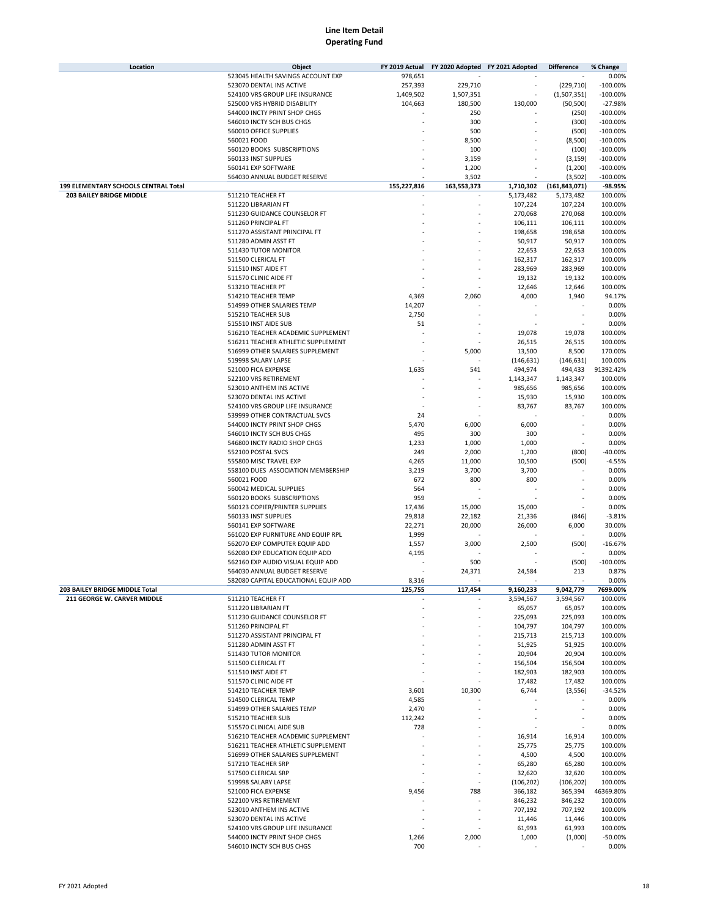# Line Item Detail
## Operating Fund

| Location | Object | FY 2019 Actual | FY 2020 Adopted | FY 2021 Adopted | Difference | % Change |
|---|---|---|---|---|---|---|
| | 523045 HEALTH SAVINGS ACCOUNT EXP | 978,651 | - | - | - | 0.00% |
| | 523070 DENTAL INS ACTIVE | 257,393 | 229,710 | - | (229,710) | -100.00% |
| | 524100 VRS GROUP LIFE INSURANCE | 1,409,502 | 1,507,351 | - | (1,507,351) | -100.00% |
| | 525000 VRS HYBRID DISABILITY | 104,663 | 180,500 | 130,000 | (50,500) | -27.98% |
| | 544000 INCTY PRINT SHOP CHGS | - | 250 | - | (250) | -100.00% |
| | 546010 INCTY SCH BUS CHGS | - | 300 | - | (300) | -100.00% |
| | 560010 OFFICE SUPPLIES | - | 500 | - | (500) | -100.00% |
| | 560021 FOOD | - | 8,500 | - | (8,500) | -100.00% |
| | 560120 BOOKS SUBSCRIPTIONS | - | 100 | - | (100) | -100.00% |
| | 560133 INST SUPPLIES | - | 3,159 | - | (3,159) | -100.00% |
| | 560141 EXP SOFTWARE | - | 1,200 | - | (1,200) | -100.00% |
| | 564030 ANNUAL BUDGET RESERVE | - | 3,502 | - | (3,502) | -100.00% |
| **199 ELEMENTARY SCHOOLS CENTRAL Total** | | **155,227,816** | **163,553,373** | **1,710,302** | **(161,843,071)** | **-98.95%** |
| **203 BAILEY BRIDGE MIDDLE** | 511210 TEACHER FT | - | - | 5,173,482 | 5,173,482 | 100.00% |
| | 511220 LIBRARIAN FT | - | - | 107,224 | 107,224 | 100.00% |
| | 511230 GUIDANCE COUNSELOR FT | - | - | 270,068 | 270,068 | 100.00% |
| | 511260 PRINCIPAL FT | - | - | 106,111 | 106,111 | 100.00% |
| | 511270 ASSISTANT PRINCIPAL FT | - | - | 198,658 | 198,658 | 100.00% |
| | 511280 ADMIN ASST FT | - | - | 50,917 | 50,917 | 100.00% |
| | 511430 TUTOR MONITOR | - | - | 22,653 | 22,653 | 100.00% |
| | 511500 CLERICAL FT | - | - | 162,317 | 162,317 | 100.00% |
| | 511510 INST AIDE FT | - | - | 283,969 | 283,969 | 100.00% |
| | 511570 CLINIC AIDE FT | - | - | 19,132 | 19,132 | 100.00% |
| | 513210 TEACHER PT | - | - | 12,646 | 12,646 | 100.00% |
| | 514210 TEACHER TEMP | 4,369 | 2,060 | 4,000 | 1,940 | 94.17% |
| | 514999 OTHER SALARIES TEMP | 14,207 | - | - | - | 0.00% |
| | 515210 TEACHER SUB | 2,750 | - | - | - | 0.00% |
| | 515510 INST AIDE SUB | 51 | - | - | - | 0.00% |
| | 516210 TEACHER ACADEMIC SUPPLEMENT | - | - | 19,078 | 19,078 | 100.00% |
| | 516211 TEACHER ATHLETIC SUPPLEMENT | - | - | 26,515 | 26,515 | 100.00% |
| | 516999 OTHER SALARIES SUPPLEMENT | - | 5,000 | 13,500 | 8,500 | 170.00% |
| | 519998 SALARY LAPSE | - | - | (146,631) | (146,631) | 100.00% |
| | 521000 FICA EXPENSE | 1,635 | 541 | 494,974 | 494,433 | 91392.42% |
| | 522100 VRS RETIREMENT | - | - | 1,143,347 | 1,143,347 | 100.00% |
| | 523010 ANTHEM INS ACTIVE | - | - | 985,656 | 985,656 | 100.00% |
| | 523070 DENTAL INS ACTIVE | - | - | 15,930 | 15,930 | 100.00% |
| | 524100 VRS GROUP LIFE INSURANCE | - | - | 83,767 | 83,767 | 100.00% |
| | 539999 OTHER CONTRACTUAL SVCS | 24 | - | - | - | 0.00% |
| | 544000 INCTY PRINT SHOP CHGS | 5,470 | 6,000 | 6,000 | - | 0.00% |
| | 546010 INCTY SCH BUS CHGS | 495 | 300 | 300 | - | 0.00% |
| | 546800 INCTY RADIO SHOP CHGS | 1,233 | 1,000 | 1,000 | - | 0.00% |
| | 552100 POSTAL SVCS | 249 | 2,000 | 1,200 | (800) | -40.00% |
| | 555800 MISC TRAVEL EXP | 4,265 | 11,000 | 10,500 | (500) | -4.55% |
| | 558100 DUES ASSOCIATION MEMBERSHIP | 3,219 | 3,700 | 3,700 | - | 0.00% |
| | 560021 FOOD | 672 | 800 | 800 | - | 0.00% |
| | 560042 MEDICAL SUPPLIES | 564 | - | - | - | 0.00% |
| | 560120 BOOKS SUBSCRIPTIONS | 959 | - | - | - | 0.00% |
| | 560123 COPIER/PRINTER SUPPLIES | 17,436 | 15,000 | 15,000 | - | 0.00% |
| | 560133 INST SUPPLIES | 29,818 | 22,182 | 21,336 | (846) | -3.81% |
| | 560141 EXP SOFTWARE | 22,271 | 20,000 | 26,000 | 6,000 | 30.00% |
| | 561020 EXP FURNITURE AND EQUIP RPL | 1,999 | - | - | - | 0.00% |
| | 562070 EXP COMPUTER EQUIP ADD | 1,557 | 3,000 | 2,500 | (500) | -16.67% |
| | 562080 EXP EDUCATION EQUIP ADD | 4,195 | - | - | - | 0.00% |
| | 562160 EXP AUDIO VISUAL EQUIP ADD | - | 500 | - | (500) | -100.00% |
| | 564030 ANNUAL BUDGET RESERVE | - | 24,371 | 24,584 | 213 | 0.87% |
| | 582080 CAPITAL EDUCATIONAL EQUIP ADD | 8,316 | - | - | - | 0.00% |
| **203 BAILEY BRIDGE MIDDLE Total** | | **125,755** | **117,454** | **9,160,233** | **9,042,779** | **7699.00%** |
| **211 GEORGE W. CARVER MIDDLE** | 511210 TEACHER FT | - | - | 3,594,567 | 3,594,567 | 100.00% |
| | 511220 LIBRARIAN FT | - | - | 65,057 | 65,057 | 100.00% |
| | 511230 GUIDANCE COUNSELOR FT | - | - | 225,093 | 225,093 | 100.00% |
| | 511260 PRINCIPAL FT | - | - | 104,797 | 104,797 | 100.00% |
| | 511270 ASSISTANT PRINCIPAL FT | - | - | 215,713 | 215,713 | 100.00% |
| | 511280 ADMIN ASST FT | - | - | 51,925 | 51,925 | 100.00% |
| | 511430 TUTOR MONITOR | - | - | 20,904 | 20,904 | 100.00% |
| | 511500 CLERICAL FT | - | - | 156,504 | 156,504 | 100.00% |
| | 511510 INST AIDE FT | - | - | 182,903 | 182,903 | 100.00% |
| | 511570 CLINIC AIDE FT | - | - | 17,482 | 17,482 | 100.00% |
| | 514210 TEACHER TEMP | 3,601 | 10,300 | 6,744 | (3,556) | -34.52% |
| | 514500 CLERICAL TEMP | 4,585 | - | - | - | 0.00% |
| | 514999 OTHER SALARIES TEMP | 2,470 | - | - | - | 0.00% |
| | 515210 TEACHER SUB | 112,242 | - | - | - | 0.00% |
| | 515570 CLINICAL AIDE SUB | 728 | - | - | - | 0.00% |
| | 516210 TEACHER ACADEMIC SUPPLEMENT | - | - | 16,914 | 16,914 | 100.00% |
| | 516211 TEACHER ATHLETIC SUPPLEMENT | - | - | 25,775 | 25,775 | 100.00% |
| | 516999 OTHER SALARIES SUPPLEMENT | - | - | 4,500 | 4,500 | 100.00% |
| | 517210 TEACHER SRP | - | - | 65,280 | 65,280 | 100.00% |
| | 517500 CLERICAL SRP | - | - | 32,620 | 32,620 | 100.00% |
| | 519998 SALARY LAPSE | - | - | (106,202) | (106,202) | 100.00% |
| | 521000 FICA EXPENSE | 9,456 | 788 | 366,182 | 365,394 | 46369.80% |
| | 522100 VRS RETIREMENT | - | - | 846,232 | 846,232 | 100.00% |
| | 523010 ANTHEM INS ACTIVE | - | - | 707,192 | 707,192 | 100.00% |
| | 523070 DENTAL INS ACTIVE | - | - | 11,446 | 11,446 | 100.00% |
| | 524100 VRS GROUP LIFE INSURANCE | - | - | 61,993 | 61,993 | 100.00% |
| | 544000 INCTY PRINT SHOP CHGS | 1,266 | 2,000 | 1,000 | (1,000) | -50.00% |
| | 546010 INCTY SCH BUS CHGS | 700 | - | - | - | 0.00% |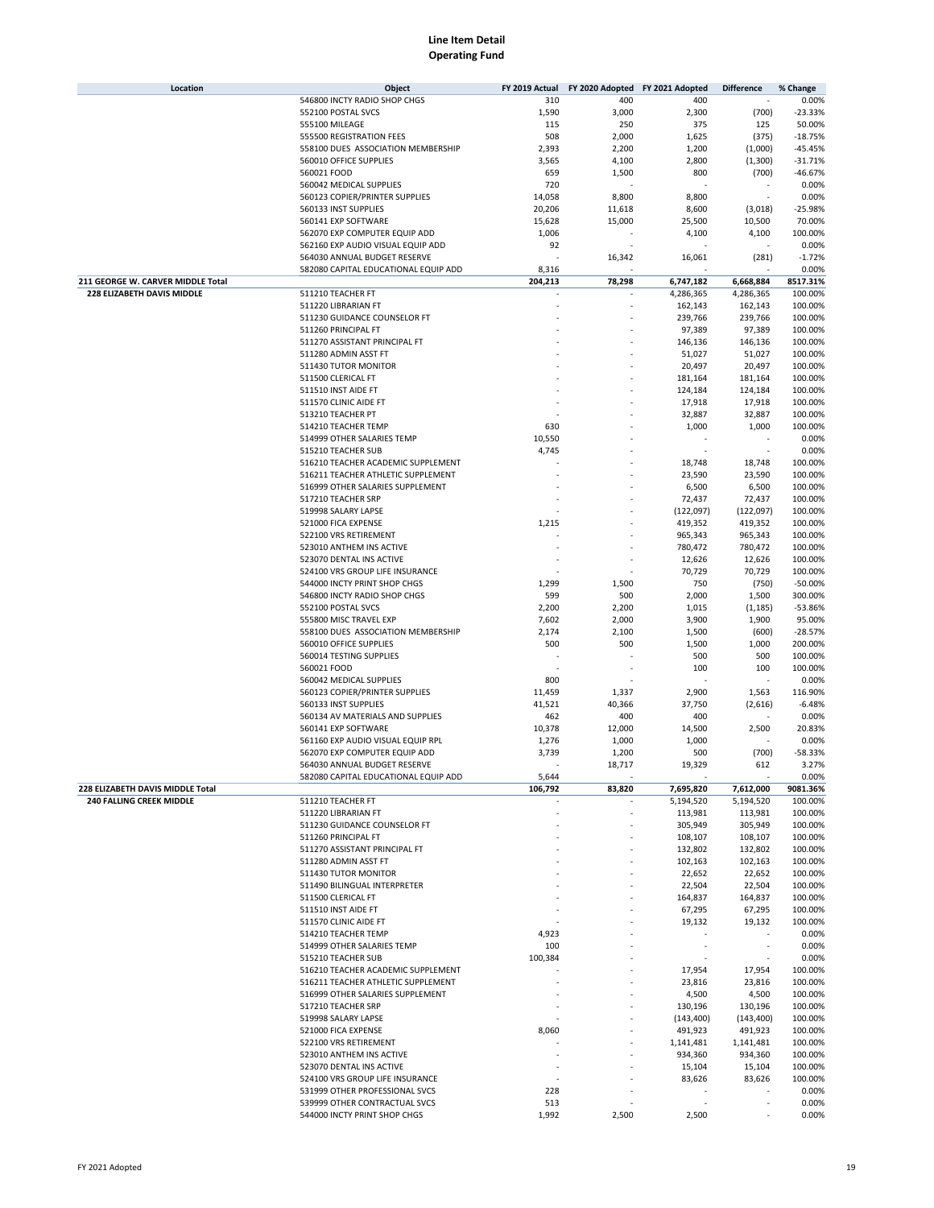# Line Item Detail
## Operating Fund

| Location | Object | FY 2019 Actual | FY 2020 Adopted | FY 2021 Adopted | Difference | % Change |
|---|---|---|---|---|---|---|
| | 546800 INCTY RADIO SHOP CHGS | 310 | 400 | 400 | - | 0.00% |
| | 552100 POSTAL SVCS | 1,590 | 3,000 | 2,300 | (700) | -23.33% |
| | 555100 MILEAGE | 115 | 250 | 375 | 125 | 50.00% |
| | 555500 REGISTRATION FEES | 508 | 2,000 | 1,625 | (375) | -18.75% |
| | 558100 DUES ASSOCIATION MEMBERSHIP | 2,393 | 2,200 | 1,200 | (1,000) | -45.45% |
| | 560010 OFFICE SUPPLIES | 3,565 | 4,100 | 2,800 | (1,300) | -31.71% |
| | 560021 FOOD | 659 | 1,500 | 800 | (700) | -46.67% |
| | 560042 MEDICAL SUPPLIES | 720 | - | - | - | 0.00% |
| | 560123 COPIER/PRINTER SUPPLIES | 14,058 | 8,800 | 8,800 | - | 0.00% |
| | 560133 INST SUPPLIES | 20,206 | 11,618 | 8,600 | (3,018) | -25.98% |
| | 560141 EXP SOFTWARE | 15,628 | 15,000 | 25,500 | 10,500 | 70.00% |
| | 562070 EXP COMPUTER EQUIP ADD | 1,006 | - | 4,100 | 4,100 | 100.00% |
| | 562160 EXP AUDIO VISUAL EQUIP ADD | 92 | - | - | - | 0.00% |
| | 564030 ANNUAL BUDGET RESERVE | - | 16,342 | 16,061 | (281) | -1.72% |
| | 582080 CAPITAL EDUCATIONAL EQUIP ADD | 8,316 | - | - | - | 0.00% |
| **211 GEORGE W. CARVER MIDDLE Total** | | **204,213** | **78,298** | **6,747,182** | **6,668,884** | **8517.31%** |
| **228 ELIZABETH DAVIS MIDDLE** | 511210 TEACHER FT | - | - | 4,286,365 | 4,286,365 | 100.00% |
| | 511220 LIBRARIAN FT | - | - | 162,143 | 162,143 | 100.00% |
| | 511230 GUIDANCE COUNSELOR FT | - | - | 239,766 | 239,766 | 100.00% |
| | 511260 PRINCIPAL FT | - | - | 97,389 | 97,389 | 100.00% |
| | 511270 ASSISTANT PRINCIPAL FT | - | - | 146,136 | 146,136 | 100.00% |
| | 511280 ADMIN ASST FT | - | - | 51,027 | 51,027 | 100.00% |
| | 511430 TUTOR MONITOR | - | - | 20,497 | 20,497 | 100.00% |
| | 511500 CLERICAL FT | - | - | 181,164 | 181,164 | 100.00% |
| | 511510 INST AIDE FT | - | - | 124,184 | 124,184 | 100.00% |
| | 511570 CLINIC AIDE FT | - | - | 17,918 | 17,918 | 100.00% |
| | 513210 TEACHER PT | - | - | 32,887 | 32,887 | 100.00% |
| | 514210 TEACHER TEMP | 630 | - | 1,000 | 1,000 | 100.00% |
| | 514999 OTHER SALARIES TEMP | 10,550 | - | - | - | 0.00% |
| | 515210 TEACHER SUB | 4,745 | - | - | - | 0.00% |
| | 516210 TEACHER ACADEMIC SUPPLEMENT | - | - | 18,748 | 18,748 | 100.00% |
| | 516211 TEACHER ATHLETIC SUPPLEMENT | - | - | 23,590 | 23,590 | 100.00% |
| | 516999 OTHER SALARIES SUPPLEMENT | - | - | 6,500 | 6,500 | 100.00% |
| | 517210 TEACHER SRP | - | - | 72,437 | 72,437 | 100.00% |
| | 519998 SALARY LAPSE | - | - | (122,097) | (122,097) | 100.00% |
| | 521000 FICA EXPENSE | 1,215 | - | 419,352 | 419,352 | 100.00% |
| | 522100 VRS RETIREMENT | - | - | 965,343 | 965,343 | 100.00% |
| | 523010 ANTHEM INS ACTIVE | - | - | 780,472 | 780,472 | 100.00% |
| | 523070 DENTAL INS ACTIVE | - | - | 12,626 | 12,626 | 100.00% |
| | 524100 VRS GROUP LIFE INSURANCE | - | - | 70,729 | 70,729 | 100.00% |
| | 544000 INCTY PRINT SHOP CHGS | 1,299 | 1,500 | 750 | (750) | -50.00% |
| | 546800 INCTY RADIO SHOP CHGS | 599 | 500 | 2,000 | 1,500 | 300.00% |
| | 552100 POSTAL SVCS | 2,200 | 2,200 | 1,015 | (1,185) | -53.86% |
| | 555800 MISC TRAVEL EXP | 7,602 | 2,000 | 3,900 | 1,900 | 95.00% |
| | 558100 DUES ASSOCIATION MEMBERSHIP | 2,174 | 2,100 | 1,500 | (600) | -28.57% |
| | 560010 OFFICE SUPPLIES | 500 | 500 | 1,500 | 1,000 | 200.00% |
| | 560014 TESTING SUPPLIES | - | - | 500 | 500 | 100.00% |
| | 560021 FOOD | - | - | 100 | 100 | 100.00% |
| | 560042 MEDICAL SUPPLIES | 800 | - | - | - | 0.00% |
| | 560123 COPIER/PRINTER SUPPLIES | 11,459 | 1,337 | 2,900 | 1,563 | 116.90% |
| | 560133 INST SUPPLIES | 41,521 | 40,366 | 37,750 | (2,616) | -6.48% |
| | 560134 AV MATERIALS AND SUPPLIES | 462 | 400 | 400 | - | 0.00% |
| | 560141 EXP SOFTWARE | 10,378 | 12,000 | 14,500 | 2,500 | 20.83% |
| | 561160 EXP AUDIO VISUAL EQUIP RPL | 1,276 | 1,000 | 1,000 | - | 0.00% |
| | 562070 EXP COMPUTER EQUIP ADD | 3,739 | 1,200 | 500 | (700) | -58.33% |
| | 564030 ANNUAL BUDGET RESERVE | - | 18,717 | 19,329 | 612 | 3.27% |
| | 582080 CAPITAL EDUCATIONAL EQUIP ADD | 5,644 | - | - | - | 0.00% |
| **228 ELIZABETH DAVIS MIDDLE Total** | | **106,792** | **83,820** | **7,695,820** | **7,612,000** | **9081.36%** |
| **240 FALLING CREEK MIDDLE** | 511210 TEACHER FT | - | - | 5,194,520 | 5,194,520 | 100.00% |
| | 511220 LIBRARIAN FT | - | - | 113,981 | 113,981 | 100.00% |
| | 511230 GUIDANCE COUNSELOR FT | - | - | 305,949 | 305,949 | 100.00% |
| | 511260 PRINCIPAL FT | - | - | 108,107 | 108,107 | 100.00% |
| | 511270 ASSISTANT PRINCIPAL FT | - | - | 132,802 | 132,802 | 100.00% |
| | 511280 ADMIN ASST FT | - | - | 102,163 | 102,163 | 100.00% |
| | 511430 TUTOR MONITOR | - | - | 22,652 | 22,652 | 100.00% |
| | 511490 BILINGUAL INTERPRETER | - | - | 22,504 | 22,504 | 100.00% |
| | 511500 CLERICAL FT | - | - | 164,837 | 164,837 | 100.00% |
| | 511510 INST AIDE FT | - | - | 67,295 | 67,295 | 100.00% |
| | 511570 CLINIC AIDE FT | - | - | 19,132 | 19,132 | 100.00% |
| | 514210 TEACHER TEMP | 4,923 | - | - | - | 0.00% |
| | 514999 OTHER SALARIES TEMP | 100 | - | - | - | 0.00% |
| | 515210 TEACHER SUB | 100,384 | - | - | - | 0.00% |
| | 516210 TEACHER ACADEMIC SUPPLEMENT | - | - | 17,954 | 17,954 | 100.00% |
| | 516211 TEACHER ATHLETIC SUPPLEMENT | - | - | 23,816 | 23,816 | 100.00% |
| | 516999 OTHER SALARIES SUPPLEMENT | - | - | 4,500 | 4,500 | 100.00% |
| | 517210 TEACHER SRP | - | - | 130,196 | 130,196 | 100.00% |
| | 519998 SALARY LAPSE | - | - | (143,400) | (143,400) | 100.00% |
| | 521000 FICA EXPENSE | 8,060 | - | 491,923 | 491,923 | 100.00% |
| | 522100 VRS RETIREMENT | - | - | 1,141,481 | 1,141,481 | 100.00% |
| | 523010 ANTHEM INS ACTIVE | - | - | 934,360 | 934,360 | 100.00% |
| | 523070 DENTAL INS ACTIVE | - | - | 15,104 | 15,104 | 100.00% |
| | 524100 VRS GROUP LIFE INSURANCE | - | - | 83,626 | 83,626 | 100.00% |
| | 531999 OTHER PROFESSIONAL SVCS | 228 | - | - | - | 0.00% |
| | 539999 OTHER CONTRACTUAL SVCS | 513 | - | - | - | 0.00% |
| | 544000 INCTY PRINT SHOP CHGS | 1,992 | 2,500 | 2,500 | - | 0.00% |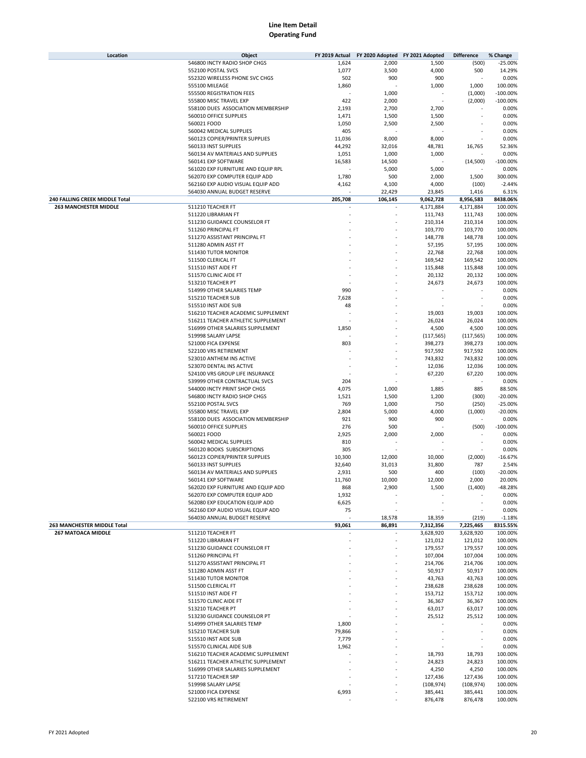# Line Item Detail
## Operating Fund

| Location | Object | FY 2019 Actual | FY 2020 Adopted | FY 2021 Adopted | Difference | % Change |
|---|---|---|---|---|---|---|
| | 546800 INCTY RADIO SHOP CHGS | 1,624 | 2,000 | 1,500 | (500) | -25.00% |
| | 552100 POSTAL SVCS | 1,077 | 3,500 | 4,000 | 500 | 14.29% |
| | 552320 WIRELESS PHONE SVC CHGS | 502 | 900 | 900 | - | 0.00% |
| | 555100 MILEAGE | 1,860 | - | 1,000 | 1,000 | 100.00% |
| | 555500 REGISTRATION FEES | - | 1,000 | - | (1,000) | -100.00% |
| | 555800 MISC TRAVEL EXP | 422 | 2,000 | - | (2,000) | -100.00% |
| | 558100 DUES ASSOCIATION MEMBERSHIP | 2,193 | 2,700 | 2,700 | - | 0.00% |
| | 560010 OFFICE SUPPLIES | 1,471 | 1,500 | 1,500 | - | 0.00% |
| | 560021 FOOD | 1,050 | 2,500 | 2,500 | - | 0.00% |
| | 560042 MEDICAL SUPPLIES | 405 | - | - | - | 0.00% |
| | 560123 COPIER/PRINTER SUPPLIES | 11,036 | 8,000 | 8,000 | - | 0.00% |
| | 560133 INST SUPPLIES | 44,292 | 32,016 | 48,781 | 16,765 | 52.36% |
| | 560134 AV MATERIALS AND SUPPLIES | 1,051 | 1,000 | 1,000 | - | 0.00% |
| | 560141 EXP SOFTWARE | 16,583 | 14,500 | - | (14,500) | -100.00% |
| | 561020 EXP FURNITURE AND EQUIP RPL | - | 5,000 | 5,000 | - | 0.00% |
| | 562070 EXP COMPUTER EQUIP ADD | 1,780 | 500 | 2,000 | 1,500 | 300.00% |
| | 562160 EXP AUDIO VISUAL EQUIP ADD | 4,162 | 4,100 | 4,000 | (100) | -2.44% |
| | 564030 ANNUAL BUDGET RESERVE | - | 22,429 | 23,845 | 1,416 | 6.31% |
| **240 FALLING CREEK MIDDLE Total** | | **205,708** | **106,145** | **9,062,728** | **8,956,583** | **8438.06%** |
| **263 MANCHESTER MIDDLE** | 511210 TEACHER FT | - | - | 4,171,884 | 4,171,884 | 100.00% |
| | 511220 LIBRARIAN FT | - | - | 111,743 | 111,743 | 100.00% |
| | 511230 GUIDANCE COUNSELOR FT | - | - | 210,314 | 210,314 | 100.00% |
| | 511260 PRINCIPAL FT | - | - | 103,770 | 103,770 | 100.00% |
| | 511270 ASSISTANT PRINCIPAL FT | - | - | 148,778 | 148,778 | 100.00% |
| | 511280 ADMIN ASST FT | - | - | 57,195 | 57,195 | 100.00% |
| | 511430 TUTOR MONITOR | - | - | 22,768 | 22,768 | 100.00% |
| | 511500 CLERICAL FT | - | - | 169,542 | 169,542 | 100.00% |
| | 511510 INST AIDE FT | - | - | 115,848 | 115,848 | 100.00% |
| | 511570 CLINIC AIDE FT | - | - | 20,132 | 20,132 | 100.00% |
| | 513210 TEACHER PT | - | - | 24,673 | 24,673 | 100.00% |
| | 514999 OTHER SALARIES TEMP | 990 | - | - | - | 0.00% |
| | 515210 TEACHER SUB | 7,628 | - | - | - | 0.00% |
| | 515510 INST AIDE SUB | 48 | - | - | - | 0.00% |
| | 516210 TEACHER ACADEMIC SUPPLEMENT | - | - | 19,003 | 19,003 | 100.00% |
| | 516211 TEACHER ATHLETIC SUPPLEMENT | - | - | 26,024 | 26,024 | 100.00% |
| | 516999 OTHER SALARIES SUPPLEMENT | 1,850 | - | 4,500 | 4,500 | 100.00% |
| | 519998 SALARY LAPSE | - | - | (117,565) | (117,565) | 100.00% |
| | 521000 FICA EXPENSE | 803 | - | 398,273 | 398,273 | 100.00% |
| | 522100 VRS RETIREMENT | - | - | 917,592 | 917,592 | 100.00% |
| | 523010 ANTHEM INS ACTIVE | - | - | 743,832 | 743,832 | 100.00% |
| | 523070 DENTAL INS ACTIVE | - | - | 12,036 | 12,036 | 100.00% |
| | 524100 VRS GROUP LIFE INSURANCE | - | - | 67,220 | 67,220 | 100.00% |
| | 539999 OTHER CONTRACTUAL SVCS | 204 | - | - | - | 0.00% |
| | 544000 INCTY PRINT SHOP CHGS | 4,075 | 1,000 | 1,885 | 885 | 88.50% |
| | 546800 INCTY RADIO SHOP CHGS | 1,521 | 1,500 | 1,200 | (300) | -20.00% |
| | 552100 POSTAL SVCS | 769 | 1,000 | 750 | (250) | -25.00% |
| | 555800 MISC TRAVEL EXP | 2,804 | 5,000 | 4,000 | (1,000) | -20.00% |
| | 558100 DUES ASSOCIATION MEMBERSHIP | 921 | 900 | 900 | - | 0.00% |
| | 560010 OFFICE SUPPLIES | 276 | 500 | - | (500) | -100.00% |
| | 560021 FOOD | 2,925 | 2,000 | 2,000 | - | 0.00% |
| | 560042 MEDICAL SUPPLIES | 810 | - | - | - | 0.00% |
| | 560120 BOOKS SUBSCRIPTIONS | 305 | - | - | - | 0.00% |
| | 560123 COPIER/PRINTER SUPPLIES | 10,300 | 12,000 | 10,000 | (2,000) | -16.67% |
| | 560133 INST SUPPLIES | 32,640 | 31,013 | 31,800 | 787 | 2.54% |
| | 560134 AV MATERIALS AND SUPPLIES | 2,931 | 500 | 400 | (100) | -20.00% |
| | 560141 EXP SOFTWARE | 11,760 | 10,000 | 12,000 | 2,000 | 20.00% |
| | 562020 EXP FURNITURE AND EQUIP ADD | 868 | 2,900 | 1,500 | (1,400) | -48.28% |
| | 562070 EXP COMPUTER EQUIP ADD | 1,932 | - | - | - | 0.00% |
| | 562080 EXP EDUCATION EQUIP ADD | 6,625 | - | - | - | 0.00% |
| | 562160 EXP AUDIO VISUAL EQUIP ADD | 75 | - | - | - | 0.00% |
| | 564030 ANNUAL BUDGET RESERVE | - | 18,578 | 18,359 | (219) | -1.18% |
| **263 MANCHESTER MIDDLE Total** | | **93,061** | **86,891** | **7,312,356** | **7,225,465** | **8315.55%** |
| **267 MATOACA MIDDLE** | 511210 TEACHER FT | - | - | 3,628,920 | 3,628,920 | 100.00% |
| | 511220 LIBRARIAN FT | - | - | 121,012 | 121,012 | 100.00% |
| | 511230 GUIDANCE COUNSELOR FT | - | - | 179,557 | 179,557 | 100.00% |
| | 511260 PRINCIPAL FT | - | - | 107,004 | 107,004 | 100.00% |
| | 511270 ASSISTANT PRINCIPAL FT | - | - | 214,706 | 214,706 | 100.00% |
| | 511280 ADMIN ASST FT | - | - | 50,917 | 50,917 | 100.00% |
| | 511430 TUTOR MONITOR | - | - | 43,763 | 43,763 | 100.00% |
| | 511500 CLERICAL FT | - | - | 238,628 | 238,628 | 100.00% |
| | 511510 INST AIDE FT | - | - | 153,712 | 153,712 | 100.00% |
| | 511570 CLINIC AIDE FT | - | - | 36,367 | 36,367 | 100.00% |
| | 513210 TEACHER PT | - | - | 63,017 | 63,017 | 100.00% |
| | 513230 GUIDANCE COUNSELOR PT | - | - | 25,512 | 25,512 | 100.00% |
| | 514999 OTHER SALARIES TEMP | 1,800 | - | - | - | 0.00% |
| | 515210 TEACHER SUB | 79,866 | - | - | - | 0.00% |
| | 515510 INST AIDE SUB | 7,779 | - | - | - | 0.00% |
| | 515570 CLINICAL AIDE SUB | 1,962 | - | - | - | 0.00% |
| | 516210 TEACHER ACADEMIC SUPPLEMENT | - | - | 18,793 | 18,793 | 100.00% |
| | 516211 TEACHER ATHLETIC SUPPLEMENT | - | - | 24,823 | 24,823 | 100.00% |
| | 516999 OTHER SALARIES SUPPLEMENT | - | - | 4,250 | 4,250 | 100.00% |
| | 517210 TEACHER SRP | - | - | 127,436 | 127,436 | 100.00% |
| | 519998 SALARY LAPSE | - | - | (108,974) | (108,974) | 100.00% |
| | 521000 FICA EXPENSE | 6,993 | - | 385,441 | 385,441 | 100.00% |
| | 522100 VRS RETIREMENT | - | - | 876,478 | 876,478 | 100.00% |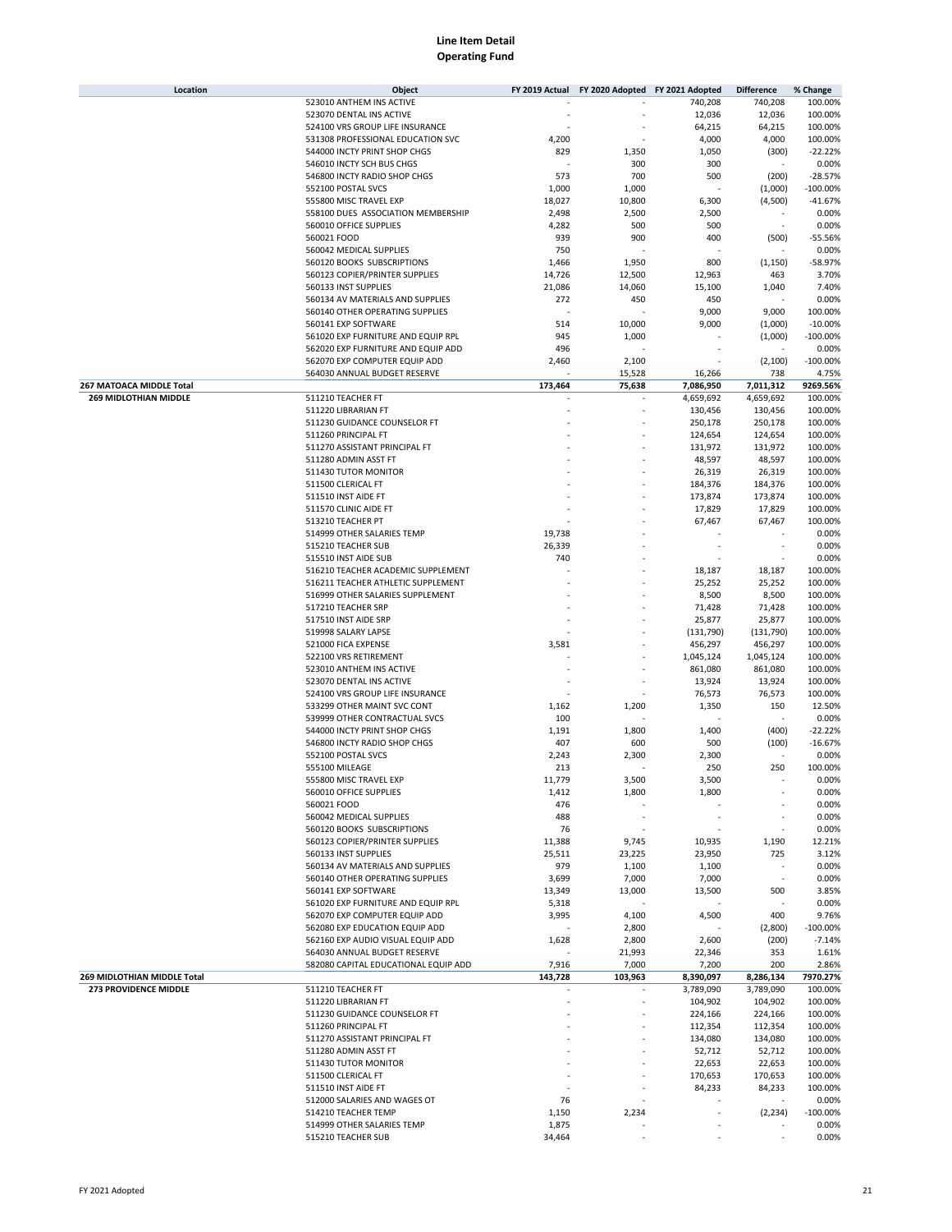# Line Item Detail
## Operating Fund

| Location | Object | FY 2019 Actual | FY 2020 Adopted | FY 2021 Adopted | Difference | % Change |
|---|---|---|---|---|---|---|
| | 523010 ANTHEM INS ACTIVE | - | - | 740,208 | 740,208 | 100.00% |
| | 523070 DENTAL INS ACTIVE | - | - | 12,036 | 12,036 | 100.00% |
| | 524100 VRS GROUP LIFE INSURANCE | - | - | 64,215 | 64,215 | 100.00% |
| | 531308 PROFESSIONAL EDUCATION SVC | 4,200 | - | 4,000 | 4,000 | 100.00% |
| | 544000 INCTY PRINT SHOP CHGS | 829 | 1,350 | 1,050 | (300) | -22.22% |
| | 546010 INCTY SCH BUS CHGS | - | 300 | 300 | - | 0.00% |
| | 546800 INCTY RADIO SHOP CHGS | 573 | 700 | 500 | (200) | -28.57% |
| | 552100 POSTAL SVCS | 1,000 | 1,000 | - | (1,000) | -100.00% |
| | 555800 MISC TRAVEL EXP | 18,027 | 10,800 | 6,300 | (4,500) | -41.67% |
| | 558100 DUES ASSOCIATION MEMBERSHIP | 2,498 | 2,500 | 2,500 | - | 0.00% |
| | 560010 OFFICE SUPPLIES | 4,282 | 500 | 500 | - | 0.00% |
| | 560021 FOOD | 939 | 900 | 400 | (500) | -55.56% |
| | 560042 MEDICAL SUPPLIES | 750 | - | - | - | 0.00% |
| | 560120 BOOKS SUBSCRIPTIONS | 1,466 | 1,950 | 800 | (1,150) | -58.97% |
| | 560123 COPIER/PRINTER SUPPLIES | 14,726 | 12,500 | 12,963 | 463 | 3.70% |
| | 560133 INST SUPPLIES | 21,086 | 14,060 | 15,100 | 1,040 | 7.40% |
| | 560134 AV MATERIALS AND SUPPLIES | 272 | 450 | 450 | - | 0.00% |
| | 560140 OTHER OPERATING SUPPLIES | - | - | 9,000 | 9,000 | 100.00% |
| | 560141 EXP SOFTWARE | 514 | 10,000 | 9,000 | (1,000) | -10.00% |
| | 561020 EXP FURNITURE AND EQUIP RPL | 945 | 1,000 | - | (1,000) | -100.00% |
| | 562020 EXP FURNITURE AND EQUIP ADD | 496 | - | - | - | 0.00% |
| | 562070 EXP COMPUTER EQUIP ADD | 2,460 | 2,100 | - | (2,100) | -100.00% |
| | 564030 ANNUAL BUDGET RESERVE | - | 15,528 | 16,266 | 738 | 4.75% |
| **267 MATOACA MIDDLE Total** | | **173,464** | **75,638** | **7,086,950** | **7,011,312** | **9269.56%** |
| **269 MIDLOTHIAN MIDDLE** | 511210 TEACHER FT | - | - | 4,659,692 | 4,659,692 | 100.00% |
| | 511220 LIBRARIAN FT | - | - | 130,456 | 130,456 | 100.00% |
| | 511230 GUIDANCE COUNSELOR FT | - | - | 250,178 | 250,178 | 100.00% |
| | 511260 PRINCIPAL FT | - | - | 124,654 | 124,654 | 100.00% |
| | 511270 ASSISTANT PRINCIPAL FT | - | - | 131,972 | 131,972 | 100.00% |
| | 511280 ADMIN ASST FT | - | - | 48,597 | 48,597 | 100.00% |
| | 511430 TUTOR MONITOR | - | - | 26,319 | 26,319 | 100.00% |
| | 511500 CLERICAL FT | - | - | 184,376 | 184,376 | 100.00% |
| | 511510 INST AIDE FT | - | - | 173,874 | 173,874 | 100.00% |
| | 511570 CLINIC AIDE FT | - | - | 17,829 | 17,829 | 100.00% |
| | 513210 TEACHER PT | - | - | 67,467 | 67,467 | 100.00% |
| | 514999 OTHER SALARIES TEMP | 19,738 | - | - | - | 0.00% |
| | 515210 TEACHER SUB | 26,339 | - | - | - | 0.00% |
| | 515510 INST AIDE SUB | 740 | - | - | - | 0.00% |
| | 516210 TEACHER ACADEMIC SUPPLEMENT | - | - | 18,187 | 18,187 | 100.00% |
| | 516211 TEACHER ATHLETIC SUPPLEMENT | - | - | 25,252 | 25,252 | 100.00% |
| | 516999 OTHER SALARIES SUPPLEMENT | - | - | 8,500 | 8,500 | 100.00% |
| | 517210 TEACHER SRP | - | - | 71,428 | 71,428 | 100.00% |
| | 517510 INST AIDE SRP | - | - | 25,877 | 25,877 | 100.00% |
| | 519998 SALARY LAPSE | - | - | (131,790) | (131,790) | 100.00% |
| | 521000 FICA EXPENSE | 3,581 | - | 456,297 | 456,297 | 100.00% |
| | 522100 VRS RETIREMENT | - | - | 1,045,124 | 1,045,124 | 100.00% |
| | 523010 ANTHEM INS ACTIVE | - | - | 861,080 | 861,080 | 100.00% |
| | 523070 DENTAL INS ACTIVE | - | - | 13,924 | 13,924 | 100.00% |
| | 524100 VRS GROUP LIFE INSURANCE | - | - | 76,573 | 76,573 | 100.00% |
| | 533299 OTHER MAINT SVC CONT | 1,162 | 1,200 | 1,350 | 150 | 12.50% |
| | 539999 OTHER CONTRACTUAL SVCS | 100 | - | - | - | 0.00% |
| | 544000 INCTY PRINT SHOP CHGS | 1,191 | 1,800 | 1,400 | (400) | -22.22% |
| | 546800 INCTY RADIO SHOP CHGS | 407 | 600 | 500 | (100) | -16.67% |
| | 552100 POSTAL SVCS | 2,243 | 2,300 | 2,300 | - | 0.00% |
| | 555100 MILEAGE | 213 | - | 250 | 250 | 100.00% |
| | 555800 MISC TRAVEL EXP | 11,779 | 3,500 | 3,500 | - | 0.00% |
| | 560010 OFFICE SUPPLIES | 1,412 | 1,800 | 1,800 | - | 0.00% |
| | 560021 FOOD | 476 | - | - | - | 0.00% |
| | 560042 MEDICAL SUPPLIES | 488 | - | - | - | 0.00% |
| | 560120 BOOKS SUBSCRIPTIONS | 76 | - | - | - | 0.00% |
| | 560123 COPIER/PRINTER SUPPLIES | 11,388 | 9,745 | 10,935 | 1,190 | 12.21% |
| | 560133 INST SUPPLIES | 25,511 | 23,225 | 23,950 | 725 | 3.12% |
| | 560134 AV MATERIALS AND SUPPLIES | 979 | 1,100 | 1,100 | - | 0.00% |
| | 560140 OTHER OPERATING SUPPLIES | 3,699 | 7,000 | 7,000 | - | 0.00% |
| | 560141 EXP SOFTWARE | 13,349 | 13,000 | 13,500 | 500 | 3.85% |
| | 561020 EXP FURNITURE AND EQUIP RPL | 5,318 | - | - | - | 0.00% |
| | 562070 EXP COMPUTER EQUIP ADD | 3,995 | 4,100 | 4,500 | 400 | 9.76% |
| | 562080 EXP EDUCATION EQUIP ADD | - | 2,800 | - | (2,800) | -100.00% |
| | 562160 EXP AUDIO VISUAL EQUIP ADD | 1,628 | 2,800 | 2,600 | (200) | -7.14% |
| | 564030 ANNUAL BUDGET RESERVE | - | 21,993 | 22,346 | 353 | 1.61% |
| | 582080 CAPITAL EDUCATIONAL EQUIP ADD | 7,916 | 7,000 | 7,200 | 200 | 2.86% |
| **269 MIDLOTHIAN MIDDLE Total** | | **143,728** | **103,963** | **8,390,097** | **8,286,134** | **7970.27%** |
| **273 PROVIDENCE MIDDLE** | 511210 TEACHER FT | - | - | 3,789,090 | 3,789,090 | 100.00% |
| | 511220 LIBRARIAN FT | - | - | 104,902 | 104,902 | 100.00% |
| | 511230 GUIDANCE COUNSELOR FT | - | - | 224,166 | 224,166 | 100.00% |
| | 511260 PRINCIPAL FT | - | - | 112,354 | 112,354 | 100.00% |
| | 511270 ASSISTANT PRINCIPAL FT | - | - | 134,080 | 134,080 | 100.00% |
| | 511280 ADMIN ASST FT | - | - | 52,712 | 52,712 | 100.00% |
| | 511430 TUTOR MONITOR | - | - | 22,653 | 22,653 | 100.00% |
| | 511500 CLERICAL FT | - | - | 170,653 | 170,653 | 100.00% |
| | 511510 INST AIDE FT | - | - | 84,233 | 84,233 | 100.00% |
| | 512000 SALARIES AND WAGES OT | 76 | - | - | - | 0.00% |
| | 514210 TEACHER TEMP | 1,150 | 2,234 | - | (2,234) | -100.00% |
| | 514999 OTHER SALARIES TEMP | 1,875 | - | - | - | 0.00% |
| | 515210 TEACHER SUB | 34,464 | - | - | - | 0.00% |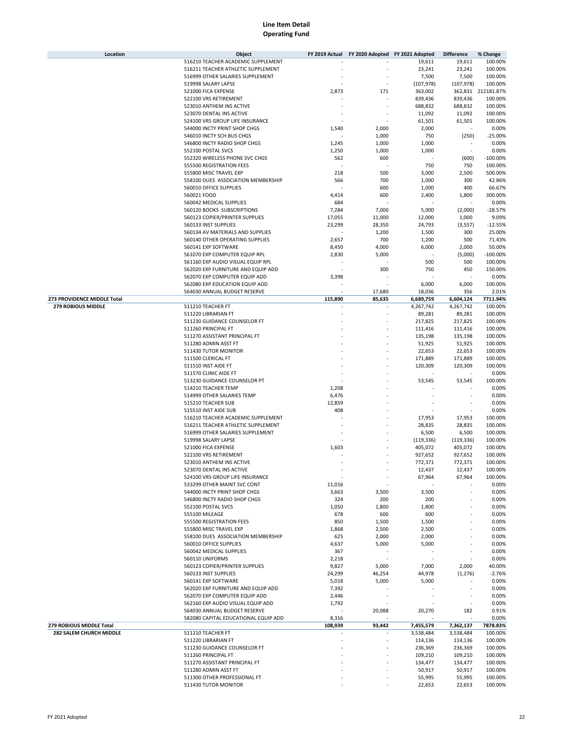# Line Item Detail
## Operating Fund

| Location | Object | FY 2019 Actual | FY 2020 Adopted | FY 2021 Adopted | Difference | % Change |
|---|---|---|---|---|---|---|
| | 516210 TEACHER ACADEMIC SUPPLEMENT | - | - | 19,611 | 19,611 | 100.00% |
| | 516211 TEACHER ATHLETIC SUPPLEMENT | - | - | 23,241 | 23,241 | 100.00% |
| | 516999 OTHER SALARIES SUPPLEMENT | - | - | 7,500 | 7,500 | 100.00% |
| | 519998 SALARY LAPSE | - | - | (107,978) | (107,978) | 100.00% |
| | 521000 FICA EXPENSE | 2,873 | 171 | 363,002 | 362,831 | 212181.87% |
| | 522100 VRS RETIREMENT | - | - | 839,436 | 839,436 | 100.00% |
| | 523010 ANTHEM INS ACTIVE | - | - | 688,832 | 688,832 | 100.00% |
| | 523070 DENTAL INS ACTIVE | - | - | 11,092 | 11,092 | 100.00% |
| | 524100 VRS GROUP LIFE INSURANCE | - | - | 61,501 | 61,501 | 100.00% |
| | 544000 INCTY PRINT SHOP CHGS | 1,540 | 2,000 | 2,000 | - | 0.00% |
| | 546010 INCTY SCH BUS CHGS | - | 1,000 | 750 | (250) | -25.00% |
| | 546800 INCTY RADIO SHOP CHGS | 1,245 | 1,000 | 1,000 | - | 0.00% |
| | 552100 POSTAL SVCS | 1,250 | 1,000 | 1,000 | - | 0.00% |
| | 552320 WIRELESS PHONE SVC CHGS | 562 | 600 | - | (600) | -100.00% |
| | 555500 REGISTRATION FEES | - | - | 750 | 750 | 100.00% |
| | 555800 MISC TRAVEL EXP | 218 | 500 | 3,000 | 2,500 | 500.00% |
| | 558100 DUES ASSOCIATION MEMBERSHIP | 566 | 700 | 1,000 | 300 | 42.86% |
| | 560010 OFFICE SUPPLIES | - | 600 | 1,000 | 400 | 66.67% |
| | 560021 FOOD | 4,414 | 600 | 2,400 | 1,800 | 300.00% |
| | 560042 MEDICAL SUPPLIES | 684 | - | - | - | 0.00% |
| | 560120 BOOKS SUBSCRIPTIONS | 7,284 | 7,000 | 5,000 | (2,000) | -28.57% |
| | 560123 COPIER/PRINTER SUPPLIES | 17,055 | 11,000 | 12,000 | 1,000 | 9.09% |
| | 560133 INST SUPPLIES | 23,299 | 28,350 | 24,793 | (3,557) | -12.55% |
| | 560134 AV MATERIALS AND SUPPLIES | - | 1,200 | 1,500 | 300 | 25.00% |
| | 560140 OTHER OPERATING SUPPLIES | 2,657 | 700 | 1,200 | 500 | 71.43% |
| | 560141 EXP SOFTWARE | 8,450 | 4,000 | 6,000 | 2,000 | 50.00% |
| | 561070 EXP COMPUTER EQUIP RPL | 2,830 | 5,000 | - | (5,000) | -100.00% |
| | 561160 EXP AUDIO VISUAL EQUIP RPL | - | - | 500 | 500 | 100.00% |
| | 562020 EXP FURNITURE AND EQUIP ADD | - | 300 | 750 | 450 | 150.00% |
| | 562070 EXP COMPUTER EQUIP ADD | 3,398 | - | - | - | 0.00% |
| | 562080 EXP EDUCATION EQUIP ADD | - | - | 6,000 | 6,000 | 100.00% |
| | 564030 ANNUAL BUDGET RESERVE | - | 17,680 | 18,036 | 356 | 2.01% |
| **273 PROVIDENCE MIDDLE Total** | | **115,890** | **85,635** | **6,689,759** | **6,604,124** | **7711.94%** |
| **279 ROBIOUS MIDDLE** | 511210 TEACHER FT | - | - | 4,267,742 | 4,267,742 | 100.00% |
| | 511220 LIBRARIAN FT | - | - | 89,281 | 89,281 | 100.00% |
| | 511230 GUIDANCE COUNSELOR FT | - | - | 217,825 | 217,825 | 100.00% |
| | 511260 PRINCIPAL FT | - | - | 111,416 | 111,416 | 100.00% |
| | 511270 ASSISTANT PRINCIPAL FT | - | - | 135,198 | 135,198 | 100.00% |
| | 511280 ADMIN ASST FT | - | - | 51,925 | 51,925 | 100.00% |
| | 511430 TUTOR MONITOR | - | - | 22,653 | 22,653 | 100.00% |
| | 511500 CLERICAL FT | - | - | 171,889 | 171,889 | 100.00% |
| | 511510 INST AIDE FT | - | - | 120,309 | 120,309 | 100.00% |
| | 511570 CLINIC AIDE FT | - | - | - | - | 0.00% |
| | 513230 GUIDANCE COUNSELOR PT | - | - | 53,545 | 53,545 | 100.00% |
| | 514210 TEACHER TEMP | 1,208 | - | - | - | 0.00% |
| | 514999 OTHER SALARIES TEMP | 6,476 | - | - | - | 0.00% |
| | 515210 TEACHER SUB | 12,859 | - | - | - | 0.00% |
| | 515510 INST AIDE SUB | 408 | - | - | - | 0.00% |
| | 516210 TEACHER ACADEMIC SUPPLEMENT | - | - | 17,953 | 17,953 | 100.00% |
| | 516211 TEACHER ATHLETIC SUPPLEMENT | - | - | 28,835 | 28,835 | 100.00% |
| | 516999 OTHER SALARIES SUPPLEMENT | - | - | 6,500 | 6,500 | 100.00% |
| | 519998 SALARY LAPSE | - | - | (119,336) | (119,336) | 100.00% |
| | 521000 FICA EXPENSE | 1,603 | - | 405,072 | 405,072 | 100.00% |
| | 522100 VRS RETIREMENT | - | - | 927,652 | 927,652 | 100.00% |
| | 523010 ANTHEM INS ACTIVE | - | - | 772,371 | 772,371 | 100.00% |
| | 523070 DENTAL INS ACTIVE | - | - | 12,437 | 12,437 | 100.00% |
| | 524100 VRS GROUP LIFE INSURANCE | - | - | 67,964 | 67,964 | 100.00% |
| | 533299 OTHER MAINT SVC CONT | 11,016 | - | - | - | 0.00% |
| | 544000 INCTY PRINT SHOP CHGS | 3,663 | 3,500 | 3,500 | - | 0.00% |
| | 546800 INCTY RADIO SHOP CHGS | 324 | 200 | 200 | - | 0.00% |
| | 552100 POSTAL SVCS | 1,050 | 1,800 | 1,800 | - | 0.00% |
| | 555100 MILEAGE | 678 | 600 | 600 | - | 0.00% |
| | 555500 REGISTRATION FEES | 850 | 1,500 | 1,500 | - | 0.00% |
| | 555800 MISC TRAVEL EXP | 1,868 | 2,500 | 2,500 | - | 0.00% |
| | 558100 DUES ASSOCIATION MEMBERSHIP | 625 | 2,000 | 2,000 | - | 0.00% |
| | 560010 OFFICE SUPPLIES | 4,637 | 5,000 | 5,000 | - | 0.00% |
| | 560042 MEDICAL SUPPLIES | 367 | - | - | - | 0.00% |
| | 560110 UNIFORMS | 2,218 | - | - | - | 0.00% |
| | 560123 COPIER/PRINTER SUPPLIES | 9,827 | 5,000 | 7,000 | 2,000 | 40.00% |
| | 560133 INST SUPPLIES | 24,299 | 46,254 | 44,978 | (1,276) | -2.76% |
| | 560141 EXP SOFTWARE | 5,018 | 5,000 | 5,000 | - | 0.00% |
| | 562020 EXP FURNITURE AND EQUIP ADD | 7,392 | - | - | - | 0.00% |
| | 562070 EXP COMPUTER EQUIP ADD | 2,446 | - | - | - | 0.00% |
| | 562160 EXP AUDIO VISUAL EQUIP ADD | 1,792 | - | - | - | 0.00% |
| | 564030 ANNUAL BUDGET RESERVE | - | 20,088 | 20,270 | 182 | 0.91% |
| | 582080 CAPITAL EDUCATIONAL EQUIP ADD | 8,316 | - | - | - | 0.00% |
| **279 ROBIOUS MIDDLE Total** | | **108,939** | **93,442** | **7,455,579** | **7,362,137** | **7878.83%** |
| **282 SALEM CHURCH MIDDLE** | 511210 TEACHER FT | - | - | 3,538,484 | 3,538,484 | 100.00% |
| | 511220 LIBRARIAN FT | - | - | 114,136 | 114,136 | 100.00% |
| | 511230 GUIDANCE COUNSELOR FT | - | - | 236,369 | 236,369 | 100.00% |
| | 511260 PRINCIPAL FT | - | - | 109,210 | 109,210 | 100.00% |
| | 511270 ASSISTANT PRINCIPAL FT | - | - | 134,477 | 134,477 | 100.00% |
| | 511280 ADMIN ASST FT | - | - | 50,917 | 50,917 | 100.00% |
| | 511300 OTHER PROFESSIONAL FT | - | - | 55,995 | 55,995 | 100.00% |
| | 511430 TUTOR MONITOR | - | - | 22,653 | 22,653 | 100.00% |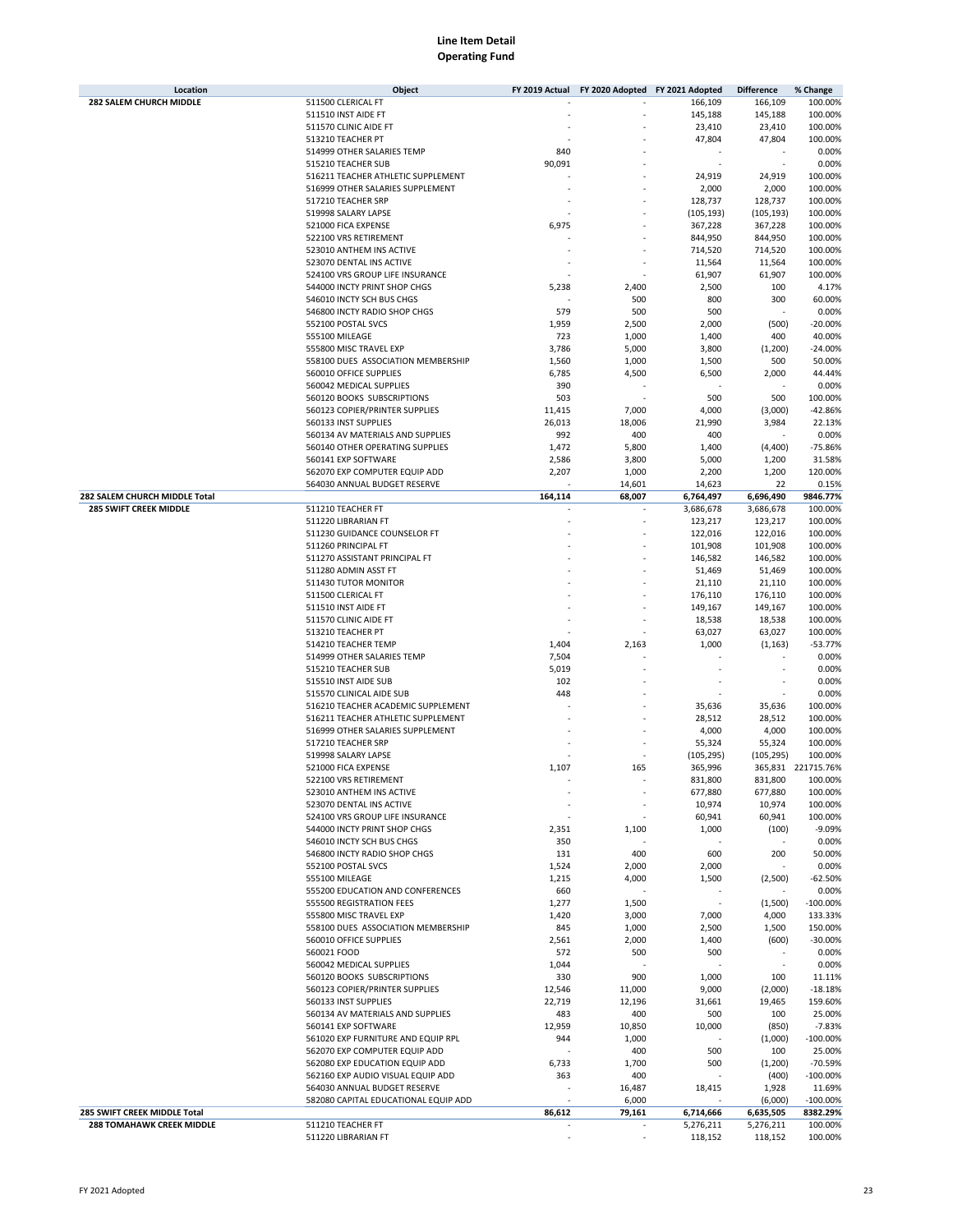# Line Item Detail
## Operating Fund

| Location | Object | FY 2019 Actual | FY 2020 Adopted | FY 2021 Adopted | Difference | % Change |
|---|---|---|---|---|---|---|
| **282 SALEM CHURCH MIDDLE** | 511500 CLERICAL FT | - | - | 166,109 | 166,109 | 100.00% |
| | 511510 INST AIDE FT | - | - | 145,188 | 145,188 | 100.00% |
| | 511570 CLINIC AIDE FT | - | - | 23,410 | 23,410 | 100.00% |
| | 513210 TEACHER PT | - | - | 47,804 | 47,804 | 100.00% |
| | 514999 OTHER SALARIES TEMP | 840 | - | - | - | 0.00% |
| | 515210 TEACHER SUB | 90,091 | - | - | - | 0.00% |
| | 516211 TEACHER ATHLETIC SUPPLEMENT | - | - | 24,919 | 24,919 | 100.00% |
| | 516999 OTHER SALARIES SUPPLEMENT | - | - | 2,000 | 2,000 | 100.00% |
| | 517210 TEACHER SRP | - | - | 128,737 | 128,737 | 100.00% |
| | 519998 SALARY LAPSE | - | - | (105,193) | (105,193) | 100.00% |
| | 521000 FICA EXPENSE | 6,975 | - | 367,228 | 367,228 | 100.00% |
| | 522100 VRS RETIREMENT | - | - | 844,950 | 844,950 | 100.00% |
| | 523010 ANTHEM INS ACTIVE | - | - | 714,520 | 714,520 | 100.00% |
| | 523070 DENTAL INS ACTIVE | - | - | 11,564 | 11,564 | 100.00% |
| | 524100 VRS GROUP LIFE INSURANCE | - | - | 61,907 | 61,907 | 100.00% |
| | 544000 INCTY PRINT SHOP CHGS | 5,238 | 2,400 | 2,500 | 100 | 4.17% |
| | 546010 INCTY SCH BUS CHGS | - | 500 | 800 | 300 | 60.00% |
| | 546800 INCTY RADIO SHOP CHGS | 579 | 500 | 500 | - | 0.00% |
| | 552100 POSTAL SVCS | 1,959 | 2,500 | 2,000 | (500) | -20.00% |
| | 555100 MILEAGE | 723 | 1,000 | 1,400 | 400 | 40.00% |
| | 555800 MISC TRAVEL EXP | 3,786 | 5,000 | 3,800 | (1,200) | -24.00% |
| | 558100 DUES ASSOCIATION MEMBERSHIP | 1,560 | 1,000 | 1,500 | 500 | 50.00% |
| | 560010 OFFICE SUPPLIES | 6,785 | 4,500 | 6,500 | 2,000 | 44.44% |
| | 560042 MEDICAL SUPPLIES | 390 | - | - | - | 0.00% |
| | 560120 BOOKS SUBSCRIPTIONS | 503 | - | 500 | 500 | 100.00% |
| | 560123 COPIER/PRINTER SUPPLIES | 11,415 | 7,000 | 4,000 | (3,000) | -42.86% |
| | 560133 INST SUPPLIES | 26,013 | 18,006 | 21,990 | 3,984 | 22.13% |
| | 560134 AV MATERIALS AND SUPPLIES | 992 | 400 | 400 | - | 0.00% |
| | 560140 OTHER OPERATING SUPPLIES | 1,472 | 5,800 | 1,400 | (4,400) | -75.86% |
| | 560141 EXP SOFTWARE | 2,586 | 3,800 | 5,000 | 1,200 | 31.58% |
| | 562070 EXP COMPUTER EQUIP ADD | 2,207 | 1,000 | 2,200 | 1,200 | 120.00% |
| | 564030 ANNUAL BUDGET RESERVE | - | 14,601 | 14,623 | 22 | 0.15% |
| **282 SALEM CHURCH MIDDLE Total** | | **164,114** | **68,007** | **6,764,497** | **6,696,490** | **9846.77%** |
| **285 SWIFT CREEK MIDDLE** | 511210 TEACHER FT | - | - | 3,686,678 | 3,686,678 | 100.00% |
| | 511220 LIBRARIAN FT | - | - | 123,217 | 123,217 | 100.00% |
| | 511230 GUIDANCE COUNSELOR FT | - | - | 122,016 | 122,016 | 100.00% |
| | 511260 PRINCIPAL FT | - | - | 101,908 | 101,908 | 100.00% |
| | 511270 ASSISTANT PRINCIPAL FT | - | - | 146,582 | 146,582 | 100.00% |
| | 511280 ADMIN ASST FT | - | - | 51,469 | 51,469 | 100.00% |
| | 511430 TUTOR MONITOR | - | - | 21,110 | 21,110 | 100.00% |
| | 511500 CLERICAL FT | - | - | 176,110 | 176,110 | 100.00% |
| | 511510 INST AIDE FT | - | - | 149,167 | 149,167 | 100.00% |
| | 511570 CLINIC AIDE FT | - | - | 18,538 | 18,538 | 100.00% |
| | 513210 TEACHER PT | - | - | 63,027 | 63,027 | 100.00% |
| | 514210 TEACHER TEMP | 1,404 | 2,163 | 1,000 | (1,163) | -53.77% |
| | 514999 OTHER SALARIES TEMP | 7,504 | - | - | - | 0.00% |
| | 515210 TEACHER SUB | 5,019 | - | - | - | 0.00% |
| | 515510 INST AIDE SUB | 102 | - | - | - | 0.00% |
| | 515570 CLINICAL AIDE SUB | 448 | - | - | - | 0.00% |
| | 516210 TEACHER ACADEMIC SUPPLEMENT | - | - | 35,636 | 35,636 | 100.00% |
| | 516211 TEACHER ATHLETIC SUPPLEMENT | - | - | 28,512 | 28,512 | 100.00% |
| | 516999 OTHER SALARIES SUPPLEMENT | - | - | 4,000 | 4,000 | 100.00% |
| | 517210 TEACHER SRP | - | - | 55,324 | 55,324 | 100.00% |
| | 519998 SALARY LAPSE | - | - | (105,295) | (105,295) | 100.00% |
| | 521000 FICA EXPENSE | 1,107 | 165 | 365,996 | 365,831 | 221715.76% |
| | 522100 VRS RETIREMENT | - | - | 831,800 | 831,800 | 100.00% |
| | 523010 ANTHEM INS ACTIVE | - | - | 677,880 | 677,880 | 100.00% |
| | 523070 DENTAL INS ACTIVE | - | - | 10,974 | 10,974 | 100.00% |
| | 524100 VRS GROUP LIFE INSURANCE | - | - | 60,941 | 60,941 | 100.00% |
| | 544000 INCTY PRINT SHOP CHGS | 2,351 | 1,100 | 1,000 | (100) | -9.09% |
| | 546010 INCTY SCH BUS CHGS | 350 | - | - | - | 0.00% |
| | 546800 INCTY RADIO SHOP CHGS | 131 | 400 | 600 | 200 | 50.00% |
| | 552100 POSTAL SVCS | 1,524 | 2,000 | 2,000 | - | 0.00% |
| | 555100 MILEAGE | 1,215 | 4,000 | 1,500 | (2,500) | -62.50% |
| | 555200 EDUCATION AND CONFERENCES | 660 | - | - | - | 0.00% |
| | 555500 REGISTRATION FEES | 1,277 | 1,500 | - | (1,500) | -100.00% |
| | 555800 MISC TRAVEL EXP | 1,420 | 3,000 | 7,000 | 4,000 | 133.33% |
| | 558100 DUES ASSOCIATION MEMBERSHIP | 845 | 1,000 | 2,500 | 1,500 | 150.00% |
| | 560010 OFFICE SUPPLIES | 2,561 | 2,000 | 1,400 | (600) | -30.00% |
| | 560021 FOOD | 572 | 500 | 500 | - | 0.00% |
| | 560042 MEDICAL SUPPLIES | 1,044 | - | - | - | 0.00% |
| | 560120 BOOKS SUBSCRIPTIONS | 330 | 900 | 1,000 | 100 | 11.11% |
| | 560123 COPIER/PRINTER SUPPLIES | 12,546 | 11,000 | 9,000 | (2,000) | -18.18% |
| | 560133 INST SUPPLIES | 22,719 | 12,196 | 31,661 | 19,465 | 159.60% |
| | 560134 AV MATERIALS AND SUPPLIES | 483 | 400 | 500 | 100 | 25.00% |
| | 560141 EXP SOFTWARE | 12,959 | 10,850 | 10,000 | (850) | -7.83% |
| | 561020 EXP FURNITURE AND EQUIP RPL | 944 | 1,000 | - | (1,000) | -100.00% |
| | 562070 EXP COMPUTER EQUIP ADD | - | 400 | 500 | 100 | 25.00% |
| | 562080 EXP EDUCATION EQUIP ADD | 6,733 | 1,700 | 500 | (1,200) | -70.59% |
| | 562160 EXP AUDIO VISUAL EQUIP ADD | 363 | 400 | - | (400) | -100.00% |
| | 564030 ANNUAL BUDGET RESERVE | - | 16,487 | 18,415 | 1,928 | 11.69% |
| | 582080 CAPITAL EDUCATIONAL EQUIP ADD | - | 6,000 | - | (6,000) | -100.00% |
| **285 SWIFT CREEK MIDDLE Total** | | **86,612** | **79,161** | **6,714,666** | **6,635,505** | **8382.29%** |
| **288 TOMAHAWK CREEK MIDDLE** | 511210 TEACHER FT | - | - | 5,276,211 | 5,276,211 | 100.00% |
| | 511220 LIBRARIAN FT | - | - | 118,152 | 118,152 | 100.00% |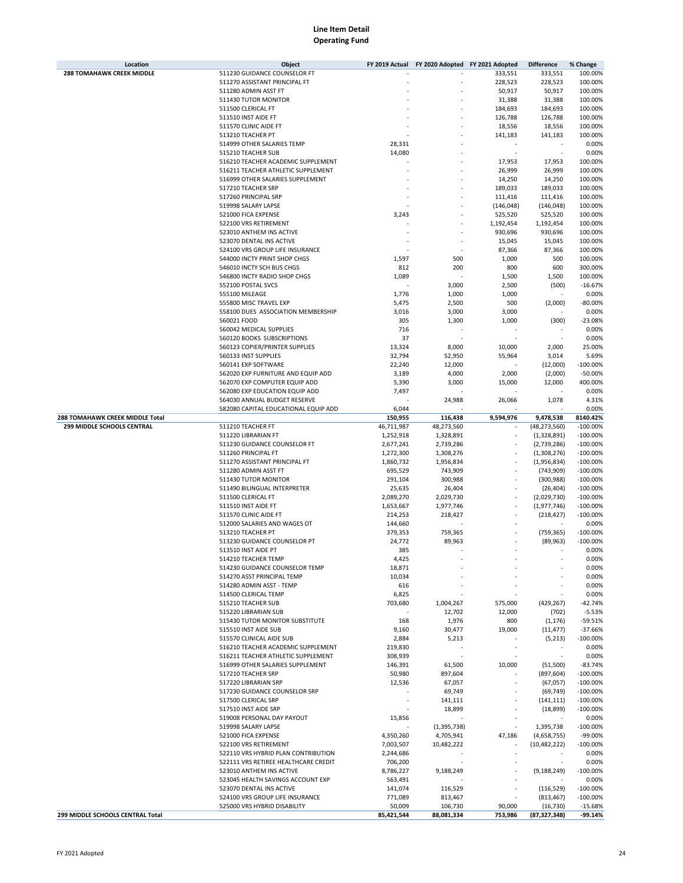# Line Item Detail
## Operating Fund

| Location | Object | FY 2019 Actual | FY 2020 Adopted | FY 2021 Adopted | Difference | % Change |
|---|---|---|---|---|---|---|
| **288 TOMAHAWK CREEK MIDDLE** | 511230 GUIDANCE COUNSELOR FT | - | - | 333,551 | 333,551 | 100.00% |
| | 511270 ASSISTANT PRINCIPAL FT | - | - | 228,523 | 228,523 | 100.00% |
| | 511280 ADMIN ASST FT | - | - | 50,917 | 50,917 | 100.00% |
| | 511430 TUTOR MONITOR | - | - | 31,388 | 31,388 | 100.00% |
| | 511500 CLERICAL FT | - | - | 184,693 | 184,693 | 100.00% |
| | 511510 INST AIDE FT | - | - | 126,788 | 126,788 | 100.00% |
| | 511570 CLINIC AIDE FT | - | - | 18,556 | 18,556 | 100.00% |
| | 513210 TEACHER PT | - | - | 141,183 | 141,183 | 100.00% |
| | 514999 OTHER SALARIES TEMP | 28,331 | - | - | - | 0.00% |
| | 515210 TEACHER SUB | 14,080 | - | - | - | 0.00% |
| | 516210 TEACHER ACADEMIC SUPPLEMENT | - | - | 17,953 | 17,953 | 100.00% |
| | 516211 TEACHER ATHLETIC SUPPLEMENT | - | - | 26,999 | 26,999 | 100.00% |
| | 516999 OTHER SALARIES SUPPLEMENT | - | - | 14,250 | 14,250 | 100.00% |
| | 517210 TEACHER SRP | - | - | 189,033 | 189,033 | 100.00% |
| | 517260 PRINCIPAL SRP | - | - | 111,416 | 111,416 | 100.00% |
| | 519998 SALARY LAPSE | - | - | (146,048) | (146,048) | 100.00% |
| | 521000 FICA EXPENSE | 3,243 | - | 525,520 | 525,520 | 100.00% |
| | 522100 VRS RETIREMENT | - | - | 1,192,454 | 1,192,454 | 100.00% |
| | 523010 ANTHEM INS ACTIVE | - | - | 930,696 | 930,696 | 100.00% |
| | 523070 DENTAL INS ACTIVE | - | - | 15,045 | 15,045 | 100.00% |
| | 524100 VRS GROUP LIFE INSURANCE | - | - | 87,366 | 87,366 | 100.00% |
| | 544000 INCTY PRINT SHOP CHGS | 1,597 | 500 | 1,000 | 500 | 100.00% |
| | 546010 INCTY SCH BUS CHGS | 812 | 200 | 800 | 600 | 300.00% |
| | 546800 INCTY RADIO SHOP CHGS | 1,089 | - | 1,500 | 1,500 | 100.00% |
| | 552100 POSTAL SVCS | - | 3,000 | 2,500 | (500) | -16.67% |
| | 555100 MILEAGE | 1,776 | 1,000 | 1,000 | - | 0.00% |
| | 555800 MISC TRAVEL EXP | 5,475 | 2,500 | 500 | (2,000) | -80.00% |
| | 558100 DUES ASSOCIATION MEMBERSHIP | 3,016 | 3,000 | 3,000 | - | 0.00% |
| | 560021 FOOD | 305 | 1,300 | 1,000 | (300) | -23.08% |
| | 560042 MEDICAL SUPPLIES | 716 | - | - | - | 0.00% |
| | 560120 BOOKS SUBSCRIPTIONS | 37 | - | - | - | 0.00% |
| | 560123 COPIER/PRINTER SUPPLIES | 13,324 | 8,000 | 10,000 | 2,000 | 25.00% |
| | 560133 INST SUPPLIES | 32,794 | 52,950 | 55,964 | 3,014 | 5.69% |
| | 560141 EXP SOFTWARE | 22,240 | 12,000 | - | (12,000) | -100.00% |
| | 562020 EXP FURNITURE AND EQUIP ADD | 3,189 | 4,000 | 2,000 | (2,000) | -50.00% |
| | 562070 EXP COMPUTER EQUIP ADD | 5,390 | 3,000 | 15,000 | 12,000 | 400.00% |
| | 562080 EXP EDUCATION EQUIP ADD | 7,497 | - | - | - | 0.00% |
| | 564030 ANNUAL BUDGET RESERVE | - | 24,988 | 26,066 | 1,078 | 4.31% |
| | 582080 CAPITAL EDUCATIONAL EQUIP ADD | 6,044 | - | - | - | 0.00% |
| **288 TOMAHAWK CREEK MIDDLE Total** | | **150,955** | **116,438** | **9,594,976** | **9,478,538** | **8140.42%** |
| **299 MIDDLE SCHOOLS CENTRAL** | 511210 TEACHER FT | 46,711,987 | 48,273,560 | - | (48,273,560) | -100.00% |
| | 511220 LIBRARIAN FT | 1,252,918 | 1,328,891 | - | (1,328,891) | -100.00% |
| | 511230 GUIDANCE COUNSELOR FT | 2,677,241 | 2,739,286 | - | (2,739,286) | -100.00% |
| | 511260 PRINCIPAL FT | 1,272,300 | 1,308,276 | - | (1,308,276) | -100.00% |
| | 511270 ASSISTANT PRINCIPAL FT | 1,860,732 | 1,956,834 | - | (1,956,834) | -100.00% |
| | 511280 ADMIN ASST FT | 695,529 | 743,909 | - | (743,909) | -100.00% |
| | 511430 TUTOR MONITOR | 291,104 | 300,988 | - | (300,988) | -100.00% |
| | 511490 BILINGUAL INTERPRETER | 25,635 | 26,404 | - | (26,404) | -100.00% |
| | 511500 CLERICAL FT | 2,089,270 | 2,029,730 | - | (2,029,730) | -100.00% |
| | 511510 INST AIDE FT | 1,653,667 | 1,977,746 | - | (1,977,746) | -100.00% |
| | 511570 CLINIC AIDE FT | 214,253 | 218,427 | - | (218,427) | -100.00% |
| | 512000 SALARIES AND WAGES OT | 144,660 | - | - | - | 0.00% |
| | 513210 TEACHER PT | 379,353 | 759,365 | - | (759,365) | -100.00% |
| | 513230 GUIDANCE COUNSELOR PT | 24,772 | 89,963 | - | (89,963) | -100.00% |
| | 513510 INST AIDE PT | 385 | - | - | - | 0.00% |
| | 514210 TEACHER TEMP | 4,425 | - | - | - | 0.00% |
| | 514230 GUIDANCE COUNSELOR TEMP | 18,871 | - | - | - | 0.00% |
| | 514270 ASST PRINCIPAL TEMP | 10,034 | - | - | - | 0.00% |
| | 514280 ADMIN ASST - TEMP | 616 | - | - | - | 0.00% |
| | 514500 CLERICAL TEMP | 6,825 | - | - | - | 0.00% |
| | 515210 TEACHER SUB | 703,680 | 1,004,267 | 575,000 | (429,267) | -42.74% |
| | 515220 LIBRARIAN SUB | - | 12,702 | 12,000 | (702) | -5.53% |
| | 515430 TUTOR MONITOR SUBSTITUTE | 168 | 1,976 | 800 | (1,176) | -59.51% |
| | 515510 INST AIDE SUB | 9,160 | 30,477 | 19,000 | (11,477) | -37.66% |
| | 515570 CLINICAL AIDE SUB | 2,884 | 5,213 | - | (5,213) | -100.00% |
| | 516210 TEACHER ACADEMIC SUPPLEMENT | 219,830 | - | - | - | 0.00% |
| | 516211 TEACHER ATHLETIC SUPPLEMENT | 308,939 | - | - | - | 0.00% |
| | 516999 OTHER SALARIES SUPPLEMENT | 146,391 | 61,500 | 10,000 | (51,500) | -83.74% |
| | 517210 TEACHER SRP | 50,980 | 897,604 | - | (897,604) | -100.00% |
| | 517220 LIBRARIAN SRP | 12,536 | 67,057 | - | (67,057) | -100.00% |
| | 517230 GUIDANCE COUNSELOR SRP | - | 69,749 | - | (69,749) | -100.00% |
| | 517500 CLERICAL SRP | - | 141,111 | - | (141,111) | -100.00% |
| | 517510 INST AIDE SRP | - | 18,899 | - | (18,899) | -100.00% |
| | 519008 PERSONAL DAY PAYOUT | 15,856 | - | - | - | 0.00% |
| | 519998 SALARY LAPSE | - | (1,395,738) | - | 1,395,738 | -100.00% |
| | 521000 FICA EXPENSE | 4,350,260 | 4,705,941 | 47,186 | (4,658,755) | -99.00% |
| | 522100 VRS RETIREMENT | 7,003,507 | 10,482,222 | - | (10,482,222) | -100.00% |
| | 522110 VRS HYBRID PLAN CONTRIBUTION | 2,244,686 | - | - | - | 0.00% |
| | 522111 VRS RETIREE HEALTHCARE CREDIT | 706,200 | - | - | - | 0.00% |
| | 523010 ANTHEM INS ACTIVE | 8,786,227 | 9,188,249 | - | (9,188,249) | -100.00% |
| | 523045 HEALTH SAVINGS ACCOUNT EXP | 563,491 | - | - | - | 0.00% |
| | 523070 DENTAL INS ACTIVE | 141,074 | 116,529 | - | (116,529) | -100.00% |
| | 524100 VRS GROUP LIFE INSURANCE | 771,089 | 813,467 | - | (813,467) | -100.00% |
| | 525000 VRS HYBRID DISABILITY | 50,009 | 106,730 | 90,000 | (16,730) | -15.68% |
| **299 MIDDLE SCHOOLS CENTRAL Total** | | **85,421,544** | **88,081,334** | **753,986** | **(87,327,348)** | **-99.14%** |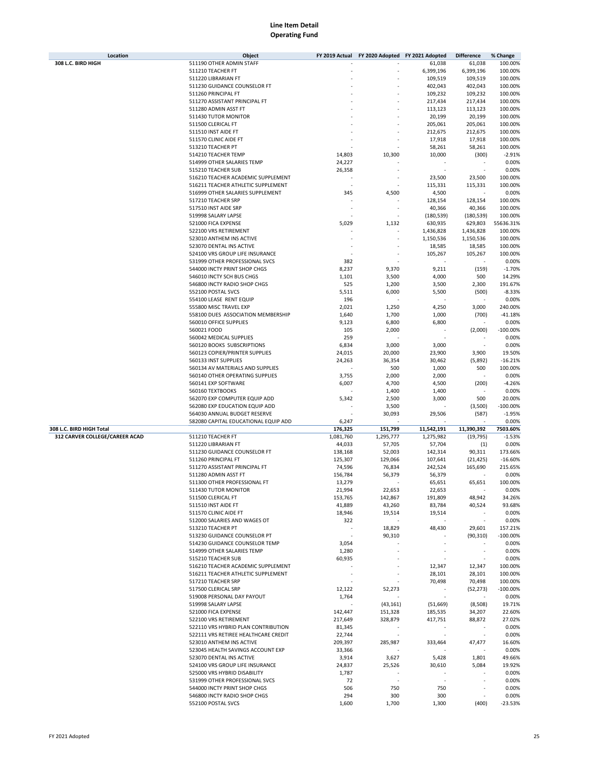# Line Item Detail
## Operating Fund

| Location | Object | FY 2019 Actual | FY 2020 Adopted | FY 2021 Adopted | Difference | % Change |
|---|---|---|---|---|---|---|
| **308 L.C. BIRD HIGH** | 511190 OTHER ADMIN STAFF | - | - | 61,038 | 61,038 | 100.00% |
| | 511210 TEACHER FT | - | - | 6,399,196 | 6,399,196 | 100.00% |
| | 511220 LIBRARIAN FT | - | - | 109,519 | 109,519 | 100.00% |
| | 511230 GUIDANCE COUNSELOR FT | - | - | 402,043 | 402,043 | 100.00% |
| | 511260 PRINCIPAL FT | - | - | 109,232 | 109,232 | 100.00% |
| | 511270 ASSISTANT PRINCIPAL FT | - | - | 217,434 | 217,434 | 100.00% |
| | 511280 ADMIN ASST FT | - | - | 113,123 | 113,123 | 100.00% |
| | 511430 TUTOR MONITOR | - | - | 20,199 | 20,199 | 100.00% |
| | 511500 CLERICAL FT | - | - | 205,061 | 205,061 | 100.00% |
| | 511510 INST AIDE FT | - | - | 212,675 | 212,675 | 100.00% |
| | 511570 CLINIC AIDE FT | - | - | 17,918 | 17,918 | 100.00% |
| | 513210 TEACHER PT | - | - | 58,261 | 58,261 | 100.00% |
| | 514210 TEACHER TEMP | 14,803 | 10,300 | 10,000 | (300) | -2.91% |
| | 514999 OTHER SALARIES TEMP | 24,227 | - | - | - | 0.00% |
| | 515210 TEACHER SUB | 26,358 | - | - | - | 0.00% |
| | 516210 TEACHER ACADEMIC SUPPLEMENT | - | - | 23,500 | 23,500 | 100.00% |
| | 516211 TEACHER ATHLETIC SUPPLEMENT | - | - | 115,331 | 115,331 | 100.00% |
| | 516999 OTHER SALARIES SUPPLEMENT | 345 | 4,500 | 4,500 | - | 0.00% |
| | 517210 TEACHER SRP | - | - | 128,154 | 128,154 | 100.00% |
| | 517510 INST AIDE SRP | - | - | 40,366 | 40,366 | 100.00% |
| | 519998 SALARY LAPSE | - | - | (180,539) | (180,539) | 100.00% |
| | 521000 FICA EXPENSE | 5,029 | 1,132 | 630,935 | 629,803 | 55636.31% |
| | 522100 VRS RETIREMENT | - | - | 1,436,828 | 1,436,828 | 100.00% |
| | 523010 ANTHEM INS ACTIVE | - | - | 1,150,536 | 1,150,536 | 100.00% |
| | 523070 DENTAL INS ACTIVE | - | - | 18,585 | 18,585 | 100.00% |
| | 524100 VRS GROUP LIFE INSURANCE | - | - | 105,267 | 105,267 | 100.00% |
| | 531999 OTHER PROFESSIONAL SVCS | 382 | - | - | - | 0.00% |
| | 544000 INCTY PRINT SHOP CHGS | 8,237 | 9,370 | 9,211 | (159) | -1.70% |
| | 546010 INCTY SCH BUS CHGS | 1,101 | 3,500 | 4,000 | 500 | 14.29% |
| | 546800 INCTY RADIO SHOP CHGS | 525 | 1,200 | 3,500 | 2,300 | 191.67% |
| | 552100 POSTAL SVCS | 5,511 | 6,000 | 5,500 | (500) | -8.33% |
| | 554100 LEASE RENT EQUIP | 196 | - | - | - | 0.00% |
| | 555800 MISC TRAVEL EXP | 2,021 | 1,250 | 4,250 | 3,000 | 240.00% |
| | 558100 DUES ASSOCIATION MEMBERSHIP | 1,640 | 1,700 | 1,000 | (700) | -41.18% |
| | 560010 OFFICE SUPPLIES | 9,123 | 6,800 | 6,800 | - | 0.00% |
| | 560021 FOOD | 105 | 2,000 | - | (2,000) | -100.00% |
| | 560042 MEDICAL SUPPLIES | 259 | - | - | - | 0.00% |
| | 560120 BOOKS SUBSCRIPTIONS | 6,834 | 3,000 | 3,000 | - | 0.00% |
| | 560123 COPIER/PRINTER SUPPLIES | 24,015 | 20,000 | 23,900 | 3,900 | 19.50% |
| | 560133 INST SUPPLIES | 24,263 | 36,354 | 30,462 | (5,892) | -16.21% |
| | 560134 AV MATERIALS AND SUPPLIES | - | 500 | 1,000 | 500 | 100.00% |
| | 560140 OTHER OPERATING SUPPLIES | 3,755 | 2,000 | 2,000 | - | 0.00% |
| | 560141 EXP SOFTWARE | 6,007 | 4,700 | 4,500 | (200) | -4.26% |
| | 560160 TEXTBOOKS | - | 1,400 | 1,400 | - | 0.00% |
| | 562070 EXP COMPUTER EQUIP ADD | 5,342 | 2,500 | 3,000 | 500 | 20.00% |
| | 562080 EXP EDUCATION EQUIP ADD | - | 3,500 | - | (3,500) | -100.00% |
| | 564030 ANNUAL BUDGET RESERVE | - | 30,093 | 29,506 | (587) | -1.95% |
| | 582080 CAPITAL EDUCATIONAL EQUIP ADD | 6,247 | - | - | - | 0.00% |
| **308 L.C. BIRD HIGH Total** | | **176,325** | **151,799** | **11,542,191** | **11,390,392** | **7503.60%** |
| **312 CARVER COLLEGE/CAREER ACAD** | 511210 TEACHER FT | 1,081,760 | 1,295,777 | 1,275,982 | (19,795) | -1.53% |
| | 511220 LIBRARIAN FT | 44,033 | 57,705 | 57,704 | (1) | 0.00% |
| | 511230 GUIDANCE COUNSELOR FT | 138,168 | 52,003 | 142,314 | 90,311 | 173.66% |
| | 511260 PRINCIPAL FT | 125,307 | 129,066 | 107,641 | (21,425) | -16.60% |
| | 511270 ASSISTANT PRINCIPAL FT | 74,596 | 76,834 | 242,524 | 165,690 | 215.65% |
| | 511280 ADMIN ASST FT | 156,784 | 56,379 | 56,379 | - | 0.00% |
| | 511300 OTHER PROFESSIONAL FT | 13,279 | - | 65,651 | 65,651 | 100.00% |
| | 511430 TUTOR MONITOR | 21,994 | 22,653 | 22,653 | - | 0.00% |
| | 511500 CLERICAL FT | 153,765 | 142,867 | 191,809 | 48,942 | 34.26% |
| | 511510 INST AIDE FT | 41,889 | 43,260 | 83,784 | 40,524 | 93.68% |
| | 511570 CLINIC AIDE FT | 18,946 | 19,514 | 19,514 | - | 0.00% |
| | 512000 SALARIES AND WAGES OT | 322 | - | - | - | 0.00% |
| | 513210 TEACHER PT | - | 18,829 | 48,430 | 29,601 | 157.21% |
| | 513230 GUIDANCE COUNSELOR PT | - | 90,310 | - | (90,310) | -100.00% |
| | 514230 GUIDANCE COUNSELOR TEMP | 3,054 | - | - | - | 0.00% |
| | 514999 OTHER SALARIES TEMP | 1,280 | - | - | - | 0.00% |
| | 515210 TEACHER SUB | 60,935 | - | - | - | 0.00% |
| | 516210 TEACHER ACADEMIC SUPPLEMENT | - | - | 12,347 | 12,347 | 100.00% |
| | 516211 TEACHER ATHLETIC SUPPLEMENT | - | - | 28,101 | 28,101 | 100.00% |
| | 517210 TEACHER SRP | - | - | 70,498 | 70,498 | 100.00% |
| | 517500 CLERICAL SRP | 12,122 | 52,273 | - | (52,273) | -100.00% |
| | 519008 PERSONAL DAY PAYOUT | 1,764 | - | - | - | 0.00% |
| | 519998 SALARY LAPSE | - | (43,161) | (51,669) | (8,508) | 19.71% |
| | 521000 FICA EXPENSE | 142,447 | 151,328 | 185,535 | 34,207 | 22.60% |
| | 522100 VRS RETIREMENT | 217,649 | 328,879 | 417,751 | 88,872 | 27.02% |
| | 522110 VRS HYBRID PLAN CONTRIBUTION | 81,345 | - | - | - | 0.00% |
| | 522111 VRS RETIREE HEALTHCARE CREDIT | 22,744 | - | - | - | 0.00% |
| | 523010 ANTHEM INS ACTIVE | 209,397 | 285,987 | 333,464 | 47,477 | 16.60% |
| | 523045 HEALTH SAVINGS ACCOUNT EXP | 33,366 | - | - | - | 0.00% |
| | 523070 DENTAL INS ACTIVE | 3,914 | 3,627 | 5,428 | 1,801 | 49.66% |
| | 524100 VRS GROUP LIFE INSURANCE | 24,837 | 25,526 | 30,610 | 5,084 | 19.92% |
| | 525000 VRS HYBRID DISABILITY | 1,787 | - | - | - | 0.00% |
| | 531999 OTHER PROFESSIONAL SVCS | 72 | - | - | - | 0.00% |
| | 544000 INCTY PRINT SHOP CHGS | 506 | 750 | 750 | - | 0.00% |
| | 546800 INCTY RADIO SHOP CHGS | 294 | 300 | 300 | - | 0.00% |
| | 552100 POSTAL SVCS | 1,600 | 1,700 | 1,300 | (400) | -23.53% |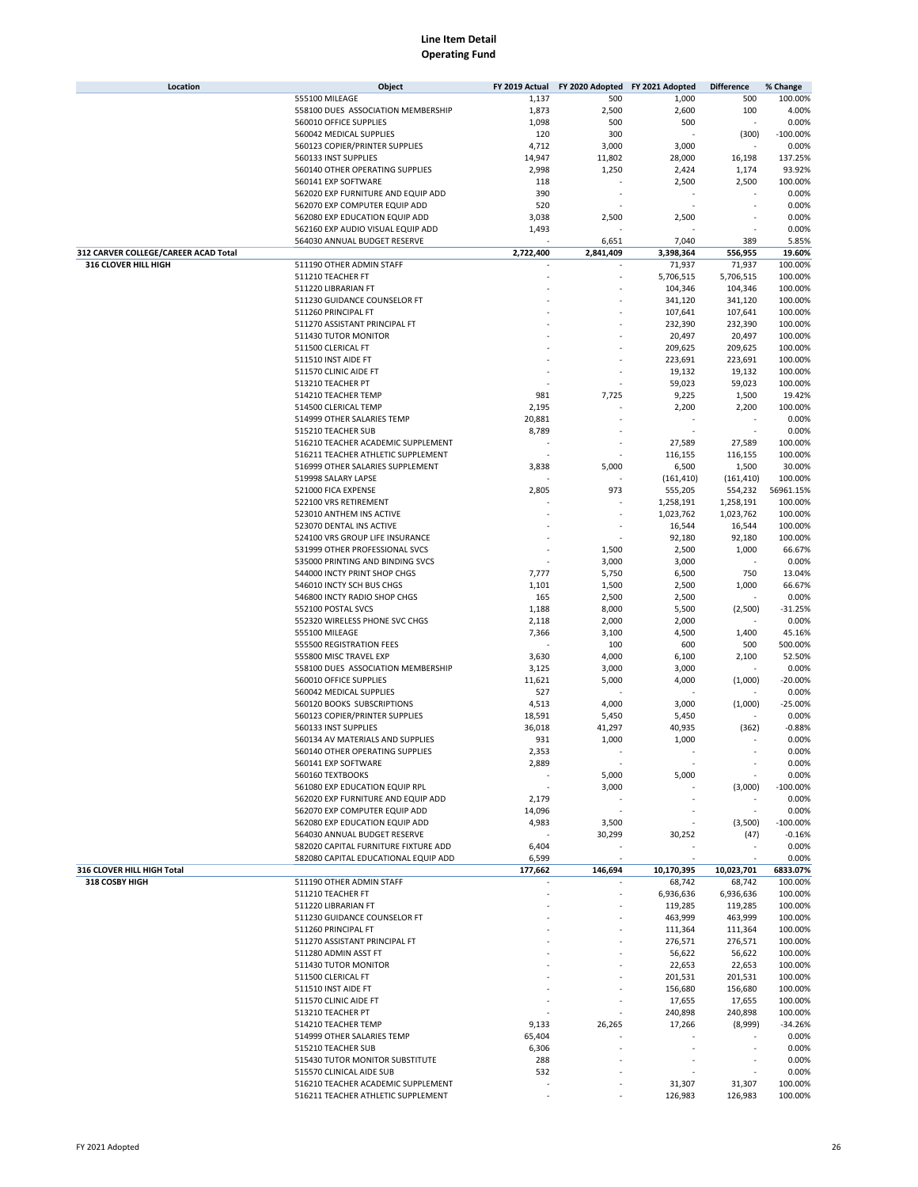# Line Item Detail
## Operating Fund

| Location | Object | FY 2019 Actual | FY 2020 Adopted | FY 2021 Adopted | Difference | % Change |
|---|---|---|---|---|---|---|
| | 555100 MILEAGE | 1,137 | 500 | 1,000 | 500 | 100.00% |
| | 558100 DUES ASSOCIATION MEMBERSHIP | 1,873 | 2,500 | 2,600 | 100 | 4.00% |
| | 560010 OFFICE SUPPLIES | 1,098 | 500 | 500 | - | 0.00% |
| | 560042 MEDICAL SUPPLIES | 120 | 300 | - | (300) | -100.00% |
| | 560123 COPIER/PRINTER SUPPLIES | 4,712 | 3,000 | 3,000 | - | 0.00% |
| | 560133 INST SUPPLIES | 14,947 | 11,802 | 28,000 | 16,198 | 137.25% |
| | 560140 OTHER OPERATING SUPPLIES | 2,998 | 1,250 | 2,424 | 1,174 | 93.92% |
| | 560141 EXP SOFTWARE | 118 | - | 2,500 | 2,500 | 100.00% |
| | 562020 EXP FURNITURE AND EQUIP ADD | 390 | - | - | - | 0.00% |
| | 562070 EXP COMPUTER EQUIP ADD | 520 | - | - | - | 0.00% |
| | 562080 EXP EDUCATION EQUIP ADD | 3,038 | 2,500 | 2,500 | - | 0.00% |
| | 562160 EXP AUDIO VISUAL EQUIP ADD | 1,493 | - | - | - | 0.00% |
| | 564030 ANNUAL BUDGET RESERVE | - | 6,651 | 7,040 | 389 | 5.85% |
| **312 CARVER COLLEGE/CAREER ACAD Total** | | **2,722,400** | **2,841,409** | **3,398,364** | **556,955** | **19.60%** |
| **316 CLOVER HILL HIGH** | 511190 OTHER ADMIN STAFF | - | - | 71,937 | 71,937 | 100.00% |
| | 511210 TEACHER FT | - | - | 5,706,515 | 5,706,515 | 100.00% |
| | 511220 LIBRARIAN FT | - | - | 104,346 | 104,346 | 100.00% |
| | 511230 GUIDANCE COUNSELOR FT | - | - | 341,120 | 341,120 | 100.00% |
| | 511260 PRINCIPAL FT | - | - | 107,641 | 107,641 | 100.00% |
| | 511270 ASSISTANT PRINCIPAL FT | - | - | 232,390 | 232,390 | 100.00% |
| | 511430 TUTOR MONITOR | - | - | 20,497 | 20,497 | 100.00% |
| | 511500 CLERICAL FT | - | - | 209,625 | 209,625 | 100.00% |
| | 511510 INST AIDE FT | - | - | 223,691 | 223,691 | 100.00% |
| | 511570 CLINIC AIDE FT | - | - | 19,132 | 19,132 | 100.00% |
| | 513210 TEACHER PT | - | - | 59,023 | 59,023 | 100.00% |
| | 514210 TEACHER TEMP | 981 | 7,725 | 9,225 | 1,500 | 19.42% |
| | 514500 CLERICAL TEMP | 2,195 | - | 2,200 | 2,200 | 100.00% |
| | 514999 OTHER SALARIES TEMP | 20,881 | - | - | - | 0.00% |
| | 515210 TEACHER SUB | 8,789 | - | - | - | 0.00% |
| | 516210 TEACHER ACADEMIC SUPPLEMENT | - | - | 27,589 | 27,589 | 100.00% |
| | 516211 TEACHER ATHLETIC SUPPLEMENT | - | - | 116,155 | 116,155 | 100.00% |
| | 516999 OTHER SALARIES SUPPLEMENT | 3,838 | 5,000 | 6,500 | 1,500 | 30.00% |
| | 519998 SALARY LAPSE | - | - | (161,410) | (161,410) | 100.00% |
| | 521000 FICA EXPENSE | 2,805 | 973 | 555,205 | 554,232 | 56961.15% |
| | 522100 VRS RETIREMENT | - | - | 1,258,191 | 1,258,191 | 100.00% |
| | 523010 ANTHEM INS ACTIVE | - | - | 1,023,762 | 1,023,762 | 100.00% |
| | 523070 DENTAL INS ACTIVE | - | - | 16,544 | 16,544 | 100.00% |
| | 524100 VRS GROUP LIFE INSURANCE | - | - | 92,180 | 92,180 | 100.00% |
| | 531999 OTHER PROFESSIONAL SVCS | - | 1,500 | 2,500 | 1,000 | 66.67% |
| | 535000 PRINTING AND BINDING SVCS | - | 3,000 | 3,000 | - | 0.00% |
| | 544000 INCTY PRINT SHOP CHGS | 7,777 | 5,750 | 6,500 | 750 | 13.04% |
| | 546010 INCTY SCH BUS CHGS | 1,101 | 1,500 | 2,500 | 1,000 | 66.67% |
| | 546800 INCTY RADIO SHOP CHGS | 165 | 2,500 | 2,500 | - | 0.00% |
| | 552100 POSTAL SVCS | 1,188 | 8,000 | 5,500 | (2,500) | -31.25% |
| | 552320 WIRELESS PHONE SVC CHGS | 2,118 | 2,000 | 2,000 | - | 0.00% |
| | 555100 MILEAGE | 7,366 | 3,100 | 4,500 | 1,400 | 45.16% |
| | 555500 REGISTRATION FEES | - | 100 | 600 | 500 | 500.00% |
| | 555800 MISC TRAVEL EXP | 3,630 | 4,000 | 6,100 | 2,100 | 52.50% |
| | 558100 DUES ASSOCIATION MEMBERSHIP | 3,125 | 3,000 | 3,000 | - | 0.00% |
| | 560010 OFFICE SUPPLIES | 11,621 | 5,000 | 4,000 | (1,000) | -20.00% |
| | 560042 MEDICAL SUPPLIES | 527 | - | - | - | 0.00% |
| | 560120 BOOKS SUBSCRIPTIONS | 4,513 | 4,000 | 3,000 | (1,000) | -25.00% |
| | 560123 COPIER/PRINTER SUPPLIES | 18,591 | 5,450 | 5,450 | - | 0.00% |
| | 560133 INST SUPPLIES | 36,018 | 41,297 | 40,935 | (362) | -0.88% |
| | 560134 AV MATERIALS AND SUPPLIES | 931 | 1,000 | 1,000 | - | 0.00% |
| | 560140 OTHER OPERATING SUPPLIES | 2,353 | - | - | - | 0.00% |
| | 560141 EXP SOFTWARE | 2,889 | - | - | - | 0.00% |
| | 560160 TEXTBOOKS | - | 5,000 | 5,000 | - | 0.00% |
| | 561080 EXP EDUCATION EQUIP RPL | - | 3,000 | - | (3,000) | -100.00% |
| | 562020 EXP FURNITURE AND EQUIP ADD | 2,179 | - | - | - | 0.00% |
| | 562070 EXP COMPUTER EQUIP ADD | 14,096 | - | - | - | 0.00% |
| | 562080 EXP EDUCATION EQUIP ADD | 4,983 | 3,500 | - | (3,500) | -100.00% |
| | 564030 ANNUAL BUDGET RESERVE | - | 30,299 | 30,252 | (47) | -0.16% |
| | 582020 CAPITAL FURNITURE FIXTURE ADD | 6,404 | - | - | - | 0.00% |
| | 582080 CAPITAL EDUCATIONAL EQUIP ADD | 6,599 | - | - | - | 0.00% |
| **316 CLOVER HILL HIGH Total** | | **177,662** | **146,694** | **10,170,395** | **10,023,701** | **6833.07%** |
| **318 COSBY HIGH** | 511190 OTHER ADMIN STAFF | - | - | 68,742 | 68,742 | 100.00% |
| | 511210 TEACHER FT | - | - | 6,936,636 | 6,936,636 | 100.00% |
| | 511220 LIBRARIAN FT | - | - | 119,285 | 119,285 | 100.00% |
| | 511230 GUIDANCE COUNSELOR FT | - | - | 463,999 | 463,999 | 100.00% |
| | 511260 PRINCIPAL FT | - | - | 111,364 | 111,364 | 100.00% |
| | 511270 ASSISTANT PRINCIPAL FT | - | - | 276,571 | 276,571 | 100.00% |
| | 511280 ADMIN ASST FT | - | - | 56,622 | 56,622 | 100.00% |
| | 511430 TUTOR MONITOR | - | - | 22,653 | 22,653 | 100.00% |
| | 511500 CLERICAL FT | - | - | 201,531 | 201,531 | 100.00% |
| | 511510 INST AIDE FT | - | - | 156,680 | 156,680 | 100.00% |
| | 511570 CLINIC AIDE FT | - | - | 17,655 | 17,655 | 100.00% |
| | 513210 TEACHER PT | - | - | 240,898 | 240,898 | 100.00% |
| | 514210 TEACHER TEMP | 9,133 | 26,265 | 17,266 | (8,999) | -34.26% |
| | 514999 OTHER SALARIES TEMP | 65,404 | - | - | - | 0.00% |
| | 515210 TEACHER SUB | 6,306 | - | - | - | 0.00% |
| | 515430 TUTOR MONITOR SUBSTITUTE | 288 | - | - | - | 0.00% |
| | 515570 CLINICAL AIDE SUB | 532 | - | - | - | 0.00% |
| | 516210 TEACHER ACADEMIC SUPPLEMENT | - | - | 31,307 | 31,307 | 100.00% |
| | 516211 TEACHER ATHLETIC SUPPLEMENT | - | - | 126,983 | 126,983 | 100.00% |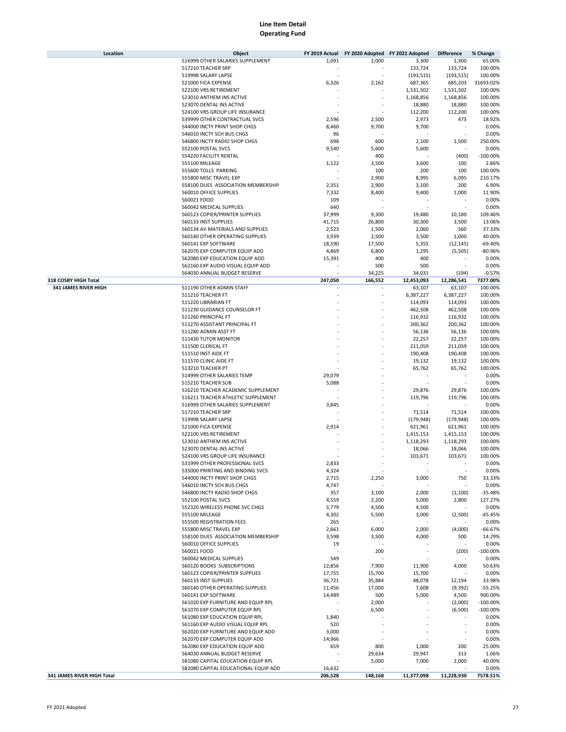# Line Item Detail
## Operating Fund

| Location | Object | FY 2019 Actual | FY 2020 Adopted | FY 2021 Adopted | Difference | % Change |
|---|---|---|---|---|---|---|
| | 516999 OTHER SALARIES SUPPLEMENT | 1,091 | 2,000 | 3,300 | 1,300 | 65.00% |
| | 517210 TEACHER SRP | - | - | 133,724 | 133,724 | 100.00% |
| | 519998 SALARY LAPSE | - | - | (193,515) | (193,515) | 100.00% |
| | 521000 FICA EXPENSE | 6,326 | 2,162 | 687,365 | 685,203 | 31693.02% |
| | 522100 VRS RETIREMENT | - | - | 1,531,502 | 1,531,502 | 100.00% |
| | 523010 ANTHEM INS ACTIVE | - | - | 1,168,856 | 1,168,856 | 100.00% |
| | 523070 DENTAL INS ACTIVE | - | - | 18,880 | 18,880 | 100.00% |
| | 524100 VRS GROUP LIFE INSURANCE | - | - | 112,200 | 112,200 | 100.00% |
| | 539999 OTHER CONTRACTUAL SVCS | 2,596 | 2,500 | 2,973 | 473 | 18.92% |
| | 544000 INCTY PRINT SHOP CHGS | 8,460 | 9,700 | 9,700 | - | 0.00% |
| | 546010 INCTY SCH BUS CHGS | 96 | - | - | - | 0.00% |
| | 546800 INCTY RADIO SHOP CHGS | 698 | 600 | 2,100 | 1,500 | 250.00% |
| | 552100 POSTAL SVCS | 9,540 | 5,600 | 5,600 | - | 0.00% |
| | 554220 FACILITY RENTAL | - | 400 | - | (400) | -100.00% |
| | 555100 MILEAGE | 1,122 | 3,500 | 3,600 | 100 | 2.86% |
| | 555600 TOLLS PARKING | - | 100 | 200 | 100 | 100.00% |
| | 555800 MISC TRAVEL EXP | - | 2,900 | 8,995 | 6,095 | 210.17% |
| | 558100 DUES ASSOCIATION MEMBERSHIP | 2,351 | 2,900 | 3,100 | 200 | 6.90% |
| | 560010 OFFICE SUPPLIES | 7,332 | 8,400 | 9,400 | 1,000 | 11.90% |
| | 560021 FOOD | 109 | - | - | - | 0.00% |
| | 560042 MEDICAL SUPPLIES | 640 | - | - | - | 0.00% |
| | 560123 COPIER/PRINTER SUPPLIES | 37,999 | 9,300 | 19,480 | 10,180 | 109.46% |
| | 560133 INST SUPPLIES | 41,715 | 26,800 | 30,300 | 3,500 | 13.06% |
| | 560134 AV MATERIALS AND SUPPLIES | 2,523 | 1,500 | 2,060 | 560 | 37.33% |
| | 560140 OTHER OPERATING SUPPLIES | 3,939 | 2,500 | 3,500 | 1,000 | 40.00% |
| | 560141 EXP SOFTWARE | 18,590 | 17,500 | 5,355 | (12,145) | -69.40% |
| | 562070 EXP COMPUTER EQUIP ADD | 4,869 | 6,800 | 1,295 | (5,505) | -80.96% |
| | 562080 EXP EDUCATION EQUIP ADD | 15,391 | 400 | 400 | - | 0.00% |
| | 562160 EXP AUDIO VISUAL EQUIP ADD | - | 500 | 500 | - | 0.00% |
| | 564030 ANNUAL BUDGET RESERVE | - | 34,225 | 34,031 | (194) | -0.57% |
| **318 COSBY HIGH Total** | | **247,050** | **166,552** | **12,453,093** | **12,286,541** | **7377.00%** |
| **341 JAMES RIVER HIGH** | 511190 OTHER ADMIN STAFF | - | - | 63,107 | 63,107 | 100.00% |
| | 511210 TEACHER FT | - | - | 6,387,227 | 6,387,227 | 100.00% |
| | 511220 LIBRARIAN FT | - | - | 114,093 | 114,093 | 100.00% |
| | 511230 GUIDANCE COUNSELOR FT | - | - | 462,508 | 462,508 | 100.00% |
| | 511260 PRINCIPAL FT | - | - | 116,932 | 116,932 | 100.00% |
| | 511270 ASSISTANT PRINCIPAL FT | - | - | 200,362 | 200,362 | 100.00% |
| | 511280 ADMIN ASST FT | - | - | 56,136 | 56,136 | 100.00% |
| | 511430 TUTOR MONITOR | - | - | 22,257 | 22,257 | 100.00% |
| | 511500 CLERICAL FT | - | - | 211,059 | 211,059 | 100.00% |
| | 511510 INST AIDE FT | - | - | 190,408 | 190,408 | 100.00% |
| | 511570 CLINIC AIDE FT | - | - | 19,132 | 19,132 | 100.00% |
| | 513210 TEACHER PT | - | - | 65,762 | 65,762 | 100.00% |
| | 514999 OTHER SALARIES TEMP | 29,079 | - | - | - | 0.00% |
| | 515210 TEACHER SUB | 5,088 | - | - | - | 0.00% |
| | 516210 TEACHER ACADEMIC SUPPLEMENT | - | - | 29,876 | 29,876 | 100.00% |
| | 516211 TEACHER ATHLETIC SUPPLEMENT | - | - | 119,796 | 119,796 | 100.00% |
| | 516999 OTHER SALARIES SUPPLEMENT | 3,845 | - | - | - | 0.00% |
| | 517210 TEACHER SRP | - | - | 71,514 | 71,514 | 100.00% |
| | 519998 SALARY LAPSE | - | - | (179,948) | (179,948) | 100.00% |
| | 521000 FICA EXPENSE | 2,914 | - | 621,961 | 621,961 | 100.00% |
| | 522100 VRS RETIREMENT | - | - | 1,415,153 | 1,415,153 | 100.00% |
| | 523010 ANTHEM INS ACTIVE | - | - | 1,118,293 | 1,118,293 | 100.00% |
| | 523070 DENTAL INS ACTIVE | - | - | 18,066 | 18,066 | 100.00% |
| | 524100 VRS GROUP LIFE INSURANCE | - | - | 103,671 | 103,671 | 100.00% |
| | 531999 OTHER PROFESSIONAL SVCS | 2,833 | - | - | - | 0.00% |
| | 535000 PRINTING AND BINDING SVCS | 4,324 | - | - | - | 0.00% |
| | 544000 INCTY PRINT SHOP CHGS | 2,715 | 2,250 | 3,000 | 750 | 33.33% |
| | 546010 INCTY SCH BUS CHGS | 4,747 | - | - | - | 0.00% |
| | 546800 INCTY RADIO SHOP CHGS | 357 | 3,100 | 2,000 | (1,100) | -35.48% |
| | 552100 POSTAL SVCS | 4,559 | 2,200 | 5,000 | 2,800 | 127.27% |
| | 552320 WIRELESS PHONE SVC CHGS | 3,779 | 4,500 | 4,500 | - | 0.00% |
| | 555100 MILEAGE | 4,302 | 5,500 | 3,000 | (2,500) | -45.45% |
| | 555500 REGISTRATION FEES | 265 | - | - | - | 0.00% |
| | 555800 MISC TRAVEL EXP | 2,661 | 6,000 | 2,000 | (4,000) | -66.67% |
| | 558100 DUES ASSOCIATION MEMBERSHIP | 3,598 | 3,500 | 4,000 | 500 | 14.29% |
| | 560010 OFFICE SUPPLIES | 19 | - | - | - | 0.00% |
| | 560021 FOOD | - | 200 | - | (200) | -100.00% |
| | 560042 MEDICAL SUPPLIES | 549 | - | - | - | 0.00% |
| | 560120 BOOKS SUBSCRIPTIONS | 12,856 | 7,900 | 11,900 | 4,000 | 50.63% |
| | 560123 COPIER/PRINTER SUPPLIES | 17,755 | 15,700 | 15,700 | - | 0.00% |
| | 560133 INST SUPPLIES | 36,721 | 35,884 | 48,078 | 12,194 | 33.98% |
| | 560140 OTHER OPERATING SUPPLIES | 11,456 | 17,000 | 7,608 | (9,392) | -55.25% |
| | 560141 EXP SOFTWARE | 14,489 | 500 | 5,000 | 4,500 | 900.00% |
| | 561020 EXP FURNITURE AND EQUIP RPL | - | 2,000 | - | (2,000) | -100.00% |
| | 561070 EXP COMPUTER EQUIP RPL | - | 6,500 | - | (6,500) | -100.00% |
| | 561080 EXP EDUCATION EQUIP RPL | 1,840 | - | - | - | 0.00% |
| | 561160 EXP AUDIO VISUAL EQUIP RPL | 520 | - | - | - | 0.00% |
| | 562020 EXP FURNITURE AND EQUIP ADD | 3,000 | - | - | - | 0.00% |
| | 562070 EXP COMPUTER EQUIP ADD | 14,966 | - | - | - | 0.00% |
| | 562080 EXP EDUCATION EQUIP ADD | 659 | 800 | 1,000 | 200 | 25.00% |
| | 564030 ANNUAL BUDGET RESERVE | - | 29,634 | 29,947 | 313 | 1.06% |
| | 581080 CAPITAL EDUCATION EQUIP RPL | - | 5,000 | 7,000 | 2,000 | 40.00% |
| | 582080 CAPITAL EDUCATIONAL EQUIP ADD | 16,632 | - | - | - | 0.00% |
| **341 JAMES RIVER HIGH Total** | | **206,528** | **148,168** | **11,377,098** | **11,228,930** | **7578.51%** |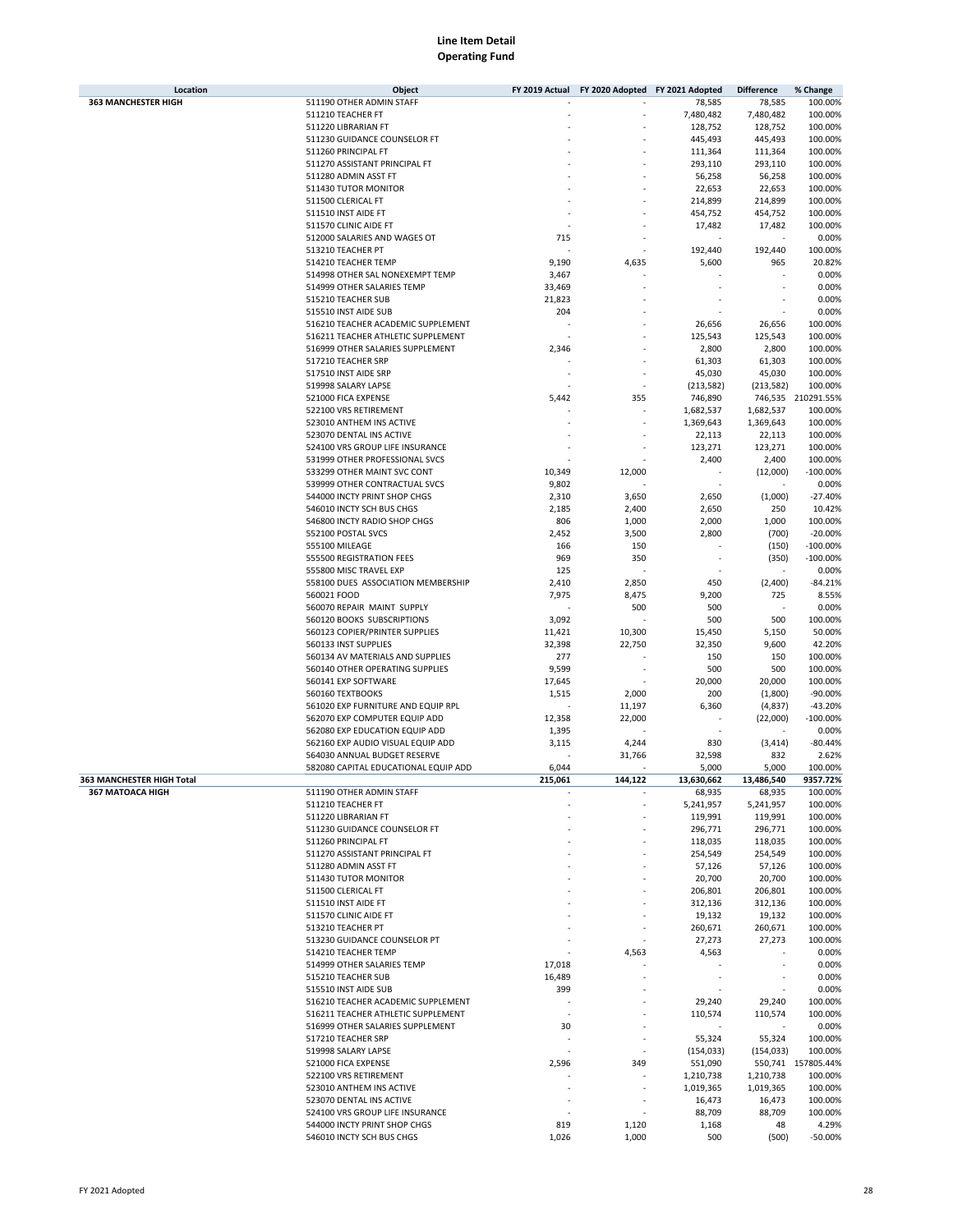# Line Item Detail
## Operating Fund

| Location | Object | FY 2019 Actual | FY 2020 Adopted | FY 2021 Adopted | Difference | % Change |
|---|---|---|---|---|---|---|
| **363 MANCHESTER HIGH** | 511190 OTHER ADMIN STAFF | - | - | 78,585 | 78,585 | 100.00% |
| | 511210 TEACHER FT | - | - | 7,480,482 | 7,480,482 | 100.00% |
| | 511220 LIBRARIAN FT | - | - | 128,752 | 128,752 | 100.00% |
| | 511230 GUIDANCE COUNSELOR FT | - | - | 445,493 | 445,493 | 100.00% |
| | 511260 PRINCIPAL FT | - | - | 111,364 | 111,364 | 100.00% |
| | 511270 ASSISTANT PRINCIPAL FT | - | - | 293,110 | 293,110 | 100.00% |
| | 511280 ADMIN ASST FT | - | - | 56,258 | 56,258 | 100.00% |
| | 511430 TUTOR MONITOR | - | - | 22,653 | 22,653 | 100.00% |
| | 511500 CLERICAL FT | - | - | 214,899 | 214,899 | 100.00% |
| | 511510 INST AIDE FT | - | - | 454,752 | 454,752 | 100.00% |
| | 511570 CLINIC AIDE FT | - | - | 17,482 | 17,482 | 100.00% |
| | 512000 SALARIES AND WAGES OT | 715 | - | - | - | 0.00% |
| | 513210 TEACHER PT | - | - | 192,440 | 192,440 | 100.00% |
| | 514210 TEACHER TEMP | 9,190 | 4,635 | 5,600 | 965 | 20.82% |
| | 514998 OTHER SAL NONEXEMPT TEMP | 3,467 | - | - | - | 0.00% |
| | 514999 OTHER SALARIES TEMP | 33,469 | - | - | - | 0.00% |
| | 515210 TEACHER SUB | 21,823 | - | - | - | 0.00% |
| | 515510 INST AIDE SUB | 204 | - | - | - | 0.00% |
| | 516210 TEACHER ACADEMIC SUPPLEMENT | - | - | 26,656 | 26,656 | 100.00% |
| | 516211 TEACHER ATHLETIC SUPPLEMENT | - | - | 125,543 | 125,543 | 100.00% |
| | 516999 OTHER SALARIES SUPPLEMENT | 2,346 | - | 2,800 | 2,800 | 100.00% |
| | 517210 TEACHER SRP | - | - | 61,303 | 61,303 | 100.00% |
| | 517510 INST AIDE SRP | - | - | 45,030 | 45,030 | 100.00% |
| | 519998 SALARY LAPSE | - | - | (213,582) | (213,582) | 100.00% |
| | 521000 FICA EXPENSE | 5,442 | 355 | 746,890 | 746,535 | 210291.55% |
| | 522100 VRS RETIREMENT | - | - | 1,682,537 | 1,682,537 | 100.00% |
| | 523010 ANTHEM INS ACTIVE | - | - | 1,369,643 | 1,369,643 | 100.00% |
| | 523070 DENTAL INS ACTIVE | - | - | 22,113 | 22,113 | 100.00% |
| | 524100 VRS GROUP LIFE INSURANCE | - | - | 123,271 | 123,271 | 100.00% |
| | 531999 OTHER PROFESSIONAL SVCS | - | - | 2,400 | 2,400 | 100.00% |
| | 533299 OTHER MAINT SVC CONT | 10,349 | 12,000 | - | (12,000) | -100.00% |
| | 539999 OTHER CONTRACTUAL SVCS | 9,802 | - | - | - | 0.00% |
| | 544000 INCTY PRINT SHOP CHGS | 2,310 | 3,650 | 2,650 | (1,000) | -27.40% |
| | 546010 INCTY SCH BUS CHGS | 2,185 | 2,400 | 2,650 | 250 | 10.42% |
| | 546800 INCTY RADIO SHOP CHGS | 806 | 1,000 | 2,000 | 1,000 | 100.00% |
| | 552100 POSTAL SVCS | 2,452 | 3,500 | 2,800 | (700) | -20.00% |
| | 555100 MILEAGE | 166 | 150 | - | (150) | -100.00% |
| | 555500 REGISTRATION FEES | 969 | 350 | - | (350) | -100.00% |
| | 555800 MISC TRAVEL EXP | 125 | - | - | - | 0.00% |
| | 558100 DUES ASSOCIATION MEMBERSHIP | 2,410 | 2,850 | 450 | (2,400) | -84.21% |
| | 560021 FOOD | 7,975 | 8,475 | 9,200 | 725 | 8.55% |
| | 560070 REPAIR MAINT SUPPLY | - | 500 | 500 | - | 0.00% |
| | 560120 BOOKS SUBSCRIPTIONS | 3,092 | - | 500 | 500 | 100.00% |
| | 560123 COPIER/PRINTER SUPPLIES | 11,421 | 10,300 | 15,450 | 5,150 | 50.00% |
| | 560133 INST SUPPLIES | 32,398 | 22,750 | 32,350 | 9,600 | 42.20% |
| | 560134 AV MATERIALS AND SUPPLIES | 277 | - | 150 | 150 | 100.00% |
| | 560140 OTHER OPERATING SUPPLIES | 9,599 | - | 500 | 500 | 100.00% |
| | 560141 EXP SOFTWARE | 17,645 | - | 20,000 | 20,000 | 100.00% |
| | 560160 TEXTBOOKS | 1,515 | 2,000 | 200 | (1,800) | -90.00% |
| | 561020 EXP FURNITURE AND EQUIP RPL | - | 11,197 | 6,360 | (4,837) | -43.20% |
| | 562070 EXP COMPUTER EQUIP ADD | 12,358 | 22,000 | - | (22,000) | -100.00% |
| | 562080 EXP EDUCATION EQUIP ADD | 1,395 | - | - | - | 0.00% |
| | 562160 EXP AUDIO VISUAL EQUIP ADD | 3,115 | 4,244 | 830 | (3,414) | -80.44% |
| | 564030 ANNUAL BUDGET RESERVE | - | 31,766 | 32,598 | 832 | 2.62% |
| | 582080 CAPITAL EDUCATIONAL EQUIP ADD | 6,044 | - | 5,000 | 5,000 | 100.00% |
| **363 MANCHESTER HIGH Total** | | **215,061** | **144,122** | **13,630,662** | **13,486,540** | **9357.72%** |
| **367 MATOACA HIGH** | 511190 OTHER ADMIN STAFF | - | - | 68,935 | 68,935 | 100.00% |
| | 511210 TEACHER FT | - | - | 5,241,957 | 5,241,957 | 100.00% |
| | 511220 LIBRARIAN FT | - | - | 119,991 | 119,991 | 100.00% |
| | 511230 GUIDANCE COUNSELOR FT | - | - | 296,771 | 296,771 | 100.00% |
| | 511260 PRINCIPAL FT | - | - | 118,035 | 118,035 | 100.00% |
| | 511270 ASSISTANT PRINCIPAL FT | - | - | 254,549 | 254,549 | 100.00% |
| | 511280 ADMIN ASST FT | - | - | 57,126 | 57,126 | 100.00% |
| | 511430 TUTOR MONITOR | - | - | 20,700 | 20,700 | 100.00% |
| | 511500 CLERICAL FT | - | - | 206,801 | 206,801 | 100.00% |
| | 511510 INST AIDE FT | - | - | 312,136 | 312,136 | 100.00% |
| | 511570 CLINIC AIDE FT | - | - | 19,132 | 19,132 | 100.00% |
| | 513210 TEACHER PT | - | - | 260,671 | 260,671 | 100.00% |
| | 513230 GUIDANCE COUNSELOR PT | - | - | 27,273 | 27,273 | 100.00% |
| | 514210 TEACHER TEMP | - | 4,563 | 4,563 | - | 0.00% |
| | 514999 OTHER SALARIES TEMP | 17,018 | - | - | - | 0.00% |
| | 515210 TEACHER SUB | 16,489 | - | - | - | 0.00% |
| | 515510 INST AIDE SUB | 399 | - | - | - | 0.00% |
| | 516210 TEACHER ACADEMIC SUPPLEMENT | - | - | 29,240 | 29,240 | 100.00% |
| | 516211 TEACHER ATHLETIC SUPPLEMENT | - | - | 110,574 | 110,574 | 100.00% |
| | 516999 OTHER SALARIES SUPPLEMENT | 30 | - | - | - | 0.00% |
| | 517210 TEACHER SRP | - | - | 55,324 | 55,324 | 100.00% |
| | 519998 SALARY LAPSE | - | - | (154,033) | (154,033) | 100.00% |
| | 521000 FICA EXPENSE | 2,596 | 349 | 551,090 | 550,741 | 157805.44% |
| | 522100 VRS RETIREMENT | - | - | 1,210,738 | 1,210,738 | 100.00% |
| | 523010 ANTHEM INS ACTIVE | - | - | 1,019,365 | 1,019,365 | 100.00% |
| | 523070 DENTAL INS ACTIVE | - | - | 16,473 | 16,473 | 100.00% |
| | 524100 VRS GROUP LIFE INSURANCE | - | - | 88,709 | 88,709 | 100.00% |
| | 544000 INCTY PRINT SHOP CHGS | 819 | 1,120 | 1,168 | 48 | 4.29% |
| | 546010 INCTY SCH BUS CHGS | 1,026 | 1,000 | 500 | (500) | -50.00% |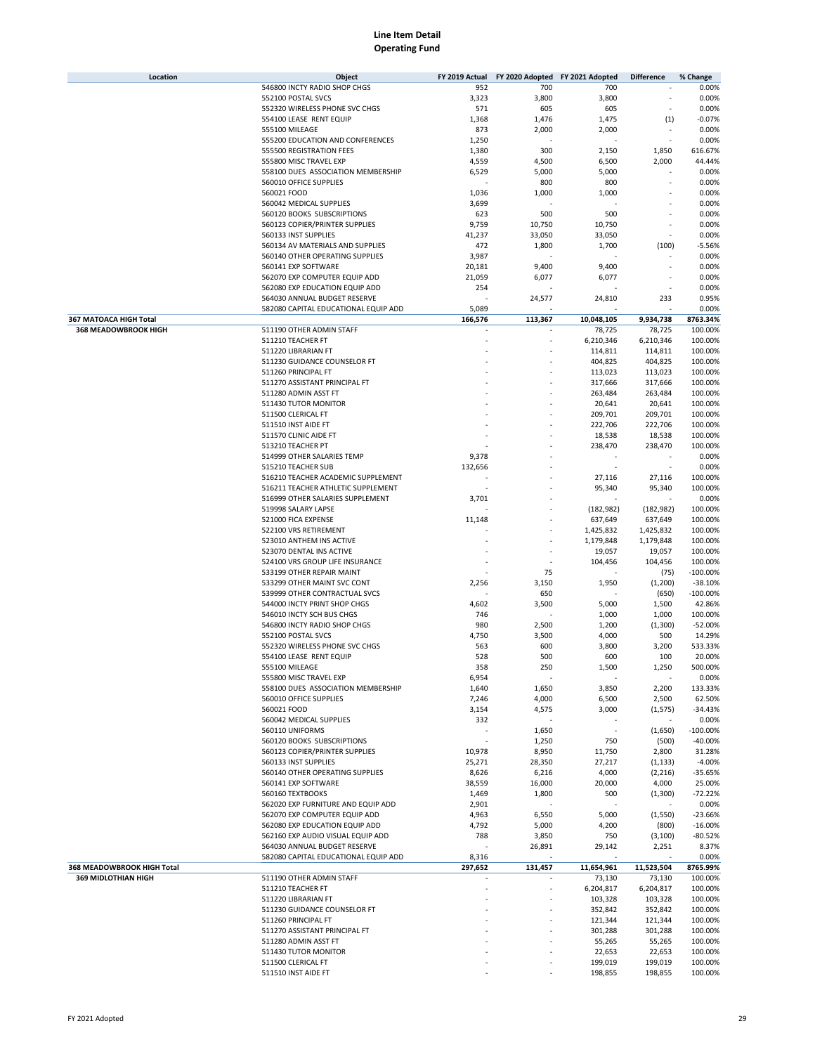# Line Item Detail
## Operating Fund

| Location | Object | FY 2019 Actual | FY 2020 Adopted | FY 2021 Adopted | Difference | % Change |
|---|---|---|---|---|---|---|
| | 546800 INCTY RADIO SHOP CHGS | 952 | 700 | 700 | - | 0.00% |
| | 552100 POSTAL SVCS | 3,323 | 3,800 | 3,800 | - | 0.00% |
| | 552320 WIRELESS PHONE SVC CHGS | 571 | 605 | 605 | - | 0.00% |
| | 554100 LEASE RENT EQUIP | 1,368 | 1,476 | 1,475 | (1) | -0.07% |
| | 555100 MILEAGE | 873 | 2,000 | 2,000 | - | 0.00% |
| | 555200 EDUCATION AND CONFERENCES | 1,250 | - | - | - | 0.00% |
| | 555500 REGISTRATION FEES | 1,380 | 300 | 2,150 | 1,850 | 616.67% |
| | 555800 MISC TRAVEL EXP | 4,559 | 4,500 | 6,500 | 2,000 | 44.44% |
| | 558100 DUES ASSOCIATION MEMBERSHIP | 6,529 | 5,000 | 5,000 | - | 0.00% |
| | 560010 OFFICE SUPPLIES | - | 800 | 800 | - | 0.00% |
| | 560021 FOOD | 1,036 | 1,000 | 1,000 | - | 0.00% |
| | 560042 MEDICAL SUPPLIES | 3,699 | - | - | - | 0.00% |
| | 560120 BOOKS SUBSCRIPTIONS | 623 | 500 | 500 | - | 0.00% |
| | 560123 COPIER/PRINTER SUPPLIES | 9,759 | 10,750 | 10,750 | - | 0.00% |
| | 560133 INST SUPPLIES | 41,237 | 33,050 | 33,050 | - | 0.00% |
| | 560134 AV MATERIALS AND SUPPLIES | 472 | 1,800 | 1,700 | (100) | -5.56% |
| | 560140 OTHER OPERATING SUPPLIES | 3,987 | - | - | - | 0.00% |
| | 560141 EXP SOFTWARE | 20,181 | 9,400 | 9,400 | - | 0.00% |
| | 562070 EXP COMPUTER EQUIP ADD | 21,059 | 6,077 | 6,077 | - | 0.00% |
| | 562080 EXP EDUCATION EQUIP ADD | 254 | - | - | - | 0.00% |
| | 564030 ANNUAL BUDGET RESERVE | - | 24,577 | 24,810 | 233 | 0.95% |
| | 582080 CAPITAL EDUCATIONAL EQUIP ADD | 5,089 | - | - | - | 0.00% |
| **367 MATOACA HIGH Total** | | **166,576** | **113,367** | **10,048,105** | **9,934,738** | **8763.34%** |
| **368 MEADOWBROOK HIGH** | 511190 OTHER ADMIN STAFF | - | - | 78,725 | 78,725 | 100.00% |
| | 511210 TEACHER FT | - | - | 6,210,346 | 6,210,346 | 100.00% |
| | 511220 LIBRARIAN FT | - | - | 114,811 | 114,811 | 100.00% |
| | 511230 GUIDANCE COUNSELOR FT | - | - | 404,825 | 404,825 | 100.00% |
| | 511260 PRINCIPAL FT | - | - | 113,023 | 113,023 | 100.00% |
| | 511270 ASSISTANT PRINCIPAL FT | - | - | 317,666 | 317,666 | 100.00% |
| | 511280 ADMIN ASST FT | - | - | 263,484 | 263,484 | 100.00% |
| | 511430 TUTOR MONITOR | - | - | 20,641 | 20,641 | 100.00% |
| | 511500 CLERICAL FT | - | - | 209,701 | 209,701 | 100.00% |
| | 511510 INST AIDE FT | - | - | 222,706 | 222,706 | 100.00% |
| | 511570 CLINIC AIDE FT | - | - | 18,538 | 18,538 | 100.00% |
| | 513210 TEACHER PT | - | - | 238,470 | 238,470 | 100.00% |
| | 514999 OTHER SALARIES TEMP | 9,378 | - | - | - | 0.00% |
| | 515210 TEACHER SUB | 132,656 | - | - | - | 0.00% |
| | 516210 TEACHER ACADEMIC SUPPLEMENT | - | - | 27,116 | 27,116 | 100.00% |
| | 516211 TEACHER ATHLETIC SUPPLEMENT | - | - | 95,340 | 95,340 | 100.00% |
| | 516999 OTHER SALARIES SUPPLEMENT | 3,701 | - | - | - | 0.00% |
| | 519998 SALARY LAPSE | - | - | (182,982) | (182,982) | 100.00% |
| | 521000 FICA EXPENSE | 11,148 | - | 637,649 | 637,649 | 100.00% |
| | 522100 VRS RETIREMENT | - | - | 1,425,832 | 1,425,832 | 100.00% |
| | 523010 ANTHEM INS ACTIVE | - | - | 1,179,848 | 1,179,848 | 100.00% |
| | 523070 DENTAL INS ACTIVE | - | - | 19,057 | 19,057 | 100.00% |
| | 524100 VRS GROUP LIFE INSURANCE | - | - | 104,456 | 104,456 | 100.00% |
| | 533199 OTHER REPAIR MAINT | - | 75 | - | (75) | -100.00% |
| | 533299 OTHER MAINT SVC CONT | 2,256 | 3,150 | 1,950 | (1,200) | -38.10% |
| | 539999 OTHER CONTRACTUAL SVCS | - | 650 | - | (650) | -100.00% |
| | 544000 INCTY PRINT SHOP CHGS | 4,602 | 3,500 | 5,000 | 1,500 | 42.86% |
| | 546010 INCTY SCH BUS CHGS | 746 | - | 1,000 | 1,000 | 100.00% |
| | 546800 INCTY RADIO SHOP CHGS | 980 | 2,500 | 1,200 | (1,300) | -52.00% |
| | 552100 POSTAL SVCS | 4,750 | 3,500 | 4,000 | 500 | 14.29% |
| | 552320 WIRELESS PHONE SVC CHGS | 563 | 600 | 3,800 | 3,200 | 533.33% |
| | 554100 LEASE RENT EQUIP | 528 | 500 | 600 | 100 | 20.00% |
| | 555100 MILEAGE | 358 | 250 | 1,500 | 1,250 | 500.00% |
| | 555800 MISC TRAVEL EXP | 6,954 | - | - | - | 0.00% |
| | 558100 DUES ASSOCIATION MEMBERSHIP | 1,640 | 1,650 | 3,850 | 2,200 | 133.33% |
| | 560010 OFFICE SUPPLIES | 7,246 | 4,000 | 6,500 | 2,500 | 62.50% |
| | 560021 FOOD | 3,154 | 4,575 | 3,000 | (1,575) | -34.43% |
| | 560042 MEDICAL SUPPLIES | 332 | - | - | - | 0.00% |
| | 560110 UNIFORMS | - | 1,650 | - | (1,650) | -100.00% |
| | 560120 BOOKS SUBSCRIPTIONS | - | 1,250 | 750 | (500) | -40.00% |
| | 560123 COPIER/PRINTER SUPPLIES | 10,978 | 8,950 | 11,750 | 2,800 | 31.28% |
| | 560133 INST SUPPLIES | 25,271 | 28,350 | 27,217 | (1,133) | -4.00% |
| | 560140 OTHER OPERATING SUPPLIES | 8,626 | 6,216 | 4,000 | (2,216) | -35.65% |
| | 560141 EXP SOFTWARE | 38,559 | 16,000 | 20,000 | 4,000 | 25.00% |
| | 560160 TEXTBOOKS | 1,469 | 1,800 | 500 | (1,300) | -72.22% |
| | 562020 EXP FURNITURE AND EQUIP ADD | 2,901 | - | - | - | 0.00% |
| | 562070 EXP COMPUTER EQUIP ADD | 4,963 | 6,550 | 5,000 | (1,550) | -23.66% |
| | 562080 EXP EDUCATION EQUIP ADD | 4,792 | 5,000 | 4,200 | (800) | -16.00% |
| | 562160 EXP AUDIO VISUAL EQUIP ADD | 788 | 3,850 | 750 | (3,100) | -80.52% |
| | 564030 ANNUAL BUDGET RESERVE | - | 26,891 | 29,142 | 2,251 | 8.37% |
| | 582080 CAPITAL EDUCATIONAL EQUIP ADD | 8,316 | - | - | - | 0.00% |
| **368 MEADOWBROOK HIGH Total** | | **297,652** | **131,457** | **11,654,961** | **11,523,504** | **8765.99%** |
| **369 MIDLOTHIAN HIGH** | 511190 OTHER ADMIN STAFF | - | - | 73,130 | 73,130 | 100.00% |
| | 511210 TEACHER FT | - | - | 6,204,817 | 6,204,817 | 100.00% |
| | 511220 LIBRARIAN FT | - | - | 103,328 | 103,328 | 100.00% |
| | 511230 GUIDANCE COUNSELOR FT | - | - | 352,842 | 352,842 | 100.00% |
| | 511260 PRINCIPAL FT | - | - | 121,344 | 121,344 | 100.00% |
| | 511270 ASSISTANT PRINCIPAL FT | - | - | 301,288 | 301,288 | 100.00% |
| | 511280 ADMIN ASST FT | - | - | 55,265 | 55,265 | 100.00% |
| | 511430 TUTOR MONITOR | - | - | 22,653 | 22,653 | 100.00% |
| | 511500 CLERICAL FT | - | - | 199,019 | 199,019 | 100.00% |
| | 511510 INST AIDE FT | - | - | 198,855 | 198,855 | 100.00% |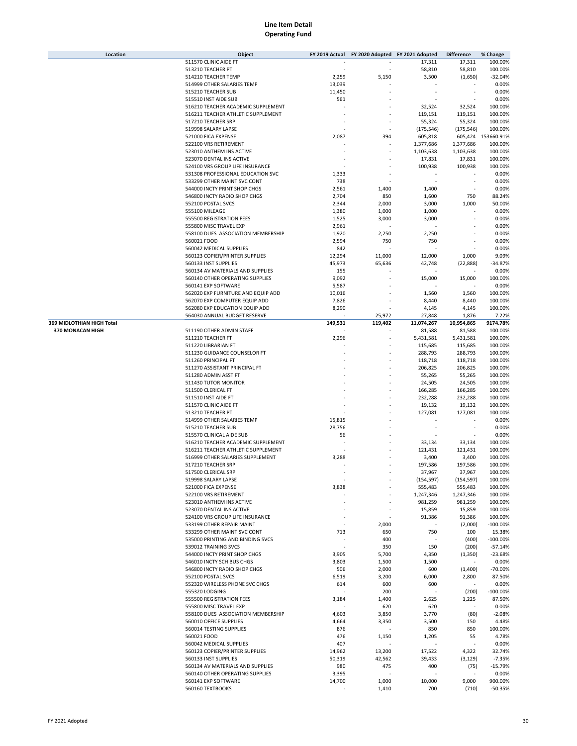# Line Item Detail
## Operating Fund

| Location | Object | FY 2019 Actual | FY 2020 Adopted | FY 2021 Adopted | Difference | % Change |
|---|---|---|---|---|---|---|
| | 511570 CLINIC AIDE FT | - | - | 17,311 | 17,311 | 100.00% |
| | 513210 TEACHER PT | - | - | 58,810 | 58,810 | 100.00% |
| | 514210 TEACHER TEMP | 2,259 | 5,150 | 3,500 | (1,650) | -32.04% |
| | 514999 OTHER SALARIES TEMP | 13,039 | - | - | - | 0.00% |
| | 515210 TEACHER SUB | 11,450 | - | - | - | 0.00% |
| | 515510 INST AIDE SUB | 561 | - | - | - | 0.00% |
| | 516210 TEACHER ACADEMIC SUPPLEMENT | - | - | 32,524 | 32,524 | 100.00% |
| | 516211 TEACHER ATHLETIC SUPPLEMENT | - | - | 119,151 | 119,151 | 100.00% |
| | 517210 TEACHER SRP | - | - | 55,324 | 55,324 | 100.00% |
| | 519998 SALARY LAPSE | - | - | (175,546) | (175,546) | 100.00% |
| | 521000 FICA EXPENSE | 2,087 | 394 | 605,818 | 605,424 | 153660.91% |
| | 522100 VRS RETIREMENT | - | - | 1,377,686 | 1,377,686 | 100.00% |
| | 523010 ANTHEM INS ACTIVE | - | - | 1,103,638 | 1,103,638 | 100.00% |
| | 523070 DENTAL INS ACTIVE | - | - | 17,831 | 17,831 | 100.00% |
| | 524100 VRS GROUP LIFE INSURANCE | - | - | 100,938 | 100,938 | 100.00% |
| | 531308 PROFESSIONAL EDUCATION SVC | 1,333 | - | - | - | 0.00% |
| | 533299 OTHER MAINT SVC CONT | 738 | - | - | - | 0.00% |
| | 544000 INCTY PRINT SHOP CHGS | 2,561 | 1,400 | 1,400 | - | 0.00% |
| | 546800 INCTY RADIO SHOP CHGS | 2,704 | 850 | 1,600 | 750 | 88.24% |
| | 552100 POSTAL SVCS | 2,344 | 2,000 | 3,000 | 1,000 | 50.00% |
| | 555100 MILEAGE | 1,380 | 1,000 | 1,000 | - | 0.00% |
| | 555500 REGISTRATION FEES | 1,525 | 3,000 | 3,000 | - | 0.00% |
| | 555800 MISC TRAVEL EXP | 2,961 | - | - | - | 0.00% |
| | 558100 DUES ASSOCIATION MEMBERSHIP | 1,920 | 2,250 | 2,250 | - | 0.00% |
| | 560021 FOOD | 2,594 | 750 | 750 | - | 0.00% |
| | 560042 MEDICAL SUPPLIES | 842 | - | - | - | 0.00% |
| | 560123 COPIER/PRINTER SUPPLIES | 12,294 | 11,000 | 12,000 | 1,000 | 9.09% |
| | 560133 INST SUPPLIES | 45,973 | 65,636 | 42,748 | (22,888) | -34.87% |
| | 560134 AV MATERIALS AND SUPPLIES | 155 | - | - | - | 0.00% |
| | 560140 OTHER OPERATING SUPPLIES | 9,092 | - | 15,000 | 15,000 | 100.00% |
| | 560141 EXP SOFTWARE | 5,587 | - | - | - | 0.00% |
| | 562020 EXP FURNITURE AND EQUIP ADD | 10,016 | - | 1,560 | 1,560 | 100.00% |
| | 562070 EXP COMPUTER EQUIP ADD | 7,826 | - | 8,440 | 8,440 | 100.00% |
| | 562080 EXP EDUCATION EQUIP ADD | 8,290 | - | 4,145 | 4,145 | 100.00% |
| | 564030 ANNUAL BUDGET RESERVE | - | 25,972 | 27,848 | 1,876 | 7.22% |
| **369 MIDLOTHIAN HIGH Total** | | **149,531** | **119,402** | **11,074,267** | **10,954,865** | **9174.78%** |
| **370 MONACAN HIGH** | 511190 OTHER ADMIN STAFF | - | - | 81,588 | 81,588 | 100.00% |
| | 511210 TEACHER FT | 2,296 | - | 5,431,581 | 5,431,581 | 100.00% |
| | 511220 LIBRARIAN FT | - | - | 115,685 | 115,685 | 100.00% |
| | 511230 GUIDANCE COUNSELOR FT | - | - | 288,793 | 288,793 | 100.00% |
| | 511260 PRINCIPAL FT | - | - | 118,718 | 118,718 | 100.00% |
| | 511270 ASSISTANT PRINCIPAL FT | - | - | 206,825 | 206,825 | 100.00% |
| | 511280 ADMIN ASST FT | - | - | 55,265 | 55,265 | 100.00% |
| | 511430 TUTOR MONITOR | - | - | 24,505 | 24,505 | 100.00% |
| | 511500 CLERICAL FT | - | - | 166,285 | 166,285 | 100.00% |
| | 511510 INST AIDE FT | - | - | 232,288 | 232,288 | 100.00% |
| | 511570 CLINIC AIDE FT | - | - | 19,132 | 19,132 | 100.00% |
| | 513210 TEACHER PT | - | - | 127,081 | 127,081 | 100.00% |
| | 514999 OTHER SALARIES TEMP | 15,815 | - | - | - | 0.00% |
| | 515210 TEACHER SUB | 28,756 | - | - | - | 0.00% |
| | 515570 CLINICAL AIDE SUB | 56 | - | - | - | 0.00% |
| | 516210 TEACHER ACADEMIC SUPPLEMENT | - | - | 33,134 | 33,134 | 100.00% |
| | 516211 TEACHER ATHLETIC SUPPLEMENT | - | - | 121,431 | 121,431 | 100.00% |
| | 516999 OTHER SALARIES SUPPLEMENT | 3,288 | - | 3,400 | 3,400 | 100.00% |
| | 517210 TEACHER SRP | - | - | 197,586 | 197,586 | 100.00% |
| | 517500 CLERICAL SRP | - | - | 37,967 | 37,967 | 100.00% |
| | 519998 SALARY LAPSE | - | - | (154,597) | (154,597) | 100.00% |
| | 521000 FICA EXPENSE | 3,838 | - | 555,483 | 555,483 | 100.00% |
| | 522100 VRS RETIREMENT | - | - | 1,247,346 | 1,247,346 | 100.00% |
| | 523010 ANTHEM INS ACTIVE | - | - | 981,259 | 981,259 | 100.00% |
| | 523070 DENTAL INS ACTIVE | - | - | 15,859 | 15,859 | 100.00% |
| | 524100 VRS GROUP LIFE INSURANCE | - | - | 91,386 | 91,386 | 100.00% |
| | 533199 OTHER REPAIR MAINT | - | 2,000 | - | (2,000) | -100.00% |
| | 533299 OTHER MAINT SVC CONT | 713 | 650 | 750 | 100 | 15.38% |
| | 535000 PRINTING AND BINDING SVCS | - | 400 | - | (400) | -100.00% |
| | 539012 TRAINING SVCS | - | 350 | 150 | (200) | -57.14% |
| | 544000 INCTY PRINT SHOP CHGS | 3,905 | 5,700 | 4,350 | (1,350) | -23.68% |
| | 546010 INCTY SCH BUS CHGS | 3,803 | 1,500 | 1,500 | - | 0.00% |
| | 546800 INCTY RADIO SHOP CHGS | 506 | 2,000 | 600 | (1,400) | -70.00% |
| | 552100 POSTAL SVCS | 6,519 | 3,200 | 6,000 | 2,800 | 87.50% |
| | 552320 WIRELESS PHONE SVC CHGS | 614 | 600 | 600 | - | 0.00% |
| | 555320 LODGING | - | 200 | - | (200) | -100.00% |
| | 555500 REGISTRATION FEES | 3,184 | 1,400 | 2,625 | 1,225 | 87.50% |
| | 555800 MISC TRAVEL EXP | - | 620 | 620 | - | 0.00% |
| | 558100 DUES ASSOCIATION MEMBERSHIP | 4,603 | 3,850 | 3,770 | (80) | -2.08% |
| | 560010 OFFICE SUPPLIES | 4,664 | 3,350 | 3,500 | 150 | 4.48% |
| | 560014 TESTING SUPPLIES | 876 | - | 850 | 850 | 100.00% |
| | 560021 FOOD | 476 | 1,150 | 1,205 | 55 | 4.78% |
| | 560042 MEDICAL SUPPLIES | 407 | - | - | - | 0.00% |
| | 560123 COPIER/PRINTER SUPPLIES | 14,962 | 13,200 | 17,522 | 4,322 | 32.74% |
| | 560133 INST SUPPLIES | 50,319 | 42,562 | 39,433 | (3,129) | -7.35% |
| | 560134 AV MATERIALS AND SUPPLIES | 980 | 475 | 400 | (75) | -15.79% |
| | 560140 OTHER OPERATING SUPPLIES | 3,395 | - | - | - | 0.00% |
| | 560141 EXP SOFTWARE | 14,700 | 1,000 | 10,000 | 9,000 | 900.00% |
| | 560160 TEXTBOOKS | - | 1,410 | 700 | (710) | -50.35% |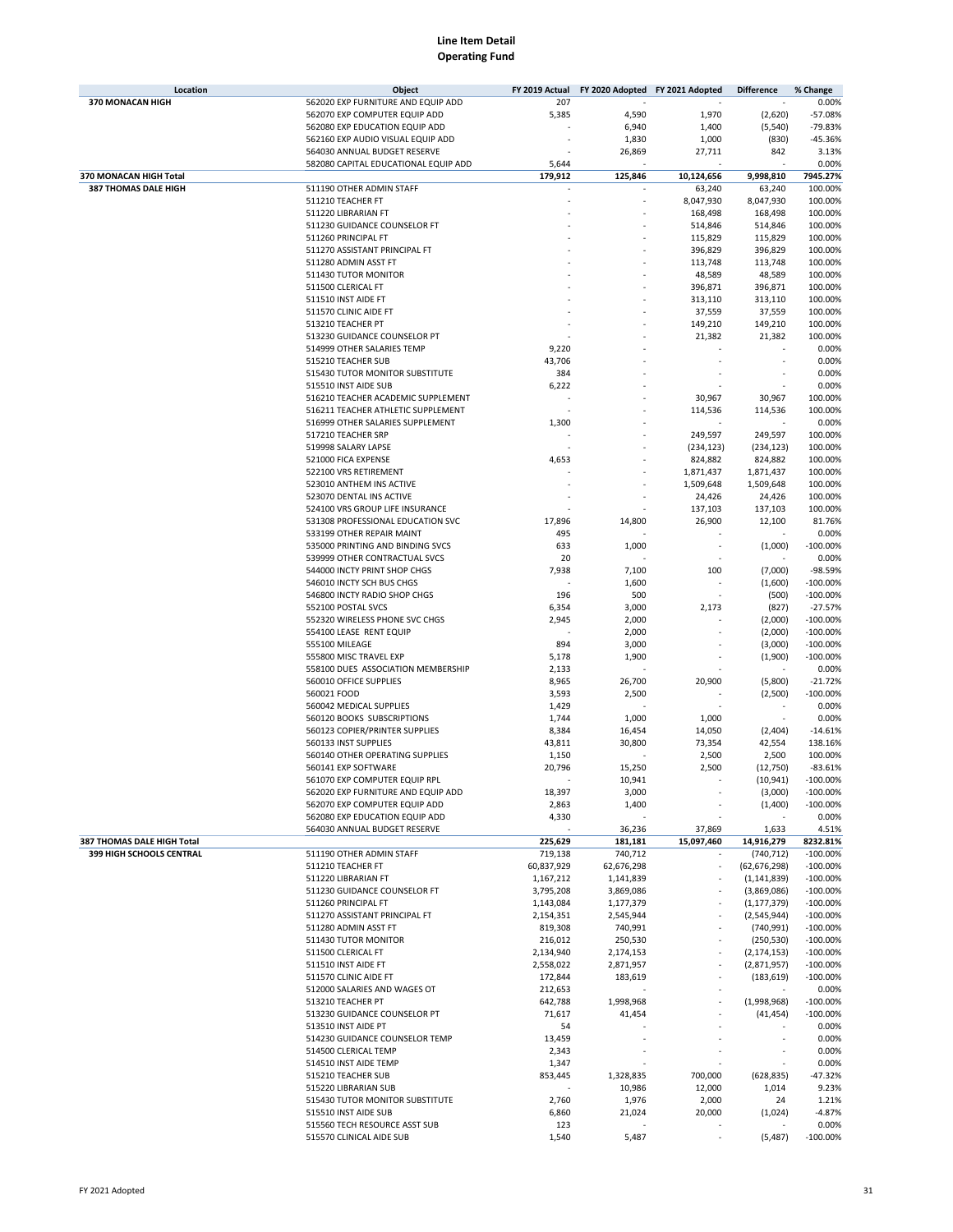# Line Item Detail
## Operating Fund

| Location | Object | FY 2019 Actual | FY 2020 Adopted | FY 2021 Adopted | Difference | % Change |
|---|---|---|---|---|---|---|
| 370 MONACAN HIGH | 562020 EXP FURNITURE AND EQUIP ADD | 207 | - | - | - | 0.00% |
| | 562070 EXP COMPUTER EQUIP ADD | 5,385 | 4,590 | 1,970 | (2,620) | -57.08% |
| | 562080 EXP EDUCATION EQUIP ADD | - | 6,940 | 1,400 | (5,540) | -79.83% |
| | 562160 EXP AUDIO VISUAL EQUIP ADD | - | 1,830 | 1,000 | (830) | -45.36% |
| | 564030 ANNUAL BUDGET RESERVE | - | 26,869 | 27,711 | 842 | 3.13% |
| | 582080 CAPITAL EDUCATIONAL EQUIP ADD | 5,644 | - | - | - | 0.00% |
| **370 MONACAN HIGH Total** | | **179,912** | **125,846** | **10,124,656** | **9,998,810** | **7945.27%** |
| 387 THOMAS DALE HIGH | 511190 OTHER ADMIN STAFF | - | - | 63,240 | 63,240 | 100.00% |
| | 511210 TEACHER FT | - | - | 8,047,930 | 8,047,930 | 100.00% |
| | 511220 LIBRARIAN FT | - | - | 168,498 | 168,498 | 100.00% |
| | 511230 GUIDANCE COUNSELOR FT | - | - | 514,846 | 514,846 | 100.00% |
| | 511260 PRINCIPAL FT | - | - | 115,829 | 115,829 | 100.00% |
| | 511270 ASSISTANT PRINCIPAL FT | - | - | 396,829 | 396,829 | 100.00% |
| | 511280 ADMIN ASST FT | - | - | 113,748 | 113,748 | 100.00% |
| | 511430 TUTOR MONITOR | - | - | 48,589 | 48,589 | 100.00% |
| | 511500 CLERICAL FT | - | - | 396,871 | 396,871 | 100.00% |
| | 511510 INST AIDE FT | - | - | 313,110 | 313,110 | 100.00% |
| | 511570 CLINIC AIDE FT | - | - | 37,559 | 37,559 | 100.00% |
| | 513210 TEACHER PT | - | - | 149,210 | 149,210 | 100.00% |
| | 513230 GUIDANCE COUNSELOR PT | - | - | 21,382 | 21,382 | 100.00% |
| | 514999 OTHER SALARIES TEMP | 9,220 | - | - | - | 0.00% |
| | 515210 TEACHER SUB | 43,706 | - | - | - | 0.00% |
| | 515430 TUTOR MONITOR SUBSTITUTE | 384 | - | - | - | 0.00% |
| | 515510 INST AIDE SUB | 6,222 | - | - | - | 0.00% |
| | 516210 TEACHER ACADEMIC SUPPLEMENT | - | - | 30,967 | 30,967 | 100.00% |
| | 516211 TEACHER ATHLETIC SUPPLEMENT | - | - | 114,536 | 114,536 | 100.00% |
| | 516999 OTHER SALARIES SUPPLEMENT | 1,300 | - | - | - | 0.00% |
| | 517210 TEACHER SRP | - | - | 249,597 | 249,597 | 100.00% |
| | 519998 SALARY LAPSE | - | - | (234,123) | (234,123) | 100.00% |
| | 521000 FICA EXPENSE | 4,653 | - | 824,882 | 824,882 | 100.00% |
| | 522100 VRS RETIREMENT | - | - | 1,871,437 | 1,871,437 | 100.00% |
| | 523010 ANTHEM INS ACTIVE | - | - | 1,509,648 | 1,509,648 | 100.00% |
| | 523070 DENTAL INS ACTIVE | - | - | 24,426 | 24,426 | 100.00% |
| | 524100 VRS GROUP LIFE INSURANCE | - | - | 137,103 | 137,103 | 100.00% |
| | 531308 PROFESSIONAL EDUCATION SVC | 17,896 | 14,800 | 26,900 | 12,100 | 81.76% |
| | 533199 OTHER REPAIR MAINT | 495 | - | - | - | 0.00% |
| | 535000 PRINTING AND BINDING SVCS | 633 | 1,000 | - | (1,000) | -100.00% |
| | 539999 OTHER CONTRACTUAL SVCS | 20 | - | - | - | 0.00% |
| | 544000 INCTY PRINT SHOP CHGS | 7,938 | 7,100 | 100 | (7,000) | -98.59% |
| | 546010 INCTY SCH BUS CHGS | - | 1,600 | - | (1,600) | -100.00% |
| | 546800 INCTY RADIO SHOP CHGS | 196 | 500 | - | (500) | -100.00% |
| | 552100 POSTAL SVCS | 6,354 | 3,000 | 2,173 | (827) | -27.57% |
| | 552320 WIRELESS PHONE SVC CHGS | 2,945 | 2,000 | - | (2,000) | -100.00% |
| | 554100 LEASE RENT EQUIP | - | 2,000 | - | (2,000) | -100.00% |
| | 555100 MILEAGE | 894 | 3,000 | - | (3,000) | -100.00% |
| | 555800 MISC TRAVEL EXP | 5,178 | 1,900 | - | (1,900) | -100.00% |
| | 558100 DUES ASSOCIATION MEMBERSHIP | 2,133 | - | - | - | 0.00% |
| | 560010 OFFICE SUPPLIES | 8,965 | 26,700 | 20,900 | (5,800) | -21.72% |
| | 560021 FOOD | 3,593 | 2,500 | - | (2,500) | -100.00% |
| | 560042 MEDICAL SUPPLIES | 1,429 | - | - | - | 0.00% |
| | 560120 BOOKS SUBSCRIPTIONS | 1,744 | 1,000 | 1,000 | - | 0.00% |
| | 560123 COPIER/PRINTER SUPPLIES | 8,384 | 16,454 | 14,050 | (2,404) | -14.61% |
| | 560133 INST SUPPLIES | 43,811 | 30,800 | 73,354 | 42,554 | 138.16% |
| | 560140 OTHER OPERATING SUPPLIES | 1,150 | - | 2,500 | 2,500 | 100.00% |
| | 560141 EXP SOFTWARE | 20,796 | 15,250 | 2,500 | (12,750) | -83.61% |
| | 561070 EXP COMPUTER EQUIP RPL | - | 10,941 | - | (10,941) | -100.00% |
| | 562020 EXP FURNITURE AND EQUIP ADD | 18,397 | 3,000 | - | (3,000) | -100.00% |
| | 562070 EXP COMPUTER EQUIP ADD | 2,863 | 1,400 | - | (1,400) | -100.00% |
| | 562080 EXP EDUCATION EQUIP ADD | 4,330 | - | - | - | 0.00% |
| | 564030 ANNUAL BUDGET RESERVE | - | 36,236 | 37,869 | 1,633 | 4.51% |
| **387 THOMAS DALE HIGH Total** | | **225,629** | **181,181** | **15,097,460** | **14,916,279** | **8232.81%** |
| 399 HIGH SCHOOLS CENTRAL | 511190 OTHER ADMIN STAFF | 719,138 | 740,712 | - | (740,712) | -100.00% |
| | 511210 TEACHER FT | 60,837,929 | 62,676,298 | - | (62,676,298) | -100.00% |
| | 511220 LIBRARIAN FT | 1,167,212 | 1,141,839 | - | (1,141,839) | -100.00% |
| | 511230 GUIDANCE COUNSELOR FT | 3,795,208 | 3,869,086 | - | (3,869,086) | -100.00% |
| | 511260 PRINCIPAL FT | 1,143,084 | 1,177,379 | - | (1,177,379) | -100.00% |
| | 511270 ASSISTANT PRINCIPAL FT | 2,154,351 | 2,545,944 | - | (2,545,944) | -100.00% |
| | 511280 ADMIN ASST FT | 819,308 | 740,991 | - | (740,991) | -100.00% |
| | 511430 TUTOR MONITOR | 216,012 | 250,530 | - | (250,530) | -100.00% |
| | 511500 CLERICAL FT | 2,134,940 | 2,174,153 | - | (2,174,153) | -100.00% |
| | 511510 INST AIDE FT | 2,558,022 | 2,871,957 | - | (2,871,957) | -100.00% |
| | 511570 CLINIC AIDE FT | 172,844 | 183,619 | - | (183,619) | -100.00% |
| | 512000 SALARIES AND WAGES OT | 212,653 | - | - | - | 0.00% |
| | 513210 TEACHER PT | 642,788 | 1,998,968 | - | (1,998,968) | -100.00% |
| | 513230 GUIDANCE COUNSELOR PT | 71,617 | 41,454 | - | (41,454) | -100.00% |
| | 513510 INST AIDE PT | 54 | - | - | - | 0.00% |
| | 514230 GUIDANCE COUNSELOR TEMP | 13,459 | - | - | - | 0.00% |
| | 514500 CLERICAL TEMP | 2,343 | - | - | - | 0.00% |
| | 514510 INST AIDE TEMP | 1,347 | - | - | - | 0.00% |
| | 515210 TEACHER SUB | 853,445 | 1,328,835 | 700,000 | (628,835) | -47.32% |
| | 515220 LIBRARIAN SUB | - | 10,986 | 12,000 | 1,014 | 9.23% |
| | 515430 TUTOR MONITOR SUBSTITUTE | 2,760 | 1,976 | 2,000 | 24 | 1.21% |
| | 515510 INST AIDE SUB | 6,860 | 21,024 | 20,000 | (1,024) | -4.87% |
| | 515560 TECH RESOURCE ASST SUB | 123 | - | - | - | 0.00% |
| | 515570 CLINICAL AIDE SUB | 1,540 | 5,487 | - | (5,487) | -100.00% |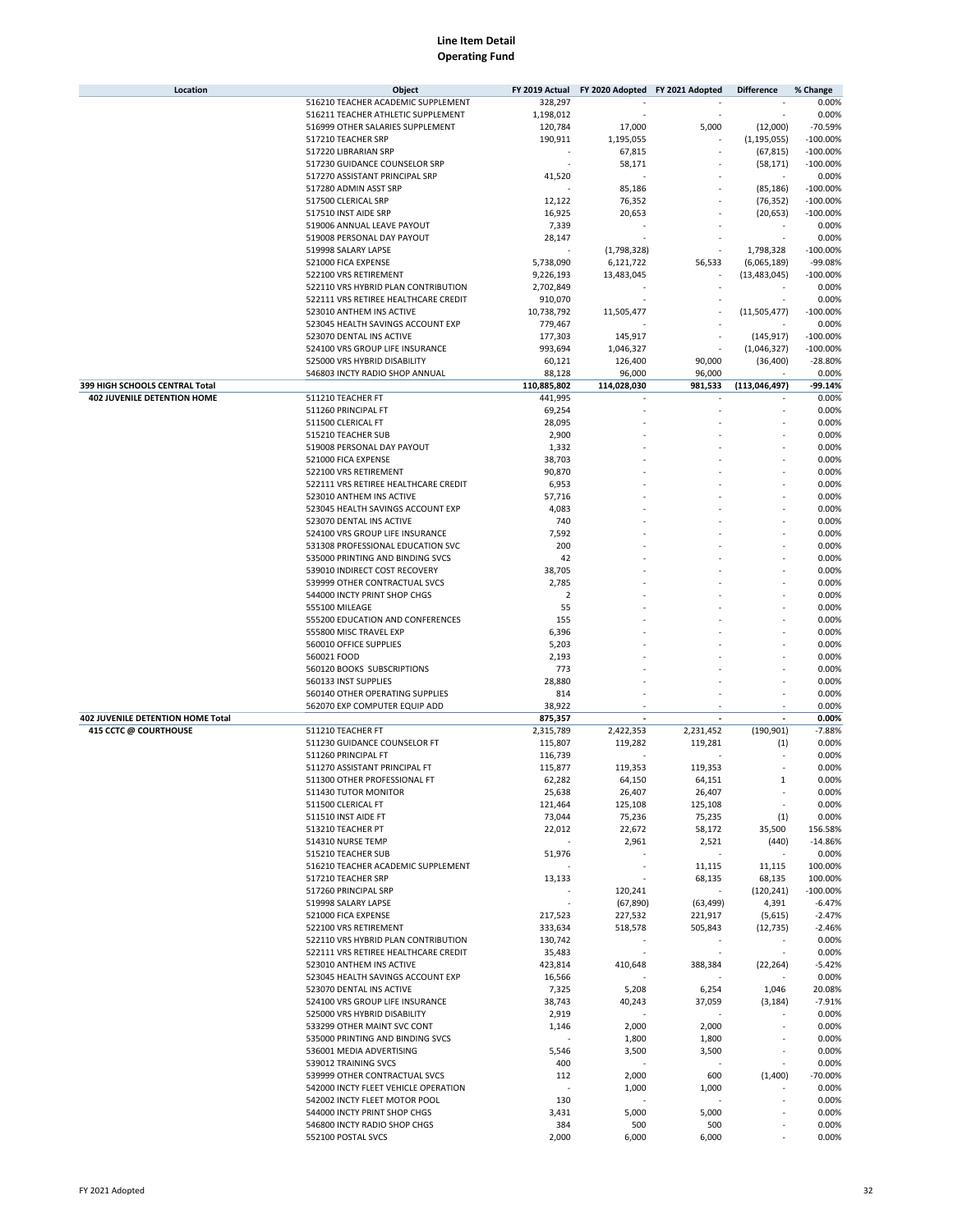# Line Item Detail
## Operating Fund

| Location | Object | FY 2019 Actual | FY 2020 Adopted | FY 2021 Adopted | Difference | % Change |
|---|---|---|---|---|---|---|
| | 516210 TEACHER ACADEMIC SUPPLEMENT | 328,297 | - | - | - | 0.00% |
| | 516211 TEACHER ATHLETIC SUPPLEMENT | 1,198,012 | - | - | - | 0.00% |
| | 516999 OTHER SALARIES SUPPLEMENT | 120,784 | 17,000 | 5,000 | (12,000) | -70.59% |
| | 517210 TEACHER SRP | 190,911 | 1,195,055 | - | (1,195,055) | -100.00% |
| | 517220 LIBRARIAN SRP | - | 67,815 | - | (67,815) | -100.00% |
| | 517230 GUIDANCE COUNSELOR SRP | - | 58,171 | - | (58,171) | -100.00% |
| | 517270 ASSISTANT PRINCIPAL SRP | 41,520 | - | - | - | 0.00% |
| | 517280 ADMIN ASST SRP | - | 85,186 | - | (85,186) | -100.00% |
| | 517500 CLERICAL SRP | 12,122 | 76,352 | - | (76,352) | -100.00% |
| | 517510 INST AIDE SRP | 16,925 | 20,653 | - | (20,653) | -100.00% |
| | 519006 ANNUAL LEAVE PAYOUT | 7,339 | - | - | - | 0.00% |
| | 519008 PERSONAL DAY PAYOUT | 28,147 | - | - | - | 0.00% |
| | 519998 SALARY LAPSE | - | (1,798,328) | - | 1,798,328 | -100.00% |
| | 521000 FICA EXPENSE | 5,738,090 | 6,121,722 | 56,533 | (6,065,189) | -99.08% |
| | 522100 VRS RETIREMENT | 9,226,193 | 13,483,045 | - | (13,483,045) | -100.00% |
| | 522110 VRS HYBRID PLAN CONTRIBUTION | 2,702,849 | - | - | - | 0.00% |
| | 522111 VRS RETIREE HEALTHCARE CREDIT | 910,070 | - | - | - | 0.00% |
| | 523010 ANTHEM INS ACTIVE | 10,738,792 | 11,505,477 | - | (11,505,477) | -100.00% |
| | 523045 HEALTH SAVINGS ACCOUNT EXP | 779,467 | - | - | - | 0.00% |
| | 523070 DENTAL INS ACTIVE | 177,303 | 145,917 | - | (145,917) | -100.00% |
| | 524100 VRS GROUP LIFE INSURANCE | 993,694 | 1,046,327 | - | (1,046,327) | -100.00% |
| | 525000 VRS HYBRID DISABILITY | 60,121 | 126,400 | 90,000 | (36,400) | -28.80% |
| | 546803 INCTY RADIO SHOP ANNUAL | 88,128 | 96,000 | 96,000 | - | 0.00% |
| **399 HIGH SCHOOLS CENTRAL Total** | | **110,885,802** | **114,028,030** | **981,533** | **(113,046,497)** | **-99.14%** |
| **402 JUVENILE DETENTION HOME** | 511210 TEACHER FT | 441,995 | - | - | - | 0.00% |
| | 511260 PRINCIPAL FT | 69,254 | - | - | - | 0.00% |
| | 511500 CLERICAL FT | 28,095 | - | - | - | 0.00% |
| | 515210 TEACHER SUB | 2,900 | - | - | - | 0.00% |
| | 519008 PERSONAL DAY PAYOUT | 1,332 | - | - | - | 0.00% |
| | 521000 FICA EXPENSE | 38,703 | - | - | - | 0.00% |
| | 522100 VRS RETIREMENT | 90,870 | - | - | - | 0.00% |
| | 522111 VRS RETIREE HEALTHCARE CREDIT | 6,953 | - | - | - | 0.00% |
| | 523010 ANTHEM INS ACTIVE | 57,716 | - | - | - | 0.00% |
| | 523045 HEALTH SAVINGS ACCOUNT EXP | 4,083 | - | - | - | 0.00% |
| | 523070 DENTAL INS ACTIVE | 740 | - | - | - | 0.00% |
| | 524100 VRS GROUP LIFE INSURANCE | 7,592 | - | - | - | 0.00% |
| | 531308 PROFESSIONAL EDUCATION SVC | 200 | - | - | - | 0.00% |
| | 535000 PRINTING AND BINDING SVCS | 42 | - | - | - | 0.00% |
| | 539010 INDIRECT COST RECOVERY | 38,705 | - | - | - | 0.00% |
| | 539999 OTHER CONTRACTUAL SVCS | 2,785 | - | - | - | 0.00% |
| | 544000 INCTY PRINT SHOP CHGS | 2 | - | - | - | 0.00% |
| | 555100 MILEAGE | 55 | - | - | - | 0.00% |
| | 555200 EDUCATION AND CONFERENCES | 155 | - | - | - | 0.00% |
| | 555800 MISC TRAVEL EXP | 6,396 | - | - | - | 0.00% |
| | 560010 OFFICE SUPPLIES | 5,203 | - | - | - | 0.00% |
| | 560021 FOOD | 2,193 | - | - | - | 0.00% |
| | 560120 BOOKS SUBSCRIPTIONS | 773 | - | - | - | 0.00% |
| | 560133 INST SUPPLIES | 28,880 | - | - | - | 0.00% |
| | 560140 OTHER OPERATING SUPPLIES | 814 | - | - | - | 0.00% |
| | 562070 EXP COMPUTER EQUIP ADD | 38,922 | - | - | - | 0.00% |
| **402 JUVENILE DETENTION HOME Total** | | **875,357** | **-** | **-** | **-** | **0.00%** |
| **415 CCTC @ COURTHOUSE** | 511210 TEACHER FT | 2,315,789 | 2,422,353 | 2,231,452 | (190,901) | -7.88% |
| | 511230 GUIDANCE COUNSELOR FT | 115,807 | 119,282 | 119,281 | (1) | 0.00% |
| | 511260 PRINCIPAL FT | 116,739 | - | - | - | 0.00% |
| | 511270 ASSISTANT PRINCIPAL FT | 115,877 | 119,353 | 119,353 | - | 0.00% |
| | 511300 OTHER PROFESSIONAL FT | 62,282 | 64,150 | 64,151 | 1 | 0.00% |
| | 511430 TUTOR MONITOR | 25,638 | 26,407 | 26,407 | - | 0.00% |
| | 511500 CLERICAL FT | 121,464 | 125,108 | 125,108 | - | 0.00% |
| | 511510 INST AIDE FT | 73,044 | 75,236 | 75,235 | (1) | 0.00% |
| | 513210 TEACHER PT | 22,012 | 22,672 | 58,172 | 35,500 | 156.58% |
| | 514310 NURSE TEMP | - | 2,961 | 2,521 | (440) | -14.86% |
| | 515210 TEACHER SUB | 51,976 | - | - | - | 0.00% |
| | 516210 TEACHER ACADEMIC SUPPLEMENT | - | - | 11,115 | 11,115 | 100.00% |
| | 517210 TEACHER SRP | 13,133 | - | 68,135 | 68,135 | 100.00% |
| | 517260 PRINCIPAL SRP | - | 120,241 | - | (120,241) | -100.00% |
| | 519998 SALARY LAPSE | - | (67,890) | (63,499) | 4,391 | -6.47% |
| | 521000 FICA EXPENSE | 217,523 | 227,532 | 221,917 | (5,615) | -2.47% |
| | 522100 VRS RETIREMENT | 333,634 | 518,578 | 505,843 | (12,735) | -2.46% |
| | 522110 VRS HYBRID PLAN CONTRIBUTION | 130,742 | - | - | - | 0.00% |
| | 522111 VRS RETIREE HEALTHCARE CREDIT | 35,483 | - | - | - | 0.00% |
| | 523010 ANTHEM INS ACTIVE | 423,814 | 410,648 | 388,384 | (22,264) | -5.42% |
| | 523045 HEALTH SAVINGS ACCOUNT EXP | 16,566 | - | - | - | 0.00% |
| | 523070 DENTAL INS ACTIVE | 7,325 | 5,208 | 6,254 | 1,046 | 20.08% |
| | 524100 VRS GROUP LIFE INSURANCE | 38,743 | 40,243 | 37,059 | (3,184) | -7.91% |
| | 525000 VRS HYBRID DISABILITY | 2,919 | - | - | - | 0.00% |
| | 533299 OTHER MAINT SVC CONT | 1,146 | 2,000 | 2,000 | - | 0.00% |
| | 535000 PRINTING AND BINDING SVCS | - | 1,800 | 1,800 | - | 0.00% |
| | 536001 MEDIA ADVERTISING | 5,546 | 3,500 | 3,500 | - | 0.00% |
| | 539012 TRAINING SVCS | 400 | - | - | - | 0.00% |
| | 539999 OTHER CONTRACTUAL SVCS | 112 | 2,000 | 600 | (1,400) | -70.00% |
| | 542000 INCTY FLEET VEHICLE OPERATION | - | 1,000 | 1,000 | - | 0.00% |
| | 542002 INCTY FLEET MOTOR POOL | 130 | - | - | - | 0.00% |
| | 544000 INCTY PRINT SHOP CHGS | 3,431 | 5,000 | 5,000 | - | 0.00% |
| | 546800 INCTY RADIO SHOP CHGS | 384 | 500 | 500 | - | 0.00% |
| | 552100 POSTAL SVCS | 2,000 | 6,000 | 6,000 | - | 0.00% |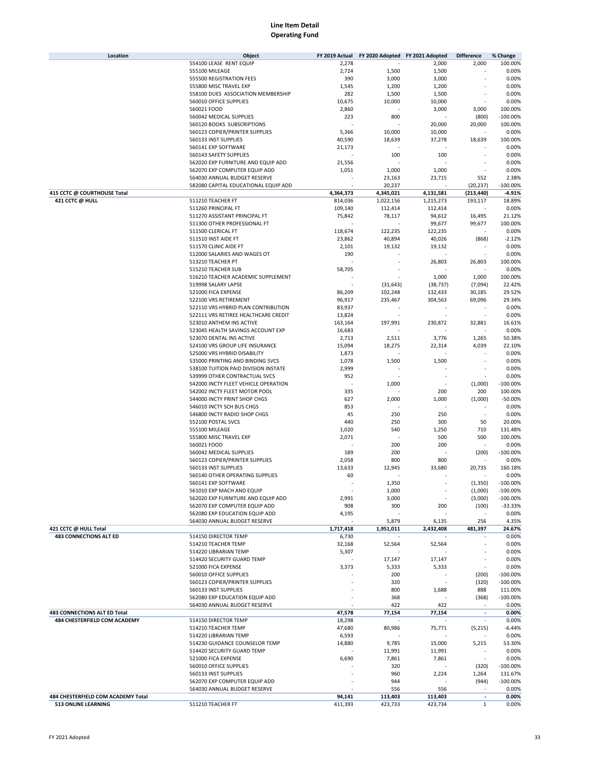# Line Item Detail
## Operating Fund

| Location | Object | FY 2019 Actual | FY 2020 Adopted | FY 2021 Adopted | Difference | % Change |
|---|---|---|---|---|---|---|
| | 554100 LEASE RENT EQUIP | 2,278 | - | 2,000 | 2,000 | 100.00% |
| | 555100 MILEAGE | 2,724 | 1,500 | 1,500 | - | 0.00% |
| | 555500 REGISTRATION FEES | 390 | 3,000 | 3,000 | - | 0.00% |
| | 555800 MISC TRAVEL EXP | 1,545 | 1,200 | 1,200 | - | 0.00% |
| | 558100 DUES ASSOCIATION MEMBERSHIP | 282 | 1,500 | 1,500 | - | 0.00% |
| | 560010 OFFICE SUPPLIES | 10,675 | 10,000 | 10,000 | - | 0.00% |
| | 560021 FOOD | 2,860 | - | 3,000 | 3,000 | 100.00% |
| | 560042 MEDICAL SUPPLIES | 223 | 800 | - | (800) | -100.00% |
| | 560120 BOOKS SUBSCRIPTIONS | - | - | 20,000 | 20,000 | 100.00% |
| | 560123 COPIER/PRINTER SUPPLIES | 5,366 | 10,000 | 10,000 | - | 0.00% |
| | 560133 INST SUPPLIES | 40,590 | 18,639 | 37,278 | 18,639 | 100.00% |
| | 560141 EXP SOFTWARE | 21,173 | - | - | - | 0.00% |
| | 560143 SAFETY SUPPLIES | - | 100 | 100 | - | 0.00% |
| | 562020 EXP FURNITURE AND EQUIP ADD | 21,556 | - | - | - | 0.00% |
| | 562070 EXP COMPUTER EQUIP ADD | 1,051 | 1,000 | 1,000 | - | 0.00% |
| | 564030 ANNUAL BUDGET RESERVE | - | 23,163 | 23,715 | 552 | 2.38% |
| | 582080 CAPITAL EDUCATIONAL EQUIP ADD | - | 20,237 | - | (20,237) | -100.00% |
| **415 CCTC @ COURTHOUSE Total** | | **4,364,373** | **4,345,021** | **4,131,581** | **(213,440)** | **-4.91%** |
| **421 CCTC @ HULL** | 511210 TEACHER FT | 814,036 | 1,022,156 | 1,215,273 | 193,117 | 18.89% |
| | 511260 PRINCIPAL FT | 109,140 | 112,414 | 112,414 | - | 0.00% |
| | 511270 ASSISTANT PRINCIPAL FT | 75,842 | 78,117 | 94,612 | 16,495 | 21.12% |
| | 511300 OTHER PROFESSIONAL FT | - | - | 99,677 | 99,677 | 100.00% |
| | 511500 CLERICAL FT | 118,674 | 122,235 | 122,235 | - | 0.00% |
| | 511510 INST AIDE FT | 23,862 | 40,894 | 40,026 | (868) | -2.12% |
| | 511570 CLINIC AIDE FT | 2,101 | 19,132 | 19,132 | - | 0.00% |
| | 512000 SALARIES AND WAGES OT | 190 | - | - | - | 0.00% |
| | 513210 TEACHER PT | - | - | 26,803 | 26,803 | 100.00% |
| | 515210 TEACHER SUB | 58,705 | - | - | - | 0.00% |
| | 516210 TEACHER ACADEMIC SUPPLEMENT | - | - | 1,000 | 1,000 | 100.00% |
| | 519998 SALARY LAPSE | - | (31,643) | (38,737) | (7,094) | 22.42% |
| | 521000 FICA EXPENSE | 86,209 | 102,248 | 132,433 | 30,185 | 29.52% |
| | 522100 VRS RETIREMENT | 96,917 | 235,467 | 304,563 | 69,096 | 29.34% |
| | 522110 VRS HYBRID PLAN CONTRIBUTION | 83,937 | - | - | - | 0.00% |
| | 522111 VRS RETIREE HEALTHCARE CREDIT | 13,824 | - | - | - | 0.00% |
| | 523010 ANTHEM INS ACTIVE | 163,164 | 197,991 | 230,872 | 32,881 | 16.61% |
| | 523045 HEALTH SAVINGS ACCOUNT EXP | 16,683 | - | - | - | 0.00% |
| | 523070 DENTAL INS ACTIVE | 2,713 | 2,511 | 3,776 | 1,265 | 50.38% |
| | 524100 VRS GROUP LIFE INSURANCE | 15,094 | 18,275 | 22,314 | 4,039 | 22.10% |
| | 525000 VRS HYBRID DISABILITY | 1,873 | - | - | - | 0.00% |
| | 535000 PRINTING AND BINDING SVCS | 1,078 | 1,500 | 1,500 | - | 0.00% |
| | 538100 TUITION PAID DIVISION INSTATE | 2,999 | - | - | - | 0.00% |
| | 539999 OTHER CONTRACTUAL SVCS | 952 | - | - | - | 0.00% |
| | 542000 INCTY FLEET VEHICLE OPERATION | - | 1,000 | - | (1,000) | -100.00% |
| | 542002 INCTY FLEET MOTOR POOL | 335 | - | 200 | 200 | 100.00% |
| | 544000 INCTY PRINT SHOP CHGS | 627 | 2,000 | 1,000 | (1,000) | -50.00% |
| | 546010 INCTY SCH BUS CHGS | 853 | - | - | - | 0.00% |
| | 546800 INCTY RADIO SHOP CHGS | 45 | 250 | 250 | - | 0.00% |
| | 552100 POSTAL SVCS | 440 | 250 | 300 | 50 | 20.00% |
| | 555100 MILEAGE | 1,020 | 540 | 1,250 | 710 | 131.48% |
| | 555800 MISC TRAVEL EXP | 2,071 | - | 500 | 500 | 100.00% |
| | 560021 FOOD | - | 200 | 200 | - | 0.00% |
| | 560042 MEDICAL SUPPLIES | 189 | 200 | - | (200) | -100.00% |
| | 560123 COPIER/PRINTER SUPPLIES | 2,058 | 800 | 800 | - | 0.00% |
| | 560133 INST SUPPLIES | 13,633 | 12,945 | 33,680 | 20,735 | 160.18% |
| | 560140 OTHER OPERATING SUPPLIES | 60 | - | - | - | 0.00% |
| | 560141 EXP SOFTWARE | - | 1,350 | - | (1,350) | -100.00% |
| | 561010 EXP MACH AND EQUIP | - | 1,000 | - | (1,000) | -100.00% |
| | 562020 EXP FURNITURE AND EQUIP ADD | 2,991 | 3,000 | - | (3,000) | -100.00% |
| | 562070 EXP COMPUTER EQUIP ADD | 908 | 300 | 200 | (100) | -33.33% |
| | 562080 EXP EDUCATION EQUIP ADD | 4,195 | - | - | - | 0.00% |
| | 564030 ANNUAL BUDGET RESERVE | - | 5,879 | 6,135 | 256 | 4.35% |
| **421 CCTC @ HULL Total** | | **1,717,418** | **1,951,011** | **2,432,408** | **481,397** | **24.67%** |
| **483 CONNECTIONS ALT ED** | 514150 DIRECTOR TEMP | 6,730 | - | - | - | 0.00% |
| | 514210 TEACHER TEMP | 32,168 | 52,564 | 52,564 | - | 0.00% |
| | 514220 LIBRARIAN TEMP | 5,307 | - | - | - | 0.00% |
| | 514420 SECURITY GUARD TEMP | - | 17,147 | 17,147 | - | 0.00% |
| | 521000 FICA EXPENSE | 3,373 | 5,333 | 5,333 | - | 0.00% |
| | 560010 OFFICE SUPPLIES | - | 200 | - | (200) | -100.00% |
| | 560123 COPIER/PRINTER SUPPLIES | - | 320 | - | (320) | -100.00% |
| | 560133 INST SUPPLIES | - | 800 | 1,688 | 888 | 111.00% |
| | 562080 EXP EDUCATION EQUIP ADD | - | 368 | - | (368) | -100.00% |
| | 564030 ANNUAL BUDGET RESERVE | - | 422 | 422 | - | 0.00% |
| **483 CONNECTIONS ALT ED Total** | | **47,578** | **77,154** | **77,154** | **-** | **0.00%** |
| **484 CHESTERFIELD COM ACADEMY** | 514150 DIRECTOR TEMP | 18,298 | - | - | - | 0.00% |
| | 514210 TEACHER TEMP | 47,680 | 80,986 | 75,771 | (5,215) | -6.44% |
| | 514220 LIBRARIAN TEMP | 6,593 | - | - | - | 0.00% |
| | 514230 GUIDANCE COUNSELOR TEMP | 14,880 | 9,785 | 15,000 | 5,215 | 53.30% |
| | 514420 SECURITY GUARD TEMP | - | 11,991 | 11,991 | - | 0.00% |
| | 521000 FICA EXPENSE | 6,690 | 7,861 | 7,861 | - | 0.00% |
| | 560010 OFFICE SUPPLIES | - | 320 | - | (320) | -100.00% |
| | 560133 INST SUPPLIES | - | 960 | 2,224 | 1,264 | 131.67% |
| | 562070 EXP COMPUTER EQUIP ADD | - | 944 | - | (944) | -100.00% |
| | 564030 ANNUAL BUDGET RESERVE | - | 556 | 556 | - | 0.00% |
| **484 CHESTERFIELD COM ACADEMY Total** | | **94,141** | **113,403** | **113,403** | **-** | **0.00%** |
| **513 ONLINE LEARNING** | 511210 TEACHER FT | 411,393 | 423,733 | 423,734 | 1 | 0.00% |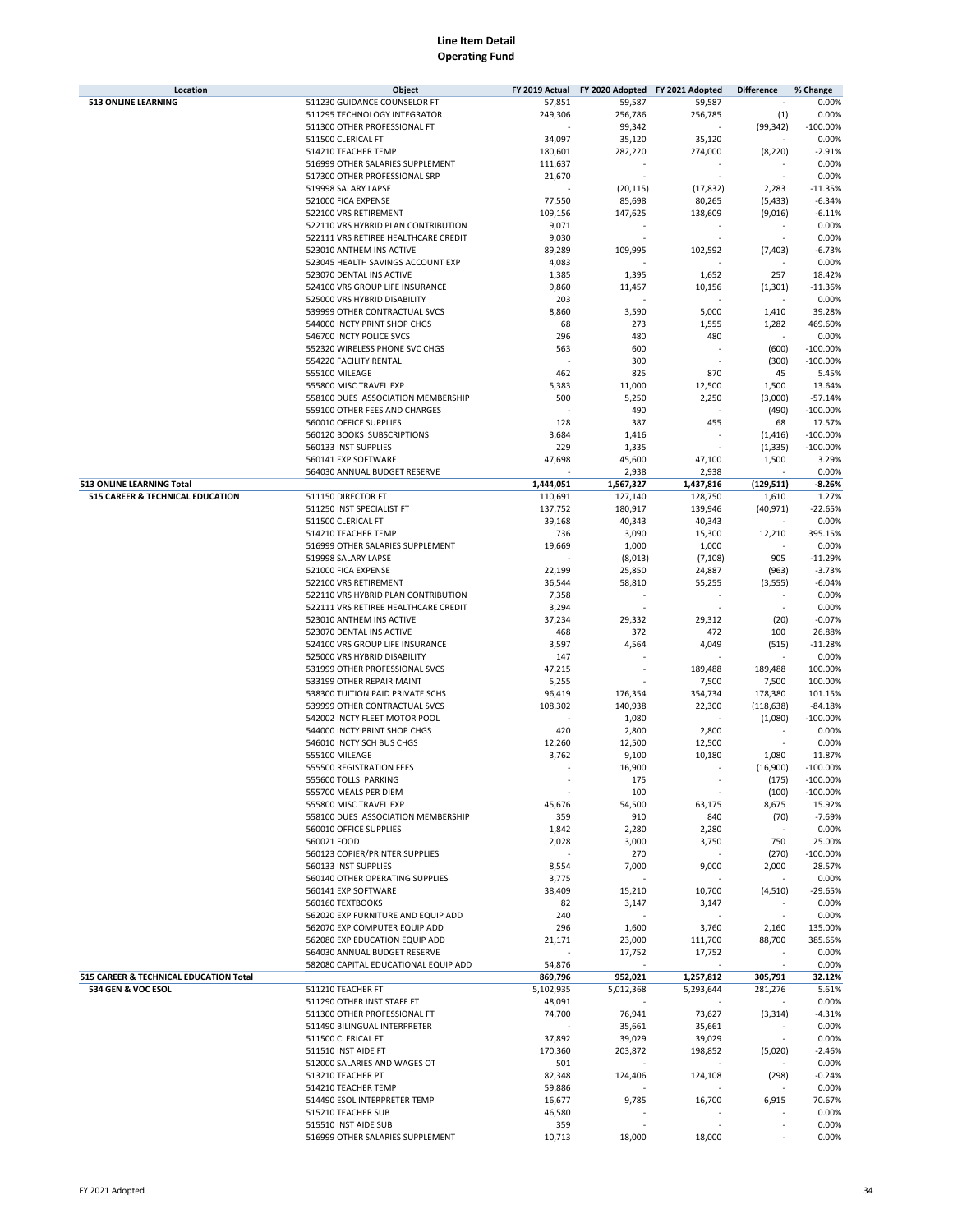# Line Item Detail
## Operating Fund

| Location | Object | FY 2019 Actual | FY 2020 Adopted | FY 2021 Adopted | Difference | % Change |
|---|---|---|---|---|---|---|
| **513 ONLINE LEARNING** | 511230 GUIDANCE COUNSELOR FT | 57,851 | 59,587 | 59,587 | - | 0.00% |
| | 511295 TECHNOLOGY INTEGRATOR | 249,306 | 256,786 | 256,785 | (1) | 0.00% |
| | 511300 OTHER PROFESSIONAL FT | - | 99,342 | - | (99,342) | -100.00% |
| | 511500 CLERICAL FT | 34,097 | 35,120 | 35,120 | - | 0.00% |
| | 514210 TEACHER TEMP | 180,601 | 282,220 | 274,000 | (8,220) | -2.91% |
| | 516999 OTHER SALARIES SUPPLEMENT | 111,637 | - | - | - | 0.00% |
| | 517300 OTHER PROFESSIONAL SRP | 21,670 | - | - | - | 0.00% |
| | 519998 SALARY LAPSE | - | (20,115) | (17,832) | 2,283 | -11.35% |
| | 521000 FICA EXPENSE | 77,550 | 85,698 | 80,265 | (5,433) | -6.34% |
| | 522100 VRS RETIREMENT | 109,156 | 147,625 | 138,609 | (9,016) | -6.11% |
| | 522110 VRS HYBRID PLAN CONTRIBUTION | 9,071 | - | - | - | 0.00% |
| | 522111 VRS RETIREE HEALTHCARE CREDIT | 9,030 | - | - | - | 0.00% |
| | 523010 ANTHEM INS ACTIVE | 89,289 | 109,995 | 102,592 | (7,403) | -6.73% |
| | 523045 HEALTH SAVINGS ACCOUNT EXP | 4,083 | - | - | - | 0.00% |
| | 523070 DENTAL INS ACTIVE | 1,385 | 1,395 | 1,652 | 257 | 18.42% |
| | 524100 VRS GROUP LIFE INSURANCE | 9,860 | 11,457 | 10,156 | (1,301) | -11.36% |
| | 525000 VRS HYBRID DISABILITY | 203 | - | - | - | 0.00% |
| | 539999 OTHER CONTRACTUAL SVCS | 8,860 | 3,590 | 5,000 | 1,410 | 39.28% |
| | 544000 INCTY PRINT SHOP CHGS | 68 | 273 | 1,555 | 1,282 | 469.60% |
| | 546700 INCTY POLICE SVCS | 296 | 480 | 480 | - | 0.00% |
| | 552320 WIRELESS PHONE SVC CHGS | 563 | 600 | - | (600) | -100.00% |
| | 554220 FACILITY RENTAL | - | 300 | - | (300) | -100.00% |
| | 555100 MILEAGE | 462 | 825 | 870 | 45 | 5.45% |
| | 555800 MISC TRAVEL EXP | 5,383 | 11,000 | 12,500 | 1,500 | 13.64% |
| | 558100 DUES ASSOCIATION MEMBERSHIP | 500 | 5,250 | 2,250 | (3,000) | -57.14% |
| | 559100 OTHER FEES AND CHARGES | - | 490 | - | (490) | -100.00% |
| | 560010 OFFICE SUPPLIES | 128 | 387 | 455 | 68 | 17.57% |
| | 560120 BOOKS SUBSCRIPTIONS | 3,684 | 1,416 | - | (1,416) | -100.00% |
| | 560133 INST SUPPLIES | 229 | 1,335 | - | (1,335) | -100.00% |
| | 560141 EXP SOFTWARE | 47,698 | 45,600 | 47,100 | 1,500 | 3.29% |
| | 564030 ANNUAL BUDGET RESERVE | - | 2,938 | 2,938 | - | 0.00% |
| **513 ONLINE LEARNING Total** | | **1,444,051** | **1,567,327** | **1,437,816** | **(129,511)** | **-8.26%** |
| **515 CAREER & TECHNICAL EDUCATION** | 511150 DIRECTOR FT | 110,691 | 127,140 | 128,750 | 1,610 | 1.27% |
| | 511250 INST SPECIALIST FT | 137,752 | 180,917 | 139,946 | (40,971) | -22.65% |
| | 511500 CLERICAL FT | 39,168 | 40,343 | 40,343 | - | 0.00% |
| | 514210 TEACHER TEMP | 736 | 3,090 | 15,300 | 12,210 | 395.15% |
| | 516999 OTHER SALARIES SUPPLEMENT | 19,669 | 1,000 | 1,000 | - | 0.00% |
| | 519998 SALARY LAPSE | - | (8,013) | (7,108) | 905 | -11.29% |
| | 521000 FICA EXPENSE | 22,199 | 25,850 | 24,887 | (963) | -3.73% |
| | 522100 VRS RETIREMENT | 36,544 | 58,810 | 55,255 | (3,555) | -6.04% |
| | 522110 VRS HYBRID PLAN CONTRIBUTION | 7,358 | - | - | - | 0.00% |
| | 522111 VRS RETIREE HEALTHCARE CREDIT | 3,294 | - | - | - | 0.00% |
| | 523010 ANTHEM INS ACTIVE | 37,234 | 29,332 | 29,312 | (20) | -0.07% |
| | 523070 DENTAL INS ACTIVE | 468 | 372 | 472 | 100 | 26.88% |
| | 524100 VRS GROUP LIFE INSURANCE | 3,597 | 4,564 | 4,049 | (515) | -11.28% |
| | 525000 VRS HYBRID DISABILITY | 147 | - | - | - | 0.00% |
| | 531999 OTHER PROFESSIONAL SVCS | 47,215 | - | 189,488 | 189,488 | 100.00% |
| | 533199 OTHER REPAIR MAINT | 5,255 | - | 7,500 | 7,500 | 100.00% |
| | 538300 TUITION PAID PRIVATE SCHS | 96,419 | 176,354 | 354,734 | 178,380 | 101.15% |
| | 539999 OTHER CONTRACTUAL SVCS | 108,302 | 140,938 | 22,300 | (118,638) | -84.18% |
| | 542002 INCTY FLEET MOTOR POOL | - | 1,080 | - | (1,080) | -100.00% |
| | 544000 INCTY PRINT SHOP CHGS | 420 | 2,800 | 2,800 | - | 0.00% |
| | 546010 INCTY SCH BUS CHGS | 12,260 | 12,500 | 12,500 | - | 0.00% |
| | 555100 MILEAGE | 3,762 | 9,100 | 10,180 | 1,080 | 11.87% |
| | 555500 REGISTRATION FEES | - | 16,900 | - | (16,900) | -100.00% |
| | 555600 TOLLS PARKING | - | 175 | - | (175) | -100.00% |
| | 555700 MEALS PER DIEM | - | 100 | - | (100) | -100.00% |
| | 555800 MISC TRAVEL EXP | 45,676 | 54,500 | 63,175 | 8,675 | 15.92% |
| | 558100 DUES ASSOCIATION MEMBERSHIP | 359 | 910 | 840 | (70) | -7.69% |
| | 560010 OFFICE SUPPLIES | 1,842 | 2,280 | 2,280 | - | 0.00% |
| | 560021 FOOD | 2,028 | 3,000 | 3,750 | 750 | 25.00% |
| | 560123 COPIER/PRINTER SUPPLIES | - | 270 | - | (270) | -100.00% |
| | 560133 INST SUPPLIES | 8,554 | 7,000 | 9,000 | 2,000 | 28.57% |
| | 560140 OTHER OPERATING SUPPLIES | 3,775 | - | - | - | 0.00% |
| | 560141 EXP SOFTWARE | 38,409 | 15,210 | 10,700 | (4,510) | -29.65% |
| | 560160 TEXTBOOKS | 82 | 3,147 | 3,147 | - | 0.00% |
| | 562020 EXP FURNITURE AND EQUIP ADD | 240 | - | - | - | 0.00% |
| | 562070 EXP COMPUTER EQUIP ADD | 296 | 1,600 | 3,760 | 2,160 | 135.00% |
| | 562080 EXP EDUCATION EQUIP ADD | 21,171 | 23,000 | 111,700 | 88,700 | 385.65% |
| | 564030 ANNUAL BUDGET RESERVE | - | 17,752 | 17,752 | - | 0.00% |
| | 582080 CAPITAL EDUCATIONAL EQUIP ADD | 54,876 | - | - | - | 0.00% |
| **515 CAREER & TECHNICAL EDUCATION Total** | | **869,796** | **952,021** | **1,257,812** | **305,791** | **32.12%** |
| **534 GEN & VOC ESOL** | 511210 TEACHER FT | 5,102,935 | 5,012,368 | 5,293,644 | 281,276 | 5.61% |
| | 511290 OTHER INST STAFF FT | 48,091 | - | - | - | 0.00% |
| | 511300 OTHER PROFESSIONAL FT | 74,700 | 76,941 | 73,627 | (3,314) | -4.31% |
| | 511490 BILINGUAL INTERPRETER | - | 35,661 | 35,661 | - | 0.00% |
| | 511500 CLERICAL FT | 37,892 | 39,029 | 39,029 | - | 0.00% |
| | 511510 INST AIDE FT | 170,360 | 203,872 | 198,852 | (5,020) | -2.46% |
| | 512000 SALARIES AND WAGES OT | 501 | - | - | - | 0.00% |
| | 513210 TEACHER PT | 82,348 | 124,406 | 124,108 | (298) | -0.24% |
| | 514210 TEACHER TEMP | 59,886 | - | - | - | 0.00% |
| | 514490 ESOL INTERPRETER TEMP | 16,677 | 9,785 | 16,700 | 6,915 | 70.67% |
| | 515210 TEACHER SUB | 46,580 | - | - | - | 0.00% |
| | 515510 INST AIDE SUB | 359 | - | - | - | 0.00% |
| | 516999 OTHER SALARIES SUPPLEMENT | 10,713 | 18,000 | 18,000 | - | 0.00% |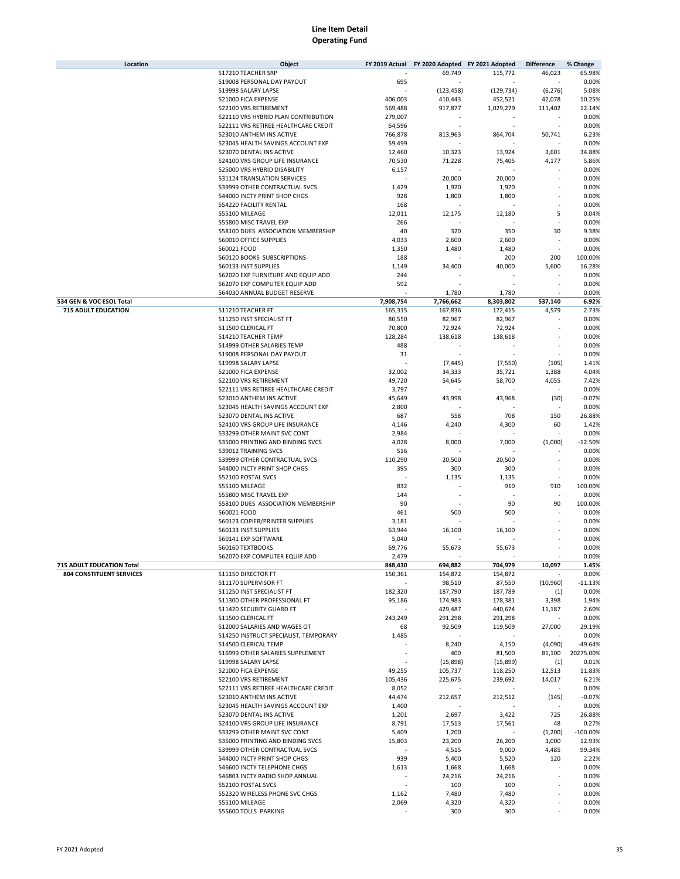# Line Item Detail
## Operating Fund

| Location | Object | FY 2019 Actual | FY 2020 Adopted | FY 2021 Adopted | Difference | % Change |
|---|---|---|---|---|---|---|
| | 517210 TEACHER SRP | - | 69,749 | 115,772 | 46,023 | 65.98% |
| | 519008 PERSONAL DAY PAYOUT | 695 | - | - | - | 0.00% |
| | 519998 SALARY LAPSE | - | (123,458) | (129,734) | (6,276) | 5.08% |
| | 521000 FICA EXPENSE | 406,003 | 410,443 | 452,521 | 42,078 | 10.25% |
| | 522100 VRS RETIREMENT | 569,488 | 917,877 | 1,029,279 | 111,402 | 12.14% |
| | 522110 VRS HYBRID PLAN CONTRIBUTION | 279,007 | - | - | - | 0.00% |
| | 522111 VRS RETIREE HEALTHCARE CREDIT | 64,596 | - | - | - | 0.00% |
| | 523010 ANTHEM INS ACTIVE | 766,878 | 813,963 | 864,704 | 50,741 | 6.23% |
| | 523045 HEALTH SAVINGS ACCOUNT EXP | 59,499 | - | - | - | 0.00% |
| | 523070 DENTAL INS ACTIVE | 12,460 | 10,323 | 13,924 | 3,601 | 34.88% |
| | 524100 VRS GROUP LIFE INSURANCE | 70,530 | 71,228 | 75,405 | 4,177 | 5.86% |
| | 525000 VRS HYBRID DISABILITY | 6,157 | - | - | - | 0.00% |
| | 531124 TRANSLATION SERVICES | - | 20,000 | 20,000 | - | 0.00% |
| | 539999 OTHER CONTRACTUAL SVCS | 1,429 | 1,920 | 1,920 | - | 0.00% |
| | 544000 INCTY PRINT SHOP CHGS | 928 | 1,800 | 1,800 | - | 0.00% |
| | 554220 FACILITY RENTAL | 168 | - | - | - | 0.00% |
| | 555100 MILEAGE | 12,011 | 12,175 | 12,180 | 5 | 0.04% |
| | 555800 MISC TRAVEL EXP | 266 | - | - | - | 0.00% |
| | 558100 DUES ASSOCIATION MEMBERSHIP | 40 | 320 | 350 | 30 | 9.38% |
| | 560010 OFFICE SUPPLIES | 4,033 | 2,600 | 2,600 | - | 0.00% |
| | 560021 FOOD | 1,350 | 1,480 | 1,480 | - | 0.00% |
| | 560120 BOOKS SUBSCRIPTIONS | 188 | - | 200 | 200 | 100.00% |
| | 560133 INST SUPPLIES | 1,149 | 34,400 | 40,000 | 5,600 | 16.28% |
| | 562020 EXP FURNITURE AND EQUIP ADD | 244 | - | - | - | 0.00% |
| | 562070 EXP COMPUTER EQUIP ADD | 592 | - | - | - | 0.00% |
| | 564030 ANNUAL BUDGET RESERVE | - | 1,780 | 1,780 | - | 0.00% |
| **534 GEN & VOC ESOL Total** | | **7,908,754** | **7,766,662** | **8,303,802** | **537,140** | **6.92%** |
| **715 ADULT EDUCATION** | 511210 TEACHER FT | 165,315 | 167,836 | 172,415 | 4,579 | 2.73% |
| | 511250 INST SPECIALIST FT | 80,550 | 82,967 | 82,967 | - | 0.00% |
| | 511500 CLERICAL FT | 70,800 | 72,924 | 72,924 | - | 0.00% |
| | 514210 TEACHER TEMP | 128,284 | 138,618 | 138,618 | - | 0.00% |
| | 514999 OTHER SALARIES TEMP | 488 | - | - | - | 0.00% |
| | 519008 PERSONAL DAY PAYOUT | 31 | - | - | - | 0.00% |
| | 519998 SALARY LAPSE | - | (7,445) | (7,550) | (105) | 1.41% |
| | 521000 FICA EXPENSE | 32,002 | 34,333 | 35,721 | 1,388 | 4.04% |
| | 522100 VRS RETIREMENT | 49,720 | 54,645 | 58,700 | 4,055 | 7.42% |
| | 522111 VRS RETIREE HEALTHCARE CREDIT | 3,797 | - | - | - | 0.00% |
| | 523010 ANTHEM INS ACTIVE | 45,649 | 43,998 | 43,968 | (30) | -0.07% |
| | 523045 HEALTH SAVINGS ACCOUNT EXP | 2,800 | - | - | - | 0.00% |
| | 523070 DENTAL INS ACTIVE | 687 | 558 | 708 | 150 | 26.88% |
| | 524100 VRS GROUP LIFE INSURANCE | 4,146 | 4,240 | 4,300 | 60 | 1.42% |
| | 533299 OTHER MAINT SVC CONT | 2,984 | - | - | - | 0.00% |
| | 535000 PRINTING AND BINDING SVCS | 4,028 | 8,000 | 7,000 | (1,000) | -12.50% |
| | 539012 TRAINING SVCS | 516 | - | - | - | 0.00% |
| | 539999 OTHER CONTRACTUAL SVCS | 110,290 | 20,500 | 20,500 | - | 0.00% |
| | 544000 INCTY PRINT SHOP CHGS | 395 | 300 | 300 | - | 0.00% |
| | 552100 POSTAL SVCS | - | 1,135 | 1,135 | - | 0.00% |
| | 555100 MILEAGE | 832 | - | 910 | 910 | 100.00% |
| | 555800 MISC TRAVEL EXP | 144 | - | - | - | 0.00% |
| | 558100 DUES ASSOCIATION MEMBERSHIP | 90 | - | 90 | 90 | 100.00% |
| | 560021 FOOD | 461 | 500 | 500 | - | 0.00% |
| | 560123 COPIER/PRINTER SUPPLIES | 3,181 | - | - | - | 0.00% |
| | 560133 INST SUPPLIES | 63,944 | 16,100 | 16,100 | - | 0.00% |
| | 560141 EXP SOFTWARE | 5,040 | - | - | - | 0.00% |
| | 560160 TEXTBOOKS | 69,776 | 55,673 | 55,673 | - | 0.00% |
| | 562070 EXP COMPUTER EQUIP ADD | 2,479 | - | - | - | 0.00% |
| **715 ADULT EDUCATION Total** | | **848,430** | **694,882** | **704,979** | **10,097** | **1.45%** |
| **804 CONSTITUENT SERVICES** | 511150 DIRECTOR FT | 150,361 | 154,872 | 154,872 | - | 0.00% |
| | 511170 SUPERVISOR FT | - | 98,510 | 87,550 | (10,960) | -11.13% |
| | 511250 INST SPECIALIST FT | 182,320 | 187,790 | 187,789 | (1) | 0.00% |
| | 511300 OTHER PROFESSIONAL FT | 95,186 | 174,983 | 178,381 | 3,398 | 1.94% |
| | 511420 SECURITY GUARD FT | - | 429,487 | 440,674 | 11,187 | 2.60% |
| | 511500 CLERICAL FT | 243,249 | 291,298 | 291,298 | - | 0.00% |
| | 512000 SALARIES AND WAGES OT | 68 | 92,509 | 119,509 | 27,000 | 29.19% |
| | 514250 INSTRUCT SPECIALIST, TEMPORARY | 1,485 | - | - | - | 0.00% |
| | 514500 CLERICAL TEMP | - | 8,240 | 4,150 | (4,090) | -49.64% |
| | 516999 OTHER SALARIES SUPPLEMENT | - | 400 | 81,500 | 81,100 | 20275.00% |
| | 519998 SALARY LAPSE | - | (15,898) | (15,899) | (1) | 0.01% |
| | 521000 FICA EXPENSE | 49,255 | 105,737 | 118,250 | 12,513 | 11.83% |
| | 522100 VRS RETIREMENT | 105,436 | 225,675 | 239,692 | 14,017 | 6.21% |
| | 522111 VRS RETIREE HEALTHCARE CREDIT | 8,052 | - | - | - | 0.00% |
| | 523010 ANTHEM INS ACTIVE | 44,474 | 212,657 | 212,512 | (145) | -0.07% |
| | 523045 HEALTH SAVINGS ACCOUNT EXP | 1,400 | - | - | - | 0.00% |
| | 523070 DENTAL INS ACTIVE | 1,201 | 2,697 | 3,422 | 725 | 26.88% |
| | 524100 VRS GROUP LIFE INSURANCE | 8,791 | 17,513 | 17,561 | 48 | 0.27% |
| | 533299 OTHER MAINT SVC CONT | 5,409 | 1,200 | - | (1,200) | -100.00% |
| | 535000 PRINTING AND BINDING SVCS | 15,803 | 23,200 | 26,200 | 3,000 | 12.93% |
| | 539999 OTHER CONTRACTUAL SVCS | - | 4,515 | 9,000 | 4,485 | 99.34% |
| | 544000 INCTY PRINT SHOP CHGS | 939 | 5,400 | 5,520 | 120 | 2.22% |
| | 546600 INCTY TELEPHONE CHGS | 1,613 | 1,668 | 1,668 | - | 0.00% |
| | 546803 INCTY RADIO SHOP ANNUAL | - | 24,216 | 24,216 | - | 0.00% |
| | 552100 POSTAL SVCS | - | 100 | 100 | - | 0.00% |
| | 552320 WIRELESS PHONE SVC CHGS | 1,162 | 7,480 | 7,480 | - | 0.00% |
| | 555100 MILEAGE | 2,069 | 4,320 | 4,320 | - | 0.00% |
| | 555600 TOLLS PARKING | - | 300 | 300 | - | 0.00% |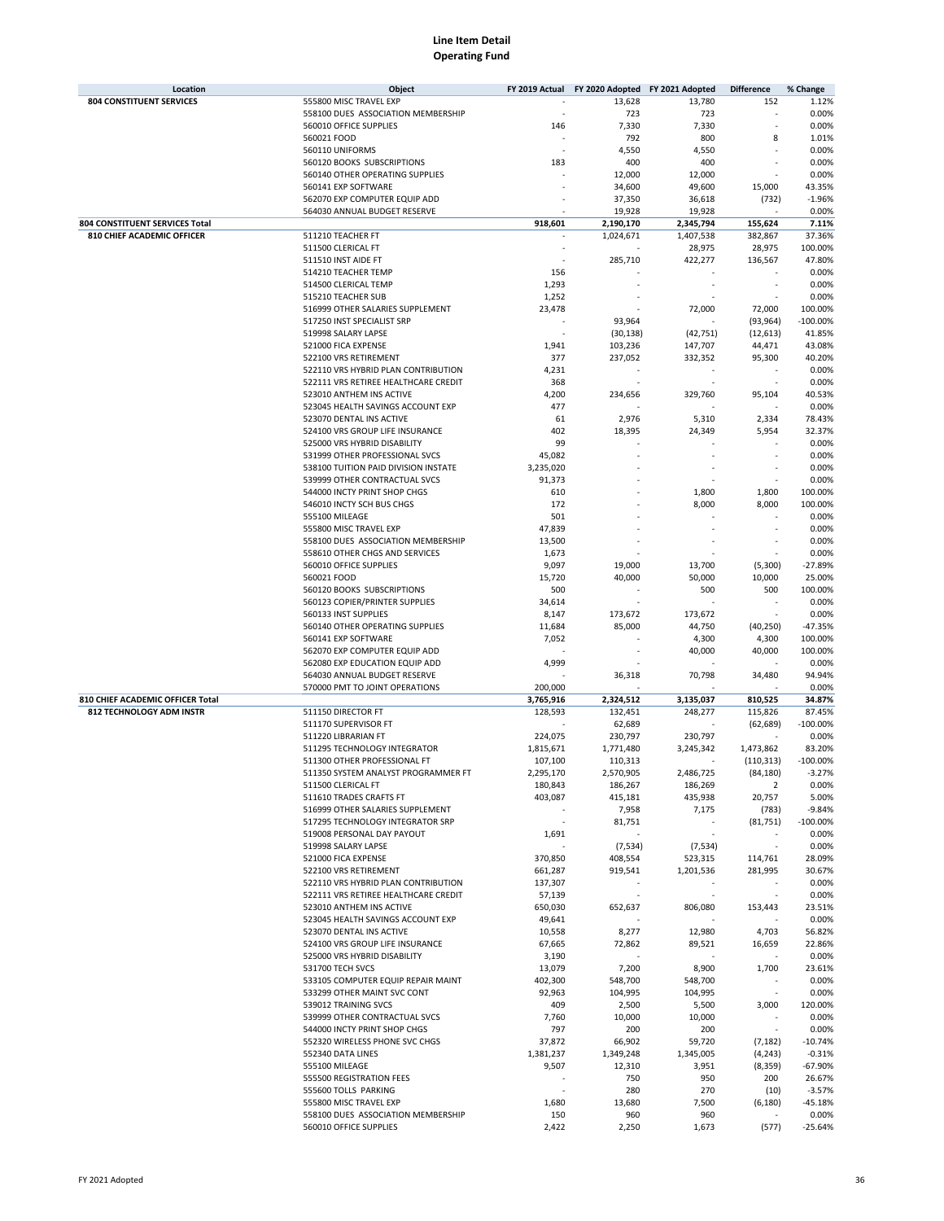# Line Item Detail
## Operating Fund

| Location | Object | FY 2019 Actual | FY 2020 Adopted | FY 2021 Adopted | Difference | % Change |
|---|---|---|---|---|---|---|
| **804 CONSTITUENT SERVICES** | 555800 MISC TRAVEL EXP | - | 13,628 | 13,780 | 152 | 1.12% |
| | 558100 DUES ASSOCIATION MEMBERSHIP | - | 723 | 723 | - | 0.00% |
| | 560010 OFFICE SUPPLIES | 146 | 7,330 | 7,330 | - | 0.00% |
| | 560021 FOOD | - | 792 | 800 | 8 | 1.01% |
| | 560110 UNIFORMS | - | 4,550 | 4,550 | - | 0.00% |
| | 560120 BOOKS SUBSCRIPTIONS | 183 | 400 | 400 | - | 0.00% |
| | 560140 OTHER OPERATING SUPPLIES | - | 12,000 | 12,000 | - | 0.00% |
| | 560141 EXP SOFTWARE | - | 34,600 | 49,600 | 15,000 | 43.35% |
| | 562070 EXP COMPUTER EQUIP ADD | - | 37,350 | 36,618 | (732) | -1.96% |
| | 564030 ANNUAL BUDGET RESERVE | - | 19,928 | 19,928 | - | 0.00% |
| **804 CONSTITUENT SERVICES Total** | | **918,601** | **2,190,170** | **2,345,794** | **155,624** | **7.11%** |
| **810 CHIEF ACADEMIC OFFICER** | 511210 TEACHER FT | - | 1,024,671 | 1,407,538 | 382,867 | 37.36% |
| | 511500 CLERICAL FT | - | - | 28,975 | 28,975 | 100.00% |
| | 511510 INST AIDE FT | - | 285,710 | 422,277 | 136,567 | 47.80% |
| | 514210 TEACHER TEMP | 156 | - | - | - | 0.00% |
| | 514500 CLERICAL TEMP | 1,293 | - | - | - | 0.00% |
| | 515210 TEACHER SUB | 1,252 | - | - | - | 0.00% |
| | 516999 OTHER SALARIES SUPPLEMENT | 23,478 | - | 72,000 | 72,000 | 100.00% |
| | 517250 INST SPECIALIST SRP | - | 93,964 | - | (93,964) | -100.00% |
| | 519998 SALARY LAPSE | - | (30,138) | (42,751) | (12,613) | 41.85% |
| | 521000 FICA EXPENSE | 1,941 | 103,236 | 147,707 | 44,471 | 43.08% |
| | 522100 VRS RETIREMENT | 377 | 237,052 | 332,352 | 95,300 | 40.20% |
| | 522110 VRS HYBRID PLAN CONTRIBUTION | 4,231 | - | - | - | 0.00% |
| | 522111 VRS RETIREE HEALTHCARE CREDIT | 368 | - | - | - | 0.00% |
| | 523010 ANTHEM INS ACTIVE | 4,200 | 234,656 | 329,760 | 95,104 | 40.53% |
| | 523045 HEALTH SAVINGS ACCOUNT EXP | 477 | - | - | - | 0.00% |
| | 523070 DENTAL INS ACTIVE | 61 | 2,976 | 5,310 | 2,334 | 78.43% |
| | 524100 VRS GROUP LIFE INSURANCE | 402 | 18,395 | 24,349 | 5,954 | 32.37% |
| | 525000 VRS HYBRID DISABILITY | 99 | - | - | - | 0.00% |
| | 531999 OTHER PROFESSIONAL SVCS | 45,082 | - | - | - | 0.00% |
| | 538100 TUITION PAID DIVISION INSTATE | 3,235,020 | - | - | - | 0.00% |
| | 539999 OTHER CONTRACTUAL SVCS | 91,373 | - | - | - | 0.00% |
| | 544000 INCTY PRINT SHOP CHGS | 610 | - | 1,800 | 1,800 | 100.00% |
| | 546010 INCTY SCH BUS CHGS | 172 | - | 8,000 | 8,000 | 100.00% |
| | 555100 MILEAGE | 501 | - | - | - | 0.00% |
| | 555800 MISC TRAVEL EXP | 47,839 | - | - | - | 0.00% |
| | 558100 DUES ASSOCIATION MEMBERSHIP | 13,500 | - | - | - | 0.00% |
| | 558610 OTHER CHGS AND SERVICES | 1,673 | - | - | - | 0.00% |
| | 560010 OFFICE SUPPLIES | 9,097 | 19,000 | 13,700 | (5,300) | -27.89% |
| | 560021 FOOD | 15,720 | 40,000 | 50,000 | 10,000 | 25.00% |
| | 560120 BOOKS SUBSCRIPTIONS | 500 | - | 500 | 500 | 100.00% |
| | 560123 COPIER/PRINTER SUPPLIES | 34,614 | - | - | - | 0.00% |
| | 560133 INST SUPPLIES | 8,147 | 173,672 | 173,672 | - | 0.00% |
| | 560140 OTHER OPERATING SUPPLIES | 11,684 | 85,000 | 44,750 | (40,250) | -47.35% |
| | 560141 EXP SOFTWARE | 7,052 | - | 4,300 | 4,300 | 100.00% |
| | 562070 EXP COMPUTER EQUIP ADD | - | - | 40,000 | 40,000 | 100.00% |
| | 562080 EXP EDUCATION EQUIP ADD | 4,999 | - | - | - | 0.00% |
| | 564030 ANNUAL BUDGET RESERVE | - | 36,318 | 70,798 | 34,480 | 94.94% |
| | 570000 PMT TO JOINT OPERATIONS | 200,000 | - | - | - | 0.00% |
| **810 CHIEF ACADEMIC OFFICER Total** | | **3,765,916** | **2,324,512** | **3,135,037** | **810,525** | **34.87%** |
| **812 TECHNOLOGY ADM INSTR** | 511150 DIRECTOR FT | 128,593 | 132,451 | 248,277 | 115,826 | 87.45% |
| | 511170 SUPERVISOR FT | - | 62,689 | - | (62,689) | -100.00% |
| | 511220 LIBRARIAN FT | 224,075 | 230,797 | 230,797 | - | 0.00% |
| | 511295 TECHNOLOGY INTEGRATOR | 1,815,671 | 1,771,480 | 3,245,342 | 1,473,862 | 83.20% |
| | 511300 OTHER PROFESSIONAL FT | 107,100 | 110,313 | - | (110,313) | -100.00% |
| | 511350 SYSTEM ANALYST PROGRAMMER FT | 2,295,170 | 2,570,905 | 2,486,725 | (84,180) | -3.27% |
| | 511500 CLERICAL FT | 180,843 | 186,267 | 186,269 | 2 | 0.00% |
| | 511610 TRADES CRAFTS FT | 403,087 | 415,181 | 435,938 | 20,757 | 5.00% |
| | 516999 OTHER SALARIES SUPPLEMENT | - | 7,958 | 7,175 | (783) | -9.84% |
| | 517295 TECHNOLOGY INTEGRATOR SRP | - | 81,751 | - | (81,751) | -100.00% |
| | 519008 PERSONAL DAY PAYOUT | 1,691 | - | - | - | 0.00% |
| | 519998 SALARY LAPSE | - | (7,534) | (7,534) | - | 0.00% |
| | 521000 FICA EXPENSE | 370,850 | 408,554 | 523,315 | 114,761 | 28.09% |
| | 522100 VRS RETIREMENT | 661,287 | 919,541 | 1,201,536 | 281,995 | 30.67% |
| | 522110 VRS HYBRID PLAN CONTRIBUTION | 137,307 | - | - | - | 0.00% |
| | 522111 VRS RETIREE HEALTHCARE CREDIT | 57,139 | - | - | - | 0.00% |
| | 523010 ANTHEM INS ACTIVE | 650,030 | 652,637 | 806,080 | 153,443 | 23.51% |
| | 523045 HEALTH SAVINGS ACCOUNT EXP | 49,641 | - | - | - | 0.00% |
| | 523070 DENTAL INS ACTIVE | 10,558 | 8,277 | 12,980 | 4,703 | 56.82% |
| | 524100 VRS GROUP LIFE INSURANCE | 67,665 | 72,862 | 89,521 | 16,659 | 22.86% |
| | 525000 VRS HYBRID DISABILITY | 3,190 | - | - | - | 0.00% |
| | 531700 TECH SVCS | 13,079 | 7,200 | 8,900 | 1,700 | 23.61% |
| | 533105 COMPUTER EQUIP REPAIR MAINT | 402,300 | 548,700 | 548,700 | - | 0.00% |
| | 533299 OTHER MAINT SVC CONT | 92,963 | 104,995 | 104,995 | - | 0.00% |
| | 539012 TRAINING SVCS | 409 | 2,500 | 5,500 | 3,000 | 120.00% |
| | 539999 OTHER CONTRACTUAL SVCS | 7,760 | 10,000 | 10,000 | - | 0.00% |
| | 544000 INCTY PRINT SHOP CHGS | 797 | 200 | 200 | - | 0.00% |
| | 552320 WIRELESS PHONE SVC CHGS | 37,872 | 66,902 | 59,720 | (7,182) | -10.74% |
| | 552340 DATA LINES | 1,381,237 | 1,349,248 | 1,345,005 | (4,243) | -0.31% |
| | 555100 MILEAGE | 9,507 | 12,310 | 3,951 | (8,359) | -67.90% |
| | 555500 REGISTRATION FEES | - | 750 | 950 | 200 | 26.67% |
| | 555600 TOLLS PARKING | - | 280 | 270 | (10) | -3.57% |
| | 555800 MISC TRAVEL EXP | 1,680 | 13,680 | 7,500 | (6,180) | -45.18% |
| | 558100 DUES ASSOCIATION MEMBERSHIP | 150 | 960 | 960 | - | 0.00% |
| | 560010 OFFICE SUPPLIES | 2,422 | 2,250 | 1,673 | (577) | -25.64% |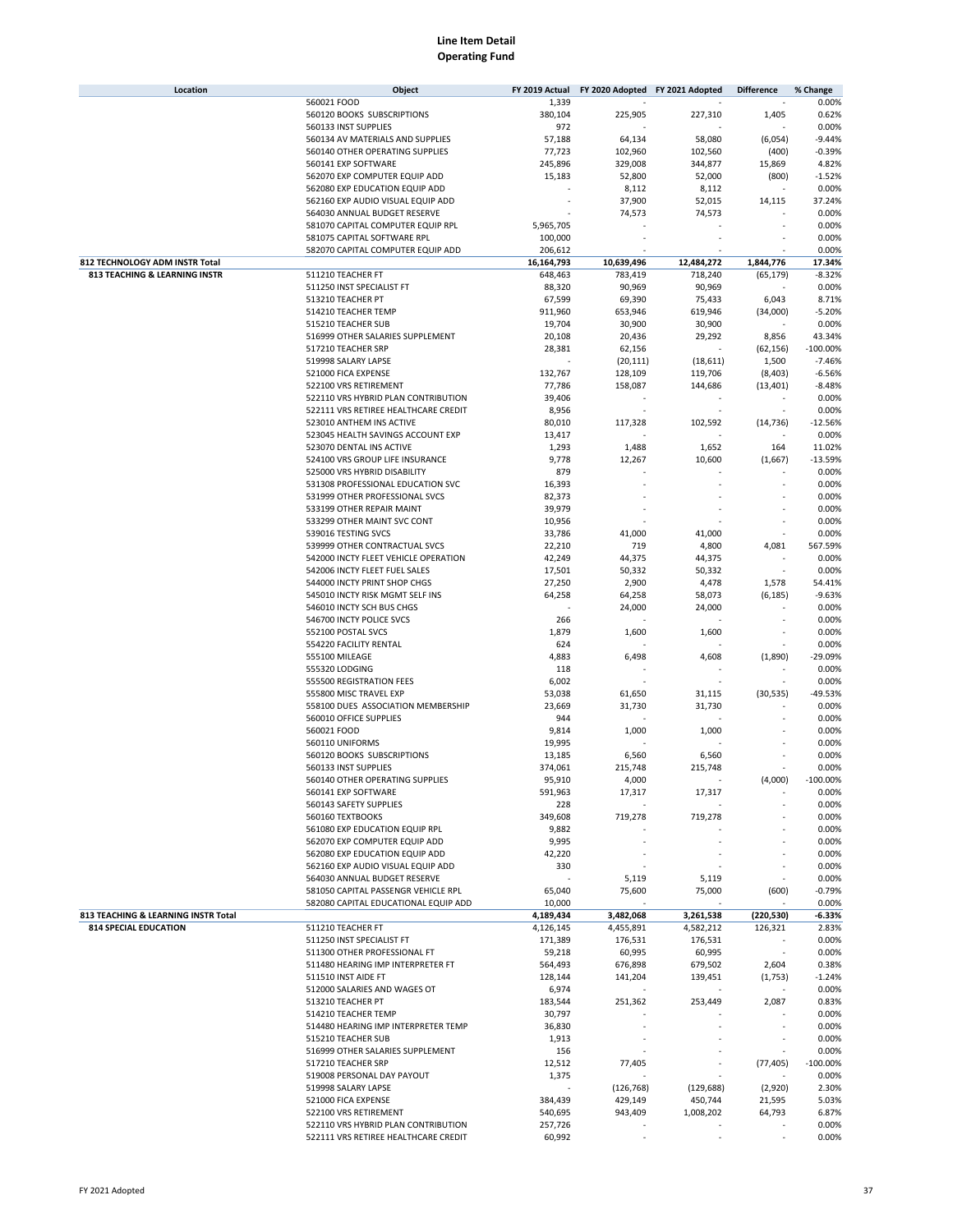# Line Item Detail
## Operating Fund

| Location | Object | FY 2019 Actual | FY 2020 Adopted | FY 2021 Adopted | Difference | % Change |
|---|---|---|---|---|---|---|
| | 560021 FOOD | 1,339 | - | - | - | 0.00% |
| | 560120 BOOKS SUBSCRIPTIONS | 380,104 | 225,905 | 227,310 | 1,405 | 0.62% |
| | 560133 INST SUPPLIES | 972 | - | - | - | 0.00% |
| | 560134 AV MATERIALS AND SUPPLIES | 57,188 | 64,134 | 58,080 | (6,054) | -9.44% |
| | 560140 OTHER OPERATING SUPPLIES | 77,723 | 102,960 | 102,560 | (400) | -0.39% |
| | 560141 EXP SOFTWARE | 245,896 | 329,008 | 344,877 | 15,869 | 4.82% |
| | 562070 EXP COMPUTER EQUIP ADD | 15,183 | 52,800 | 52,000 | (800) | -1.52% |
| | 562080 EXP EDUCATION EQUIP ADD | - | 8,112 | 8,112 | - | 0.00% |
| | 562160 EXP AUDIO VISUAL EQUIP ADD | - | 37,900 | 52,015 | 14,115 | 37.24% |
| | 564030 ANNUAL BUDGET RESERVE | - | 74,573 | 74,573 | - | 0.00% |
| | 581070 CAPITAL COMPUTER EQUIP RPL | 5,965,705 | - | - | - | 0.00% |
| | 581075 CAPITAL SOFTWARE RPL | 100,000 | - | - | - | 0.00% |
| | 582070 CAPITAL COMPUTER EQUIP ADD | 206,612 | - | - | - | 0.00% |
| **812 TECHNOLOGY ADM INSTR Total** | | **16,164,793** | **10,639,496** | **12,484,272** | **1,844,776** | **17.34%** |
| **813 TEACHING & LEARNING INSTR** | 511210 TEACHER FT | 648,463 | 783,419 | 718,240 | (65,179) | -8.32% |
| | 511250 INST SPECIALIST FT | 88,320 | 90,969 | 90,969 | - | 0.00% |
| | 513210 TEACHER PT | 67,599 | 69,390 | 75,433 | 6,043 | 8.71% |
| | 514210 TEACHER TEMP | 911,960 | 653,946 | 619,946 | (34,000) | -5.20% |
| | 515210 TEACHER SUB | 19,704 | 30,900 | 30,900 | - | 0.00% |
| | 516999 OTHER SALARIES SUPPLEMENT | 20,108 | 20,436 | 29,292 | 8,856 | 43.34% |
| | 517210 TEACHER SRP | 28,381 | 62,156 | - | (62,156) | -100.00% |
| | 519998 SALARY LAPSE | - | (20,111) | (18,611) | 1,500 | -7.46% |
| | 521000 FICA EXPENSE | 132,767 | 128,109 | 119,706 | (8,403) | -6.56% |
| | 522100 VRS RETIREMENT | 77,786 | 158,087 | 144,686 | (13,401) | -8.48% |
| | 522110 VRS HYBRID PLAN CONTRIBUTION | 39,406 | - | - | - | 0.00% |
| | 522111 VRS RETIREE HEALTHCARE CREDIT | 8,956 | - | - | - | 0.00% |
| | 523010 ANTHEM INS ACTIVE | 80,010 | 117,328 | 102,592 | (14,736) | -12.56% |
| | 523045 HEALTH SAVINGS ACCOUNT EXP | 13,417 | - | - | - | 0.00% |
| | 523070 DENTAL INS ACTIVE | 1,293 | 1,488 | 1,652 | 164 | 11.02% |
| | 524100 VRS GROUP LIFE INSURANCE | 9,778 | 12,267 | 10,600 | (1,667) | -13.59% |
| | 525000 VRS HYBRID DISABILITY | 879 | - | - | - | 0.00% |
| | 531308 PROFESSIONAL EDUCATION SVC | 16,393 | - | - | - | 0.00% |
| | 531999 OTHER PROFESSIONAL SVCS | 82,373 | - | - | - | 0.00% |
| | 533199 OTHER REPAIR MAINT | 39,979 | - | - | - | 0.00% |
| | 533299 OTHER MAINT SVC CONT | 10,956 | - | - | - | 0.00% |
| | 539016 TESTING SVCS | 33,786 | 41,000 | 41,000 | - | 0.00% |
| | 539999 OTHER CONTRACTUAL SVCS | 22,210 | 719 | 4,800 | 4,081 | 567.59% |
| | 542000 INCTY FLEET VEHICLE OPERATION | 42,249 | 44,375 | 44,375 | - | 0.00% |
| | 542006 INCTY FLEET FUEL SALES | 17,501 | 50,332 | 50,332 | - | 0.00% |
| | 544000 INCTY PRINT SHOP CHGS | 27,250 | 2,900 | 4,478 | 1,578 | 54.41% |
| | 545010 INCTY RISK MGMT SELF INS | 64,258 | 64,258 | 58,073 | (6,185) | -9.63% |
| | 546010 INCTY SCH BUS CHGS | - | 24,000 | 24,000 | - | 0.00% |
| | 546700 INCTY POLICE SVCS | 266 | - | - | - | 0.00% |
| | 552100 POSTAL SVCS | 1,879 | 1,600 | 1,600 | - | 0.00% |
| | 554220 FACILITY RENTAL | 624 | - | - | - | 0.00% |
| | 555100 MILEAGE | 4,883 | 6,498 | 4,608 | (1,890) | -29.09% |
| | 555320 LODGING | 118 | - | - | - | 0.00% |
| | 555500 REGISTRATION FEES | 6,002 | - | - | - | 0.00% |
| | 555800 MISC TRAVEL EXP | 53,038 | 61,650 | 31,115 | (30,535) | -49.53% |
| | 558100 DUES ASSOCIATION MEMBERSHIP | 23,669 | 31,730 | 31,730 | - | 0.00% |
| | 560010 OFFICE SUPPLIES | 944 | - | - | - | 0.00% |
| | 560021 FOOD | 9,814 | 1,000 | 1,000 | - | 0.00% |
| | 560110 UNIFORMS | 19,995 | - | - | - | 0.00% |
| | 560120 BOOKS SUBSCRIPTIONS | 13,185 | 6,560 | 6,560 | - | 0.00% |
| | 560133 INST SUPPLIES | 374,061 | 215,748 | 215,748 | - | 0.00% |
| | 560140 OTHER OPERATING SUPPLIES | 95,910 | 4,000 | - | (4,000) | -100.00% |
| | 560141 EXP SOFTWARE | 591,963 | 17,317 | 17,317 | - | 0.00% |
| | 560143 SAFETY SUPPLIES | 228 | - | - | - | 0.00% |
| | 560160 TEXTBOOKS | 349,608 | 719,278 | 719,278 | - | 0.00% |
| | 561080 EXP EDUCATION EQUIP RPL | 9,882 | - | - | - | 0.00% |
| | 562070 EXP COMPUTER EQUIP ADD | 9,995 | - | - | - | 0.00% |
| | 562080 EXP EDUCATION EQUIP ADD | 42,220 | - | - | - | 0.00% |
| | 562160 EXP AUDIO VISUAL EQUIP ADD | 330 | - | - | - | 0.00% |
| | 564030 ANNUAL BUDGET RESERVE | - | 5,119 | 5,119 | - | 0.00% |
| | 581050 CAPITAL PASSENGR VEHICLE RPL | 65,040 | 75,600 | 75,000 | (600) | -0.79% |
| | 582080 CAPITAL EDUCATIONAL EQUIP ADD | 10,000 | - | - | - | 0.00% |
| **813 TEACHING & LEARNING INSTR Total** | | **4,189,434** | **3,482,068** | **3,261,538** | **(220,530)** | **-6.33%** |
| **814 SPECIAL EDUCATION** | 511210 TEACHER FT | 4,126,145 | 4,455,891 | 4,582,212 | 126,321 | 2.83% |
| | 511250 INST SPECIALIST FT | 171,389 | 176,531 | 176,531 | - | 0.00% |
| | 511300 OTHER PROFESSIONAL FT | 59,218 | 60,995 | 60,995 | - | 0.00% |
| | 511480 HEARING IMP INTERPRETER FT | 564,493 | 676,898 | 679,502 | 2,604 | 0.38% |
| | 511510 INST AIDE FT | 128,144 | 141,204 | 139,451 | (1,753) | -1.24% |
| | 512000 SALARIES AND WAGES OT | 6,974 | - | - | - | 0.00% |
| | 513210 TEACHER PT | 183,544 | 251,362 | 253,449 | 2,087 | 0.83% |
| | 514210 TEACHER TEMP | 30,797 | - | - | - | 0.00% |
| | 514480 HEARING IMP INTERPRETER TEMP | 36,830 | - | - | - | 0.00% |
| | 515210 TEACHER SUB | 1,913 | - | - | - | 0.00% |
| | 516999 OTHER SALARIES SUPPLEMENT | 156 | - | - | - | 0.00% |
| | 517210 TEACHER SRP | 12,512 | 77,405 | - | (77,405) | -100.00% |
| | 519008 PERSONAL DAY PAYOUT | 1,375 | - | - | - | 0.00% |
| | 519998 SALARY LAPSE | - | (126,768) | (129,688) | (2,920) | 2.30% |
| | 521000 FICA EXPENSE | 384,439 | 429,149 | 450,744 | 21,595 | 5.03% |
| | 522100 VRS RETIREMENT | 540,695 | 943,409 | 1,008,202 | 64,793 | 6.87% |
| | 522110 VRS HYBRID PLAN CONTRIBUTION | 257,726 | - | - | - | 0.00% |
| | 522111 VRS RETIREE HEALTHCARE CREDIT | 60,992 | - | - | - | 0.00% |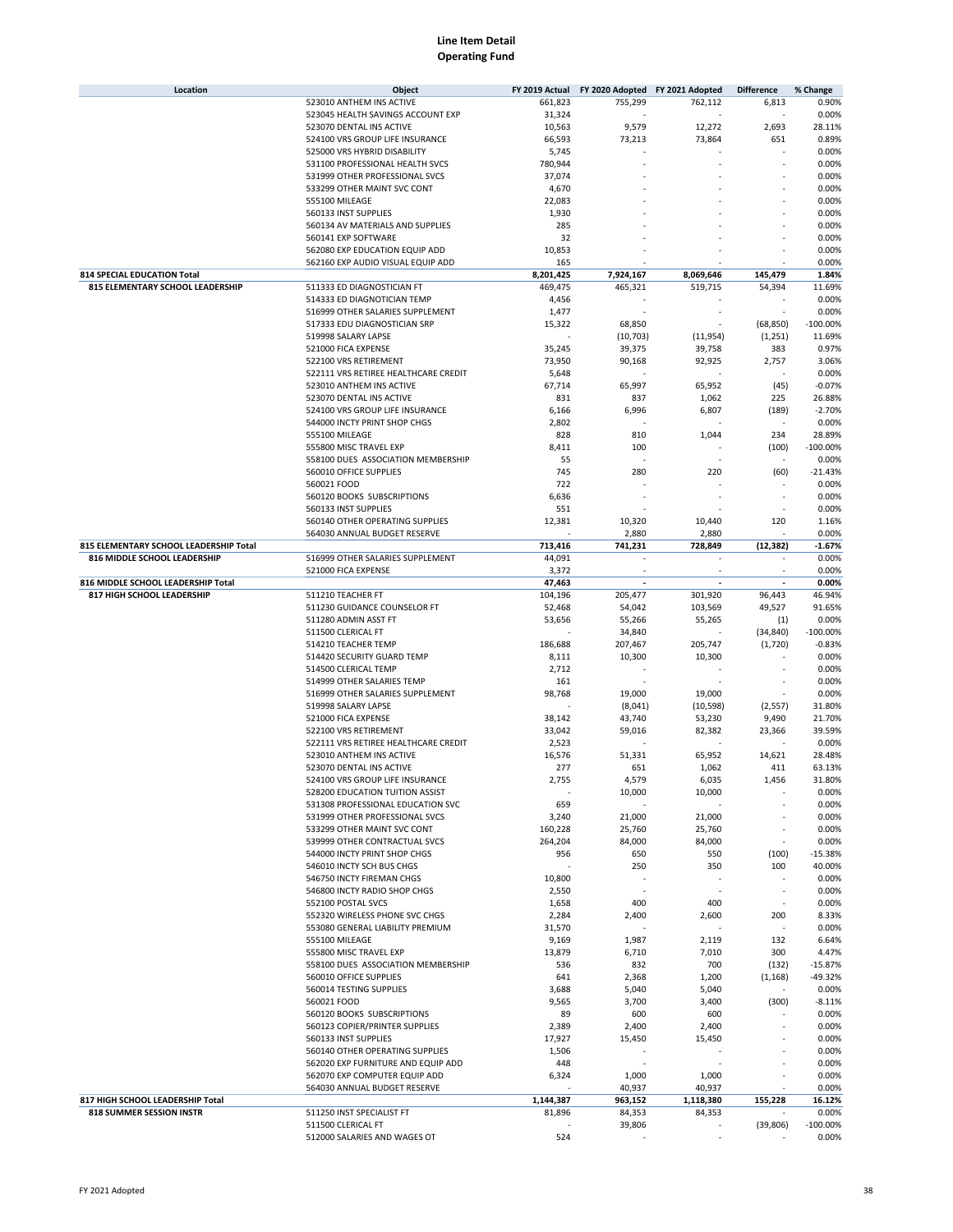# Line Item Detail
## Operating Fund

| Location | Object | FY 2019 Actual | FY 2020 Adopted | FY 2021 Adopted | Difference | % Change |
|---|---|---|---|---|---|---|
| | 523010 ANTHEM INS ACTIVE | 661,823 | 755,299 | 762,112 | 6,813 | 0.90% |
| | 523045 HEALTH SAVINGS ACCOUNT EXP | 31,324 | - | - | - | 0.00% |
| | 523070 DENTAL INS ACTIVE | 10,563 | 9,579 | 12,272 | 2,693 | 28.11% |
| | 524100 VRS GROUP LIFE INSURANCE | 66,593 | 73,213 | 73,864 | 651 | 0.89% |
| | 525000 VRS HYBRID DISABILITY | 5,745 | - | - | - | 0.00% |
| | 531100 PROFESSIONAL HEALTH SVCS | 780,944 | - | - | - | 0.00% |
| | 531999 OTHER PROFESSIONAL SVCS | 37,074 | - | - | - | 0.00% |
| | 533299 OTHER MAINT SVC CONT | 4,670 | - | - | - | 0.00% |
| | 555100 MILEAGE | 22,083 | - | - | - | 0.00% |
| | 560133 INST SUPPLIES | 1,930 | - | - | - | 0.00% |
| | 560134 AV MATERIALS AND SUPPLIES | 285 | - | - | - | 0.00% |
| | 560141 EXP SOFTWARE | 32 | - | - | - | 0.00% |
| | 562080 EXP EDUCATION EQUIP ADD | 10,853 | - | - | - | 0.00% |
| | 562160 EXP AUDIO VISUAL EQUIP ADD | 165 | - | - | - | 0.00% |
| **814 SPECIAL EDUCATION Total** | | **8,201,425** | **7,924,167** | **8,069,646** | **145,479** | **1.84%** |
| **815 ELEMENTARY SCHOOL LEADERSHIP** | 511333 ED DIAGNOSTICIAN FT | 469,475 | 465,321 | 519,715 | 54,394 | 11.69% |
| | 514333 ED DIAGNOTICIAN TEMP | 4,456 | - | - | - | 0.00% |
| | 516999 OTHER SALARIES SUPPLEMENT | 1,477 | - | - | - | 0.00% |
| | 517333 EDU DIAGNOSTICIAN SRP | 15,322 | 68,850 | - | (68,850) | -100.00% |
| | 519998 SALARY LAPSE | - | (10,703) | (11,954) | (1,251) | 11.69% |
| | 521000 FICA EXPENSE | 35,245 | 39,375 | 39,758 | 383 | 0.97% |
| | 522100 VRS RETIREMENT | 73,950 | 90,168 | 92,925 | 2,757 | 3.06% |
| | 522111 VRS RETIREE HEALTHCARE CREDIT | 5,648 | - | - | - | 0.00% |
| | 523010 ANTHEM INS ACTIVE | 67,714 | 65,997 | 65,952 | (45) | -0.07% |
| | 523070 DENTAL INS ACTIVE | 831 | 837 | 1,062 | 225 | 26.88% |
| | 524100 VRS GROUP LIFE INSURANCE | 6,166 | 6,996 | 6,807 | (189) | -2.70% |
| | 544000 INCTY PRINT SHOP CHGS | 2,802 | - | - | - | 0.00% |
| | 555100 MILEAGE | 828 | 810 | 1,044 | 234 | 28.89% |
| | 555800 MISC TRAVEL EXP | 8,411 | 100 | - | (100) | -100.00% |
| | 558100 DUES ASSOCIATION MEMBERSHIP | 55 | - | - | - | 0.00% |
| | 560010 OFFICE SUPPLIES | 745 | 280 | 220 | (60) | -21.43% |
| | 560021 FOOD | 722 | - | - | - | 0.00% |
| | 560120 BOOKS SUBSCRIPTIONS | 6,636 | - | - | - | 0.00% |
| | 560133 INST SUPPLIES | 551 | - | - | - | 0.00% |
| | 560140 OTHER OPERATING SUPPLIES | 12,381 | 10,320 | 10,440 | 120 | 1.16% |
| | 564030 ANNUAL BUDGET RESERVE | - | 2,880 | 2,880 | - | 0.00% |
| **815 ELEMENTARY SCHOOL LEADERSHIP Total** | | **713,416** | **741,231** | **728,849** | **(12,382)** | **-1.67%** |
| **816 MIDDLE SCHOOL LEADERSHIP** | 516999 OTHER SALARIES SUPPLEMENT | 44,091 | - | - | - | 0.00% |
| | 521000 FICA EXPENSE | 3,372 | - | - | - | 0.00% |
| **816 MIDDLE SCHOOL LEADERSHIP Total** | | **47,463** | **-** | **-** | **-** | **0.00%** |
| **817 HIGH SCHOOL LEADERSHIP** | 511210 TEACHER FT | 104,196 | 205,477 | 301,920 | 96,443 | 46.94% |
| | 511230 GUIDANCE COUNSELOR FT | 52,468 | 54,042 | 103,569 | 49,527 | 91.65% |
| | 511280 ADMIN ASST FT | 53,656 | 55,266 | 55,265 | (1) | 0.00% |
| | 511500 CLERICAL FT | - | 34,840 | - | (34,840) | -100.00% |
| | 514210 TEACHER TEMP | 186,688 | 207,467 | 205,747 | (1,720) | -0.83% |
| | 514420 SECURITY GUARD TEMP | 8,111 | 10,300 | 10,300 | - | 0.00% |
| | 514500 CLERICAL TEMP | 2,712 | - | - | - | 0.00% |
| | 514999 OTHER SALARIES TEMP | 161 | - | - | - | 0.00% |
| | 516999 OTHER SALARIES SUPPLEMENT | 98,768 | 19,000 | 19,000 | - | 0.00% |
| | 519998 SALARY LAPSE | - | (8,041) | (10,598) | (2,557) | 31.80% |
| | 521000 FICA EXPENSE | 38,142 | 43,740 | 53,230 | 9,490 | 21.70% |
| | 522100 VRS RETIREMENT | 33,042 | 59,016 | 82,382 | 23,366 | 39.59% |
| | 522111 VRS RETIREE HEALTHCARE CREDIT | 2,523 | - | - | - | 0.00% |
| | 523010 ANTHEM INS ACTIVE | 16,576 | 51,331 | 65,952 | 14,621 | 28.48% |
| | 523070 DENTAL INS ACTIVE | 277 | 651 | 1,062 | 411 | 63.13% |
| | 524100 VRS GROUP LIFE INSURANCE | 2,755 | 4,579 | 6,035 | 1,456 | 31.80% |
| | 528200 EDUCATION TUITION ASSIST | - | 10,000 | 10,000 | - | 0.00% |
| | 531308 PROFESSIONAL EDUCATION SVC | 659 | - | - | - | 0.00% |
| | 531999 OTHER PROFESSIONAL SVCS | 3,240 | 21,000 | 21,000 | - | 0.00% |
| | 533299 OTHER MAINT SVC CONT | 160,228 | 25,760 | 25,760 | - | 0.00% |
| | 539999 OTHER CONTRACTUAL SVCS | 264,204 | 84,000 | 84,000 | - | 0.00% |
| | 544000 INCTY PRINT SHOP CHGS | 956 | 650 | 550 | (100) | -15.38% |
| | 546010 INCTY SCH BUS CHGS | - | 250 | 350 | 100 | 40.00% |
| | 546750 INCTY FIREMAN CHGS | 10,800 | - | - | - | 0.00% |
| | 546800 INCTY RADIO SHOP CHGS | 2,550 | - | - | - | 0.00% |
| | 552100 POSTAL SVCS | 1,658 | 400 | 400 | - | 0.00% |
| | 552320 WIRELESS PHONE SVC CHGS | 2,284 | 2,400 | 2,600 | 200 | 8.33% |
| | 553080 GENERAL LIABILITY PREMIUM | 31,570 | - | - | - | 0.00% |
| | 555100 MILEAGE | 9,169 | 1,987 | 2,119 | 132 | 6.64% |
| | 555800 MISC TRAVEL EXP | 13,879 | 6,710 | 7,010 | 300 | 4.47% |
| | 558100 DUES ASSOCIATION MEMBERSHIP | 536 | 832 | 700 | (132) | -15.87% |
| | 560010 OFFICE SUPPLIES | 641 | 2,368 | 1,200 | (1,168) | -49.32% |
| | 560014 TESTING SUPPLIES | 3,688 | 5,040 | 5,040 | - | 0.00% |
| | 560021 FOOD | 9,565 | 3,700 | 3,400 | (300) | -8.11% |
| | 560120 BOOKS SUBSCRIPTIONS | 89 | 600 | 600 | - | 0.00% |
| | 560123 COPIER/PRINTER SUPPLIES | 2,389 | 2,400 | 2,400 | - | 0.00% |
| | 560133 INST SUPPLIES | 17,927 | 15,450 | 15,450 | - | 0.00% |
| | 560140 OTHER OPERATING SUPPLIES | 1,506 | - | - | - | 0.00% |
| | 562020 EXP FURNITURE AND EQUIP ADD | 448 | - | - | - | 0.00% |
| | 562070 EXP COMPUTER EQUIP ADD | 6,324 | 1,000 | 1,000 | - | 0.00% |
| | 564030 ANNUAL BUDGET RESERVE | - | 40,937 | 40,937 | - | 0.00% |
| **817 HIGH SCHOOL LEADERSHIP Total** | | **1,144,387** | **963,152** | **1,118,380** | **155,228** | **16.12%** |
| **818 SUMMER SESSION INSTR** | 511250 INST SPECIALIST FT | 81,896 | 84,353 | 84,353 | - | 0.00% |
| | 511500 CLERICAL FT | - | 39,806 | - | (39,806) | -100.00% |
| | 512000 SALARIES AND WAGES OT | 524 | - | - | - | 0.00% |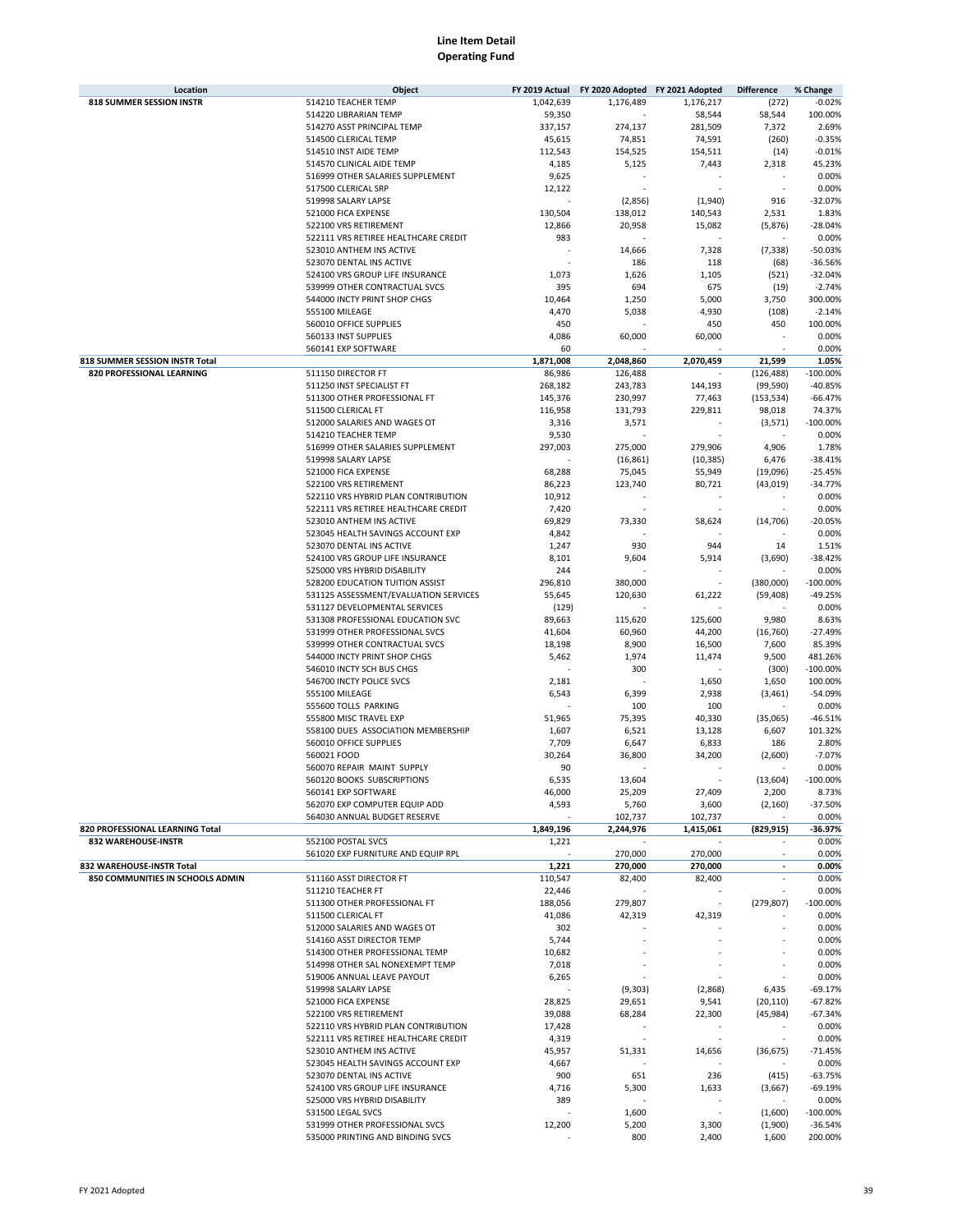# Line Item Detail
## Operating Fund

| Location | Object | FY 2019 Actual | FY 2020 Adopted | FY 2021 Adopted | Difference | % Change |
|---|---|---|---|---|---|---|
| **818 SUMMER SESSION INSTR** | 514210 TEACHER TEMP | 1,042,639 | 1,176,489 | 1,176,217 | (272) | -0.02% |
| | 514220 LIBRARIAN TEMP | 59,350 | - | 58,544 | 58,544 | 100.00% |
| | 514270 ASST PRINCIPAL TEMP | 337,157 | 274,137 | 281,509 | 7,372 | 2.69% |
| | 514500 CLERICAL TEMP | 45,615 | 74,851 | 74,591 | (260) | -0.35% |
| | 514510 INST AIDE TEMP | 112,543 | 154,525 | 154,511 | (14) | -0.01% |
| | 514570 CLINICAL AIDE TEMP | 4,185 | 5,125 | 7,443 | 2,318 | 45.23% |
| | 516999 OTHER SALARIES SUPPLEMENT | 9,625 | - | - | - | 0.00% |
| | 517500 CLERICAL SRP | 12,122 | - | - | - | 0.00% |
| | 519998 SALARY LAPSE | - | (2,856) | (1,940) | 916 | -32.07% |
| | 521000 FICA EXPENSE | 130,504 | 138,012 | 140,543 | 2,531 | 1.83% |
| | 522100 VRS RETIREMENT | 12,866 | 20,958 | 15,082 | (5,876) | -28.04% |
| | 522111 VRS RETIREE HEALTHCARE CREDIT | 983 | - | - | - | 0.00% |
| | 523010 ANTHEM INS ACTIVE | - | 14,666 | 7,328 | (7,338) | -50.03% |
| | 523070 DENTAL INS ACTIVE | - | 186 | 118 | (68) | -36.56% |
| | 524100 VRS GROUP LIFE INSURANCE | 1,073 | 1,626 | 1,105 | (521) | -32.04% |
| | 539999 OTHER CONTRACTUAL SVCS | 395 | 694 | 675 | (19) | -2.74% |
| | 544000 INCTY PRINT SHOP CHGS | 10,464 | 1,250 | 5,000 | 3,750 | 300.00% |
| | 555100 MILEAGE | 4,470 | 5,038 | 4,930 | (108) | -2.14% |
| | 560010 OFFICE SUPPLIES | 450 | - | 450 | 450 | 100.00% |
| | 560133 INST SUPPLIES | 4,086 | 60,000 | 60,000 | - | 0.00% |
| | 560141 EXP SOFTWARE | 60 | - | - | - | 0.00% |
| **818 SUMMER SESSION INSTR Total** | | **1,871,008** | **2,048,860** | **2,070,459** | **21,599** | **1.05%** |
| **820 PROFESSIONAL LEARNING** | 511150 DIRECTOR FT | 86,986 | 126,488 | - | (126,488) | -100.00% |
| | 511250 INST SPECIALIST FT | 268,182 | 243,783 | 144,193 | (99,590) | -40.85% |
| | 511300 OTHER PROFESSIONAL FT | 145,376 | 230,997 | 77,463 | (153,534) | -66.47% |
| | 511500 CLERICAL FT | 116,958 | 131,793 | 229,811 | 98,018 | 74.37% |
| | 512000 SALARIES AND WAGES OT | 3,316 | 3,571 | - | (3,571) | -100.00% |
| | 514210 TEACHER TEMP | 9,530 | - | - | - | 0.00% |
| | 516999 OTHER SALARIES SUPPLEMENT | 297,003 | 275,000 | 279,906 | 4,906 | 1.78% |
| | 519998 SALARY LAPSE | - | (16,861) | (10,385) | 6,476 | -38.41% |
| | 521000 FICA EXPENSE | 68,288 | 75,045 | 55,949 | (19,096) | -25.45% |
| | 522100 VRS RETIREMENT | 86,223 | 123,740 | 80,721 | (43,019) | -34.77% |
| | 522110 VRS HYBRID PLAN CONTRIBUTION | 10,912 | - | - | - | 0.00% |
| | 522111 VRS RETIREE HEALTHCARE CREDIT | 7,420 | - | - | - | 0.00% |
| | 523010 ANTHEM INS ACTIVE | 69,829 | 73,330 | 58,624 | (14,706) | -20.05% |
| | 523045 HEALTH SAVINGS ACCOUNT EXP | 4,842 | - | - | - | 0.00% |
| | 523070 DENTAL INS ACTIVE | 1,247 | 930 | 944 | 14 | 1.51% |
| | 524100 VRS GROUP LIFE INSURANCE | 8,101 | 9,604 | 5,914 | (3,690) | -38.42% |
| | 525000 VRS HYBRID DISABILITY | 244 | - | - | - | 0.00% |
| | 528200 EDUCATION TUITION ASSIST | 296,810 | 380,000 | - | (380,000) | -100.00% |
| | 531125 ASSESSMENT/EVALUATION SERVICES | 55,645 | 120,630 | 61,222 | (59,408) | -49.25% |
| | 531127 DEVELOPMENTAL SERVICES | (129) | - | - | - | 0.00% |
| | 531308 PROFESSIONAL EDUCATION SVC | 89,663 | 115,620 | 125,600 | 9,980 | 8.63% |
| | 531999 OTHER PROFESSIONAL SVCS | 41,604 | 60,960 | 44,200 | (16,760) | -27.49% |
| | 539999 OTHER CONTRACTUAL SVCS | 18,198 | 8,900 | 16,500 | 7,600 | 85.39% |
| | 544000 INCTY PRINT SHOP CHGS | 5,462 | 1,974 | 11,474 | 9,500 | 481.26% |
| | 546010 INCTY SCH BUS CHGS | - | 300 | - | (300) | -100.00% |
| | 546700 INCTY POLICE SVCS | 2,181 | - | 1,650 | 1,650 | 100.00% |
| | 555100 MILEAGE | 6,543 | 6,399 | 2,938 | (3,461) | -54.09% |
| | 555600 TOLLS PARKING | - | 100 | 100 | - | 0.00% |
| | 555800 MISC TRAVEL EXP | 51,965 | 75,395 | 40,330 | (35,065) | -46.51% |
| | 558100 DUES ASSOCIATION MEMBERSHIP | 1,607 | 6,521 | 13,128 | 6,607 | 101.32% |
| | 560010 OFFICE SUPPLIES | 7,709 | 6,647 | 6,833 | 186 | 2.80% |
| | 560021 FOOD | 30,264 | 36,800 | 34,200 | (2,600) | -7.07% |
| | 560070 REPAIR MAINT SUPPLY | 90 | - | - | - | 0.00% |
| | 560120 BOOKS SUBSCRIPTIONS | 6,535 | 13,604 | - | (13,604) | -100.00% |
| | 560141 EXP SOFTWARE | 46,000 | 25,209 | 27,409 | 2,200 | 8.73% |
| | 562070 EXP COMPUTER EQUIP ADD | 4,593 | 5,760 | 3,600 | (2,160) | -37.50% |
| | 564030 ANNUAL BUDGET RESERVE | - | 102,737 | 102,737 | - | 0.00% |
| **820 PROFESSIONAL LEARNING Total** | | **1,849,196** | **2,244,976** | **1,415,061** | **(829,915)** | **-36.97%** |
| **832 WAREHOUSE-INSTR** | 552100 POSTAL SVCS | 1,221 | - | - | - | 0.00% |
| | 561020 EXP FURNITURE AND EQUIP RPL | - | 270,000 | 270,000 | - | 0.00% |
| **832 WAREHOUSE-INSTR Total** | | **1,221** | **270,000** | **270,000** | **-** | **0.00%** |
| **850 COMMUNITIES IN SCHOOLS ADMIN** | 511160 ASST DIRECTOR FT | 110,547 | 82,400 | 82,400 | - | 0.00% |
| | 511210 TEACHER FT | 22,446 | - | - | - | 0.00% |
| | 511300 OTHER PROFESSIONAL FT | 188,056 | 279,807 | - | (279,807) | -100.00% |
| | 511500 CLERICAL FT | 41,086 | 42,319 | 42,319 | - | 0.00% |
| | 512000 SALARIES AND WAGES OT | 302 | - | - | - | 0.00% |
| | 514160 ASST DIRECTOR TEMP | 5,744 | - | - | - | 0.00% |
| | 514300 OTHER PROFESSIONAL TEMP | 10,682 | - | - | - | 0.00% |
| | 514998 OTHER SAL NONEXEMPT TEMP | 7,018 | - | - | - | 0.00% |
| | 519006 ANNUAL LEAVE PAYOUT | 6,265 | - | - | - | 0.00% |
| | 519998 SALARY LAPSE | - | (9,303) | (2,868) | 6,435 | -69.17% |
| | 521000 FICA EXPENSE | 28,825 | 29,651 | 9,541 | (20,110) | -67.82% |
| | 522100 VRS RETIREMENT | 39,088 | 68,284 | 22,300 | (45,984) | -67.34% |
| | 522110 VRS HYBRID PLAN CONTRIBUTION | 17,428 | - | - | - | 0.00% |
| | 522111 VRS RETIREE HEALTHCARE CREDIT | 4,319 | - | - | - | 0.00% |
| | 523010 ANTHEM INS ACTIVE | 45,957 | 51,331 | 14,656 | (36,675) | -71.45% |
| | 523045 HEALTH SAVINGS ACCOUNT EXP | 4,667 | - | - | - | 0.00% |
| | 523070 DENTAL INS ACTIVE | 900 | 651 | 236 | (415) | -63.75% |
| | 524100 VRS GROUP LIFE INSURANCE | 4,716 | 5,300 | 1,633 | (3,667) | -69.19% |
| | 525000 VRS HYBRID DISABILITY | 389 | - | - | - | 0.00% |
| | 531500 LEGAL SVCS | - | 1,600 | - | (1,600) | -100.00% |
| | 531999 OTHER PROFESSIONAL SVCS | 12,200 | 5,200 | 3,300 | (1,900) | -36.54% |
| | 535000 PRINTING AND BINDING SVCS | - | 800 | 2,400 | 1,600 | 200.00% |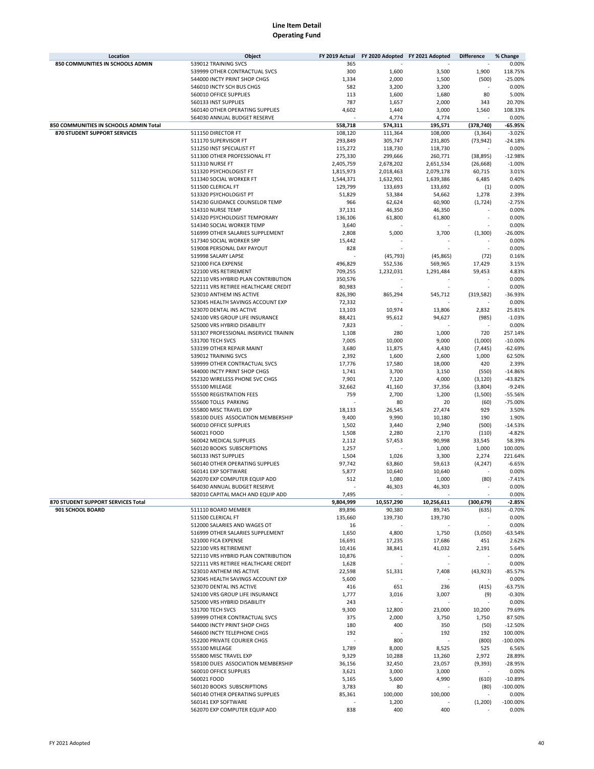# Line Item Detail
## Operating Fund

| Location | Object | FY 2019 Actual | FY 2020 Adopted | FY 2021 Adopted | Difference | % Change |
|---|---|---|---|---|---|---|
| 850 COMMUNITIES IN SCHOOLS ADMIN | 539012 TRAINING SVCS | 365 | - | - | - | 0.00% |
| | 539999 OTHER CONTRACTUAL SVCS | 300 | 1,600 | 3,500 | 1,900 | 118.75% |
| | 544000 INCTY PRINT SHOP CHGS | 1,334 | 2,000 | 1,500 | (500) | -25.00% |
| | 546010 INCTY SCH BUS CHGS | 582 | 3,200 | 3,200 | - | 0.00% |
| | 560010 OFFICE SUPPLIES | 113 | 1,600 | 1,680 | 80 | 5.00% |
| | 560133 INST SUPPLIES | 787 | 1,657 | 2,000 | 343 | 20.70% |
| | 560140 OTHER OPERATING SUPPLIES | 4,602 | 1,440 | 3,000 | 1,560 | 108.33% |
| | 564030 ANNUAL BUDGET RESERVE | - | 4,774 | 4,774 | - | 0.00% |
| **850 COMMUNITIES IN SCHOOLS ADMIN Total** | | **558,718** | **574,311** | **195,571** | **(378,740)** | **-65.95%** |
| 870 STUDENT SUPPORT SERVICES | 511150 DIRECTOR FT | 108,120 | 111,364 | 108,000 | (3,364) | -3.02% |
| | 511170 SUPERVISOR FT | 293,849 | 305,747 | 231,805 | (73,942) | -24.18% |
| | 511250 INST SPECIALIST FT | 115,272 | 118,730 | 118,730 | - | 0.00% |
| | 511300 OTHER PROFESSIONAL FT | 275,330 | 299,666 | 260,771 | (38,895) | -12.98% |
| | 511310 NURSE FT | 2,405,759 | 2,678,202 | 2,651,534 | (26,668) | -1.00% |
| | 511320 PSYCHOLOGIST FT | 1,815,973 | 2,018,463 | 2,079,178 | 60,715 | 3.01% |
| | 511340 SOCIAL WORKER FT | 1,544,371 | 1,632,901 | 1,639,386 | 6,485 | 0.40% |
| | 511500 CLERICAL FT | 129,799 | 133,693 | 133,692 | (1) | 0.00% |
| | 513320 PSYCHOLOGIST PT | 51,829 | 53,384 | 54,662 | 1,278 | 2.39% |
| | 514230 GUIDANCE COUNSELOR TEMP | 966 | 62,624 | 60,900 | (1,724) | -2.75% |
| | 514310 NURSE TEMP | 37,131 | 46,350 | 46,350 | - | 0.00% |
| | 514320 PSYCHOLOGIST TEMPORARY | 136,106 | 61,800 | 61,800 | - | 0.00% |
| | 514340 SOCIAL WORKER TEMP | 3,640 | - | - | - | 0.00% |
| | 516999 OTHER SALARIES SUPPLEMENT | 2,808 | 5,000 | 3,700 | (1,300) | -26.00% |
| | 517340 SOCIAL WORKER SRP | 15,442 | - | - | - | 0.00% |
| | 519008 PERSONAL DAY PAYOUT | 828 | - | - | - | 0.00% |
| | 519998 SALARY LAPSE | - | (45,793) | (45,865) | (72) | 0.16% |
| | 521000 FICA EXPENSE | 496,829 | 552,536 | 569,965 | 17,429 | 3.15% |
| | 522100 VRS RETIREMENT | 709,255 | 1,232,031 | 1,291,484 | 59,453 | 4.83% |
| | 522110 VRS HYBRID PLAN CONTRIBUTION | 350,576 | - | - | - | 0.00% |
| | 522111 VRS RETIREE HEALTHCARE CREDIT | 80,983 | - | - | - | 0.00% |
| | 523010 ANTHEM INS ACTIVE | 826,390 | 865,294 | 545,712 | (319,582) | -36.93% |
| | 523045 HEALTH SAVINGS ACCOUNT EXP | 72,332 | - | - | - | 0.00% |
| | 523070 DENTAL INS ACTIVE | 13,103 | 10,974 | 13,806 | 2,832 | 25.81% |
| | 524100 VRS GROUP LIFE INSURANCE | 88,421 | 95,612 | 94,627 | (985) | -1.03% |
| | 525000 VRS HYBRID DISABILITY | 7,823 | - | - | - | 0.00% |
| | 531307 PROFESSIONAL INSERVICE TRAININ | 1,108 | 280 | 1,000 | 720 | 257.14% |
| | 531700 TECH SVCS | 7,005 | 10,000 | 9,000 | (1,000) | -10.00% |
| | 533199 OTHER REPAIR MAINT | 3,680 | 11,875 | 4,430 | (7,445) | -62.69% |
| | 539012 TRAINING SVCS | 2,392 | 1,600 | 2,600 | 1,000 | 62.50% |
| | 539999 OTHER CONTRACTUAL SVCS | 17,776 | 17,580 | 18,000 | 420 | 2.39% |
| | 544000 INCTY PRINT SHOP CHGS | 1,741 | 3,700 | 3,150 | (550) | -14.86% |
| | 552320 WIRELESS PHONE SVC CHGS | 7,901 | 7,120 | 4,000 | (3,120) | -43.82% |
| | 555100 MILEAGE | 32,662 | 41,160 | 37,356 | (3,804) | -9.24% |
| | 555500 REGISTRATION FEES | 759 | 2,700 | 1,200 | (1,500) | -55.56% |
| | 555600 TOLLS PARKING | - | 80 | 20 | (60) | -75.00% |
| | 555800 MISC TRAVEL EXP | 18,133 | 26,545 | 27,474 | 929 | 3.50% |
| | 558100 DUES ASSOCIATION MEMBERSHIP | 9,400 | 9,990 | 10,180 | 190 | 1.90% |
| | 560010 OFFICE SUPPLIES | 1,502 | 3,440 | 2,940 | (500) | -14.53% |
| | 560021 FOOD | 1,508 | 2,280 | 2,170 | (110) | -4.82% |
| | 560042 MEDICAL SUPPLIES | 2,112 | 57,453 | 90,998 | 33,545 | 58.39% |
| | 560120 BOOKS SUBSCRIPTIONS | 1,257 | - | 1,000 | 1,000 | 100.00% |
| | 560133 INST SUPPLIES | 1,504 | 1,026 | 3,300 | 2,274 | 221.64% |
| | 560140 OTHER OPERATING SUPPLIES | 97,742 | 63,860 | 59,613 | (4,247) | -6.65% |
| | 560141 EXP SOFTWARE | 5,877 | 10,640 | 10,640 | - | 0.00% |
| | 562070 EXP COMPUTER EQUIP ADD | 512 | 1,080 | 1,000 | (80) | -7.41% |
| | 564030 ANNUAL BUDGET RESERVE | - | 46,303 | 46,303 | - | 0.00% |
| | 582010 CAPITAL MACH AND EQUIP ADD | 7,495 | - | - | - | 0.00% |
| **870 STUDENT SUPPORT SERVICES Total** | | **9,804,999** | **10,557,290** | **10,256,611** | **(300,679)** | **-2.85%** |
| 901 SCHOOL BOARD | 511110 BOARD MEMBER | 89,896 | 90,380 | 89,745 | (635) | -0.70% |
| | 511500 CLERICAL FT | 135,660 | 139,730 | 139,730 | - | 0.00% |
| | 512000 SALARIES AND WAGES OT | 16 | - | - | - | 0.00% |
| | 516999 OTHER SALARIES SUPPLEMENT | 1,650 | 4,800 | 1,750 | (3,050) | -63.54% |
| | 521000 FICA EXPENSE | 16,691 | 17,235 | 17,686 | 451 | 2.62% |
| | 522100 VRS RETIREMENT | 10,416 | 38,841 | 41,032 | 2,191 | 5.64% |
| | 522110 VRS HYBRID PLAN CONTRIBUTION | 10,876 | - | - | - | 0.00% |
| | 522111 VRS RETIREE HEALTHCARE CREDIT | 1,628 | - | - | - | 0.00% |
| | 523010 ANTHEM INS ACTIVE | 22,598 | 51,331 | 7,408 | (43,923) | -85.57% |
| | 523045 HEALTH SAVINGS ACCOUNT EXP | 5,600 | - | - | - | 0.00% |
| | 523070 DENTAL INS ACTIVE | 416 | 651 | 236 | (415) | -63.75% |
| | 524100 VRS GROUP LIFE INSURANCE | 1,777 | 3,016 | 3,007 | (9) | -0.30% |
| | 525000 VRS HYBRID DISABILITY | 243 | - | - | - | 0.00% |
| | 531700 TECH SVCS | 9,300 | 12,800 | 23,000 | 10,200 | 79.69% |
| | 539999 OTHER CONTRACTUAL SVCS | 375 | 2,000 | 3,750 | 1,750 | 87.50% |
| | 544000 INCTY PRINT SHOP CHGS | 180 | 400 | 350 | (50) | -12.50% |
| | 546600 INCTY TELEPHONE CHGS | 192 | - | 192 | 192 | 100.00% |
| | 552200 PRIVATE COURIER CHGS | - | 800 | - | (800) | -100.00% |
| | 555100 MILEAGE | 1,789 | 8,000 | 8,525 | 525 | 6.56% |
| | 555800 MISC TRAVEL EXP | 9,329 | 10,288 | 13,260 | 2,972 | 28.89% |
| | 558100 DUES ASSOCIATION MEMBERSHIP | 36,156 | 32,450 | 23,057 | (9,393) | -28.95% |
| | 560010 OFFICE SUPPLIES | 3,621 | 3,000 | 3,000 | - | 0.00% |
| | 560021 FOOD | 5,165 | 5,600 | 4,990 | (610) | -10.89% |
| | 560120 BOOKS SUBSCRIPTIONS | 3,783 | 80 | - | (80) | -100.00% |
| | 560140 OTHER OPERATING SUPPLIES | 85,361 | 100,000 | 100,000 | - | 0.00% |
| | 560141 EXP SOFTWARE | - | 1,200 | - | (1,200) | -100.00% |
| | 562070 EXP COMPUTER EQUIP ADD | 838 | 400 | 400 | - | 0.00% |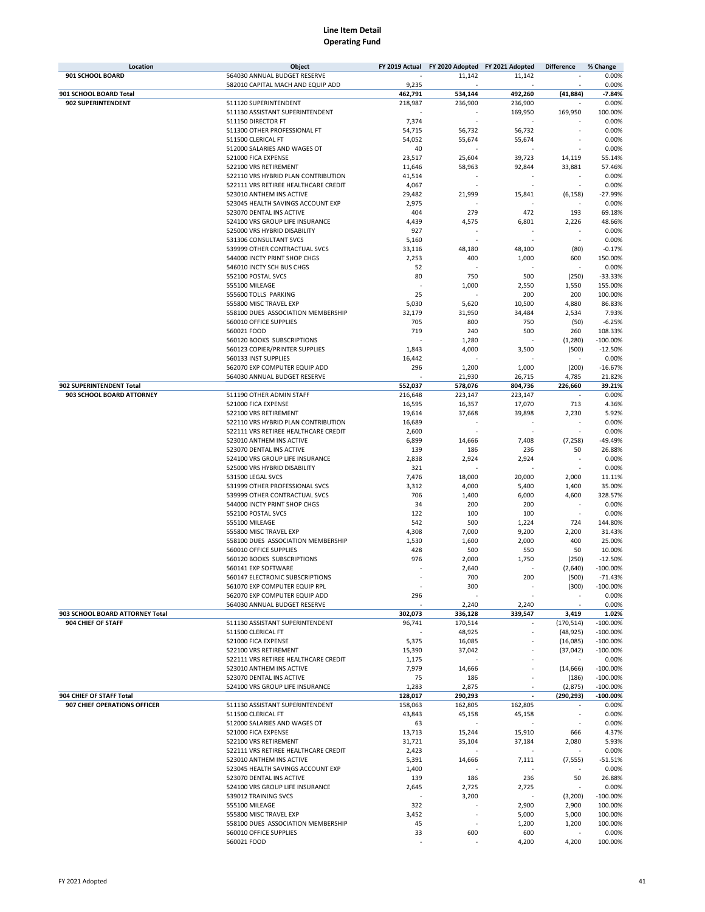# Line Item Detail
## Operating Fund

| Location | Object | FY 2019 Actual | FY 2020 Adopted | FY 2021 Adopted | Difference | % Change |
|---|---|---|---|---|---|---|
| 901 SCHOOL BOARD | 564030 ANNUAL BUDGET RESERVE | - | 11,142 | 11,142 | - | 0.00% |
| | 582010 CAPITAL MACH AND EQUIP ADD | 9,235 | - | - | - | 0.00% |
| **901 SCHOOL BOARD Total** | | **462,791** | **534,144** | **492,260** | **(41,884)** | **-7.84%** |
| 902 SUPERINTENDENT | 511120 SUPERINTENDENT | 218,987 | 236,900 | 236,900 | - | 0.00% |
| | 511130 ASSISTANT SUPERINTENDENT | - | - | 169,950 | 169,950 | 100.00% |
| | 511150 DIRECTOR FT | 7,374 | - | - | - | 0.00% |
| | 511300 OTHER PROFESSIONAL FT | 54,715 | 56,732 | 56,732 | - | 0.00% |
| | 511500 CLERICAL FT | 54,052 | 55,674 | 55,674 | - | 0.00% |
| | 512000 SALARIES AND WAGES OT | 40 | - | - | - | 0.00% |
| | 521000 FICA EXPENSE | 23,517 | 25,604 | 39,723 | 14,119 | 55.14% |
| | 522100 VRS RETIREMENT | 11,646 | 58,963 | 92,844 | 33,881 | 57.46% |
| | 522110 VRS HYBRID PLAN CONTRIBUTION | 41,514 | - | - | - | 0.00% |
| | 522111 VRS RETIREE HEALTHCARE CREDIT | 4,067 | - | - | - | 0.00% |
| | 523010 ANTHEM INS ACTIVE | 29,482 | 21,999 | 15,841 | (6,158) | -27.99% |
| | 523045 HEALTH SAVINGS ACCOUNT EXP | 2,975 | - | - | - | 0.00% |
| | 523070 DENTAL INS ACTIVE | 404 | 279 | 472 | 193 | 69.18% |
| | 524100 VRS GROUP LIFE INSURANCE | 4,439 | 4,575 | 6,801 | 2,226 | 48.66% |
| | 525000 VRS HYBRID DISABILITY | 927 | - | - | - | 0.00% |
| | 531306 CONSULTANT SVCS | 5,160 | - | - | - | 0.00% |
| | 539999 OTHER CONTRACTUAL SVCS | 33,116 | 48,180 | 48,100 | (80) | -0.17% |
| | 544000 INCTY PRINT SHOP CHGS | 2,253 | 400 | 1,000 | 600 | 150.00% |
| | 546010 INCTY SCH BUS CHGS | 52 | - | - | - | 0.00% |
| | 552100 POSTAL SVCS | 80 | 750 | 500 | (250) | -33.33% |
| | 555100 MILEAGE | - | 1,000 | 2,550 | 1,550 | 155.00% |
| | 555600 TOLLS PARKING | 25 | - | 200 | 200 | 100.00% |
| | 555800 MISC TRAVEL EXP | 5,030 | 5,620 | 10,500 | 4,880 | 86.83% |
| | 558100 DUES ASSOCIATION MEMBERSHIP | 32,179 | 31,950 | 34,484 | 2,534 | 7.93% |
| | 560010 OFFICE SUPPLIES | 705 | 800 | 750 | (50) | -6.25% |
| | 560021 FOOD | 719 | 240 | 500 | 260 | 108.33% |
| | 560120 BOOKS SUBSCRIPTIONS | - | 1,280 | - | (1,280) | -100.00% |
| | 560123 COPIER/PRINTER SUPPLIES | 1,843 | 4,000 | 3,500 | (500) | -12.50% |
| | 560133 INST SUPPLIES | 16,442 | - | - | - | 0.00% |
| | 562070 EXP COMPUTER EQUIP ADD | 296 | 1,200 | 1,000 | (200) | -16.67% |
| | 564030 ANNUAL BUDGET RESERVE | - | 21,930 | 26,715 | 4,785 | 21.82% |
| **902 SUPERINTENDENT Total** | | **552,037** | **578,076** | **804,736** | **226,660** | **39.21%** |
| 903 SCHOOL BOARD ATTORNEY | 511190 OTHER ADMIN STAFF | 216,648 | 223,147 | 223,147 | - | 0.00% |
| | 521000 FICA EXPENSE | 16,595 | 16,357 | 17,070 | 713 | 4.36% |
| | 522100 VRS RETIREMENT | 19,614 | 37,668 | 39,898 | 2,230 | 5.92% |
| | 522110 VRS HYBRID PLAN CONTRIBUTION | 16,689 | - | - | - | 0.00% |
| | 522111 VRS RETIREE HEALTHCARE CREDIT | 2,600 | - | - | - | 0.00% |
| | 523010 ANTHEM INS ACTIVE | 6,899 | 14,666 | 7,408 | (7,258) | -49.49% |
| | 523070 DENTAL INS ACTIVE | 139 | 186 | 236 | 50 | 26.88% |
| | 524100 VRS GROUP LIFE INSURANCE | 2,838 | 2,924 | 2,924 | - | 0.00% |
| | 525000 VRS HYBRID DISABILITY | 321 | - | - | - | 0.00% |
| | 531500 LEGAL SVCS | 7,476 | 18,000 | 20,000 | 2,000 | 11.11% |
| | 531999 OTHER PROFESSIONAL SVCS | 3,312 | 4,000 | 5,400 | 1,400 | 35.00% |
| | 539999 OTHER CONTRACTUAL SVCS | 706 | 1,400 | 6,000 | 4,600 | 328.57% |
| | 544000 INCTY PRINT SHOP CHGS | 34 | 200 | 200 | - | 0.00% |
| | 552100 POSTAL SVCS | 122 | 100 | 100 | - | 0.00% |
| | 555100 MILEAGE | 542 | 500 | 1,224 | 724 | 144.80% |
| | 555800 MISC TRAVEL EXP | 4,308 | 7,000 | 9,200 | 2,200 | 31.43% |
| | 558100 DUES ASSOCIATION MEMBERSHIP | 1,530 | 1,600 | 2,000 | 400 | 25.00% |
| | 560010 OFFICE SUPPLIES | 428 | 500 | 550 | 50 | 10.00% |
| | 560120 BOOKS SUBSCRIPTIONS | 976 | 2,000 | 1,750 | (250) | -12.50% |
| | 560141 EXP SOFTWARE | - | 2,640 | - | (2,640) | -100.00% |
| | 560147 ELECTRONIC SUBSCRIPTIONS | - | 700 | 200 | (500) | -71.43% |
| | 561070 EXP COMPUTER EQUIP RPL | - | 300 | - | (300) | -100.00% |
| | 562070 EXP COMPUTER EQUIP ADD | 296 | - | - | - | 0.00% |
| | 564030 ANNUAL BUDGET RESERVE | - | 2,240 | 2,240 | - | 0.00% |
| **903 SCHOOL BOARD ATTORNEY Total** | | **302,073** | **336,128** | **339,547** | **3,419** | **1.02%** |
| 904 CHIEF OF STAFF | 511130 ASSISTANT SUPERINTENDENT | 96,741 | 170,514 | - | (170,514) | -100.00% |
| | 511500 CLERICAL FT | - | 48,925 | - | (48,925) | -100.00% |
| | 521000 FICA EXPENSE | 5,375 | 16,085 | - | (16,085) | -100.00% |
| | 522100 VRS RETIREMENT | 15,390 | 37,042 | - | (37,042) | -100.00% |
| | 522111 VRS RETIREE HEALTHCARE CREDIT | 1,175 | - | - | - | 0.00% |
| | 523010 ANTHEM INS ACTIVE | 7,979 | 14,666 | - | (14,666) | -100.00% |
| | 523070 DENTAL INS ACTIVE | 75 | 186 | - | (186) | -100.00% |
| | 524100 VRS GROUP LIFE INSURANCE | 1,283 | 2,875 | - | (2,875) | -100.00% |
| **904 CHIEF OF STAFF Total** | | **128,017** | **290,293** | **-** | **(290,293)** | **-100.00%** |
| 907 CHIEF OPERATIONS OFFICER | 511130 ASSISTANT SUPERINTENDENT | 158,063 | 162,805 | 162,805 | - | 0.00% |
| | 511500 CLERICAL FT | 43,843 | 45,158 | 45,158 | - | 0.00% |
| | 512000 SALARIES AND WAGES OT | 63 | - | - | - | 0.00% |
| | 521000 FICA EXPENSE | 13,713 | 15,244 | 15,910 | 666 | 4.37% |
| | 522100 VRS RETIREMENT | 31,721 | 35,104 | 37,184 | 2,080 | 5.93% |
| | 522111 VRS RETIREE HEALTHCARE CREDIT | 2,423 | - | - | - | 0.00% |
| | 523010 ANTHEM INS ACTIVE | 5,391 | 14,666 | 7,111 | (7,555) | -51.51% |
| | 523045 HEALTH SAVINGS ACCOUNT EXP | 1,400 | - | - | - | 0.00% |
| | 523070 DENTAL INS ACTIVE | 139 | 186 | 236 | 50 | 26.88% |
| | 524100 VRS GROUP LIFE INSURANCE | 2,645 | 2,725 | 2,725 | - | 0.00% |
| | 539012 TRAINING SVCS | - | 3,200 | - | (3,200) | -100.00% |
| | 555100 MILEAGE | 322 | - | 2,900 | 2,900 | 100.00% |
| | 555800 MISC TRAVEL EXP | 3,452 | - | 5,000 | 5,000 | 100.00% |
| | 558100 DUES ASSOCIATION MEMBERSHIP | 45 | - | 1,200 | 1,200 | 100.00% |
| | 560010 OFFICE SUPPLIES | 33 | 600 | 600 | - | 0.00% |
| | 560021 FOOD | - | - | 4,200 | 4,200 | 100.00% |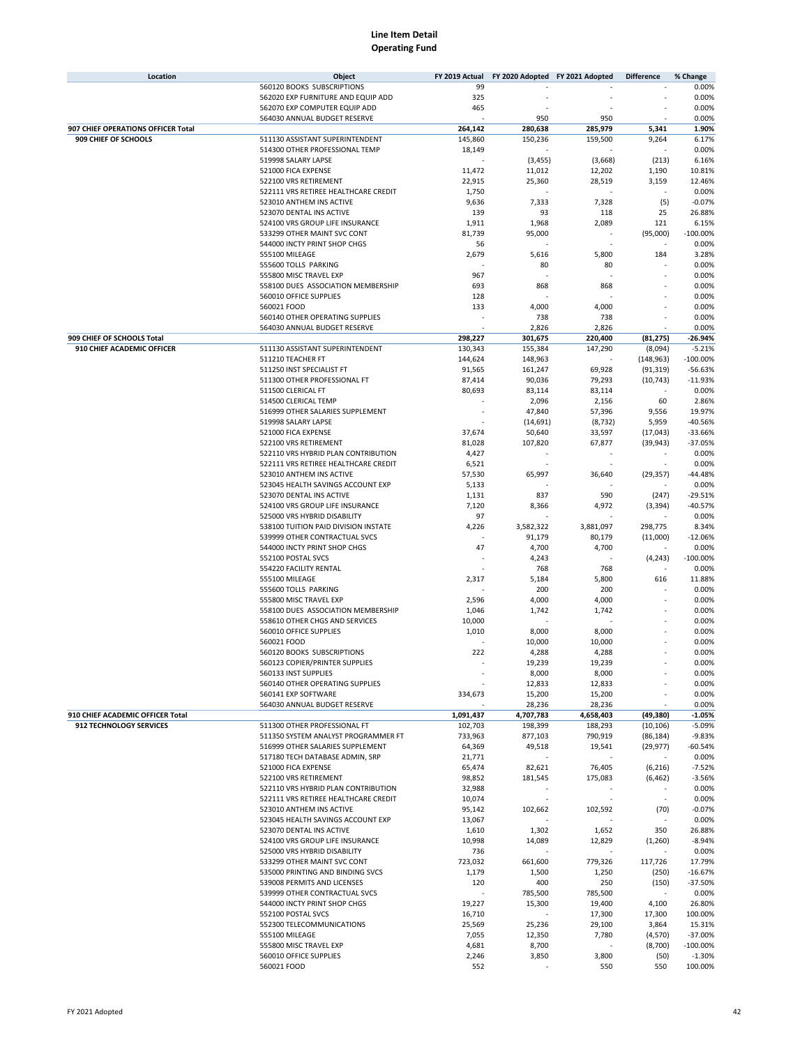# Line Item Detail
## Operating Fund

| Location | Object | FY 2019 Actual | FY 2020 Adopted | FY 2021 Adopted | Difference | % Change |
|---|---|---|---|---|---|---|
| | 560120 BOOKS SUBSCRIPTIONS | 99 | - | - | - | 0.00% |
| | 562020 EXP FURNITURE AND EQUIP ADD | 325 | - | - | - | 0.00% |
| | 562070 EXP COMPUTER EQUIP ADD | 465 | - | - | - | 0.00% |
| | 564030 ANNUAL BUDGET RESERVE | - | 950 | 950 | - | 0.00% |
| **907 CHIEF OPERATIONS OFFICER Total** | | **264,142** | **280,638** | **285,979** | **5,341** | **1.90%** |
| **909 CHIEF OF SCHOOLS** | 511130 ASSISTANT SUPERINTENDENT | 145,860 | 150,236 | 159,500 | 9,264 | 6.17% |
| | 514300 OTHER PROFESSIONAL TEMP | 18,149 | - | - | - | 0.00% |
| | 519998 SALARY LAPSE | - | (3,455) | (3,668) | (213) | 6.16% |
| | 521000 FICA EXPENSE | 11,472 | 11,012 | 12,202 | 1,190 | 10.81% |
| | 522100 VRS RETIREMENT | 22,915 | 25,360 | 28,519 | 3,159 | 12.46% |
| | 522111 VRS RETIREE HEALTHCARE CREDIT | 1,750 | - | - | - | 0.00% |
| | 523010 ANTHEM INS ACTIVE | 9,636 | 7,333 | 7,328 | (5) | -0.07% |
| | 523070 DENTAL INS ACTIVE | 139 | 93 | 118 | 25 | 26.88% |
| | 524100 VRS GROUP LIFE INSURANCE | 1,911 | 1,968 | 2,089 | 121 | 6.15% |
| | 533299 OTHER MAINT SVC CONT | 81,739 | 95,000 | - | (95,000) | -100.00% |
| | 544000 INCTY PRINT SHOP CHGS | 56 | - | - | - | 0.00% |
| | 555100 MILEAGE | 2,679 | 5,616 | 5,800 | 184 | 3.28% |
| | 555600 TOLLS PARKING | - | 80 | 80 | - | 0.00% |
| | 555800 MISC TRAVEL EXP | 967 | - | - | - | 0.00% |
| | 558100 DUES ASSOCIATION MEMBERSHIP | 693 | 868 | 868 | - | 0.00% |
| | 560010 OFFICE SUPPLIES | 128 | - | - | - | 0.00% |
| | 560021 FOOD | 133 | 4,000 | 4,000 | - | 0.00% |
| | 560140 OTHER OPERATING SUPPLIES | - | 738 | 738 | - | 0.00% |
| | 564030 ANNUAL BUDGET RESERVE | - | 2,826 | 2,826 | - | 0.00% |
| **909 CHIEF OF SCHOOLS Total** | | **298,227** | **301,675** | **220,400** | **(81,275)** | **-26.94%** |
| **910 CHIEF ACADEMIC OFFICER** | 511130 ASSISTANT SUPERINTENDENT | 130,343 | 155,384 | 147,290 | (8,094) | -5.21% |
| | 511210 TEACHER FT | 144,624 | 148,963 | - | (148,963) | -100.00% |
| | 511250 INST SPECIALIST FT | 91,565 | 161,247 | 69,928 | (91,319) | -56.63% |
| | 511300 OTHER PROFESSIONAL FT | 87,414 | 90,036 | 79,293 | (10,743) | -11.93% |
| | 511500 CLERICAL FT | 80,693 | 83,114 | 83,114 | - | 0.00% |
| | 514500 CLERICAL TEMP | - | 2,096 | 2,156 | 60 | 2.86% |
| | 516999 OTHER SALARIES SUPPLEMENT | - | 47,840 | 57,396 | 9,556 | 19.97% |
| | 519998 SALARY LAPSE | - | (14,691) | (8,732) | 5,959 | -40.56% |
| | 521000 FICA EXPENSE | 37,674 | 50,640 | 33,597 | (17,043) | -33.66% |
| | 522100 VRS RETIREMENT | 81,028 | 107,820 | 67,877 | (39,943) | -37.05% |
| | 522110 VRS HYBRID PLAN CONTRIBUTION | 4,427 | - | - | - | 0.00% |
| | 522111 VRS RETIREE HEALTHCARE CREDIT | 6,521 | - | - | - | 0.00% |
| | 523010 ANTHEM INS ACTIVE | 57,530 | 65,997 | 36,640 | (29,357) | -44.48% |
| | 523045 HEALTH SAVINGS ACCOUNT EXP | 5,133 | - | - | - | 0.00% |
| | 523070 DENTAL INS ACTIVE | 1,131 | 837 | 590 | (247) | -29.51% |
| | 524100 VRS GROUP LIFE INSURANCE | 7,120 | 8,366 | 4,972 | (3,394) | -40.57% |
| | 525000 VRS HYBRID DISABILITY | 97 | - | - | - | 0.00% |
| | 538100 TUITION PAID DIVISION INSTATE | 4,226 | 3,582,322 | 3,881,097 | 298,775 | 8.34% |
| | 539999 OTHER CONTRACTUAL SVCS | - | 91,179 | 80,179 | (11,000) | -12.06% |
| | 544000 INCTY PRINT SHOP CHGS | 47 | 4,700 | 4,700 | - | 0.00% |
| | 552100 POSTAL SVCS | - | 4,243 | - | (4,243) | -100.00% |
| | 554220 FACILITY RENTAL | - | 768 | 768 | - | 0.00% |
| | 555100 MILEAGE | 2,317 | 5,184 | 5,800 | 616 | 11.88% |
| | 555600 TOLLS PARKING | - | 200 | 200 | - | 0.00% |
| | 555800 MISC TRAVEL EXP | 2,596 | 4,000 | 4,000 | - | 0.00% |
| | 558100 DUES ASSOCIATION MEMBERSHIP | 1,046 | 1,742 | 1,742 | - | 0.00% |
| | 558610 OTHER CHGS AND SERVICES | 10,000 | - | - | - | 0.00% |
| | 560010 OFFICE SUPPLIES | 1,010 | 8,000 | 8,000 | - | 0.00% |
| | 560021 FOOD | - | 10,000 | 10,000 | - | 0.00% |
| | 560120 BOOKS SUBSCRIPTIONS | 222 | 4,288 | 4,288 | - | 0.00% |
| | 560123 COPIER/PRINTER SUPPLIES | - | 19,239 | 19,239 | - | 0.00% |
| | 560133 INST SUPPLIES | - | 8,000 | 8,000 | - | 0.00% |
| | 560140 OTHER OPERATING SUPPLIES | - | 12,833 | 12,833 | - | 0.00% |
| | 560141 EXP SOFTWARE | 334,673 | 15,200 | 15,200 | - | 0.00% |
| | 564030 ANNUAL BUDGET RESERVE | - | 28,236 | 28,236 | - | 0.00% |
| **910 CHIEF ACADEMIC OFFICER Total** | | **1,091,437** | **4,707,783** | **4,658,403** | **(49,380)** | **-1.05%** |
| **912 TECHNOLOGY SERVICES** | 511300 OTHER PROFESSIONAL FT | 102,703 | 198,399 | 188,293 | (10,106) | -5.09% |
| | 511350 SYSTEM ANALYST PROGRAMMER FT | 733,963 | 877,103 | 790,919 | (86,184) | -9.83% |
| | 516999 OTHER SALARIES SUPPLEMENT | 64,369 | 49,518 | 19,541 | (29,977) | -60.54% |
| | 517180 TECH DATABASE ADMIN, SRP | 21,771 | - | - | - | 0.00% |
| | 521000 FICA EXPENSE | 65,474 | 82,621 | 76,405 | (6,216) | -7.52% |
| | 522100 VRS RETIREMENT | 98,852 | 181,545 | 175,083 | (6,462) | -3.56% |
| | 522110 VRS HYBRID PLAN CONTRIBUTION | 32,988 | - | - | - | 0.00% |
| | 522111 VRS RETIREE HEALTHCARE CREDIT | 10,074 | - | - | - | 0.00% |
| | 523010 ANTHEM INS ACTIVE | 95,142 | 102,662 | 102,592 | (70) | -0.07% |
| | 523045 HEALTH SAVINGS ACCOUNT EXP | 13,067 | - | - | - | 0.00% |
| | 523070 DENTAL INS ACTIVE | 1,610 | 1,302 | 1,652 | 350 | 26.88% |
| | 524100 VRS GROUP LIFE INSURANCE | 10,998 | 14,089 | 12,829 | (1,260) | -8.94% |
| | 525000 VRS HYBRID DISABILITY | 736 | - | - | - | 0.00% |
| | 533299 OTHER MAINT SVC CONT | 723,032 | 661,600 | 779,326 | 117,726 | 17.79% |
| | 535000 PRINTING AND BINDING SVCS | 1,179 | 1,500 | 1,250 | (250) | -16.67% |
| | 539008 PERMITS AND LICENSES | 120 | 400 | 250 | (150) | -37.50% |
| | 539999 OTHER CONTRACTUAL SVCS | - | 785,500 | 785,500 | - | 0.00% |
| | 544000 INCTY PRINT SHOP CHGS | 19,227 | 15,300 | 19,400 | 4,100 | 26.80% |
| | 552100 POSTAL SVCS | 16,710 | - | 17,300 | 17,300 | 100.00% |
| | 552300 TELECOMMUNICATIONS | 25,569 | 25,236 | 29,100 | 3,864 | 15.31% |
| | 555100 MILEAGE | 7,055 | 12,350 | 7,780 | (4,570) | -37.00% |
| | 555800 MISC TRAVEL EXP | 4,681 | 8,700 | - | (8,700) | -100.00% |
| | 560010 OFFICE SUPPLIES | 2,246 | 3,850 | 3,800 | (50) | -1.30% |
| | 560021 FOOD | 552 | - | 550 | 550 | 100.00% |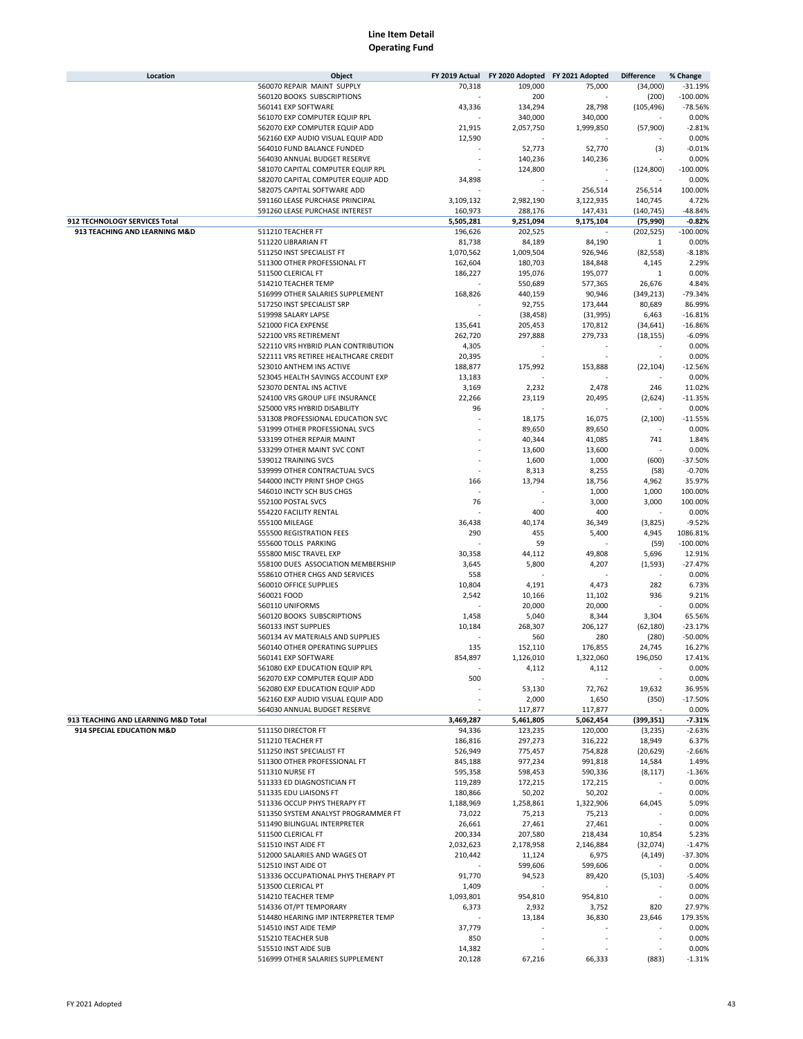# Line Item Detail
## Operating Fund

| Location | Object | FY 2019 Actual | FY 2020 Adopted | FY 2021 Adopted | Difference | % Change |
|---|---|---|---|---|---|---|
| | 560070 REPAIR MAINT SUPPLY | 70,318 | 109,000 | 75,000 | (34,000) | -31.19% |
| | 560120 BOOKS SUBSCRIPTIONS | - | 200 | - | (200) | -100.00% |
| | 560141 EXP SOFTWARE | 43,336 | 134,294 | 28,798 | (105,496) | -78.56% |
| | 561070 EXP COMPUTER EQUIP RPL | - | 340,000 | 340,000 | - | 0.00% |
| | 562070 EXP COMPUTER EQUIP ADD | 21,915 | 2,057,750 | 1,999,850 | (57,900) | -2.81% |
| | 562160 EXP AUDIO VISUAL EQUIP ADD | 12,590 | - | - | - | 0.00% |
| | 564010 FUND BALANCE FUNDED | - | 52,773 | 52,770 | (3) | -0.01% |
| | 564030 ANNUAL BUDGET RESERVE | - | 140,236 | 140,236 | - | 0.00% |
| | 581070 CAPITAL COMPUTER EQUIP RPL | - | 124,800 | - | (124,800) | -100.00% |
| | 582070 CAPITAL COMPUTER EQUIP ADD | 34,898 | - | - | - | 0.00% |
| | 582075 CAPITAL SOFTWARE ADD | - | - | 256,514 | 256,514 | 100.00% |
| | 591160 LEASE PURCHASE PRINCIPAL | 3,109,132 | 2,982,190 | 3,122,935 | 140,745 | 4.72% |
| | 591260 LEASE PURCHASE INTEREST | 160,973 | 288,176 | 147,431 | (140,745) | -48.84% |
| **912 TECHNOLOGY SERVICES Total** | | **5,505,281** | **9,251,094** | **9,175,104** | **(75,990)** | **-0.82%** |
| **913 TEACHING AND LEARNING M&D** | 511210 TEACHER FT | 196,626 | 202,525 | - | (202,525) | -100.00% |
| | 511220 LIBRARIAN FT | 81,738 | 84,189 | 84,190 | 1 | 0.00% |
| | 511250 INST SPECIALIST FT | 1,070,562 | 1,009,504 | 926,946 | (82,558) | -8.18% |
| | 511300 OTHER PROFESSIONAL FT | 162,604 | 180,703 | 184,848 | 4,145 | 2.29% |
| | 511500 CLERICAL FT | 186,227 | 195,076 | 195,077 | 1 | 0.00% |
| | 514210 TEACHER TEMP | - | 550,689 | 577,365 | 26,676 | 4.84% |
| | 516999 OTHER SALARIES SUPPLEMENT | 168,826 | 440,159 | 90,946 | (349,213) | -79.34% |
| | 517250 INST SPECIALIST SRP | - | 92,755 | 173,444 | 80,689 | 86.99% |
| | 519998 SALARY LAPSE | - | (38,458) | (31,995) | 6,463 | -16.81% |
| | 521000 FICA EXPENSE | 135,641 | 205,453 | 170,812 | (34,641) | -16.86% |
| | 522100 VRS RETIREMENT | 262,720 | 297,888 | 279,733 | (18,155) | -6.09% |
| | 522110 VRS HYBRID PLAN CONTRIBUTION | 4,305 | - | - | - | 0.00% |
| | 522111 VRS RETIREE HEALTHCARE CREDIT | 20,395 | - | - | - | 0.00% |
| | 523010 ANTHEM INS ACTIVE | 188,877 | 175,992 | 153,888 | (22,104) | -12.56% |
| | 523045 HEALTH SAVINGS ACCOUNT EXP | 13,183 | - | - | - | 0.00% |
| | 523070 DENTAL INS ACTIVE | 3,169 | 2,232 | 2,478 | 246 | 11.02% |
| | 524100 VRS GROUP LIFE INSURANCE | 22,266 | 23,119 | 20,495 | (2,624) | -11.35% |
| | 525000 VRS HYBRID DISABILITY | 96 | - | - | - | 0.00% |
| | 531308 PROFESSIONAL EDUCATION SVC | - | 18,175 | 16,075 | (2,100) | -11.55% |
| | 531999 OTHER PROFESSIONAL SVCS | - | 89,650 | 89,650 | - | 0.00% |
| | 533199 OTHER REPAIR MAINT | - | 40,344 | 41,085 | 741 | 1.84% |
| | 533299 OTHER MAINT SVC CONT | - | 13,600 | 13,600 | - | 0.00% |
| | 539012 TRAINING SVCS | - | 1,600 | 1,000 | (600) | -37.50% |
| | 539999 OTHER CONTRACTUAL SVCS | - | 8,313 | 8,255 | (58) | -0.70% |
| | 544000 INCTY PRINT SHOP CHGS | 166 | 13,794 | 18,756 | 4,962 | 35.97% |
| | 546010 INCTY SCH BUS CHGS | - | - | 1,000 | 1,000 | 100.00% |
| | 552100 POSTAL SVCS | 76 | - | 3,000 | 3,000 | 100.00% |
| | 554220 FACILITY RENTAL | - | 400 | 400 | - | 0.00% |
| | 555100 MILEAGE | 36,438 | 40,174 | 36,349 | (3,825) | -9.52% |
| | 555500 REGISTRATION FEES | 290 | 455 | 5,400 | 4,945 | 1086.81% |
| | 555600 TOLLS PARKING | - | 59 | - | (59) | -100.00% |
| | 555800 MISC TRAVEL EXP | 30,358 | 44,112 | 49,808 | 5,696 | 12.91% |
| | 558100 DUES ASSOCIATION MEMBERSHIP | 3,645 | 5,800 | 4,207 | (1,593) | -27.47% |
| | 558610 OTHER CHGS AND SERVICES | 558 | - | - | - | 0.00% |
| | 560010 OFFICE SUPPLIES | 10,804 | 4,191 | 4,473 | 282 | 6.73% |
| | 560021 FOOD | 2,542 | 10,166 | 11,102 | 936 | 9.21% |
| | 560110 UNIFORMS | - | 20,000 | 20,000 | - | 0.00% |
| | 560120 BOOKS SUBSCRIPTIONS | 1,458 | 5,040 | 8,344 | 3,304 | 65.56% |
| | 560133 INST SUPPLIES | 10,184 | 268,307 | 206,127 | (62,180) | -23.17% |
| | 560134 AV MATERIALS AND SUPPLIES | - | 560 | 280 | (280) | -50.00% |
| | 560140 OTHER OPERATING SUPPLIES | 135 | 152,110 | 176,855 | 24,745 | 16.27% |
| | 560141 EXP SOFTWARE | 854,897 | 1,126,010 | 1,322,060 | 196,050 | 17.41% |
| | 561080 EXP EDUCATION EQUIP RPL | - | 4,112 | 4,112 | - | 0.00% |
| | 562070 EXP COMPUTER EQUIP ADD | 500 | - | - | - | 0.00% |
| | 562080 EXP EDUCATION EQUIP ADD | - | 53,130 | 72,762 | 19,632 | 36.95% |
| | 562160 EXP AUDIO VISUAL EQUIP ADD | - | 2,000 | 1,650 | (350) | -17.50% |
| | 564030 ANNUAL BUDGET RESERVE | - | 117,877 | 117,877 | - | 0.00% |
| **913 TEACHING AND LEARNING M&D Total** | | **3,469,287** | **5,461,805** | **5,062,454** | **(399,351)** | **-7.31%** |
| **914 SPECIAL EDUCATION M&D** | 511150 DIRECTOR FT | 94,336 | 123,235 | 120,000 | (3,235) | -2.63% |
| | 511210 TEACHER FT | 186,816 | 297,273 | 316,222 | 18,949 | 6.37% |
| | 511250 INST SPECIALIST FT | 526,949 | 775,457 | 754,828 | (20,629) | -2.66% |
| | 511300 OTHER PROFESSIONAL FT | 845,188 | 977,234 | 991,818 | 14,584 | 1.49% |
| | 511310 NURSE FT | 595,358 | 598,453 | 590,336 | (8,117) | -1.36% |
| | 511333 ED DIAGNOSTICIAN FT | 119,289 | 172,215 | 172,215 | - | 0.00% |
| | 511335 EDU LIAISONS FT | 180,866 | 50,202 | 50,202 | - | 0.00% |
| | 511336 OCCUP PHYS THERAPY FT | 1,188,969 | 1,258,861 | 1,322,906 | 64,045 | 5.09% |
| | 511350 SYSTEM ANALYST PROGRAMMER FT | 73,022 | 75,213 | 75,213 | - | 0.00% |
| | 511490 BILINGUAL INTERPRETER | 26,661 | 27,461 | 27,461 | - | 0.00% |
| | 511500 CLERICAL FT | 200,334 | 207,580 | 218,434 | 10,854 | 5.23% |
| | 511510 INST AIDE FT | 2,032,623 | 2,178,958 | 2,146,884 | (32,074) | -1.47% |
| | 512000 SALARIES AND WAGES OT | 210,442 | 11,124 | 6,975 | (4,149) | -37.30% |
| | 512510 INST AIDE OT | - | 599,606 | 599,606 | - | 0.00% |
| | 513336 OCCUPATIONAL PHYS THERAPY PT | 91,770 | 94,523 | 89,420 | (5,103) | -5.40% |
| | 513500 CLERICAL PT | 1,409 | - | - | - | 0.00% |
| | 514210 TEACHER TEMP | 1,093,801 | 954,810 | 954,810 | - | 0.00% |
| | 514336 OT/PT TEMPORARY | 6,373 | 2,932 | 3,752 | 820 | 27.97% |
| | 514480 HEARING IMP INTERPRETER TEMP | - | 13,184 | 36,830 | 23,646 | 179.35% |
| | 514510 INST AIDE TEMP | 37,779 | - | - | - | 0.00% |
| | 515210 TEACHER SUB | 850 | - | - | - | 0.00% |
| | 515510 INST AIDE SUB | 14,382 | - | - | - | 0.00% |
| | 516999 OTHER SALARIES SUPPLEMENT | 20,128 | 67,216 | 66,333 | (883) | -1.31% |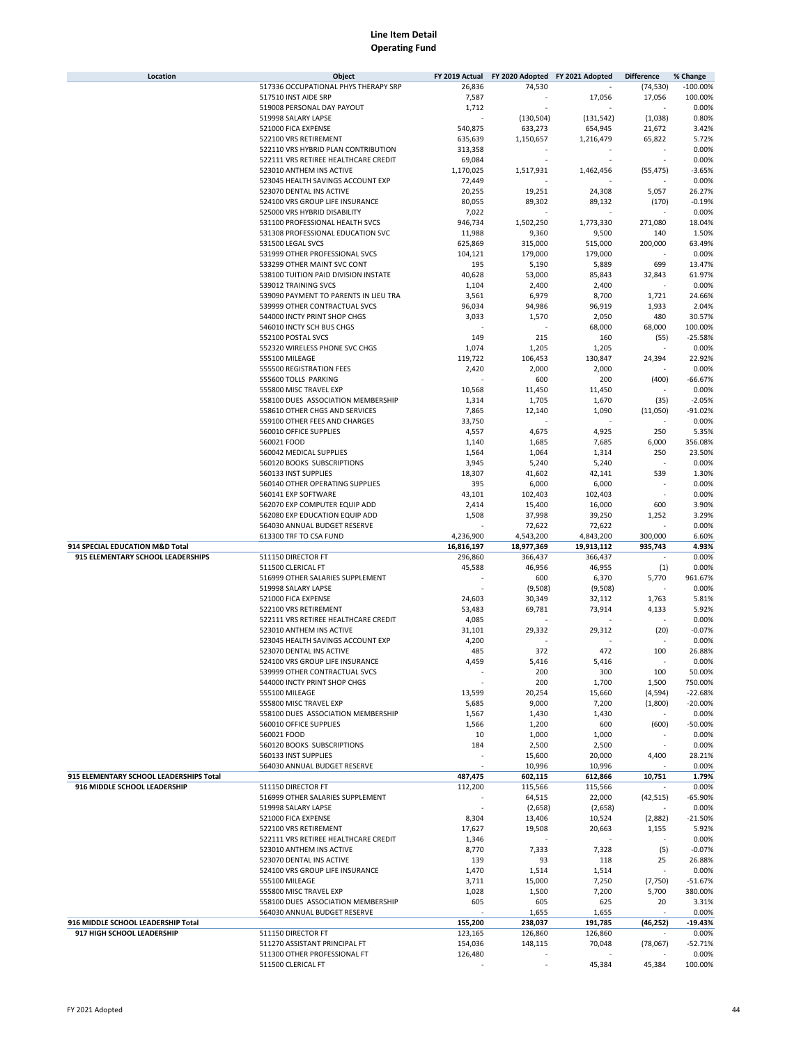# Line Item Detail
## Operating Fund

| Location | Object | FY 2019 Actual | FY 2020 Adopted | FY 2021 Adopted | Difference | % Change |
|---|---|---|---|---|---|---|
| | 517336 OCCUPATIONAL PHYS THERAPY SRP | 26,836 | 74,530 | - | (74,530) | -100.00% |
| | 517510 INST AIDE SRP | 7,587 | - | 17,056 | 17,056 | 100.00% |
| | 519008 PERSONAL DAY PAYOUT | 1,712 | - | - | - | 0.00% |
| | 519998 SALARY LAPSE | - | (130,504) | (131,542) | (1,038) | 0.80% |
| | 521000 FICA EXPENSE | 540,875 | 633,273 | 654,945 | 21,672 | 3.42% |
| | 522100 VRS RETIREMENT | 635,639 | 1,150,657 | 1,216,479 | 65,822 | 5.72% |
| | 522110 VRS HYBRID PLAN CONTRIBUTION | 313,358 | - | - | - | 0.00% |
| | 522111 VRS RETIREE HEALTHCARE CREDIT | 69,084 | - | - | - | 0.00% |
| | 523010 ANTHEM INS ACTIVE | 1,170,025 | 1,517,931 | 1,462,456 | (55,475) | -3.65% |
| | 523045 HEALTH SAVINGS ACCOUNT EXP | 72,449 | - | - | - | 0.00% |
| | 523070 DENTAL INS ACTIVE | 20,255 | 19,251 | 24,308 | 5,057 | 26.27% |
| | 524100 VRS GROUP LIFE INSURANCE | 80,055 | 89,302 | 89,132 | (170) | -0.19% |
| | 525000 VRS HYBRID DISABILITY | 7,022 | - | - | - | 0.00% |
| | 531100 PROFESSIONAL HEALTH SVCS | 946,734 | 1,502,250 | 1,773,330 | 271,080 | 18.04% |
| | 531308 PROFESSIONAL EDUCATION SVC | 11,988 | 9,360 | 9,500 | 140 | 1.50% |
| | 531500 LEGAL SVCS | 625,869 | 315,000 | 515,000 | 200,000 | 63.49% |
| | 531999 OTHER PROFESSIONAL SVCS | 104,121 | 179,000 | 179,000 | - | 0.00% |
| | 533299 OTHER MAINT SVC CONT | 195 | 5,190 | 5,889 | 699 | 13.47% |
| | 538100 TUITION PAID DIVISION INSTATE | 40,628 | 53,000 | 85,843 | 32,843 | 61.97% |
| | 539012 TRAINING SVCS | 1,104 | 2,400 | 2,400 | - | 0.00% |
| | 539090 PAYMENT TO PARENTS IN LIEU TRA | 3,561 | 6,979 | 8,700 | 1,721 | 24.66% |
| | 539999 OTHER CONTRACTUAL SVCS | 96,034 | 94,986 | 96,919 | 1,933 | 2.04% |
| | 544000 INCTY PRINT SHOP CHGS | 3,033 | 1,570 | 2,050 | 480 | 30.57% |
| | 546010 INCTY SCH BUS CHGS | - | - | 68,000 | 68,000 | 100.00% |
| | 552100 POSTAL SVCS | 149 | 215 | 160 | (55) | -25.58% |
| | 552320 WIRELESS PHONE SVC CHGS | 1,074 | 1,205 | 1,205 | - | 0.00% |
| | 555100 MILEAGE | 119,722 | 106,453 | 130,847 | 24,394 | 22.92% |
| | 555500 REGISTRATION FEES | 2,420 | 2,000 | 2,000 | - | 0.00% |
| | 555600 TOLLS PARKING | - | 600 | 200 | (400) | -66.67% |
| | 555800 MISC TRAVEL EXP | 10,568 | 11,450 | 11,450 | - | 0.00% |
| | 558100 DUES ASSOCIATION MEMBERSHIP | 1,314 | 1,705 | 1,670 | (35) | -2.05% |
| | 558610 OTHER CHGS AND SERVICES | 7,865 | 12,140 | 1,090 | (11,050) | -91.02% |
| | 559100 OTHER FEES AND CHARGES | 33,750 | - | - | - | 0.00% |
| | 560010 OFFICE SUPPLIES | 4,557 | 4,675 | 4,925 | 250 | 5.35% |
| | 560021 FOOD | 1,140 | 1,685 | 7,685 | 6,000 | 356.08% |
| | 560042 MEDICAL SUPPLIES | 1,564 | 1,064 | 1,314 | 250 | 23.50% |
| | 560120 BOOKS SUBSCRIPTIONS | 3,945 | 5,240 | 5,240 | - | 0.00% |
| | 560133 INST SUPPLIES | 18,307 | 41,602 | 42,141 | 539 | 1.30% |
| | 560140 OTHER OPERATING SUPPLIES | 395 | 6,000 | 6,000 | - | 0.00% |
| | 560141 EXP SOFTWARE | 43,101 | 102,403 | 102,403 | - | 0.00% |
| | 562070 EXP COMPUTER EQUIP ADD | 2,414 | 15,400 | 16,000 | 600 | 3.90% |
| | 562080 EXP EDUCATION EQUIP ADD | 1,508 | 37,998 | 39,250 | 1,252 | 3.29% |
| | 564030 ANNUAL BUDGET RESERVE | - | 72,622 | 72,622 | - | 0.00% |
| | 613300 TRF TO CSA FUND | 4,236,900 | 4,543,200 | 4,843,200 | 300,000 | 6.60% |
| **914 SPECIAL EDUCATION M&D Total** | | **16,816,197** | **18,977,369** | **19,913,112** | **935,743** | **4.93%** |
| **915 ELEMENTARY SCHOOL LEADERSHIPS** | 511150 DIRECTOR FT | 296,860 | 366,437 | 366,437 | - | 0.00% |
| | 511500 CLERICAL FT | 45,588 | 46,956 | 46,955 | (1) | 0.00% |
| | 516999 OTHER SALARIES SUPPLEMENT | - | 600 | 6,370 | 5,770 | 961.67% |
| | 519998 SALARY LAPSE | - | (9,508) | (9,508) | - | 0.00% |
| | 521000 FICA EXPENSE | 24,603 | 30,349 | 32,112 | 1,763 | 5.81% |
| | 522100 VRS RETIREMENT | 53,483 | 69,781 | 73,914 | 4,133 | 5.92% |
| | 522111 VRS RETIREE HEALTHCARE CREDIT | 4,085 | - | - | - | 0.00% |
| | 523010 ANTHEM INS ACTIVE | 31,101 | 29,332 | 29,312 | (20) | -0.07% |
| | 523045 HEALTH SAVINGS ACCOUNT EXP | 4,200 | - | - | - | 0.00% |
| | 523070 DENTAL INS ACTIVE | 485 | 372 | 472 | 100 | 26.88% |
| | 524100 VRS GROUP LIFE INSURANCE | 4,459 | 5,416 | 5,416 | - | 0.00% |
| | 539999 OTHER CONTRACTUAL SVCS | - | 200 | 300 | 100 | 50.00% |
| | 544000 INCTY PRINT SHOP CHGS | - | 200 | 1,700 | 1,500 | 750.00% |
| | 555100 MILEAGE | 13,599 | 20,254 | 15,660 | (4,594) | -22.68% |
| | 555800 MISC TRAVEL EXP | 5,685 | 9,000 | 7,200 | (1,800) | -20.00% |
| | 558100 DUES ASSOCIATION MEMBERSHIP | 1,567 | 1,430 | 1,430 | - | 0.00% |
| | 560010 OFFICE SUPPLIES | 1,566 | 1,200 | 600 | (600) | -50.00% |
| | 560021 FOOD | 10 | 1,000 | 1,000 | - | 0.00% |
| | 560120 BOOKS SUBSCRIPTIONS | 184 | 2,500 | 2,500 | - | 0.00% |
| | 560133 INST SUPPLIES | - | 15,600 | 20,000 | 4,400 | 28.21% |
| | 564030 ANNUAL BUDGET RESERVE | - | 10,996 | 10,996 | - | 0.00% |
| **915 ELEMENTARY SCHOOL LEADERSHIPS Total** | | **487,475** | **602,115** | **612,866** | **10,751** | **1.79%** |
| **916 MIDDLE SCHOOL LEADERSHIP** | 511150 DIRECTOR FT | 112,200 | 115,566 | 115,566 | - | 0.00% |
| | 516999 OTHER SALARIES SUPPLEMENT | - | 64,515 | 22,000 | (42,515) | -65.90% |
| | 519998 SALARY LAPSE | - | (2,658) | (2,658) | - | 0.00% |
| | 521000 FICA EXPENSE | 8,304 | 13,406 | 10,524 | (2,882) | -21.50% |
| | 522100 VRS RETIREMENT | 17,627 | 19,508 | 20,663 | 1,155 | 5.92% |
| | 522111 VRS RETIREE HEALTHCARE CREDIT | 1,346 | - | - | - | 0.00% |
| | 523010 ANTHEM INS ACTIVE | 8,770 | 7,333 | 7,328 | (5) | -0.07% |
| | 523070 DENTAL INS ACTIVE | 139 | 93 | 118 | 25 | 26.88% |
| | 524100 VRS GROUP LIFE INSURANCE | 1,470 | 1,514 | 1,514 | - | 0.00% |
| | 555100 MILEAGE | 3,711 | 15,000 | 7,250 | (7,750) | -51.67% |
| | 555800 MISC TRAVEL EXP | 1,028 | 1,500 | 7,200 | 5,700 | 380.00% |
| | 558100 DUES ASSOCIATION MEMBERSHIP | 605 | 605 | 625 | 20 | 3.31% |
| | 564030 ANNUAL BUDGET RESERVE | - | 1,655 | 1,655 | - | 0.00% |
| **916 MIDDLE SCHOOL LEADERSHIP Total** | | **155,200** | **238,037** | **191,785** | **(46,252)** | **-19.43%** |
| **917 HIGH SCHOOL LEADERSHIP** | 511150 DIRECTOR FT | 123,165 | 126,860 | 126,860 | - | 0.00% |
| | 511270 ASSISTANT PRINCIPAL FT | 154,036 | 148,115 | 70,048 | (78,067) | -52.71% |
| | 511300 OTHER PROFESSIONAL FT | 126,480 | - | - | - | 0.00% |
| | 511500 CLERICAL FT | - | - | 45,384 | 45,384 | 100.00% |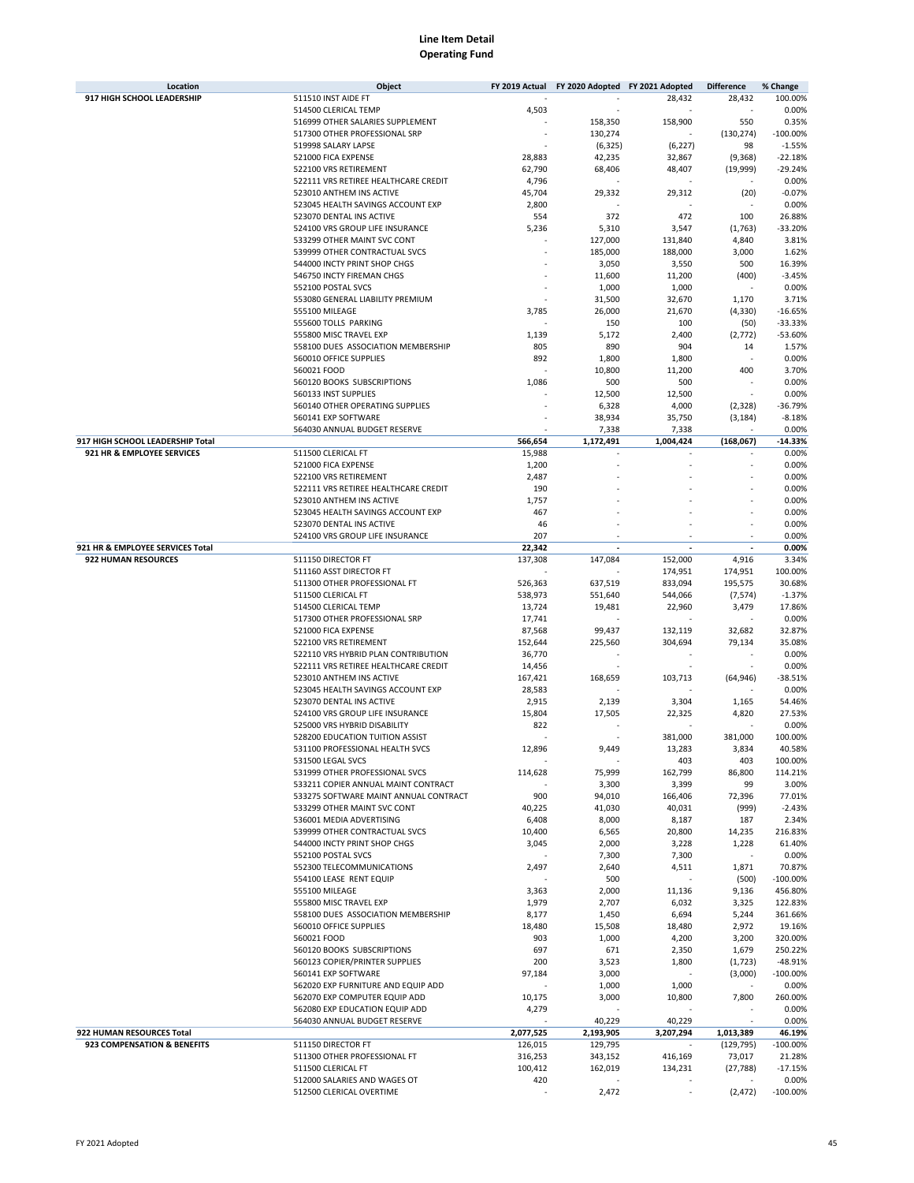# Line Item Detail
## Operating Fund

| Location | Object | FY 2019 Actual | FY 2020 Adopted | FY 2021 Adopted | Difference | % Change |
|---|---|---|---|---|---|---|
| 917 HIGH SCHOOL LEADERSHIP | 511510 INST AIDE FT | - | - | 28,432 | 28,432 | 100.00% |
| | 514500 CLERICAL TEMP | 4,503 | - | - | - | 0.00% |
| | 516999 OTHER SALARIES SUPPLEMENT | - | 158,350 | 158,900 | 550 | 0.35% |
| | 517300 OTHER PROFESSIONAL SRP | - | 130,274 | - | (130,274) | -100.00% |
| | 519998 SALARY LAPSE | - | (6,325) | (6,227) | 98 | -1.55% |
| | 521000 FICA EXPENSE | 28,883 | 42,235 | 32,867 | (9,368) | -22.18% |
| | 522100 VRS RETIREMENT | 62,790 | 68,406 | 48,407 | (19,999) | -29.24% |
| | 522111 VRS RETIREE HEALTHCARE CREDIT | 4,796 | - | - | - | 0.00% |
| | 523010 ANTHEM INS ACTIVE | 45,704 | 29,332 | 29,312 | (20) | -0.07% |
| | 523045 HEALTH SAVINGS ACCOUNT EXP | 2,800 | - | - | - | 0.00% |
| | 523070 DENTAL INS ACTIVE | 554 | 372 | 472 | 100 | 26.88% |
| | 524100 VRS GROUP LIFE INSURANCE | 5,236 | 5,310 | 3,547 | (1,763) | -33.20% |
| | 533299 OTHER MAINT SVC CONT | - | 127,000 | 131,840 | 4,840 | 3.81% |
| | 539999 OTHER CONTRACTUAL SVCS | - | 185,000 | 188,000 | 3,000 | 1.62% |
| | 544000 INCTY PRINT SHOP CHGS | - | 3,050 | 3,550 | 500 | 16.39% |
| | 546750 INCTY FIREMAN CHGS | - | 11,600 | 11,200 | (400) | -3.45% |
| | 552100 POSTAL SVCS | - | 1,000 | 1,000 | - | 0.00% |
| | 553080 GENERAL LIABILITY PREMIUM | - | 31,500 | 32,670 | 1,170 | 3.71% |
| | 555100 MILEAGE | 3,785 | 26,000 | 21,670 | (4,330) | -16.65% |
| | 555600 TOLLS PARKING | - | 150 | 100 | (50) | -33.33% |
| | 555800 MISC TRAVEL EXP | 1,139 | 5,172 | 2,400 | (2,772) | -53.60% |
| | 558100 DUES ASSOCIATION MEMBERSHIP | 805 | 890 | 904 | 14 | 1.57% |
| | 560010 OFFICE SUPPLIES | 892 | 1,800 | 1,800 | - | 0.00% |
| | 560021 FOOD | - | 10,800 | 11,200 | 400 | 3.70% |
| | 560120 BOOKS SUBSCRIPTIONS | 1,086 | 500 | 500 | - | 0.00% |
| | 560133 INST SUPPLIES | - | 12,500 | 12,500 | - | 0.00% |
| | 560140 OTHER OPERATING SUPPLIES | - | 6,328 | 4,000 | (2,328) | -36.79% |
| | 560141 EXP SOFTWARE | - | 38,934 | 35,750 | (3,184) | -8.18% |
| | 564030 ANNUAL BUDGET RESERVE | - | 7,338 | 7,338 | - | 0.00% |
| **917 HIGH SCHOOL LEADERSHIP Total** | | **566,654** | **1,172,491** | **1,004,424** | **(168,067)** | **-14.33%** |
| 921 HR & EMPLOYEE SERVICES | 511500 CLERICAL FT | 15,988 | - | - | - | 0.00% |
| | 521000 FICA EXPENSE | 1,200 | - | - | - | 0.00% |
| | 522100 VRS RETIREMENT | 2,487 | - | - | - | 0.00% |
| | 522111 VRS RETIREE HEALTHCARE CREDIT | 190 | - | - | - | 0.00% |
| | 523010 ANTHEM INS ACTIVE | 1,757 | - | - | - | 0.00% |
| | 523045 HEALTH SAVINGS ACCOUNT EXP | 467 | - | - | - | 0.00% |
| | 523070 DENTAL INS ACTIVE | 46 | - | - | - | 0.00% |
| | 524100 VRS GROUP LIFE INSURANCE | 207 | - | - | - | 0.00% |
| **921 HR & EMPLOYEE SERVICES Total** | | **22,342** | **-** | **-** | **-** | **0.00%** |
| 922 HUMAN RESOURCES | 511150 DIRECTOR FT | 137,308 | 147,084 | 152,000 | 4,916 | 3.34% |
| | 511160 ASST DIRECTOR FT | - | - | 174,951 | 174,951 | 100.00% |
| | 511300 OTHER PROFESSIONAL FT | 526,363 | 637,519 | 833,094 | 195,575 | 30.68% |
| | 511500 CLERICAL FT | 538,973 | 551,640 | 544,066 | (7,574) | -1.37% |
| | 514500 CLERICAL TEMP | 13,724 | 19,481 | 22,960 | 3,479 | 17.86% |
| | 517300 OTHER PROFESSIONAL SRP | 17,741 | - | - | - | 0.00% |
| | 521000 FICA EXPENSE | 87,568 | 99,437 | 132,119 | 32,682 | 32.87% |
| | 522100 VRS RETIREMENT | 152,644 | 225,560 | 304,694 | 79,134 | 35.08% |
| | 522110 VRS HYBRID PLAN CONTRIBUTION | 36,770 | - | - | - | 0.00% |
| | 522111 VRS RETIREE HEALTHCARE CREDIT | 14,456 | - | - | - | 0.00% |
| | 523010 ANTHEM INS ACTIVE | 167,421 | 168,659 | 103,713 | (64,946) | -38.51% |
| | 523045 HEALTH SAVINGS ACCOUNT EXP | 28,583 | - | - | - | 0.00% |
| | 523070 DENTAL INS ACTIVE | 2,915 | 2,139 | 3,304 | 1,165 | 54.46% |
| | 524100 VRS GROUP LIFE INSURANCE | 15,804 | 17,505 | 22,325 | 4,820 | 27.53% |
| | 525000 VRS HYBRID DISABILITY | 822 | - | - | - | 0.00% |
| | 528200 EDUCATION TUITION ASSIST | - | - | 381,000 | 381,000 | 100.00% |
| | 531100 PROFESSIONAL HEALTH SVCS | 12,896 | 9,449 | 13,283 | 3,834 | 40.58% |
| | 531500 LEGAL SVCS | - | - | 403 | 403 | 100.00% |
| | 531999 OTHER PROFESSIONAL SVCS | 114,628 | 75,999 | 162,799 | 86,800 | 114.21% |
| | 533211 COPIER ANNUAL MAINT CONTRACT | - | 3,300 | 3,399 | 99 | 3.00% |
| | 533275 SOFTWARE MAINT ANNUAL CONTRACT | 900 | 94,010 | 166,406 | 72,396 | 77.01% |
| | 533299 OTHER MAINT SVC CONT | 40,225 | 41,030 | 40,031 | (999) | -2.43% |
| | 536001 MEDIA ADVERTISING | 6,408 | 8,000 | 8,187 | 187 | 2.34% |
| | 539999 OTHER CONTRACTUAL SVCS | 10,400 | 6,565 | 20,800 | 14,235 | 216.83% |
| | 544000 INCTY PRINT SHOP CHGS | 3,045 | 2,000 | 3,228 | 1,228 | 61.40% |
| | 552100 POSTAL SVCS | - | 7,300 | 7,300 | - | 0.00% |
| | 552300 TELECOMMUNICATIONS | 2,497 | 2,640 | 4,511 | 1,871 | 70.87% |
| | 554100 LEASE RENT EQUIP | - | 500 | - | (500) | -100.00% |
| | 555100 MILEAGE | 3,363 | 2,000 | 11,136 | 9,136 | 456.80% |
| | 555800 MISC TRAVEL EXP | 1,979 | 2,707 | 6,032 | 3,325 | 122.83% |
| | 558100 DUES ASSOCIATION MEMBERSHIP | 8,177 | 1,450 | 6,694 | 5,244 | 361.66% |
| | 560010 OFFICE SUPPLIES | 18,480 | 15,508 | 18,480 | 2,972 | 19.16% |
| | 560021 FOOD | 903 | 1,000 | 4,200 | 3,200 | 320.00% |
| | 560120 BOOKS SUBSCRIPTIONS | 697 | 671 | 2,350 | 1,679 | 250.22% |
| | 560123 COPIER/PRINTER SUPPLIES | 200 | 3,523 | 1,800 | (1,723) | -48.91% |
| | 560141 EXP SOFTWARE | 97,184 | 3,000 | - | (3,000) | -100.00% |
| | 562020 EXP FURNITURE AND EQUIP ADD | - | 1,000 | 1,000 | - | 0.00% |
| | 562070 EXP COMPUTER EQUIP ADD | 10,175 | 3,000 | 10,800 | 7,800 | 260.00% |
| | 562080 EXP EDUCATION EQUIP ADD | 4,279 | - | - | - | 0.00% |
| | 564030 ANNUAL BUDGET RESERVE | - | 40,229 | 40,229 | - | 0.00% |
| **922 HUMAN RESOURCES Total** | | **2,077,525** | **2,193,905** | **3,207,294** | **1,013,389** | **46.19%** |
| 923 COMPENSATION & BENEFITS | 511150 DIRECTOR FT | 126,015 | 129,795 | - | (129,795) | -100.00% |
| | 511300 OTHER PROFESSIONAL FT | 316,253 | 343,152 | 416,169 | 73,017 | 21.28% |
| | 511500 CLERICAL FT | 100,412 | 162,019 | 134,231 | (27,788) | -17.15% |
| | 512000 SALARIES AND WAGES OT | 420 | - | - | - | 0.00% |
| | 512500 CLERICAL OVERTIME | - | 2,472 | - | (2,472) | -100.00% |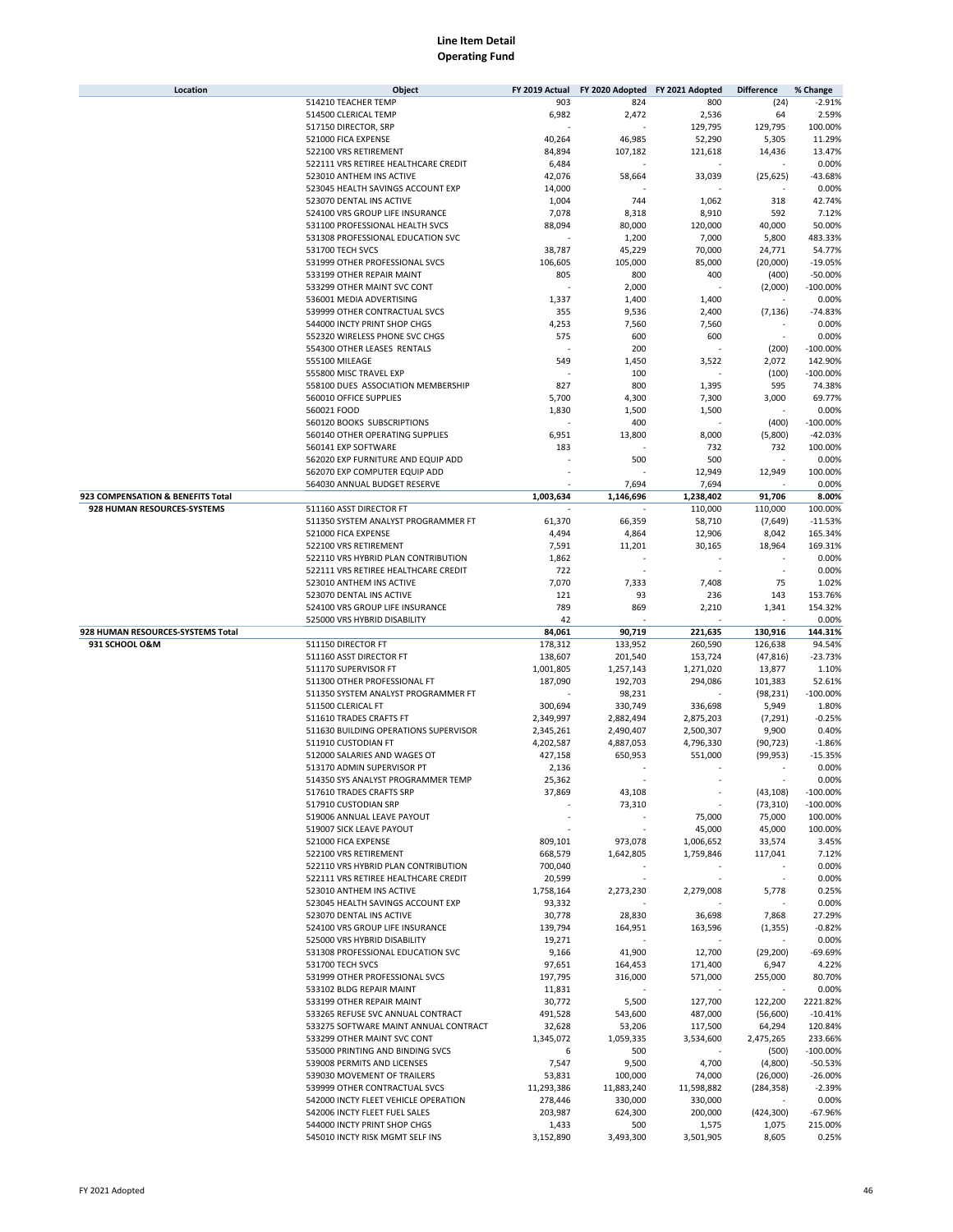# Line Item Detail
## Operating Fund

| Location | Object | FY 2019 Actual | FY 2020 Adopted | FY 2021 Adopted | Difference | % Change |
|---|---|---|---|---|---|---|
| | 514210 TEACHER TEMP | 903 | 824 | 800 | (24) | -2.91% |
| | 514500 CLERICAL TEMP | 6,982 | 2,472 | 2,536 | 64 | 2.59% |
| | 517150 DIRECTOR, SRP | - | - | 129,795 | 129,795 | 100.00% |
| | 521000 FICA EXPENSE | 40,264 | 46,985 | 52,290 | 5,305 | 11.29% |
| | 522100 VRS RETIREMENT | 84,894 | 107,182 | 121,618 | 14,436 | 13.47% |
| | 522111 VRS RETIREE HEALTHCARE CREDIT | 6,484 | - | - | - | 0.00% |
| | 523010 ANTHEM INS ACTIVE | 42,076 | 58,664 | 33,039 | (25,625) | -43.68% |
| | 523045 HEALTH SAVINGS ACCOUNT EXP | 14,000 | - | - | - | 0.00% |
| | 523070 DENTAL INS ACTIVE | 1,004 | 744 | 1,062 | 318 | 42.74% |
| | 524100 VRS GROUP LIFE INSURANCE | 7,078 | 8,318 | 8,910 | 592 | 7.12% |
| | 531100 PROFESSIONAL HEALTH SVCS | 88,094 | 80,000 | 120,000 | 40,000 | 50.00% |
| | 531308 PROFESSIONAL EDUCATION SVC | - | 1,200 | 7,000 | 5,800 | 483.33% |
| | 531700 TECH SVCS | 38,787 | 45,229 | 70,000 | 24,771 | 54.77% |
| | 531999 OTHER PROFESSIONAL SVCS | 106,605 | 105,000 | 85,000 | (20,000) | -19.05% |
| | 533199 OTHER REPAIR MAINT | 805 | 800 | 400 | (400) | -50.00% |
| | 533299 OTHER MAINT SVC CONT | - | 2,000 | - | (2,000) | -100.00% |
| | 536001 MEDIA ADVERTISING | 1,337 | 1,400 | 1,400 | - | 0.00% |
| | 539999 OTHER CONTRACTUAL SVCS | 355 | 9,536 | 2,400 | (7,136) | -74.83% |
| | 544000 INCTY PRINT SHOP CHGS | 4,253 | 7,560 | 7,560 | - | 0.00% |
| | 552320 WIRELESS PHONE SVC CHGS | 575 | 600 | 600 | - | 0.00% |
| | 554300 OTHER LEASES RENTALS | - | 200 | - | (200) | -100.00% |
| | 555100 MILEAGE | 549 | 1,450 | 3,522 | 2,072 | 142.90% |
| | 555800 MISC TRAVEL EXP | - | 100 | - | (100) | -100.00% |
| | 558100 DUES ASSOCIATION MEMBERSHIP | 827 | 800 | 1,395 | 595 | 74.38% |
| | 560010 OFFICE SUPPLIES | 5,700 | 4,300 | 7,300 | 3,000 | 69.77% |
| | 560021 FOOD | 1,830 | 1,500 | 1,500 | - | 0.00% |
| | 560120 BOOKS SUBSCRIPTIONS | - | 400 | - | (400) | -100.00% |
| | 560140 OTHER OPERATING SUPPLIES | 6,951 | 13,800 | 8,000 | (5,800) | -42.03% |
| | 560141 EXP SOFTWARE | 183 | - | 732 | 732 | 100.00% |
| | 562020 EXP FURNITURE AND EQUIP ADD | - | 500 | 500 | - | 0.00% |
| | 562070 EXP COMPUTER EQUIP ADD | - | - | 12,949 | 12,949 | 100.00% |
| | 564030 ANNUAL BUDGET RESERVE | - | 7,694 | 7,694 | - | 0.00% |
| **923 COMPENSATION & BENEFITS Total** | | **1,003,634** | **1,146,696** | **1,238,402** | **91,706** | **8.00%** |
| **928 HUMAN RESOURCES-SYSTEMS** | 511160 ASST DIRECTOR FT | - | - | 110,000 | 110,000 | 100.00% |
| | 511350 SYSTEM ANALYST PROGRAMMER FT | 61,370 | 66,359 | 58,710 | (7,649) | -11.53% |
| | 521000 FICA EXPENSE | 4,494 | 4,864 | 12,906 | 8,042 | 165.34% |
| | 522100 VRS RETIREMENT | 7,591 | 11,201 | 30,165 | 18,964 | 169.31% |
| | 522110 VRS HYBRID PLAN CONTRIBUTION | 1,862 | - | - | - | 0.00% |
| | 522111 VRS RETIREE HEALTHCARE CREDIT | 722 | - | - | - | 0.00% |
| | 523010 ANTHEM INS ACTIVE | 7,070 | 7,333 | 7,408 | 75 | 1.02% |
| | 523070 DENTAL INS ACTIVE | 121 | 93 | 236 | 143 | 153.76% |
| | 524100 VRS GROUP LIFE INSURANCE | 789 | 869 | 2,210 | 1,341 | 154.32% |
| | 525000 VRS HYBRID DISABILITY | 42 | - | - | - | 0.00% |
| **928 HUMAN RESOURCES-SYSTEMS Total** | | **84,061** | **90,719** | **221,635** | **130,916** | **144.31%** |
| **931 SCHOOL O&M** | 511150 DIRECTOR FT | 178,312 | 133,952 | 260,590 | 126,638 | 94.54% |
| | 511160 ASST DIRECTOR FT | 138,607 | 201,540 | 153,724 | (47,816) | -23.73% |
| | 511170 SUPERVISOR FT | 1,001,805 | 1,257,143 | 1,271,020 | 13,877 | 1.10% |
| | 511300 OTHER PROFESSIONAL FT | 187,090 | 192,703 | 294,086 | 101,383 | 52.61% |
| | 511350 SYSTEM ANALYST PROGRAMMER FT | - | 98,231 | - | (98,231) | -100.00% |
| | 511500 CLERICAL FT | 300,694 | 330,749 | 336,698 | 5,949 | 1.80% |
| | 511610 TRADES CRAFTS FT | 2,349,997 | 2,882,494 | 2,875,203 | (7,291) | -0.25% |
| | 511630 BUILDING OPERATIONS SUPERVISOR | 2,345,261 | 2,490,407 | 2,500,307 | 9,900 | 0.40% |
| | 511910 CUSTODIAN FT | 4,202,587 | 4,887,053 | 4,796,330 | (90,723) | -1.86% |
| | 512000 SALARIES AND WAGES OT | 427,158 | 650,953 | 551,000 | (99,953) | -15.35% |
| | 513170 ADMIN SUPERVISOR PT | 2,136 | - | - | - | 0.00% |
| | 514350 SYS ANALYST PROGRAMMER TEMP | 25,362 | - | - | - | 0.00% |
| | 517610 TRADES CRAFTS SRP | 37,869 | 43,108 | - | (43,108) | -100.00% |
| | 517910 CUSTODIAN SRP | - | 73,310 | - | (73,310) | -100.00% |
| | 519006 ANNUAL LEAVE PAYOUT | - | - | 75,000 | 75,000 | 100.00% |
| | 519007 SICK LEAVE PAYOUT | - | - | 45,000 | 45,000 | 100.00% |
| | 521000 FICA EXPENSE | 809,101 | 973,078 | 1,006,652 | 33,574 | 3.45% |
| | 522100 VRS RETIREMENT | 668,579 | 1,642,805 | 1,759,846 | 117,041 | 7.12% |
| | 522110 VRS HYBRID PLAN CONTRIBUTION | 700,040 | - | - | - | 0.00% |
| | 522111 VRS RETIREE HEALTHCARE CREDIT | 20,599 | - | - | - | 0.00% |
| | 523010 ANTHEM INS ACTIVE | 1,758,164 | 2,273,230 | 2,279,008 | 5,778 | 0.25% |
| | 523045 HEALTH SAVINGS ACCOUNT EXP | 93,332 | - | - | - | 0.00% |
| | 523070 DENTAL INS ACTIVE | 30,778 | 28,830 | 36,698 | 7,868 | 27.29% |
| | 524100 VRS GROUP LIFE INSURANCE | 139,794 | 164,951 | 163,596 | (1,355) | -0.82% |
| | 525000 VRS HYBRID DISABILITY | 19,271 | - | - | - | 0.00% |
| | 531308 PROFESSIONAL EDUCATION SVC | 9,166 | 41,900 | 12,700 | (29,200) | -69.69% |
| | 531700 TECH SVCS | 97,651 | 164,453 | 171,400 | 6,947 | 4.22% |
| | 531999 OTHER PROFESSIONAL SVCS | 197,795 | 316,000 | 571,000 | 255,000 | 80.70% |
| | 533102 BLDG REPAIR MAINT | 11,831 | - | - | - | 0.00% |
| | 533199 OTHER REPAIR MAINT | 30,772 | 5,500 | 127,700 | 122,200 | 2221.82% |
| | 533265 REFUSE SVC ANNUAL CONTRACT | 491,528 | 543,600 | 487,000 | (56,600) | -10.41% |
| | 533275 SOFTWARE MAINT ANNUAL CONTRACT | 32,628 | 53,206 | 117,500 | 64,294 | 120.84% |
| | 533299 OTHER MAINT SVC CONT | 1,345,072 | 1,059,335 | 3,534,600 | 2,475,265 | 233.66% |
| | 535000 PRINTING AND BINDING SVCS | 6 | 500 | - | (500) | -100.00% |
| | 539008 PERMITS AND LICENSES | 7,547 | 9,500 | 4,700 | (4,800) | -50.53% |
| | 539030 MOVEMENT OF TRAILERS | 53,831 | 100,000 | 74,000 | (26,000) | -26.00% |
| | 539999 OTHER CONTRACTUAL SVCS | 11,293,386 | 11,883,240 | 11,598,882 | (284,358) | -2.39% |
| | 542000 INCTY FLEET VEHICLE OPERATION | 278,446 | 330,000 | 330,000 | - | 0.00% |
| | 542006 INCTY FLEET FUEL SALES | 203,987 | 624,300 | 200,000 | (424,300) | -67.96% |
| | 544000 INCTY PRINT SHOP CHGS | 1,433 | 500 | 1,575 | 1,075 | 215.00% |
| | 545010 INCTY RISK MGMT SELF INS | 3,152,890 | 3,493,300 | 3,501,905 | 8,605 | 0.25% |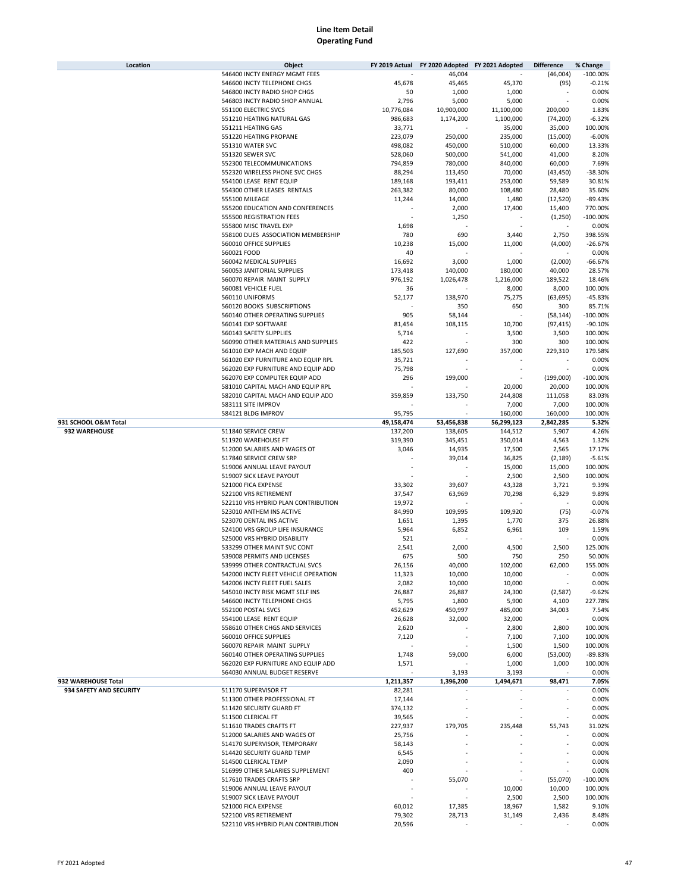# Line Item Detail
## Operating Fund

| Location | Object | FY 2019 Actual | FY 2020 Adopted | FY 2021 Adopted | Difference | % Change |
|---|---|---|---|---|---|---|
| | 546400 INCTY ENERGY MGMT FEES | - | 46,004 | - | (46,004) | -100.00% |
| | 546600 INCTY TELEPHONE CHGS | 45,678 | 45,465 | 45,370 | (95) | -0.21% |
| | 546800 INCTY RADIO SHOP CHGS | 50 | 1,000 | 1,000 | - | 0.00% |
| | 546803 INCTY RADIO SHOP ANNUAL | 2,796 | 5,000 | 5,000 | - | 0.00% |
| | 551100 ELECTRIC SVCS | 10,776,084 | 10,900,000 | 11,100,000 | 200,000 | 1.83% |
| | 551210 HEATING NATURAL GAS | 986,683 | 1,174,200 | 1,100,000 | (74,200) | -6.32% |
| | 551211 HEATING GAS | 33,771 | - | 35,000 | 35,000 | 100.00% |
| | 551220 HEATING PROPANE | 223,079 | 250,000 | 235,000 | (15,000) | -6.00% |
| | 551310 WATER SVC | 498,082 | 450,000 | 510,000 | 60,000 | 13.33% |
| | 551320 SEWER SVC | 528,060 | 500,000 | 541,000 | 41,000 | 8.20% |
| | 552300 TELECOMMUNICATIONS | 794,859 | 780,000 | 840,000 | 60,000 | 7.69% |
| | 552320 WIRELESS PHONE SVC CHGS | 88,294 | 113,450 | 70,000 | (43,450) | -38.30% |
| | 554100 LEASE RENT EQUIP | 189,168 | 193,411 | 253,000 | 59,589 | 30.81% |
| | 554300 OTHER LEASES RENTALS | 263,382 | 80,000 | 108,480 | 28,480 | 35.60% |
| | 555100 MILEAGE | 11,244 | 14,000 | 1,480 | (12,520) | -89.43% |
| | 555200 EDUCATION AND CONFERENCES | - | 2,000 | 17,400 | 15,400 | 770.00% |
| | 555500 REGISTRATION FEES | - | 1,250 | - | (1,250) | -100.00% |
| | 555800 MISC TRAVEL EXP | 1,698 | - | - | - | 0.00% |
| | 558100 DUES ASSOCIATION MEMBERSHIP | 780 | 690 | 3,440 | 2,750 | 398.55% |
| | 560010 OFFICE SUPPLIES | 10,238 | 15,000 | 11,000 | (4,000) | -26.67% |
| | 560021 FOOD | 40 | - | - | - | 0.00% |
| | 560042 MEDICAL SUPPLIES | 16,692 | 3,000 | 1,000 | (2,000) | -66.67% |
| | 560053 JANITORIAL SUPPLIES | 173,418 | 140,000 | 180,000 | 40,000 | 28.57% |
| | 560070 REPAIR MAINT SUPPLY | 976,192 | 1,026,478 | 1,216,000 | 189,522 | 18.46% |
| | 560081 VEHICLE FUEL | 36 | - | 8,000 | 8,000 | 100.00% |
| | 560110 UNIFORMS | 52,177 | 138,970 | 75,275 | (63,695) | -45.83% |
| | 560120 BOOKS SUBSCRIPTIONS | - | 350 | 650 | 300 | 85.71% |
| | 560140 OTHER OPERATING SUPPLIES | 905 | 58,144 | - | (58,144) | -100.00% |
| | 560141 EXP SOFTWARE | 81,454 | 108,115 | 10,700 | (97,415) | -90.10% |
| | 560143 SAFETY SUPPLIES | 5,714 | - | 3,500 | 3,500 | 100.00% |
| | 560990 OTHER MATERIALS AND SUPPLIES | 422 | - | 300 | 300 | 100.00% |
| | 561010 EXP MACH AND EQUIP | 185,503 | 127,690 | 357,000 | 229,310 | 179.58% |
| | 561020 EXP FURNITURE AND EQUIP RPL | 35,721 | - | - | - | 0.00% |
| | 562020 EXP FURNITURE AND EQUIP ADD | 75,798 | - | - | - | 0.00% |
| | 562070 EXP COMPUTER EQUIP ADD | 296 | 199,000 | - | (199,000) | -100.00% |
| | 581010 CAPITAL MACH AND EQUIP RPL | - | - | 20,000 | 20,000 | 100.00% |
| | 582010 CAPITAL MACH AND EQUIP ADD | 359,859 | 133,750 | 244,808 | 111,058 | 83.03% |
| | 583111 SITE IMPROV | - | - | 7,000 | 7,000 | 100.00% |
| | 584121 BLDG IMPROV | 95,795 | - | 160,000 | 160,000 | 100.00% |
| **931 SCHOOL O&M Total** | | **49,158,474** | **53,456,838** | **56,299,123** | **2,842,285** | **5.32%** |
| **932 WAREHOUSE** | 511840 SERVICE CREW | 137,200 | 138,605 | 144,512 | 5,907 | 4.26% |
| | 511920 WAREHOUSE FT | 319,390 | 345,451 | 350,014 | 4,563 | 1.32% |
| | 512000 SALARIES AND WAGES OT | 3,046 | 14,935 | 17,500 | 2,565 | 17.17% |
| | 517840 SERVICE CREW SRP | - | 39,014 | 36,825 | (2,189) | -5.61% |
| | 519006 ANNUAL LEAVE PAYOUT | - | - | 15,000 | 15,000 | 100.00% |
| | 519007 SICK LEAVE PAYOUT | - | - | 2,500 | 2,500 | 100.00% |
| | 521000 FICA EXPENSE | 33,302 | 39,607 | 43,328 | 3,721 | 9.39% |
| | 522100 VRS RETIREMENT | 37,547 | 63,969 | 70,298 | 6,329 | 9.89% |
| | 522110 VRS HYBRID PLAN CONTRIBUTION | 19,972 | - | - | - | 0.00% |
| | 523010 ANTHEM INS ACTIVE | 84,990 | 109,995 | 109,920 | (75) | -0.07% |
| | 523070 DENTAL INS ACTIVE | 1,651 | 1,395 | 1,770 | 375 | 26.88% |
| | 524100 VRS GROUP LIFE INSURANCE | 5,964 | 6,852 | 6,961 | 109 | 1.59% |
| | 525000 VRS HYBRID DISABILITY | 521 | - | - | - | 0.00% |
| | 533299 OTHER MAINT SVC CONT | 2,541 | 2,000 | 4,500 | 2,500 | 125.00% |
| | 539008 PERMITS AND LICENSES | 675 | 500 | 750 | 250 | 50.00% |
| | 539999 OTHER CONTRACTUAL SVCS | 26,156 | 40,000 | 102,000 | 62,000 | 155.00% |
| | 542000 INCTY FLEET VEHICLE OPERATION | 11,323 | 10,000 | 10,000 | - | 0.00% |
| | 542006 INCTY FLEET FUEL SALES | 2,082 | 10,000 | 10,000 | - | 0.00% |
| | 545010 INCTY RISK MGMT SELF INS | 26,887 | 26,887 | 24,300 | (2,587) | -9.62% |
| | 546600 INCTY TELEPHONE CHGS | 5,795 | 1,800 | 5,900 | 4,100 | 227.78% |
| | 552100 POSTAL SVCS | 452,629 | 450,997 | 485,000 | 34,003 | 7.54% |
| | 554100 LEASE RENT EQUIP | 26,628 | 32,000 | 32,000 | - | 0.00% |
| | 558610 OTHER CHGS AND SERVICES | 2,620 | - | 2,800 | 2,800 | 100.00% |
| | 560010 OFFICE SUPPLIES | 7,120 | - | 7,100 | 7,100 | 100.00% |
| | 560070 REPAIR MAINT SUPPLY | - | - | 1,500 | 1,500 | 100.00% |
| | 560140 OTHER OPERATING SUPPLIES | 1,748 | 59,000 | 6,000 | (53,000) | -89.83% |
| | 562020 EXP FURNITURE AND EQUIP ADD | 1,571 | - | 1,000 | 1,000 | 100.00% |
| | 564030 ANNUAL BUDGET RESERVE | - | 3,193 | 3,193 | - | 0.00% |
| **932 WAREHOUSE Total** | | **1,211,357** | **1,396,200** | **1,494,671** | **98,471** | **7.05%** |
| **934 SAFETY AND SECURITY** | 511170 SUPERVISOR FT | 82,281 | - | - | - | 0.00% |
| | 511300 OTHER PROFESSIONAL FT | 17,144 | - | - | - | 0.00% |
| | 511420 SECURITY GUARD FT | 374,132 | - | - | - | 0.00% |
| | 511500 CLERICAL FT | 39,565 | - | - | - | 0.00% |
| | 511610 TRADES CRAFTS FT | 227,937 | 179,705 | 235,448 | 55,743 | 31.02% |
| | 512000 SALARIES AND WAGES OT | 25,756 | - | - | - | 0.00% |
| | 514170 SUPERVISOR, TEMPORARY | 58,143 | - | - | - | 0.00% |
| | 514420 SECURITY GUARD TEMP | 6,545 | - | - | - | 0.00% |
| | 514500 CLERICAL TEMP | 2,090 | - | - | - | 0.00% |
| | 516999 OTHER SALARIES SUPPLEMENT | 400 | - | - | - | 0.00% |
| | 517610 TRADES CRAFTS SRP | - | 55,070 | - | (55,070) | -100.00% |
| | 519006 ANNUAL LEAVE PAYOUT | - | - | 10,000 | 10,000 | 100.00% |
| | 519007 SICK LEAVE PAYOUT | - | - | 2,500 | 2,500 | 100.00% |
| | 521000 FICA EXPENSE | 60,012 | 17,385 | 18,967 | 1,582 | 9.10% |
| | 522100 VRS RETIREMENT | 79,302 | 28,713 | 31,149 | 2,436 | 8.48% |
| | 522110 VRS HYBRID PLAN CONTRIBUTION | 20,596 | - | - | - | 0.00% |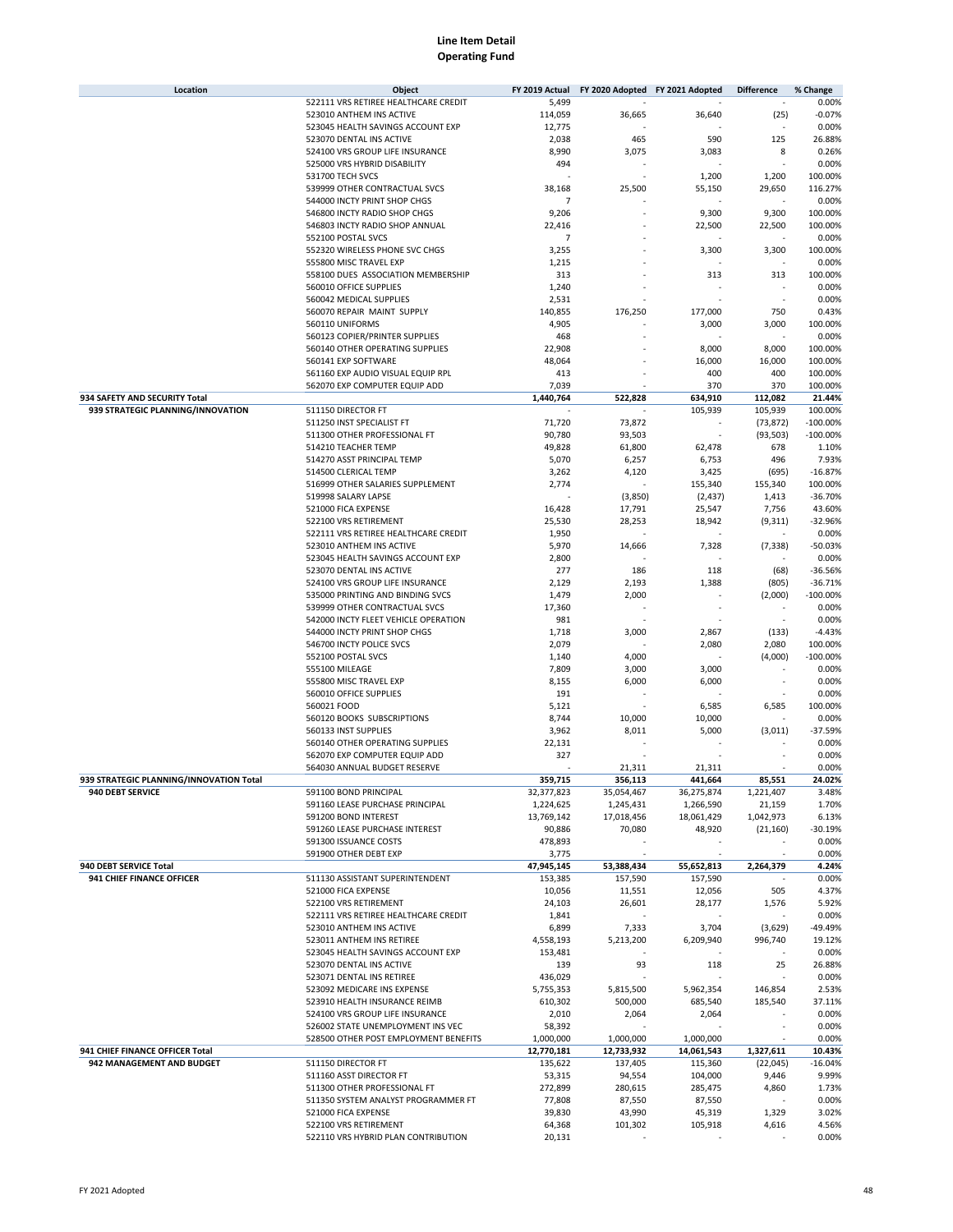# Line Item Detail
## Operating Fund

| Location | Object | FY 2019 Actual | FY 2020 Adopted | FY 2021 Adopted | Difference | % Change |
|---|---|---|---|---|---|---|
| | 522111 VRS RETIREE HEALTHCARE CREDIT | 5,499 | - | - | - | 0.00% |
| | 523010 ANTHEM INS ACTIVE | 114,059 | 36,665 | 36,640 | (25) | -0.07% |
| | 523045 HEALTH SAVINGS ACCOUNT EXP | 12,775 | - | - | - | 0.00% |
| | 523070 DENTAL INS ACTIVE | 2,038 | 465 | 590 | 125 | 26.88% |
| | 524100 VRS GROUP LIFE INSURANCE | 8,990 | 3,075 | 3,083 | 8 | 0.26% |
| | 525000 VRS HYBRID DISABILITY | 494 | - | - | - | 0.00% |
| | 531700 TECH SVCS | - | - | 1,200 | 1,200 | 100.00% |
| | 539999 OTHER CONTRACTUAL SVCS | 38,168 | 25,500 | 55,150 | 29,650 | 116.27% |
| | 544000 INCTY PRINT SHOP CHGS | 7 | - | - | - | 0.00% |
| | 546800 INCTY RADIO SHOP CHGS | 9,206 | - | 9,300 | 9,300 | 100.00% |
| | 546803 INCTY RADIO SHOP ANNUAL | 22,416 | - | 22,500 | 22,500 | 100.00% |
| | 552100 POSTAL SVCS | 7 | - | - | - | 0.00% |
| | 552320 WIRELESS PHONE SVC CHGS | 3,255 | - | 3,300 | 3,300 | 100.00% |
| | 555800 MISC TRAVEL EXP | 1,215 | - | - | - | 0.00% |
| | 558100 DUES ASSOCIATION MEMBERSHIP | 313 | - | 313 | 313 | 100.00% |
| | 560010 OFFICE SUPPLIES | 1,240 | - | - | - | 0.00% |
| | 560042 MEDICAL SUPPLIES | 2,531 | - | - | - | 0.00% |
| | 560070 REPAIR MAINT SUPPLY | 140,855 | 176,250 | 177,000 | 750 | 0.43% |
| | 560110 UNIFORMS | 4,905 | - | 3,000 | 3,000 | 100.00% |
| | 560123 COPIER/PRINTER SUPPLIES | 468 | - | - | - | 0.00% |
| | 560140 OTHER OPERATING SUPPLIES | 22,908 | - | 8,000 | 8,000 | 100.00% |
| | 560141 EXP SOFTWARE | 48,064 | - | 16,000 | 16,000 | 100.00% |
| | 561160 EXP AUDIO VISUAL EQUIP RPL | 413 | - | 400 | 400 | 100.00% |
| | 562070 EXP COMPUTER EQUIP ADD | 7,039 | - | 370 | 370 | 100.00% |
| **934 SAFETY AND SECURITY Total** | | **1,440,764** | **522,828** | **634,910** | **112,082** | **21.44%** |
| **939 STRATEGIC PLANNING/INNOVATION** | 511150 DIRECTOR FT | - | - | 105,939 | 105,939 | 100.00% |
| | 511250 INST SPECIALIST FT | 71,720 | 73,872 | - | (73,872) | -100.00% |
| | 511300 OTHER PROFESSIONAL FT | 90,780 | 93,503 | - | (93,503) | -100.00% |
| | 514210 TEACHER TEMP | 49,828 | 61,800 | 62,478 | 678 | 1.10% |
| | 514270 ASST PRINCIPAL TEMP | 5,070 | 6,257 | 6,753 | 496 | 7.93% |
| | 514500 CLERICAL TEMP | 3,262 | 4,120 | 3,425 | (695) | -16.87% |
| | 516999 OTHER SALARIES SUPPLEMENT | 2,774 | - | 155,340 | 155,340 | 100.00% |
| | 519998 SALARY LAPSE | - | (3,850) | (2,437) | 1,413 | -36.70% |
| | 521000 FICA EXPENSE | 16,428 | 17,791 | 25,547 | 7,756 | 43.60% |
| | 522100 VRS RETIREMENT | 25,530 | 28,253 | 18,942 | (9,311) | -32.96% |
| | 522111 VRS RETIREE HEALTHCARE CREDIT | 1,950 | - | - | - | 0.00% |
| | 523010 ANTHEM INS ACTIVE | 5,970 | 14,666 | 7,328 | (7,338) | -50.03% |
| | 523045 HEALTH SAVINGS ACCOUNT EXP | 2,800 | - | - | - | 0.00% |
| | 523070 DENTAL INS ACTIVE | 277 | 186 | 118 | (68) | -36.56% |
| | 524100 VRS GROUP LIFE INSURANCE | 2,129 | 2,193 | 1,388 | (805) | -36.71% |
| | 535000 PRINTING AND BINDING SVCS | 1,479 | 2,000 | - | (2,000) | -100.00% |
| | 539999 OTHER CONTRACTUAL SVCS | 17,360 | - | - | - | 0.00% |
| | 542000 INCTY FLEET VEHICLE OPERATION | 981 | - | - | - | 0.00% |
| | 544000 INCTY PRINT SHOP CHGS | 1,718 | 3,000 | 2,867 | (133) | -4.43% |
| | 546700 INCTY POLICE SVCS | 2,079 | - | 2,080 | 2,080 | 100.00% |
| | 552100 POSTAL SVCS | 1,140 | 4,000 | - | (4,000) | -100.00% |
| | 555100 MILEAGE | 7,809 | 3,000 | 3,000 | - | 0.00% |
| | 555800 MISC TRAVEL EXP | 8,155 | 6,000 | 6,000 | - | 0.00% |
| | 560010 OFFICE SUPPLIES | 191 | - | - | - | 0.00% |
| | 560021 FOOD | 5,121 | - | 6,585 | 6,585 | 100.00% |
| | 560120 BOOKS SUBSCRIPTIONS | 8,744 | 10,000 | 10,000 | - | 0.00% |
| | 560133 INST SUPPLIES | 3,962 | 8,011 | 5,000 | (3,011) | -37.59% |
| | 560140 OTHER OPERATING SUPPLIES | 22,131 | - | - | - | 0.00% |
| | 562070 EXP COMPUTER EQUIP ADD | 327 | - | - | - | 0.00% |
| | 564030 ANNUAL BUDGET RESERVE | - | 21,311 | 21,311 | - | 0.00% |
| **939 STRATEGIC PLANNING/INNOVATION Total** | | **359,715** | **356,113** | **441,664** | **85,551** | **24.02%** |
| **940 DEBT SERVICE** | 591100 BOND PRINCIPAL | 32,377,823 | 35,054,467 | 36,275,874 | 1,221,407 | 3.48% |
| | 591160 LEASE PURCHASE PRINCIPAL | 1,224,625 | 1,245,431 | 1,266,590 | 21,159 | 1.70% |
| | 591200 BOND INTEREST | 13,769,142 | 17,018,456 | 18,061,429 | 1,042,973 | 6.13% |
| | 591260 LEASE PURCHASE INTEREST | 90,886 | 70,080 | 48,920 | (21,160) | -30.19% |
| | 591300 ISSUANCE COSTS | 478,893 | - | - | - | 0.00% |
| | 591900 OTHER DEBT EXP | 3,775 | - | - | - | 0.00% |
| **940 DEBT SERVICE Total** | | **47,945,145** | **53,388,434** | **55,652,813** | **2,264,379** | **4.24%** |
| **941 CHIEF FINANCE OFFICER** | 511130 ASSISTANT SUPERINTENDENT | 153,385 | 157,590 | 157,590 | - | 0.00% |
| | 521000 FICA EXPENSE | 10,056 | 11,551 | 12,056 | 505 | 4.37% |
| | 522100 VRS RETIREMENT | 24,103 | 26,601 | 28,177 | 1,576 | 5.92% |
| | 522111 VRS RETIREE HEALTHCARE CREDIT | 1,841 | - | - | - | 0.00% |
| | 523010 ANTHEM INS ACTIVE | 6,899 | 7,333 | 3,704 | (3,629) | -49.49% |
| | 523011 ANTHEM INS RETIREE | 4,558,193 | 5,213,200 | 6,209,940 | 996,740 | 19.12% |
| | 523045 HEALTH SAVINGS ACCOUNT EXP | 153,481 | - | - | - | 0.00% |
| | 523070 DENTAL INS ACTIVE | 139 | 93 | 118 | 25 | 26.88% |
| | 523071 DENTAL INS RETIREE | 436,029 | - | - | - | 0.00% |
| | 523092 MEDICARE INS EXPENSE | 5,755,353 | 5,815,500 | 5,962,354 | 146,854 | 2.53% |
| | 523910 HEALTH INSURANCE REIMB | 610,302 | 500,000 | 685,540 | 185,540 | 37.11% |
| | 524100 VRS GROUP LIFE INSURANCE | 2,010 | 2,064 | 2,064 | - | 0.00% |
| | 526002 STATE UNEMPLOYMENT INS VEC | 58,392 | - | - | - | 0.00% |
| | 528500 OTHER POST EMPLOYMENT BENEFITS | 1,000,000 | 1,000,000 | 1,000,000 | - | 0.00% |
| **941 CHIEF FINANCE OFFICER Total** | | **12,770,181** | **12,733,932** | **14,061,543** | **1,327,611** | **10.43%** |
| **942 MANAGEMENT AND BUDGET** | 511150 DIRECTOR FT | 135,622 | 137,405 | 115,360 | (22,045) | -16.04% |
| | 511160 ASST DIRECTOR FT | 53,315 | 94,554 | 104,000 | 9,446 | 9.99% |
| | 511300 OTHER PROFESSIONAL FT | 272,899 | 280,615 | 285,475 | 4,860 | 1.73% |
| | 511350 SYSTEM ANALYST PROGRAMMER FT | 77,808 | 87,550 | 87,550 | - | 0.00% |
| | 521000 FICA EXPENSE | 39,830 | 43,990 | 45,319 | 1,329 | 3.02% |
| | 522100 VRS RETIREMENT | 64,368 | 101,302 | 105,918 | 4,616 | 4.56% |
| | 522110 VRS HYBRID PLAN CONTRIBUTION | 20,131 | - | - | - | 0.00% |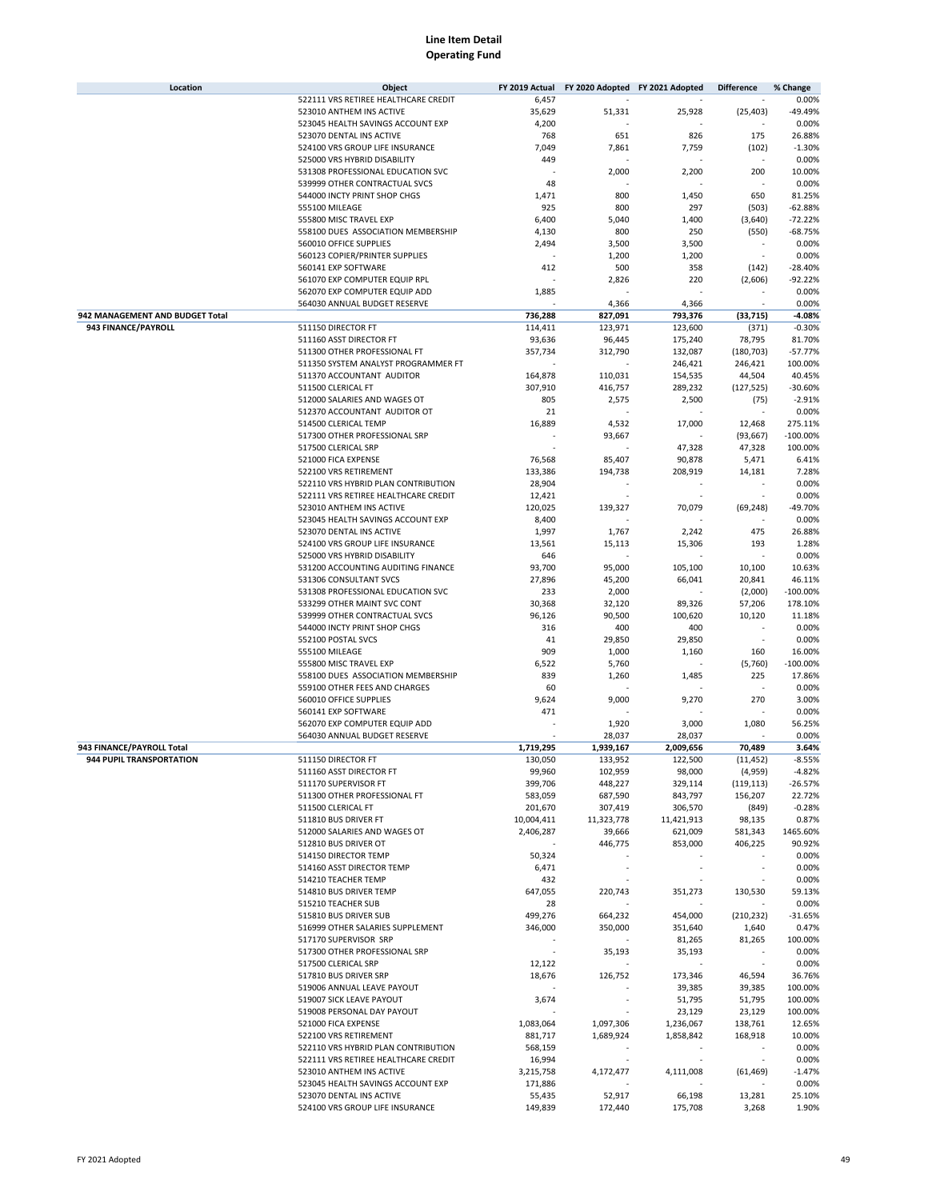# Line Item Detail
## Operating Fund

| Location | Object | FY 2019 Actual | FY 2020 Adopted | FY 2021 Adopted | Difference | % Change |
|---|---|---|---|---|---|---|
| | 522111 VRS RETIREE HEALTHCARE CREDIT | 6,457 | - | - | - | 0.00% |
| | 523010 ANTHEM INS ACTIVE | 35,629 | 51,331 | 25,928 | (25,403) | -49.49% |
| | 523045 HEALTH SAVINGS ACCOUNT EXP | 4,200 | - | - | - | 0.00% |
| | 523070 DENTAL INS ACTIVE | 768 | 651 | 826 | 175 | 26.88% |
| | 524100 VRS GROUP LIFE INSURANCE | 7,049 | 7,861 | 7,759 | (102) | -1.30% |
| | 525000 VRS HYBRID DISABILITY | 449 | - | - | - | 0.00% |
| | 531308 PROFESSIONAL EDUCATION SVC | - | 2,000 | 2,200 | 200 | 10.00% |
| | 539999 OTHER CONTRACTUAL SVCS | 48 | - | - | - | 0.00% |
| | 544000 INCTY PRINT SHOP CHGS | 1,471 | 800 | 1,450 | 650 | 81.25% |
| | 555100 MILEAGE | 925 | 800 | 297 | (503) | -62.88% |
| | 555800 MISC TRAVEL EXP | 6,400 | 5,040 | 1,400 | (3,640) | -72.22% |
| | 558100 DUES ASSOCIATION MEMBERSHIP | 4,130 | 800 | 250 | (550) | -68.75% |
| | 560010 OFFICE SUPPLIES | 2,494 | 3,500 | 3,500 | - | 0.00% |
| | 560123 COPIER/PRINTER SUPPLIES | - | 1,200 | 1,200 | - | 0.00% |
| | 560141 EXP SOFTWARE | 412 | 500 | 358 | (142) | -28.40% |
| | 561070 EXP COMPUTER EQUIP RPL | - | 2,826 | 220 | (2,606) | -92.22% |
| | 562070 EXP COMPUTER EQUIP ADD | 1,885 | - | - | - | 0.00% |
| | 564030 ANNUAL BUDGET RESERVE | - | 4,366 | 4,366 | - | 0.00% |
| **942 MANAGEMENT AND BUDGET Total** | | **736,288** | **827,091** | **793,376** | **(33,715)** | **-4.08%** |
| **943 FINANCE/PAYROLL** | 511150 DIRECTOR FT | 114,411 | 123,971 | 123,600 | (371) | -0.30% |
| | 511160 ASST DIRECTOR FT | 93,636 | 96,445 | 175,240 | 78,795 | 81.70% |
| | 511300 OTHER PROFESSIONAL FT | 357,734 | 312,790 | 132,087 | (180,703) | -57.77% |
| | 511350 SYSTEM ANALYST PROGRAMMER FT | - | - | 246,421 | 246,421 | 100.00% |
| | 511370 ACCOUNTANT AUDITOR | 164,878 | 110,031 | 154,535 | 44,504 | 40.45% |
| | 511500 CLERICAL FT | 307,910 | 416,757 | 289,232 | (127,525) | -30.60% |
| | 512000 SALARIES AND WAGES OT | 805 | 2,575 | 2,500 | (75) | -2.91% |
| | 512370 ACCOUNTANT AUDITOR OT | 21 | - | - | - | 0.00% |
| | 514500 CLERICAL TEMP | 16,889 | 4,532 | 17,000 | 12,468 | 275.11% |
| | 517300 OTHER PROFESSIONAL SRP | - | 93,667 | - | (93,667) | -100.00% |
| | 517500 CLERICAL SRP | - | - | 47,328 | 47,328 | 100.00% |
| | 521000 FICA EXPENSE | 76,568 | 85,407 | 90,878 | 5,471 | 6.41% |
| | 522100 VRS RETIREMENT | 133,386 | 194,738 | 208,919 | 14,181 | 7.28% |
| | 522110 VRS HYBRID PLAN CONTRIBUTION | 28,904 | - | - | - | 0.00% |
| | 522111 VRS RETIREE HEALTHCARE CREDIT | 12,421 | - | - | - | 0.00% |
| | 523010 ANTHEM INS ACTIVE | 120,025 | 139,327 | 70,079 | (69,248) | -49.70% |
| | 523045 HEALTH SAVINGS ACCOUNT EXP | 8,400 | - | - | - | 0.00% |
| | 523070 DENTAL INS ACTIVE | 1,997 | 1,767 | 2,242 | 475 | 26.88% |
| | 524100 VRS GROUP LIFE INSURANCE | 13,561 | 15,113 | 15,306 | 193 | 1.28% |
| | 525000 VRS HYBRID DISABILITY | 646 | - | - | - | 0.00% |
| | 531200 ACCOUNTING AUDITING FINANCE | 93,700 | 95,000 | 105,100 | 10,100 | 10.63% |
| | 531306 CONSULTANT SVCS | 27,896 | 45,200 | 66,041 | 20,841 | 46.11% |
| | 531308 PROFESSIONAL EDUCATION SVC | 233 | 2,000 | - | (2,000) | -100.00% |
| | 533299 OTHER MAINT SVC CONT | 30,368 | 32,120 | 89,326 | 57,206 | 178.10% |
| | 539999 OTHER CONTRACTUAL SVCS | 96,126 | 90,500 | 100,620 | 10,120 | 11.18% |
| | 544000 INCTY PRINT SHOP CHGS | 316 | 400 | 400 | - | 0.00% |
| | 552100 POSTAL SVCS | 41 | 29,850 | 29,850 | - | 0.00% |
| | 555100 MILEAGE | 909 | 1,000 | 1,160 | 160 | 16.00% |
| | 555800 MISC TRAVEL EXP | 6,522 | 5,760 | - | (5,760) | -100.00% |
| | 558100 DUES ASSOCIATION MEMBERSHIP | 839 | 1,260 | 1,485 | 225 | 17.86% |
| | 559100 OTHER FEES AND CHARGES | 60 | - | - | - | 0.00% |
| | 560010 OFFICE SUPPLIES | 9,624 | 9,000 | 9,270 | 270 | 3.00% |
| | 560141 EXP SOFTWARE | 471 | - | - | - | 0.00% |
| | 562070 EXP COMPUTER EQUIP ADD | - | 1,920 | 3,000 | 1,080 | 56.25% |
| | 564030 ANNUAL BUDGET RESERVE | - | 28,037 | 28,037 | - | 0.00% |
| **943 FINANCE/PAYROLL Total** | | **1,719,295** | **1,939,167** | **2,009,656** | **70,489** | **3.64%** |
| **944 PUPIL TRANSPORTATION** | 511150 DIRECTOR FT | 130,050 | 133,952 | 122,500 | (11,452) | -8.55% |
| | 511160 ASST DIRECTOR FT | 99,960 | 102,959 | 98,000 | (4,959) | -4.82% |
| | 511170 SUPERVISOR FT | 399,706 | 448,227 | 329,114 | (119,113) | -26.57% |
| | 511300 OTHER PROFESSIONAL FT | 583,059 | 687,590 | 843,797 | 156,207 | 22.72% |
| | 511500 CLERICAL FT | 201,670 | 307,419 | 306,570 | (849) | -0.28% |
| | 511810 BUS DRIVER FT | 10,004,411 | 11,323,778 | 11,421,913 | 98,135 | 0.87% |
| | 512000 SALARIES AND WAGES OT | 2,406,287 | 39,666 | 621,009 | 581,343 | 1465.60% |
| | 512810 BUS DRIVER OT | - | 446,775 | 853,000 | 406,225 | 90.92% |
| | 514150 DIRECTOR TEMP | 50,324 | - | - | - | 0.00% |
| | 514160 ASST DIRECTOR TEMP | 6,471 | - | - | - | 0.00% |
| | 514210 TEACHER TEMP | 432 | - | - | - | 0.00% |
| | 514810 BUS DRIVER TEMP | 647,055 | 220,743 | 351,273 | 130,530 | 59.13% |
| | 515210 TEACHER SUB | 28 | - | - | - | 0.00% |
| | 515810 BUS DRIVER SUB | 499,276 | 664,232 | 454,000 | (210,232) | -31.65% |
| | 516999 OTHER SALARIES SUPPLEMENT | 346,000 | 350,000 | 351,640 | 1,640 | 0.47% |
| | 517170 SUPERVISOR SRP | - | - | 81,265 | 81,265 | 100.00% |
| | 517300 OTHER PROFESSIONAL SRP | - | 35,193 | 35,193 | - | 0.00% |
| | 517500 CLERICAL SRP | 12,122 | - | - | - | 0.00% |
| | 517810 BUS DRIVER SRP | 18,676 | 126,752 | 173,346 | 46,594 | 36.76% |
| | 519006 ANNUAL LEAVE PAYOUT | - | - | 39,385 | 39,385 | 100.00% |
| | 519007 SICK LEAVE PAYOUT | 3,674 | - | 51,795 | 51,795 | 100.00% |
| | 519008 PERSONAL DAY PAYOUT | - | - | 23,129 | 23,129 | 100.00% |
| | 521000 FICA EXPENSE | 1,083,064 | 1,097,306 | 1,236,067 | 138,761 | 12.65% |
| | 522100 VRS RETIREMENT | 881,717 | 1,689,924 | 1,858,842 | 168,918 | 10.00% |
| | 522110 VRS HYBRID PLAN CONTRIBUTION | 568,159 | - | - | - | 0.00% |
| | 522111 VRS RETIREE HEALTHCARE CREDIT | 16,994 | - | - | - | 0.00% |
| | 523010 ANTHEM INS ACTIVE | 3,215,758 | 4,172,477 | 4,111,008 | (61,469) | -1.47% |
| | 523045 HEALTH SAVINGS ACCOUNT EXP | 171,886 | - | - | - | 0.00% |
| | 523070 DENTAL INS ACTIVE | 55,435 | 52,917 | 66,198 | 13,281 | 25.10% |
| | 524100 VRS GROUP LIFE INSURANCE | 149,839 | 172,440 | 175,708 | 3,268 | 1.90% |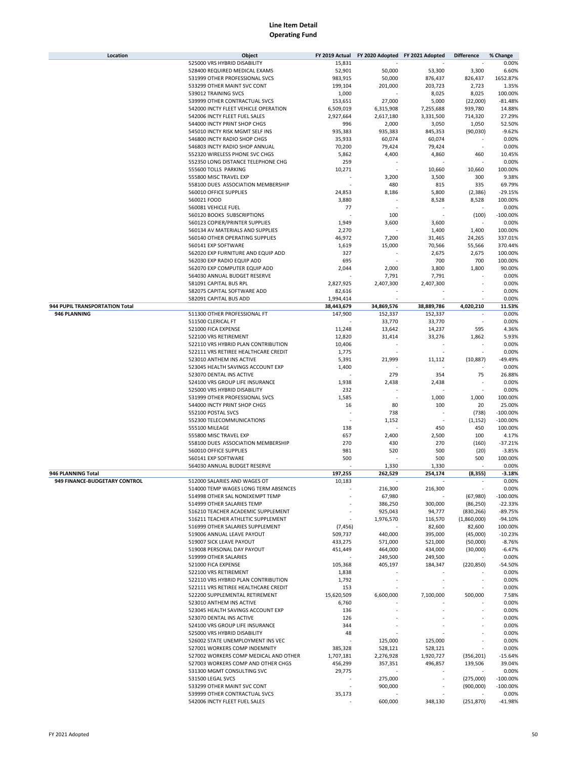# Line Item Detail
## Operating Fund

| Location | Object | FY 2019 Actual | FY 2020 Adopted | FY 2021 Adopted | Difference | % Change |
|---|---|---|---|---|---|---|
| | 525000 VRS HYBRID DISABILITY | 15,831 | - | - | - | 0.00% |
| | 528400 REQUIRED MEDICAL EXAMS | 52,901 | 50,000 | 53,300 | 3,300 | 6.60% |
| | 531999 OTHER PROFESSIONAL SVCS | 983,915 | 50,000 | 876,437 | 826,437 | 1652.87% |
| | 533299 OTHER MAINT SVC CONT | 199,104 | 201,000 | 203,723 | 2,723 | 1.35% |
| | 539012 TRAINING SVCS | 1,000 | - | 8,025 | 8,025 | 100.00% |
| | 539999 OTHER CONTRACTUAL SVCS | 153,651 | 27,000 | 5,000 | (22,000) | -81.48% |
| | 542000 INCTY FLEET VEHICLE OPERATION | 6,509,019 | 6,315,908 | 7,255,688 | 939,780 | 14.88% |
| | 542006 INCTY FLEET FUEL SALES | 2,927,664 | 2,617,180 | 3,331,500 | 714,320 | 27.29% |
| | 544000 INCTY PRINT SHOP CHGS | 996 | 2,000 | 3,050 | 1,050 | 52.50% |
| | 545010 INCTY RISK MGMT SELF INS | 935,383 | 935,383 | 845,353 | (90,030) | -9.62% |
| | 546800 INCTY RADIO SHOP CHGS | 35,933 | 60,074 | 60,074 | - | 0.00% |
| | 546803 INCTY RADIO SHOP ANNUAL | 70,200 | 79,424 | 79,424 | - | 0.00% |
| | 552320 WIRELESS PHONE SVC CHGS | 5,862 | 4,400 | 4,860 | 460 | 10.45% |
| | 552350 LONG DISTANCE TELEPHONE CHG | 259 | - | - | - | 0.00% |
| | 555600 TOLLS PARKING | 10,271 | - | 10,660 | 10,660 | 100.00% |
| | 555800 MISC TRAVEL EXP | - | 3,200 | 3,500 | 300 | 9.38% |
| | 558100 DUES ASSOCIATION MEMBERSHIP | - | 480 | 815 | 335 | 69.79% |
| | 560010 OFFICE SUPPLIES | 24,853 | 8,186 | 5,800 | (2,386) | -29.15% |
| | 560021 FOOD | 3,880 | - | 8,528 | 8,528 | 100.00% |
| | 560081 VEHICLE FUEL | 77 | - | - | - | 0.00% |
| | 560120 BOOKS SUBSCRIPTIONS | - | 100 | - | (100) | -100.00% |
| | 560123 COPIER/PRINTER SUPPLIES | 1,949 | 3,600 | 3,600 | - | 0.00% |
| | 560134 AV MATERIALS AND SUPPLIES | 2,270 | - | 1,400 | 1,400 | 100.00% |
| | 560140 OTHER OPERATING SUPPLIES | 46,972 | 7,200 | 31,465 | 24,265 | 337.01% |
| | 560141 EXP SOFTWARE | 1,619 | 15,000 | 70,566 | 55,566 | 370.44% |
| | 562020 EXP FURNITURE AND EQUIP ADD | 327 | - | 2,675 | 2,675 | 100.00% |
| | 562030 EXP RADIO EQUIP ADD | 695 | - | 700 | 700 | 100.00% |
| | 562070 EXP COMPUTER EQUIP ADD | 2,044 | 2,000 | 3,800 | 1,800 | 90.00% |
| | 564030 ANNUAL BUDGET RESERVE | - | 7,791 | 7,791 | - | 0.00% |
| | 581091 CAPITAL BUS RPL | 2,827,925 | 2,407,300 | 2,407,300 | - | 0.00% |
| | 582075 CAPITAL SOFTWARE ADD | 82,616 | - | - | - | 0.00% |
| | 582091 CAPITAL BUS ADD | 1,994,414 | - | - | - | 0.00% |
| **944 PUPIL TRANSPORTATION Total** | | **38,443,679** | **34,869,576** | **38,889,786** | **4,020,210** | **11.53%** |
| **946 PLANNING** | 511300 OTHER PROFESSIONAL FT | 147,900 | 152,337 | 152,337 | - | 0.00% |
| | 511500 CLERICAL FT | - | 33,770 | 33,770 | - | 0.00% |
| | 521000 FICA EXPENSE | 11,248 | 13,642 | 14,237 | 595 | 4.36% |
| | 522100 VRS RETIREMENT | 12,820 | 31,414 | 33,276 | 1,862 | 5.93% |
| | 522110 VRS HYBRID PLAN CONTRIBUTION | 10,406 | - | - | - | 0.00% |
| | 522111 VRS RETIREE HEALTHCARE CREDIT | 1,775 | - | - | - | 0.00% |
| | 523010 ANTHEM INS ACTIVE | 5,391 | 21,999 | 11,112 | (10,887) | -49.49% |
| | 523045 HEALTH SAVINGS ACCOUNT EXP | 1,400 | - | - | - | 0.00% |
| | 523070 DENTAL INS ACTIVE | - | 279 | 354 | 75 | 26.88% |
| | 524100 VRS GROUP LIFE INSURANCE | 1,938 | 2,438 | 2,438 | - | 0.00% |
| | 525000 VRS HYBRID DISABILITY | 232 | - | - | - | 0.00% |
| | 531999 OTHER PROFESSIONAL SVCS | 1,585 | - | 1,000 | 1,000 | 100.00% |
| | 544000 INCTY PRINT SHOP CHGS | 16 | 80 | 100 | 20 | 25.00% |
| | 552100 POSTAL SVCS | - | 738 | - | (738) | -100.00% |
| | 552300 TELECOMMUNICATIONS | - | 1,152 | - | (1,152) | -100.00% |
| | 555100 MILEAGE | 138 | - | 450 | 450 | 100.00% |
| | 555800 MISC TRAVEL EXP | 657 | 2,400 | 2,500 | 100 | 4.17% |
| | 558100 DUES ASSOCIATION MEMBERSHIP | 270 | 430 | 270 | (160) | -37.21% |
| | 560010 OFFICE SUPPLIES | 981 | 520 | 500 | (20) | -3.85% |
| | 560141 EXP SOFTWARE | 500 | - | 500 | 500 | 100.00% |
| | 564030 ANNUAL BUDGET RESERVE | - | 1,330 | 1,330 | - | 0.00% |
| **946 PLANNING Total** | | **197,255** | **262,529** | **254,174** | **(8,355)** | **-3.18%** |
| **949 FINANCE-BUDGETARY CONTROL** | 512000 SALARIES AND WAGES OT | 10,183 | - | - | - | 0.00% |
| | 514000 TEMP WAGES LONG TERM ABSENCES | - | 216,300 | 216,300 | - | 0.00% |
| | 514998 OTHER SAL NONEXEMPT TEMP | - | 67,980 | - | (67,980) | -100.00% |
| | 514999 OTHER SALARIES TEMP | - | 386,250 | 300,000 | (86,250) | -22.33% |
| | 516210 TEACHER ACADEMIC SUPPLEMENT | - | 925,043 | 94,777 | (830,266) | -89.75% |
| | 516211 TEACHER ATHLETIC SUPPLEMENT | - | 1,976,570 | 116,570 | (1,860,000) | -94.10% |
| | 516999 OTHER SALARIES SUPPLEMENT | (7,456) | - | 82,600 | 82,600 | 100.00% |
| | 519006 ANNUAL LEAVE PAYOUT | 509,737 | 440,000 | 395,000 | (45,000) | -10.23% |
| | 519007 SICK LEAVE PAYOUT | 433,275 | 571,000 | 521,000 | (50,000) | -8.76% |
| | 519008 PERSONAL DAY PAYOUT | 451,449 | 464,000 | 434,000 | (30,000) | -6.47% |
| | 519999 OTHER SALARIES | - | 249,500 | 249,500 | - | 0.00% |
| | 521000 FICA EXPENSE | 105,368 | 405,197 | 184,347 | (220,850) | -54.50% |
| | 522100 VRS RETIREMENT | 1,838 | - | - | - | 0.00% |
| | 522110 VRS HYBRID PLAN CONTRIBUTION | 1,792 | - | - | - | 0.00% |
| | 522111 VRS RETIREE HEALTHCARE CREDIT | 153 | - | - | - | 0.00% |
| | 522200 SUPPLEMENTAL RETIREMENT | 15,620,509 | 6,600,000 | 7,100,000 | 500,000 | 7.58% |
| | 523010 ANTHEM INS ACTIVE | 6,760 | - | - | - | 0.00% |
| | 523045 HEALTH SAVINGS ACCOUNT EXP | 136 | - | - | - | 0.00% |
| | 523070 DENTAL INS ACTIVE | 126 | - | - | - | 0.00% |
| | 524100 VRS GROUP LIFE INSURANCE | 344 | - | - | - | 0.00% |
| | 525000 VRS HYBRID DISABILITY | 48 | - | - | - | 0.00% |
| | 526002 STATE UNEMPLOYMENT INS VEC | - | 125,000 | 125,000 | - | 0.00% |
| | 527001 WORKERS COMP INDEMNITY | 385,328 | 528,121 | 528,121 | - | 0.00% |
| | 527002 WORKERS COMP MEDICAL AND OTHER | 1,707,181 | 2,276,928 | 1,920,727 | (356,201) | -15.64% |
| | 527003 WORKERS COMP AND OTHER CHGS | 456,299 | 357,351 | 496,857 | 139,506 | 39.04% |
| | 531300 MGMT CONSULTING SVC | 29,775 | - | - | - | 0.00% |
| | 531500 LEGAL SVCS | - | 275,000 | - | (275,000) | -100.00% |
| | 533299 OTHER MAINT SVC CONT | - | 900,000 | - | (900,000) | -100.00% |
| | 539999 OTHER CONTRACTUAL SVCS | 35,173 | - | - | - | 0.00% |
| | 542006 INCTY FLEET FUEL SALES | - | 600,000 | 348,130 | (251,870) | -41.98% |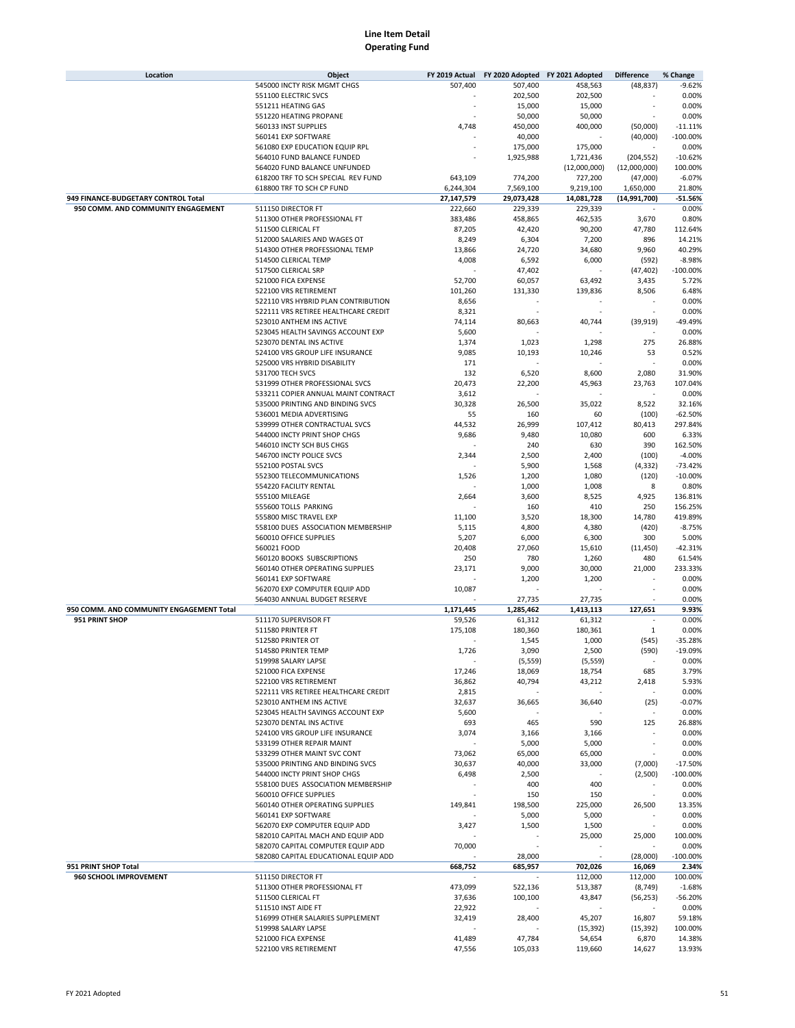# Line Item Detail
## Operating Fund

| Location | Object | FY 2019 Actual | FY 2020 Adopted | FY 2021 Adopted | Difference | % Change |
|---|---|---|---|---|---|---|
| | 545000 INCTY RISK MGMT CHGS | 507,400 | 507,400 | 458,563 | (48,837) | -9.62% |
| | 551100 ELECTRIC SVCS | - | 202,500 | 202,500 | - | 0.00% |
| | 551211 HEATING GAS | - | 15,000 | 15,000 | - | 0.00% |
| | 551220 HEATING PROPANE | - | 50,000 | 50,000 | - | 0.00% |
| | 560133 INST SUPPLIES | 4,748 | 450,000 | 400,000 | (50,000) | -11.11% |
| | 560141 EXP SOFTWARE | - | 40,000 | - | (40,000) | -100.00% |
| | 561080 EXP EDUCATION EQUIP RPL | - | 175,000 | 175,000 | - | 0.00% |
| | 564010 FUND BALANCE FUNDED | - | 1,925,988 | 1,721,436 | (204,552) | -10.62% |
| | 564020 FUND BALANCE UNFUNDED | | | (12,000,000) | (12,000,000) | 100.00% |
| | 618200 TRF TO SCH SPECIAL REV FUND | 643,109 | 774,200 | 727,200 | (47,000) | -6.07% |
| | 618800 TRF TO SCH CP FUND | 6,244,304 | 7,569,100 | 9,219,100 | 1,650,000 | 21.80% |
| **949 FINANCE-BUDGETARY CONTROL Total** | | **27,147,579** | **29,073,428** | **14,081,728** | **(14,991,700)** | **-51.56%** |
| **950 COMM. AND COMMUNITY ENGAGEMENT** | 511150 DIRECTOR FT | 222,660 | 229,339 | 229,339 | - | 0.00% |
| | 511300 OTHER PROFESSIONAL FT | 383,486 | 458,865 | 462,535 | 3,670 | 0.80% |
| | 511500 CLERICAL FT | 87,205 | 42,420 | 90,200 | 47,780 | 112.64% |
| | 512000 SALARIES AND WAGES OT | 8,249 | 6,304 | 7,200 | 896 | 14.21% |
| | 514300 OTHER PROFESSIONAL TEMP | 13,866 | 24,720 | 34,680 | 9,960 | 40.29% |
| | 514500 CLERICAL TEMP | 4,008 | 6,592 | 6,000 | (592) | -8.98% |
| | 517500 CLERICAL SRP | - | 47,402 | - | (47,402) | -100.00% |
| | 521000 FICA EXPENSE | 52,700 | 60,057 | 63,492 | 3,435 | 5.72% |
| | 522100 VRS RETIREMENT | 101,260 | 131,330 | 139,836 | 8,506 | 6.48% |
| | 522110 VRS HYBRID PLAN CONTRIBUTION | 8,656 | - | - | - | 0.00% |
| | 522111 VRS RETIREE HEALTHCARE CREDIT | 8,321 | - | - | - | 0.00% |
| | 523010 ANTHEM INS ACTIVE | 74,114 | 80,663 | 40,744 | (39,919) | -49.49% |
| | 523045 HEALTH SAVINGS ACCOUNT EXP | 5,600 | - | - | - | 0.00% |
| | 523070 DENTAL INS ACTIVE | 1,374 | 1,023 | 1,298 | 275 | 26.88% |
| | 524100 VRS GROUP LIFE INSURANCE | 9,085 | 10,193 | 10,246 | 53 | 0.52% |
| | 525000 VRS HYBRID DISABILITY | 171 | - | - | - | 0.00% |
| | 531700 TECH SVCS | 132 | 6,520 | 8,600 | 2,080 | 31.90% |
| | 531999 OTHER PROFESSIONAL SVCS | 20,473 | 22,200 | 45,963 | 23,763 | 107.04% |
| | 533211 COPIER ANNUAL MAINT CONTRACT | 3,612 | - | - | - | 0.00% |
| | 535000 PRINTING AND BINDING SVCS | 30,328 | 26,500 | 35,022 | 8,522 | 32.16% |
| | 536001 MEDIA ADVERTISING | 55 | 160 | 60 | (100) | -62.50% |
| | 539999 OTHER CONTRACTUAL SVCS | 44,532 | 26,999 | 107,412 | 80,413 | 297.84% |
| | 544000 INCTY PRINT SHOP CHGS | 9,686 | 9,480 | 10,080 | 600 | 6.33% |
| | 546010 INCTY SCH BUS CHGS | - | 240 | 630 | 390 | 162.50% |
| | 546700 INCTY POLICE SVCS | 2,344 | 2,500 | 2,400 | (100) | -4.00% |
| | 552100 POSTAL SVCS | - | 5,900 | 1,568 | (4,332) | -73.42% |
| | 552300 TELECOMMUNICATIONS | 1,526 | 1,200 | 1,080 | (120) | -10.00% |
| | 554220 FACILITY RENTAL | - | 1,000 | 1,008 | 8 | 0.80% |
| | 555100 MILEAGE | 2,664 | 3,600 | 8,525 | 4,925 | 136.81% |
| | 555600 TOLLS PARKING | - | 160 | 410 | 250 | 156.25% |
| | 555800 MISC TRAVEL EXP | 11,100 | 3,520 | 18,300 | 14,780 | 419.89% |
| | 558100 DUES ASSOCIATION MEMBERSHIP | 5,115 | 4,800 | 4,380 | (420) | -8.75% |
| | 560010 OFFICE SUPPLIES | 5,207 | 6,000 | 6,300 | 300 | 5.00% |
| | 560021 FOOD | 20,408 | 27,060 | 15,610 | (11,450) | -42.31% |
| | 560120 BOOKS SUBSCRIPTIONS | 250 | 780 | 1,260 | 480 | 61.54% |
| | 560140 OTHER OPERATING SUPPLIES | 23,171 | 9,000 | 30,000 | 21,000 | 233.33% |
| | 560141 EXP SOFTWARE | - | 1,200 | 1,200 | - | 0.00% |
| | 562070 EXP COMPUTER EQUIP ADD | 10,087 | - | - | - | 0.00% |
| | 564030 ANNUAL BUDGET RESERVE | - | 27,735 | 27,735 | - | 0.00% |
| **950 COMM. AND COMMUNITY ENGAGEMENT Total** | | **1,171,445** | **1,285,462** | **1,413,113** | **127,651** | **9.93%** |
| **951 PRINT SHOP** | 511170 SUPERVISOR FT | 59,526 | 61,312 | 61,312 | - | 0.00% |
| | 511580 PRINTER FT | 175,108 | 180,360 | 180,361 | 1 | 0.00% |
| | 512580 PRINTER OT | - | 1,545 | 1,000 | (545) | -35.28% |
| | 514580 PRINTER TEMP | 1,726 | 3,090 | 2,500 | (590) | -19.09% |
| | 519998 SALARY LAPSE | - | (5,559) | (5,559) | - | 0.00% |
| | 521000 FICA EXPENSE | 17,246 | 18,069 | 18,754 | 685 | 3.79% |
| | 522100 VRS RETIREMENT | 36,862 | 40,794 | 43,212 | 2,418 | 5.93% |
| | 522111 VRS RETIREE HEALTHCARE CREDIT | 2,815 | - | - | - | 0.00% |
| | 523010 ANTHEM INS ACTIVE | 32,637 | 36,665 | 36,640 | (25) | -0.07% |
| | 523045 HEALTH SAVINGS ACCOUNT EXP | 5,600 | - | - | - | 0.00% |
| | 523070 DENTAL INS ACTIVE | 693 | 465 | 590 | 125 | 26.88% |
| | 524100 VRS GROUP LIFE INSURANCE | 3,074 | 3,166 | 3,166 | - | 0.00% |
| | 533199 OTHER REPAIR MAINT | - | 5,000 | 5,000 | - | 0.00% |
| | 533299 OTHER MAINT SVC CONT | 73,062 | 65,000 | 65,000 | - | 0.00% |
| | 535000 PRINTING AND BINDING SVCS | 30,637 | 40,000 | 33,000 | (7,000) | -17.50% |
| | 544000 INCTY PRINT SHOP CHGS | 6,498 | 2,500 | - | (2,500) | -100.00% |
| | 558100 DUES ASSOCIATION MEMBERSHIP | - | 400 | 400 | - | 0.00% |
| | 560010 OFFICE SUPPLIES | - | 150 | 150 | - | 0.00% |
| | 560140 OTHER OPERATING SUPPLIES | 149,841 | 198,500 | 225,000 | 26,500 | 13.35% |
| | 560141 EXP SOFTWARE | - | 5,000 | 5,000 | - | 0.00% |
| | 562070 EXP COMPUTER EQUIP ADD | 3,427 | 1,500 | 1,500 | - | 0.00% |
| | 582010 CAPITAL MACH AND EQUIP ADD | - | - | 25,000 | 25,000 | 100.00% |
| | 582070 CAPITAL COMPUTER EQUIP ADD | 70,000 | - | - | - | 0.00% |
| | 582080 CAPITAL EDUCATIONAL EQUIP ADD | - | 28,000 | - | (28,000) | -100.00% |
| **951 PRINT SHOP Total** | | **668,752** | **685,957** | **702,026** | **16,069** | **2.34%** |
| **960 SCHOOL IMPROVEMENT** | 511150 DIRECTOR FT | - | - | 112,000 | 112,000 | 100.00% |
| | 511300 OTHER PROFESSIONAL FT | 473,099 | 522,136 | 513,387 | (8,749) | -1.68% |
| | 511500 CLERICAL FT | 37,636 | 100,100 | 43,847 | (56,253) | -56.20% |
| | 511510 INST AIDE FT | 22,922 | - | - | - | 0.00% |
| | 516999 OTHER SALARIES SUPPLEMENT | 32,419 | 28,400 | 45,207 | 16,807 | 59.18% |
| | 519998 SALARY LAPSE | - | - | (15,392) | (15,392) | 100.00% |
| | 521000 FICA EXPENSE | 41,489 | 47,784 | 54,654 | 6,870 | 14.38% |
| | 522100 VRS RETIREMENT | 47,556 | 105,033 | 119,660 | 14,627 | 13.93% |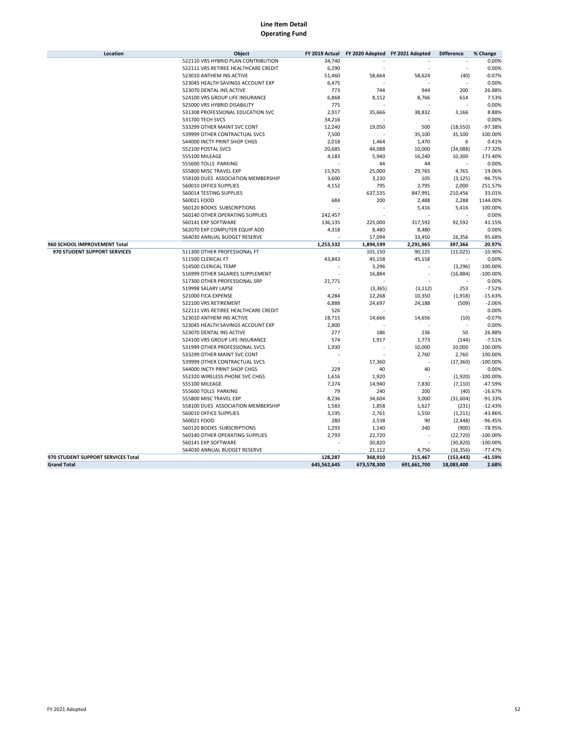# Line Item Detail
## Operating Fund

| Location | Object | FY 2019 Actual | FY 2020 Adopted | FY 2021 Adopted | Difference | % Change |
|---|---|---|---|---|---|---|
| | 522110 VRS HYBRID PLAN CONTRIBUTION | 34,740 | - | - | - | 0.00% |
| | 522111 VRS RETIREE HEALTHCARE CREDIT | 6,290 | - | - | - | 0.00% |
| | 523010 ANTHEM INS ACTIVE | 51,460 | 58,664 | 58,624 | (40) | -0.07% |
| | 523045 HEALTH SAVINGS ACCOUNT EXP | 6,475 | - | - | - | 0.00% |
| | 523070 DENTAL INS ACTIVE | 773 | 744 | 944 | 200 | 26.88% |
| | 524100 VRS GROUP LIFE INSURANCE | 6,868 | 8,152 | 8,766 | 614 | 7.53% |
| | 525000 VRS HYBRID DISABILITY | 775 | - | - | - | 0.00% |
| | 531308 PROFESSIONAL EDUCATION SVC | 2,917 | 35,666 | 38,832 | 3,166 | 8.88% |
| | 531700 TECH SVCS | 34,216 | - | - | - | 0.00% |
| | 533299 OTHER MAINT SVC CONT | 12,240 | 19,050 | 500 | (18,550) | -97.38% |
| | 539999 OTHER CONTRACTUAL SVCS | 7,500 | - | 35,100 | 35,100 | 100.00% |
| | 544000 INCTY PRINT SHOP CHGS | 2,018 | 1,464 | 1,470 | 6 | 0.41% |
| | 552100 POSTAL SVCS | 20,685 | 44,088 | 10,000 | (34,088) | -77.32% |
| | 555100 MILEAGE | 4,183 | 5,940 | 16,240 | 10,300 | 173.40% |
| | 555600 TOLLS PARKING | - | 44 | 44 | - | 0.00% |
| | 555800 MISC TRAVEL EXP | 15,925 | 25,000 | 29,765 | 4,765 | 19.06% |
| | 558100 DUES ASSOCIATION MEMBERSHIP | 3,600 | 3,230 | 105 | (3,125) | -96.75% |
| | 560010 OFFICE SUPPLIES | 4,152 | 795 | 2,795 | 2,000 | 251.57% |
| | 560014 TESTING SUPPLIES | - | 637,535 | 847,991 | 210,456 | 33.01% |
| | 560021 FOOD | 684 | 200 | 2,488 | 2,288 | 1144.00% |
| | 560120 BOOKS SUBSCRIPTIONS | - | - | 5,416 | 5,416 | 100.00% |
| | 560140 OTHER OPERATING SUPPLIES | 242,457 | - | - | - | 0.00% |
| | 560141 EXP SOFTWARE | 136,135 | 225,000 | 317,592 | 92,592 | 41.15% |
| | 562070 EXP COMPUTER EQUIP ADD | 4,318 | 8,480 | 8,480 | - | 0.00% |
| | 564030 ANNUAL BUDGET RESERVE | - | 17,094 | 33,450 | 16,356 | 95.68% |
| **960 SCHOOL IMPROVEMENT Total** | | **1,253,532** | **1,894,599** | **2,291,965** | **397,366** | **20.97%** |
| **970 STUDENT SUPPORT SERVICES** | 511300 OTHER PROFESSIONAL FT | - | 101,150 | 90,125 | (11,025) | -10.90% |
| | 511500 CLERICAL FT | 43,843 | 45,158 | 45,158 | - | 0.00% |
| | 514500 CLERICAL TEMP | - | 3,296 | - | (3,296) | -100.00% |
| | 516999 OTHER SALARIES SUPPLEMENT | - | 16,884 | - | (16,884) | -100.00% |
| | 517300 OTHER PROFESSIONAL SRP | 21,771 | - | - | - | 0.00% |
| | 519998 SALARY LAPSE | - | (3,365) | (3,112) | 253 | -7.52% |
| | 521000 FICA EXPENSE | 4,284 | 12,268 | 10,350 | (1,918) | -15.63% |
| | 522100 VRS RETIREMENT | 6,888 | 24,697 | 24,188 | (509) | -2.06% |
| | 522111 VRS RETIREE HEALTHCARE CREDIT | 526 | - | - | - | 0.00% |
| | 523010 ANTHEM INS ACTIVE | 18,715 | 14,666 | 14,656 | (10) | -0.07% |
| | 523045 HEALTH SAVINGS ACCOUNT EXP | 2,800 | - | - | - | 0.00% |
| | 523070 DENTAL INS ACTIVE | 277 | 186 | 236 | 50 | 26.88% |
| | 524100 VRS GROUP LIFE INSURANCE | 574 | 1,917 | 1,773 | (144) | -7.51% |
| | 531999 OTHER PROFESSIONAL SVCS | 1,930 | - | 10,000 | 10,000 | 100.00% |
| | 533299 OTHER MAINT SVC CONT | - | - | 2,760 | 2,760 | 100.00% |
| | 539999 OTHER CONTRACTUAL SVCS | - | 17,360 | - | (17,360) | -100.00% |
| | 544000 INCTY PRINT SHOP CHGS | 229 | 40 | 40 | - | 0.00% |
| | 552320 WIRELESS PHONE SVC CHGS | 1,616 | 1,920 | - | (1,920) | -100.00% |
| | 555100 MILEAGE | 7,374 | 14,940 | 7,830 | (7,110) | -47.59% |
| | 555600 TOLLS PARKING | 79 | 240 | 200 | (40) | -16.67% |
| | 555800 MISC TRAVEL EXP | 8,236 | 34,604 | 3,000 | (31,604) | -91.33% |
| | 558100 DUES ASSOCIATION MEMBERSHIP | 1,583 | 1,858 | 1,627 | (231) | -12.43% |
| | 560010 OFFICE SUPPLIES | 3,195 | 2,761 | 1,550 | (1,211) | -43.86% |
| | 560021 FOOD | 280 | 2,538 | 90 | (2,448) | -96.45% |
| | 560120 BOOKS SUBSCRIPTIONS | 1,293 | 1,140 | 240 | (900) | -78.95% |
| | 560140 OTHER OPERATING SUPPLIES | 2,793 | 22,720 | - | (22,720) | -100.00% |
| | 560141 EXP SOFTWARE | - | 30,820 | - | (30,820) | -100.00% |
| | 564030 ANNUAL BUDGET RESERVE | - | 21,112 | 4,756 | (16,356) | -77.47% |
| **970 STUDENT SUPPORT SERVICES Total** | | **128,287** | **368,910** | **215,467** | **(153,443)** | **-41.59%** |
| **Grand Total** | | **645,562,645** | **673,578,300** | **691,661,700** | **18,083,400** | **2.68%** |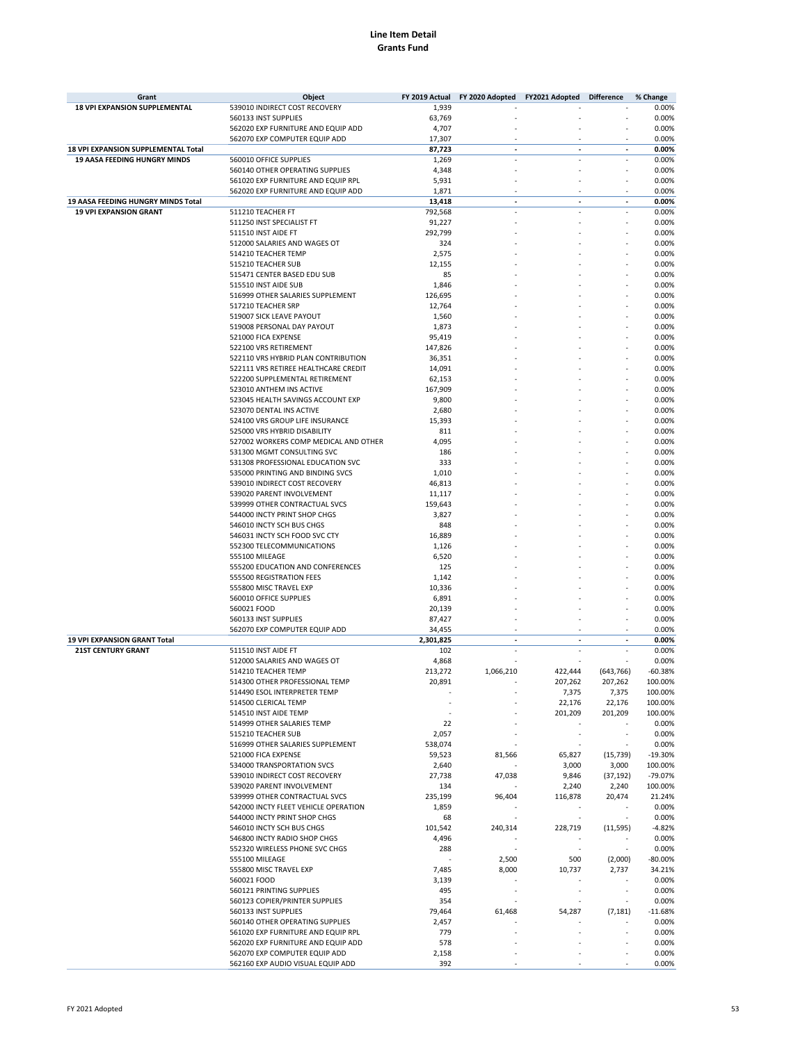**Line Item Detail**
**Grants Fund**

| Grant | Object | FY 2019 Actual | FY 2020 Adopted | FY2021 Adopted | Difference | % Change |
|---|---|---|---|---|---|---|
| **18 VPI EXPANSION SUPPLEMENTAL** | 539010 INDIRECT COST RECOVERY | 1,939 | - | - | - | 0.00% |
| | 560133 INST SUPPLIES | 63,769 | - | - | - | 0.00% |
| | 562020 EXP FURNITURE AND EQUIP ADD | 4,707 | - | - | - | 0.00% |
| | 562070 EXP COMPUTER EQUIP ADD | 17,307 | - | - | - | 0.00% |
| **18 VPI EXPANSION SUPPLEMENTAL Total** | | **87,723** | **-** | **-** | **-** | **0.00%** |
| **19 AASA FEEDING HUNGRY MINDS** | 560010 OFFICE SUPPLIES | 1,269 | - | - | - | 0.00% |
| | 560140 OTHER OPERATING SUPPLIES | 4,348 | - | - | - | 0.00% |
| | 561020 EXP FURNITURE AND EQUIP RPL | 5,931 | - | - | - | 0.00% |
| | 562020 EXP FURNITURE AND EQUIP ADD | 1,871 | - | - | - | 0.00% |
| **19 AASA FEEDING HUNGRY MINDS Total** | | **13,418** | **-** | **-** | **-** | **0.00%** |
| **19 VPI EXPANSION GRANT** | 511210 TEACHER FT | 792,568 | - | - | - | 0.00% |
| | 511250 INST SPECIALIST FT | 91,227 | - | - | - | 0.00% |
| | 511510 INST AIDE FT | 292,799 | - | - | - | 0.00% |
| | 512000 SALARIES AND WAGES OT | 324 | - | - | - | 0.00% |
| | 514210 TEACHER TEMP | 2,575 | - | - | - | 0.00% |
| | 515210 TEACHER SUB | 12,155 | - | - | - | 0.00% |
| | 515471 CENTER BASED EDU SUB | 85 | - | - | - | 0.00% |
| | 515510 INST AIDE SUB | 1,846 | - | - | - | 0.00% |
| | 516999 OTHER SALARIES SUPPLEMENT | 126,695 | - | - | - | 0.00% |
| | 517210 TEACHER SRP | 12,764 | - | - | - | 0.00% |
| | 519007 SICK LEAVE PAYOUT | 1,560 | - | - | - | 0.00% |
| | 519008 PERSONAL DAY PAYOUT | 1,873 | - | - | - | 0.00% |
| | 521000 FICA EXPENSE | 95,419 | - | - | - | 0.00% |
| | 522100 VRS RETIREMENT | 147,826 | - | - | - | 0.00% |
| | 522110 VRS HYBRID PLAN CONTRIBUTION | 36,351 | - | - | - | 0.00% |
| | 522111 VRS RETIREE HEALTHCARE CREDIT | 14,091 | - | - | - | 0.00% |
| | 522200 SUPPLEMENTAL RETIREMENT | 62,153 | - | - | - | 0.00% |
| | 523010 ANTHEM INS ACTIVE | 167,909 | - | - | - | 0.00% |
| | 523045 HEALTH SAVINGS ACCOUNT EXP | 9,800 | - | - | - | 0.00% |
| | 523070 DENTAL INS ACTIVE | 2,680 | - | - | - | 0.00% |
| | 524100 VRS GROUP LIFE INSURANCE | 15,393 | - | - | - | 0.00% |
| | 525000 VRS HYBRID DISABILITY | 811 | - | - | - | 0.00% |
| | 527002 WORKERS COMP MEDICAL AND OTHER | 4,095 | - | - | - | 0.00% |
| | 531300 MGMT CONSULTING SVC | 186 | - | - | - | 0.00% |
| | 531308 PROFESSIONAL EDUCATION SVC | 333 | - | - | - | 0.00% |
| | 535000 PRINTING AND BINDING SVCS | 1,010 | - | - | - | 0.00% |
| | 539010 INDIRECT COST RECOVERY | 46,813 | - | - | - | 0.00% |
| | 539020 PARENT INVOLVEMENT | 11,117 | - | - | - | 0.00% |
| | 539999 OTHER CONTRACTUAL SVCS | 159,643 | - | - | - | 0.00% |
| | 544000 INCTY PRINT SHOP CHGS | 3,827 | - | - | - | 0.00% |
| | 546010 INCTY SCH BUS CHGS | 848 | - | - | - | 0.00% |
| | 546031 INCTY SCH FOOD SVC CTY | 16,889 | - | - | - | 0.00% |
| | 552300 TELECOMMUNICATIONS | 1,126 | - | - | - | 0.00% |
| | 555100 MILEAGE | 6,520 | - | - | - | 0.00% |
| | 555200 EDUCATION AND CONFERENCES | 125 | - | - | - | 0.00% |
| | 555500 REGISTRATION FEES | 1,142 | - | - | - | 0.00% |
| | 555800 MISC TRAVEL EXP | 10,336 | - | - | - | 0.00% |
| | 560010 OFFICE SUPPLIES | 6,891 | - | - | - | 0.00% |
| | 560021 FOOD | 20,139 | - | - | - | 0.00% |
| | 560133 INST SUPPLIES | 87,427 | - | - | - | 0.00% |
| | 562070 EXP COMPUTER EQUIP ADD | 34,455 | - | - | - | 0.00% |
| **19 VPI EXPANSION GRANT Total** | | **2,301,825** | **-** | **-** | **-** | **0.00%** |
| **21ST CENTURY GRANT** | 511510 INST AIDE FT | 102 | - | - | - | 0.00% |
| | 512000 SALARIES AND WAGES OT | 4,868 | - | - | - | 0.00% |
| | 514210 TEACHER TEMP | 213,272 | 1,066,210 | 422,444 | (643,766) | -60.38% |
| | 514300 OTHER PROFESSIONAL TEMP | 20,891 | - | 207,262 | 207,262 | 100.00% |
| | 514490 ESOL INTERPRETER TEMP | - | - | 7,375 | 7,375 | 100.00% |
| | 514500 CLERICAL TEMP | - | - | 22,176 | 22,176 | 100.00% |
| | 514510 INST AIDE TEMP | - | - | 201,209 | 201,209 | 100.00% |
| | 514999 OTHER SALARIES TEMP | 22 | - | - | - | 0.00% |
| | 515210 TEACHER SUB | 2,057 | - | - | - | 0.00% |
| | 516999 OTHER SALARIES SUPPLEMENT | 538,074 | - | - | - | 0.00% |
| | 521000 FICA EXPENSE | 59,523 | 81,566 | 65,827 | (15,739) | -19.30% |
| | 534000 TRANSPORTATION SVCS | 2,640 | - | 3,000 | 3,000 | 100.00% |
| | 539010 INDIRECT COST RECOVERY | 27,738 | 47,038 | 9,846 | (37,192) | -79.07% |
| | 539020 PARENT INVOLVEMENT | 134 | - | 2,240 | 2,240 | 100.00% |
| | 539999 OTHER CONTRACTUAL SVCS | 235,199 | 96,404 | 116,878 | 20,474 | 21.24% |
| | 542000 INCTY FLEET VEHICLE OPERATION | 1,859 | - | - | - | 0.00% |
| | 544000 INCTY PRINT SHOP CHGS | 68 | - | - | - | 0.00% |
| | 546010 INCTY SCH BUS CHGS | 101,542 | 240,314 | 228,719 | (11,595) | -4.82% |
| | 546800 INCTY RADIO SHOP CHGS | 4,496 | - | - | - | 0.00% |
| | 552320 WIRELESS PHONE SVC CHGS | 288 | - | - | - | 0.00% |
| | 555100 MILEAGE | - | 2,500 | 500 | (2,000) | -80.00% |
| | 555800 MISC TRAVEL EXP | 7,485 | 8,000 | 10,737 | 2,737 | 34.21% |
| | 560021 FOOD | 3,139 | - | - | - | 0.00% |
| | 560121 PRINTING SUPPLIES | 495 | - | - | - | 0.00% |
| | 560123 COPIER/PRINTER SUPPLIES | 354 | - | - | - | 0.00% |
| | 560133 INST SUPPLIES | 79,464 | 61,468 | 54,287 | (7,181) | -11.68% |
| | 560140 OTHER OPERATING SUPPLIES | 2,457 | - | - | - | 0.00% |
| | 561020 EXP FURNITURE AND EQUIP RPL | 779 | - | - | - | 0.00% |
| | 562020 EXP FURNITURE AND EQUIP ADD | 578 | - | - | - | 0.00% |
| | 562070 EXP COMPUTER EQUIP ADD | 2,158 | - | - | - | 0.00% |
| | 562160 EXP AUDIO VISUAL EQUIP ADD | 392 | - | - | - | 0.00% |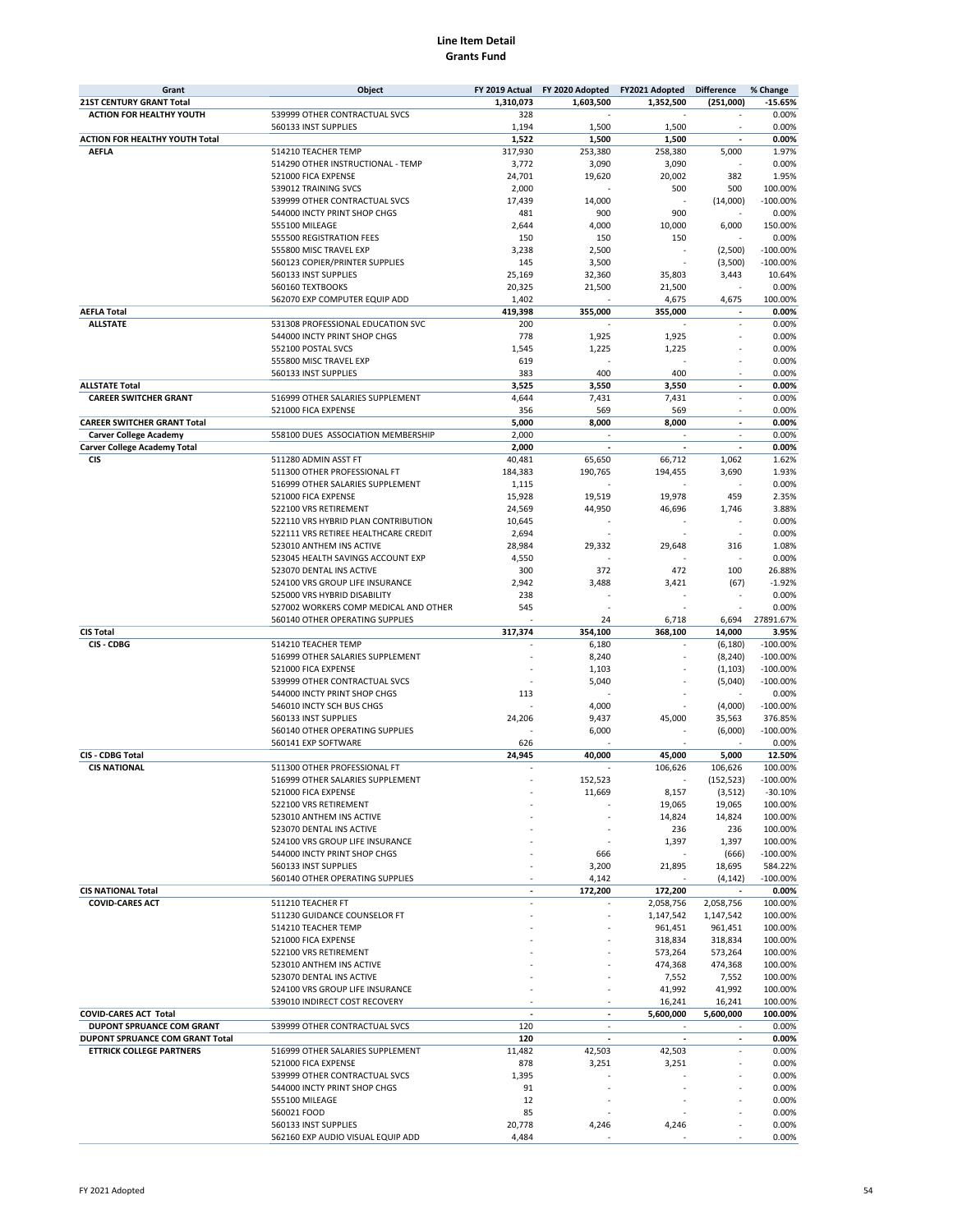**Line Item Detail**
**Grants Fund**

| Grant | Object | FY 2019 Actual | FY 2020 Adopted | FY2021 Adopted | Difference | % Change |
|---|---|---|---|---|---|---|
| **21ST CENTURY GRANT Total** | | **1,310,073** | **1,603,500** | **1,352,500** | **(251,000)** | **-15.65%** |
| **ACTION FOR HEALTHY YOUTH** | 539999 OTHER CONTRACTUAL SVCS | 328 | - | - | - | 0.00% |
| | 560133 INST SUPPLIES | 1,194 | 1,500 | 1,500 | - | 0.00% |
| **ACTION FOR HEALTHY YOUTH Total** | | **1,522** | **1,500** | **1,500** | **-** | **0.00%** |
| **AEFLA** | 514210 TEACHER TEMP | 317,930 | 253,380 | 258,380 | 5,000 | 1.97% |
| | 514290 OTHER INSTRUCTIONAL - TEMP | 3,772 | 3,090 | 3,090 | - | 0.00% |
| | 521000 FICA EXPENSE | 24,701 | 19,620 | 20,002 | 382 | 1.95% |
| | 539012 TRAINING SVCS | 2,000 | - | 500 | 500 | 100.00% |
| | 539999 OTHER CONTRACTUAL SVCS | 17,439 | 14,000 | - | (14,000) | -100.00% |
| | 544000 INCTY PRINT SHOP CHGS | 481 | 900 | 900 | - | 0.00% |
| | 555100 MILEAGE | 2,644 | 4,000 | 10,000 | 6,000 | 150.00% |
| | 555500 REGISTRATION FEES | 150 | 150 | 150 | - | 0.00% |
| | 555800 MISC TRAVEL EXP | 3,238 | 2,500 | - | (2,500) | -100.00% |
| | 560123 COPIER/PRINTER SUPPLIES | 145 | 3,500 | - | (3,500) | -100.00% |
| | 560133 INST SUPPLIES | 25,169 | 32,360 | 35,803 | 3,443 | 10.64% |
| | 560160 TEXTBOOKS | 20,325 | 21,500 | 21,500 | - | 0.00% |
| | 562070 EXP COMPUTER EQUIP ADD | 1,402 | - | 4,675 | 4,675 | 100.00% |
| **AEFLA Total** | | **419,398** | **355,000** | **355,000** | **-** | **0.00%** |
| **ALLSTATE** | 531308 PROFESSIONAL EDUCATION SVC | 200 | - | - | - | 0.00% |
| | 544000 INCTY PRINT SHOP CHGS | 778 | 1,925 | 1,925 | - | 0.00% |
| | 552100 POSTAL SVCS | 1,545 | 1,225 | 1,225 | - | 0.00% |
| | 555800 MISC TRAVEL EXP | 619 | - | - | - | 0.00% |
| | 560133 INST SUPPLIES | 383 | 400 | 400 | - | 0.00% |
| **ALLSTATE Total** | | **3,525** | **3,550** | **3,550** | **-** | **0.00%** |
| **CAREER SWITCHER GRANT** | 516999 OTHER SALARIES SUPPLEMENT | 4,644 | 7,431 | 7,431 | - | 0.00% |
| | 521000 FICA EXPENSE | 356 | 569 | 569 | - | 0.00% |
| **CAREER SWITCHER GRANT Total** | | **5,000** | **8,000** | **8,000** | **-** | **0.00%** |
| **Carver College Academy** | 558100 DUES ASSOCIATION MEMBERSHIP | 2,000 | - | - | - | 0.00% |
| **Carver College Academy Total** | | **2,000** | **-** | **-** | **-** | **0.00%** |
| **CIS** | 511280 ADMIN ASST FT | 40,481 | 65,650 | 66,712 | 1,062 | 1.62% |
| | 511300 OTHER PROFESSIONAL FT | 184,383 | 190,765 | 194,455 | 3,690 | 1.93% |
| | 516999 OTHER SALARIES SUPPLEMENT | 1,115 | - | - | - | 0.00% |
| | 521000 FICA EXPENSE | 15,928 | 19,519 | 19,978 | 459 | 2.35% |
| | 522100 VRS RETIREMENT | 24,569 | 44,950 | 46,696 | 1,746 | 3.88% |
| | 522110 VRS HYBRID PLAN CONTRIBUTION | 10,645 | - | - | - | 0.00% |
| | 522111 VRS RETIREE HEALTHCARE CREDIT | 2,694 | - | - | - | 0.00% |
| | 523010 ANTHEM INS ACTIVE | 28,984 | 29,332 | 29,648 | 316 | 1.08% |
| | 523045 HEALTH SAVINGS ACCOUNT EXP | 4,550 | - | - | - | 0.00% |
| | 523070 DENTAL INS ACTIVE | 300 | 372 | 472 | 100 | 26.88% |
| | 524100 VRS GROUP LIFE INSURANCE | 2,942 | 3,488 | 3,421 | (67) | -1.92% |
| | 525000 VRS HYBRID DISABILITY | 238 | - | - | - | 0.00% |
| | 527002 WORKERS COMP MEDICAL AND OTHER | 545 | - | - | - | 0.00% |
| | 560140 OTHER OPERATING SUPPLIES | - | 24 | 6,718 | 6,694 | 27891.67% |
| **CIS Total** | | **317,374** | **354,100** | **368,100** | **14,000** | **3.95%** |
| **CIS - CDBG** | 514210 TEACHER TEMP | - | 6,180 | - | (6,180) | -100.00% |
| | 516999 OTHER SALARIES SUPPLEMENT | - | 8,240 | - | (8,240) | -100.00% |
| | 521000 FICA EXPENSE | - | 1,103 | - | (1,103) | -100.00% |
| | 539999 OTHER CONTRACTUAL SVCS | - | 5,040 | - | (5,040) | -100.00% |
| | 544000 INCTY PRINT SHOP CHGS | 113 | - | - | - | 0.00% |
| | 546010 INCTY SCH BUS CHGS | - | 4,000 | - | (4,000) | -100.00% |
| | 560133 INST SUPPLIES | 24,206 | 9,437 | 45,000 | 35,563 | 376.85% |
| | 560140 OTHER OPERATING SUPPLIES | - | 6,000 | - | (6,000) | -100.00% |
| | 560141 EXP SOFTWARE | 626 | - | - | - | 0.00% |
| **CIS - CDBG Total** | | **24,945** | **40,000** | **45,000** | **5,000** | **12.50%** |
| **CIS NATIONAL** | 511300 OTHER PROFESSIONAL FT | - | - | 106,626 | 106,626 | 100.00% |
| | 516999 OTHER SALARIES SUPPLEMENT | - | 152,523 | - | (152,523) | -100.00% |
| | 521000 FICA EXPENSE | - | 11,669 | 8,157 | (3,512) | -30.10% |
| | 522100 VRS RETIREMENT | - | - | 19,065 | 19,065 | 100.00% |
| | 523010 ANTHEM INS ACTIVE | - | - | 14,824 | 14,824 | 100.00% |
| | 523070 DENTAL INS ACTIVE | - | - | 236 | 236 | 100.00% |
| | 524100 VRS GROUP LIFE INSURANCE | - | - | 1,397 | 1,397 | 100.00% |
| | 544000 INCTY PRINT SHOP CHGS | - | 666 | - | (666) | -100.00% |
| | 560133 INST SUPPLIES | - | 3,200 | 21,895 | 18,695 | 584.22% |
| | 560140 OTHER OPERATING SUPPLIES | - | 4,142 | - | (4,142) | -100.00% |
| **CIS NATIONAL Total** | | **-** | **172,200** | **172,200** | **-** | **0.00%** |
| **COVID-CARES ACT** | 511210 TEACHER FT | - | - | 2,058,756 | 2,058,756 | 100.00% |
| | 511230 GUIDANCE COUNSELOR FT | - | - | 1,147,542 | 1,147,542 | 100.00% |
| | 514210 TEACHER TEMP | - | - | 961,451 | 961,451 | 100.00% |
| | 521000 FICA EXPENSE | - | - | 318,834 | 318,834 | 100.00% |
| | 522100 VRS RETIREMENT | - | - | 573,264 | 573,264 | 100.00% |
| | 523010 ANTHEM INS ACTIVE | - | - | 474,368 | 474,368 | 100.00% |
| | 523070 DENTAL INS ACTIVE | - | - | 7,552 | 7,552 | 100.00% |
| | 524100 VRS GROUP LIFE INSURANCE | - | - | 41,992 | 41,992 | 100.00% |
| | 539010 INDIRECT COST RECOVERY | - | - | 16,241 | 16,241 | 100.00% |
| **COVID-CARES ACT Total** | | **-** | **-** | **5,600,000** | **5,600,000** | **100.00%** |
| **DUPONT SPRUANCE COM GRANT** | 539999 OTHER CONTRACTUAL SVCS | 120 | - | - | - | 0.00% |
| **DUPONT SPRUANCE COM GRANT Total** | | **120** | **-** | **-** | **-** | **0.00%** |
| **ETTRICK COLLEGE PARTNERS** | 516999 OTHER SALARIES SUPPLEMENT | 11,482 | 42,503 | 42,503 | - | 0.00% |
| | 521000 FICA EXPENSE | 878 | 3,251 | 3,251 | - | 0.00% |
| | 539999 OTHER CONTRACTUAL SVCS | 1,395 | - | - | - | 0.00% |
| | 544000 INCTY PRINT SHOP CHGS | 91 | - | - | - | 0.00% |
| | 555100 MILEAGE | 12 | - | - | - | 0.00% |
| | 560021 FOOD | 85 | - | - | - | 0.00% |
| | 560133 INST SUPPLIES | 20,778 | 4,246 | 4,246 | - | 0.00% |
| | 562160 EXP AUDIO VISUAL EQUIP ADD | 4,484 | - | - | - | 0.00% |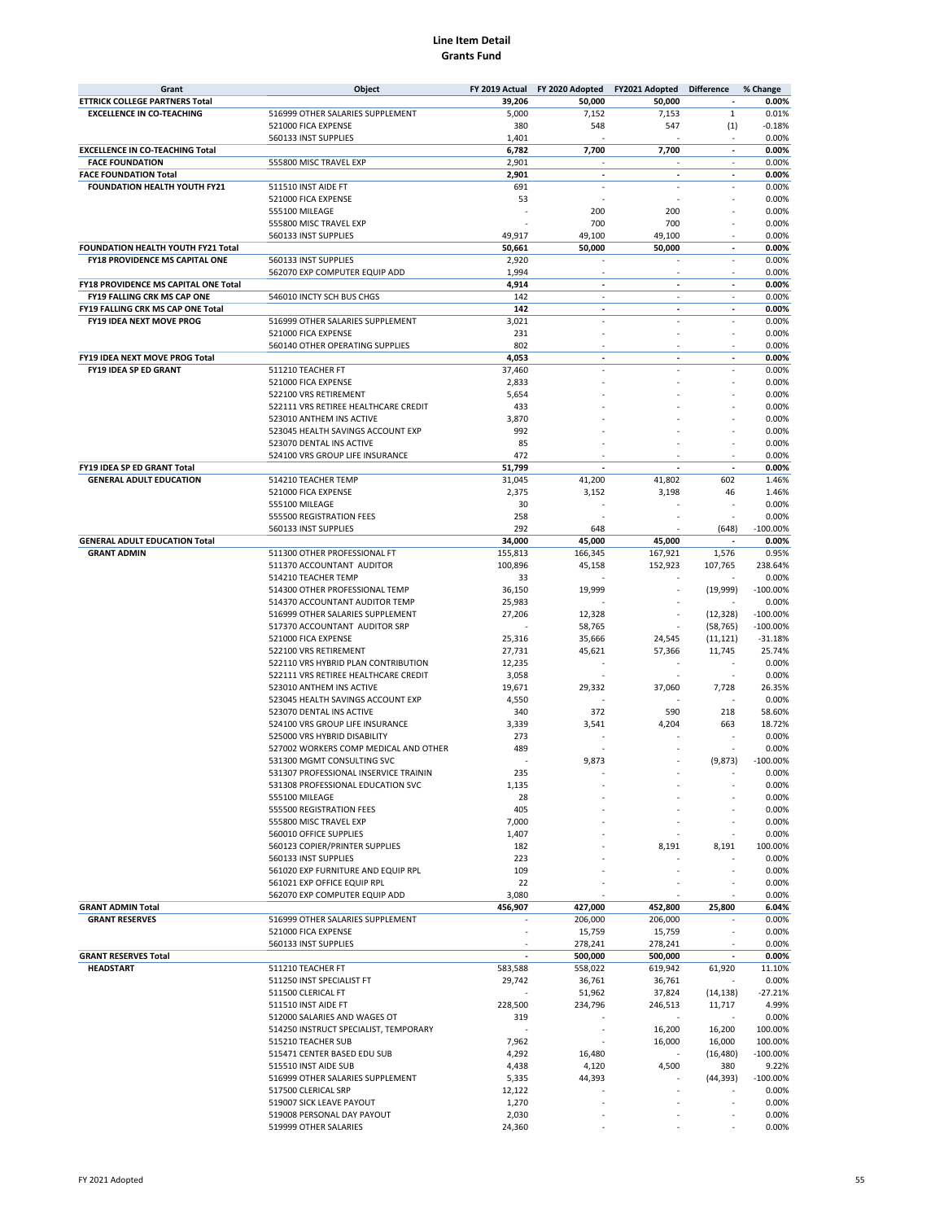# Line Item Detail
## Grants Fund

| Grant | Object | FY 2019 Actual | FY 2020 Adopted | FY2021 Adopted | Difference | % Change |
|---|---|---|---|---|---|---|
| **ETTRICK COLLEGE PARTNERS Total** | | **39,206** | **50,000** | **50,000** | **-** | **0.00%** |
| **EXCELLENCE IN CO-TEACHING** | 516999 OTHER SALARIES SUPPLEMENT | 5,000 | 7,152 | 7,153 | 1 | 0.01% |
| | 521000 FICA EXPENSE | 380 | 548 | 547 | (1) | -0.18% |
| | 560133 INST SUPPLIES | 1,401 | - | - | - | 0.00% |
| **EXCELLENCE IN CO-TEACHING Total** | | **6,782** | **7,700** | **7,700** | **-** | **0.00%** |
| **FACE FOUNDATION** | 555800 MISC TRAVEL EXP | 2,901 | - | - | - | 0.00% |
| **FACE FOUNDATION Total** | | **2,901** | **-** | **-** | **-** | **0.00%** |
| **FOUNDATION HEALTH YOUTH FY21** | 511510 INST AIDE FT | 691 | - | - | - | 0.00% |
| | 521000 FICA EXPENSE | 53 | - | - | - | 0.00% |
| | 555100 MILEAGE | - | 200 | 200 | - | 0.00% |
| | 555800 MISC TRAVEL EXP | - | 700 | 700 | - | 0.00% |
| | 560133 INST SUPPLIES | 49,917 | 49,100 | 49,100 | - | 0.00% |
| **FOUNDATION HEALTH YOUTH FY21 Total** | | **50,661** | **50,000** | **50,000** | **-** | **0.00%** |
| **FY18 PROVIDENCE MS CAPITAL ONE** | 560133 INST SUPPLIES | 2,920 | - | - | - | 0.00% |
| | 562070 EXP COMPUTER EQUIP ADD | 1,994 | - | - | - | 0.00% |
| **FY18 PROVIDENCE MS CAPITAL ONE Total** | | **4,914** | **-** | **-** | **-** | **0.00%** |
| **FY19 FALLING CRK MS CAP ONE** | 546010 INCTY SCH BUS CHGS | 142 | - | - | - | 0.00% |
| **FY19 FALLING CRK MS CAP ONE Total** | | **142** | **-** | **-** | **-** | **0.00%** |
| **FY19 IDEA NEXT MOVE PROG** | 516999 OTHER SALARIES SUPPLEMENT | 3,021 | - | - | - | 0.00% |
| | 521000 FICA EXPENSE | 231 | - | - | - | 0.00% |
| | 560140 OTHER OPERATING SUPPLIES | 802 | - | - | - | 0.00% |
| **FY19 IDEA NEXT MOVE PROG Total** | | **4,053** | **-** | **-** | **-** | **0.00%** |
| **FY19 IDEA SP ED GRANT** | 511210 TEACHER FT | 37,460 | - | - | - | 0.00% |
| | 521000 FICA EXPENSE | 2,833 | - | - | - | 0.00% |
| | 522100 VRS RETIREMENT | 5,654 | - | - | - | 0.00% |
| | 522111 VRS RETIREE HEALTHCARE CREDIT | 433 | - | - | - | 0.00% |
| | 523010 ANTHEM INS ACTIVE | 3,870 | - | - | - | 0.00% |
| | 523045 HEALTH SAVINGS ACCOUNT EXP | 992 | - | - | - | 0.00% |
| | 523070 DENTAL INS ACTIVE | 85 | - | - | - | 0.00% |
| | 524100 VRS GROUP LIFE INSURANCE | 472 | - | - | - | 0.00% |
| **FY19 IDEA SP ED GRANT Total** | | **51,799** | **-** | **-** | **-** | **0.00%** |
| **GENERAL ADULT EDUCATION** | 514210 TEACHER TEMP | 31,045 | 41,200 | 41,802 | 602 | 1.46% |
| | 521000 FICA EXPENSE | 2,375 | 3,152 | 3,198 | 46 | 1.46% |
| | 555100 MILEAGE | 30 | - | - | - | 0.00% |
| | 555500 REGISTRATION FEES | 258 | - | - | - | 0.00% |
| | 560133 INST SUPPLIES | 292 | 648 | - | (648) | -100.00% |
| **GENERAL ADULT EDUCATION Total** | | **34,000** | **45,000** | **45,000** | **-** | **0.00%** |
| **GRANT ADMIN** | 511300 OTHER PROFESSIONAL FT | 155,813 | 166,345 | 167,921 | 1,576 | 0.95% |
| | 511370 ACCOUNTANT AUDITOR | 100,896 | 45,158 | 152,923 | 107,765 | 238.64% |
| | 514210 TEACHER TEMP | 33 | - | - | - | 0.00% |
| | 514300 OTHER PROFESSIONAL TEMP | 36,150 | 19,999 | - | (19,999) | -100.00% |
| | 514370 ACCOUNTANT AUDITOR TEMP | 25,983 | - | - | - | 0.00% |
| | 516999 OTHER SALARIES SUPPLEMENT | 27,206 | 12,328 | - | (12,328) | -100.00% |
| | 517370 ACCOUNTANT AUDITOR SRP | - | 58,765 | - | (58,765) | -100.00% |
| | 521000 FICA EXPENSE | 25,316 | 35,666 | 24,545 | (11,121) | -31.18% |
| | 522100 VRS RETIREMENT | 27,731 | 45,621 | 57,366 | 11,745 | 25.74% |
| | 522110 VRS HYBRID PLAN CONTRIBUTION | 12,235 | - | - | - | 0.00% |
| | 522111 VRS RETIREE HEALTHCARE CREDIT | 3,058 | - | - | - | 0.00% |
| | 523010 ANTHEM INS ACTIVE | 19,671 | 29,332 | 37,060 | 7,728 | 26.35% |
| | 523045 HEALTH SAVINGS ACCOUNT EXP | 4,550 | - | - | - | 0.00% |
| | 523070 DENTAL INS ACTIVE | 340 | 372 | 590 | 218 | 58.60% |
| | 524100 VRS GROUP LIFE INSURANCE | 3,339 | 3,541 | 4,204 | 663 | 18.72% |
| | 525000 VRS HYBRID DISABILITY | 273 | - | - | - | 0.00% |
| | 527002 WORKERS COMP MEDICAL AND OTHER | 489 | - | - | - | 0.00% |
| | 531300 MGMT CONSULTING SVC | - | 9,873 | - | (9,873) | -100.00% |
| | 531307 PROFESSIONAL INSERVICE TRAININ | 235 | - | - | - | 0.00% |
| | 531308 PROFESSIONAL EDUCATION SVC | 1,135 | - | - | - | 0.00% |
| | 555100 MILEAGE | 28 | - | - | - | 0.00% |
| | 555500 REGISTRATION FEES | 405 | - | - | - | 0.00% |
| | 555800 MISC TRAVEL EXP | 7,000 | - | - | - | 0.00% |
| | 560010 OFFICE SUPPLIES | 1,407 | - | - | - | 0.00% |
| | 560123 COPIER/PRINTER SUPPLIES | 182 | - | 8,191 | 8,191 | 100.00% |
| | 560133 INST SUPPLIES | 223 | - | - | - | 0.00% |
| | 561020 EXP FURNITURE AND EQUIP RPL | 109 | - | - | - | 0.00% |
| | 561021 EXP OFFICE EQUIP RPL | 22 | - | - | - | 0.00% |
| | 562070 EXP COMPUTER EQUIP ADD | 3,080 | - | - | - | 0.00% |
| **GRANT ADMIN Total** | | **456,907** | **427,000** | **452,800** | **25,800** | **6.04%** |
| **GRANT RESERVES** | 516999 OTHER SALARIES SUPPLEMENT | - | 206,000 | 206,000 | - | 0.00% |
| | 521000 FICA EXPENSE | - | 15,759 | 15,759 | - | 0.00% |
| | 560133 INST SUPPLIES | - | 278,241 | 278,241 | - | 0.00% |
| **GRANT RESERVES Total** | | **-** | **500,000** | **500,000** | **-** | **0.00%** |
| **HEADSTART** | 511210 TEACHER FT | 583,588 | 558,022 | 619,942 | 61,920 | 11.10% |
| | 511250 INST SPECIALIST FT | 29,742 | 36,761 | 36,761 | - | 0.00% |
| | 511500 CLERICAL FT | - | 51,962 | 37,824 | (14,138) | -27.21% |
| | 511510 INST AIDE FT | 228,500 | 234,796 | 246,513 | 11,717 | 4.99% |
| | 512000 SALARIES AND WAGES OT | 319 | - | - | - | 0.00% |
| | 514250 INSTRUCT SPECIALIST, TEMPORARY | - | - | 16,200 | 16,200 | 100.00% |
| | 515210 TEACHER SUB | 7,962 | - | 16,000 | 16,000 | 100.00% |
| | 515471 CENTER BASED EDU SUB | 4,292 | 16,480 | - | (16,480) | -100.00% |
| | 515510 INST AIDE SUB | 4,438 | 4,120 | 4,500 | 380 | 9.22% |
| | 516999 OTHER SALARIES SUPPLEMENT | 5,335 | 44,393 | - | (44,393) | -100.00% |
| | 517500 CLERICAL SRP | 12,122 | - | - | - | 0.00% |
| | 519007 SICK LEAVE PAYOUT | 1,270 | - | - | - | 0.00% |
| | 519008 PERSONAL DAY PAYOUT | 2,030 | - | - | - | 0.00% |
| | 519999 OTHER SALARIES | 24,360 | - | - | - | 0.00% |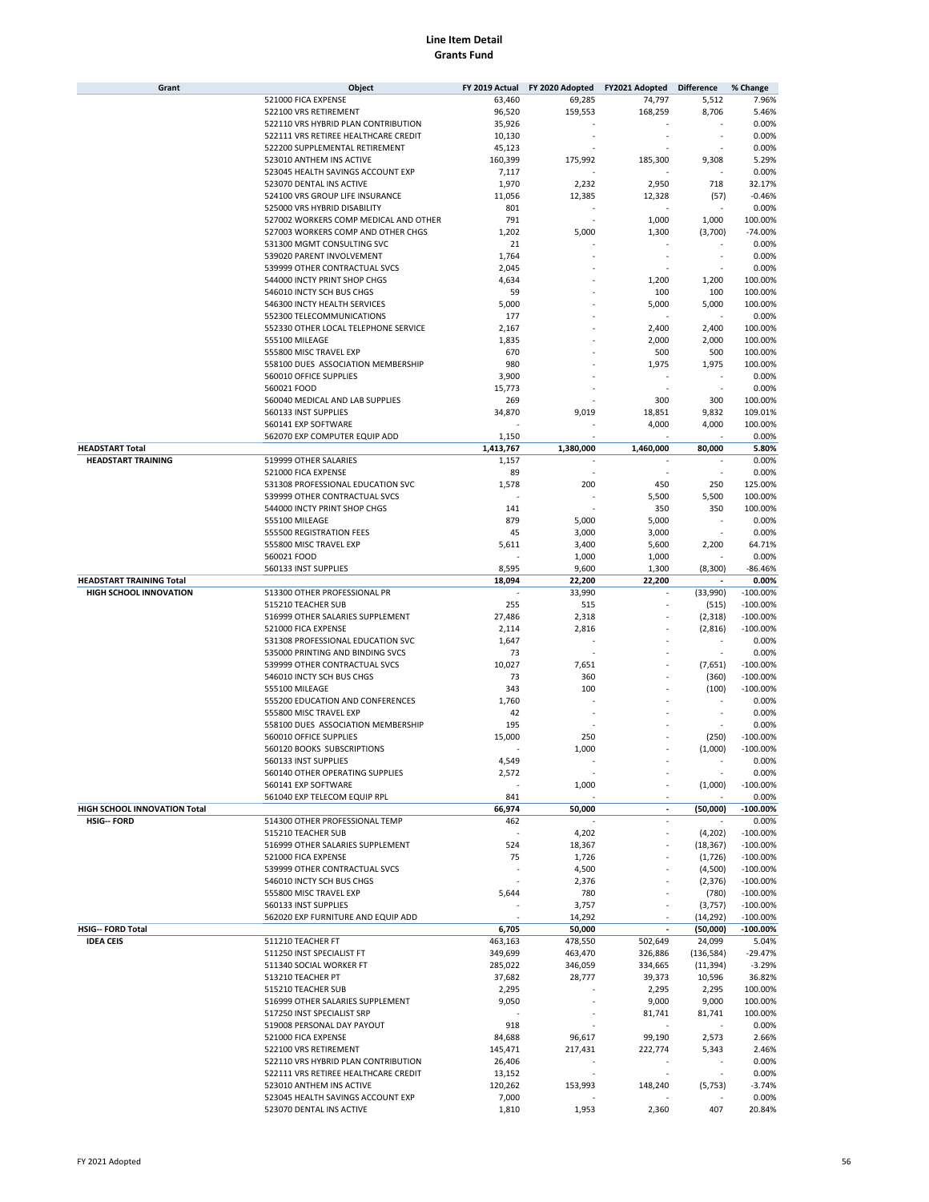# Line Item Detail
## Grants Fund

| Grant | Object | FY 2019 Actual | FY 2020 Adopted | FY2021 Adopted | Difference | % Change |
|---|---|---|---|---|---|---|
| | 521000 FICA EXPENSE | 63,460 | 69,285 | 74,797 | 5,512 | 7.96% |
| | 522100 VRS RETIREMENT | 96,520 | 159,553 | 168,259 | 8,706 | 5.46% |
| | 522110 VRS HYBRID PLAN CONTRIBUTION | 35,926 | - | - | - | 0.00% |
| | 522111 VRS RETIREE HEALTHCARE CREDIT | 10,130 | - | - | - | 0.00% |
| | 522200 SUPPLEMENTAL RETIREMENT | 45,123 | - | - | - | 0.00% |
| | 523010 ANTHEM INS ACTIVE | 160,399 | 175,992 | 185,300 | 9,308 | 5.29% |
| | 523045 HEALTH SAVINGS ACCOUNT EXP | 7,117 | - | - | - | 0.00% |
| | 523070 DENTAL INS ACTIVE | 1,970 | 2,232 | 2,950 | 718 | 32.17% |
| | 524100 VRS GROUP LIFE INSURANCE | 11,056 | 12,385 | 12,328 | (57) | -0.46% |
| | 525000 VRS HYBRID DISABILITY | 801 | - | - | - | 0.00% |
| | 527002 WORKERS COMP MEDICAL AND OTHER | 791 | - | 1,000 | 1,000 | 100.00% |
| | 527003 WORKERS COMP AND OTHER CHGS | 1,202 | 5,000 | 1,300 | (3,700) | -74.00% |
| | 531300 MGMT CONSULTING SVC | 21 | - | - | - | 0.00% |
| | 539020 PARENT INVOLVEMENT | 1,764 | - | - | - | 0.00% |
| | 539999 OTHER CONTRACTUAL SVCS | 2,045 | - | - | - | 0.00% |
| | 544000 INCTY PRINT SHOP CHGS | 4,634 | - | 1,200 | 1,200 | 100.00% |
| | 546010 INCTY SCH BUS CHGS | 59 | - | 100 | 100 | 100.00% |
| | 546300 INCTY HEALTH SERVICES | 5,000 | - | 5,000 | 5,000 | 100.00% |
| | 552300 TELECOMMUNICATIONS | 177 | - | - | - | 0.00% |
| | 552330 OTHER LOCAL TELEPHONE SERVICE | 2,167 | - | 2,400 | 2,400 | 100.00% |
| | 555100 MILEAGE | 1,835 | - | 2,000 | 2,000 | 100.00% |
| | 555800 MISC TRAVEL EXP | 670 | - | 500 | 500 | 100.00% |
| | 558100 DUES ASSOCIATION MEMBERSHIP | 980 | - | 1,975 | 1,975 | 100.00% |
| | 560010 OFFICE SUPPLIES | 3,900 | - | - | - | 0.00% |
| | 560021 FOOD | 15,773 | - | - | - | 0.00% |
| | 560040 MEDICAL AND LAB SUPPLIES | 269 | - | 300 | 300 | 100.00% |
| | 560133 INST SUPPLIES | 34,870 | 9,019 | 18,851 | 9,832 | 109.01% |
| | 560141 EXP SOFTWARE | - | - | 4,000 | 4,000 | 100.00% |
| | 562070 EXP COMPUTER EQUIP ADD | 1,150 | - | - | - | 0.00% |
| **HEADSTART Total** | | **1,413,767** | **1,380,000** | **1,460,000** | **80,000** | **5.80%** |
| **HEADSTART TRAINING** | 519999 OTHER SALARIES | 1,157 | - | - | - | 0.00% |
| | 521000 FICA EXPENSE | 89 | - | - | - | 0.00% |
| | 531308 PROFESSIONAL EDUCATION SVC | 1,578 | 200 | 450 | 250 | 125.00% |
| | 539999 OTHER CONTRACTUAL SVCS | - | - | 5,500 | 5,500 | 100.00% |
| | 544000 INCTY PRINT SHOP CHGS | 141 | - | 350 | 350 | 100.00% |
| | 555100 MILEAGE | 879 | 5,000 | 5,000 | - | 0.00% |
| | 555500 REGISTRATION FEES | 45 | 3,000 | 3,000 | - | 0.00% |
| | 555800 MISC TRAVEL EXP | 5,611 | 3,400 | 5,600 | 2,200 | 64.71% |
| | 560021 FOOD | - | 1,000 | 1,000 | - | 0.00% |
| | 560133 INST SUPPLIES | 8,595 | 9,600 | 1,300 | (8,300) | -86.46% |
| **HEADSTART TRAINING Total** | | **18,094** | **22,200** | **22,200** | **-** | **0.00%** |
| **HIGH SCHOOL INNOVATION** | 513300 OTHER PROFESSIONAL PR | - | 33,990 | - | (33,990) | -100.00% |
| | 515210 TEACHER SUB | 255 | 515 | - | (515) | -100.00% |
| | 516999 OTHER SALARIES SUPPLEMENT | 27,486 | 2,318 | - | (2,318) | -100.00% |
| | 521000 FICA EXPENSE | 2,114 | 2,816 | - | (2,816) | -100.00% |
| | 531308 PROFESSIONAL EDUCATION SVC | 1,647 | - | - | - | 0.00% |
| | 535000 PRINTING AND BINDING SVCS | 73 | - | - | - | 0.00% |
| | 539999 OTHER CONTRACTUAL SVCS | 10,027 | 7,651 | - | (7,651) | -100.00% |
| | 546010 INCTY SCH BUS CHGS | 73 | 360 | - | (360) | -100.00% |
| | 555100 MILEAGE | 343 | 100 | - | (100) | -100.00% |
| | 555200 EDUCATION AND CONFERENCES | 1,760 | - | - | - | 0.00% |
| | 555800 MISC TRAVEL EXP | 42 | - | - | - | 0.00% |
| | 558100 DUES ASSOCIATION MEMBERSHIP | 195 | - | - | - | 0.00% |
| | 560010 OFFICE SUPPLIES | 15,000 | 250 | - | (250) | -100.00% |
| | 560120 BOOKS SUBSCRIPTIONS | - | 1,000 | - | (1,000) | -100.00% |
| | 560133 INST SUPPLIES | 4,549 | - | - | - | 0.00% |
| | 560140 OTHER OPERATING SUPPLIES | 2,572 | - | - | - | 0.00% |
| | 560141 EXP SOFTWARE | - | 1,000 | - | (1,000) | -100.00% |
| | 561040 EXP TELECOM EQUIP RPL | 841 | - | - | - | 0.00% |
| **HIGH SCHOOL INNOVATION Total** | | **66,974** | **50,000** | **-** | **(50,000)** | **-100.00%** |
| **HSIG-- FORD** | 514300 OTHER PROFESSIONAL TEMP | 462 | - | - | - | 0.00% |
| | 515210 TEACHER SUB | - | 4,202 | - | (4,202) | -100.00% |
| | 516999 OTHER SALARIES SUPPLEMENT | 524 | 18,367 | - | (18,367) | -100.00% |
| | 521000 FICA EXPENSE | 75 | 1,726 | - | (1,726) | -100.00% |
| | 539999 OTHER CONTRACTUAL SVCS | - | 4,500 | - | (4,500) | -100.00% |
| | 546010 INCTY SCH BUS CHGS | - | 2,376 | - | (2,376) | -100.00% |
| | 555800 MISC TRAVEL EXP | 5,644 | 780 | - | (780) | -100.00% |
| | 560133 INST SUPPLIES | - | 3,757 | - | (3,757) | -100.00% |
| | 562070 EXP FURNITURE AND EQUIP ADD | - | 14,292 | - | (14,292) | -100.00% |
| **HSIG-- FORD Total** | | **6,705** | **50,000** | **-** | **(50,000)** | **-100.00%** |
| **IDEA CEIS** | 511210 TEACHER FT | 463,163 | 478,550 | 502,649 | 24,099 | 5.04% |
| | 511250 INST SPECIALIST FT | 349,699 | 463,470 | 326,886 | (136,584) | -29.47% |
| | 511340 SOCIAL WORKER FT | 285,022 | 346,059 | 334,665 | (11,394) | -3.29% |
| | 513210 TEACHER PT | 37,682 | 28,777 | 39,373 | 10,596 | 36.82% |
| | 515210 TEACHER SUB | 2,295 | - | 2,295 | 2,295 | 100.00% |
| | 516999 OTHER SALARIES SUPPLEMENT | 9,050 | - | 9,000 | 9,000 | 100.00% |
| | 517250 INST SPECIALIST SRP | - | - | 81,741 | 81,741 | 100.00% |
| | 519008 PERSONAL DAY PAYOUT | 918 | - | - | - | 0.00% |
| | 521000 FICA EXPENSE | 84,688 | 96,617 | 99,190 | 2,573 | 2.66% |
| | 522100 VRS RETIREMENT | 145,471 | 217,431 | 222,774 | 5,343 | 2.46% |
| | 522110 VRS HYBRID PLAN CONTRIBUTION | 26,406 | - | - | - | 0.00% |
| | 522111 VRS RETIREE HEALTHCARE CREDIT | 13,152 | - | - | - | 0.00% |
| | 523010 ANTHEM INS ACTIVE | 120,262 | 153,993 | 148,240 | (5,753) | -3.74% |
| | 523045 HEALTH SAVINGS ACCOUNT EXP | 7,000 | - | - | - | 0.00% |
| | 523070 DENTAL INS ACTIVE | 1,810 | 1,953 | 2,360 | 407 | 20.84% |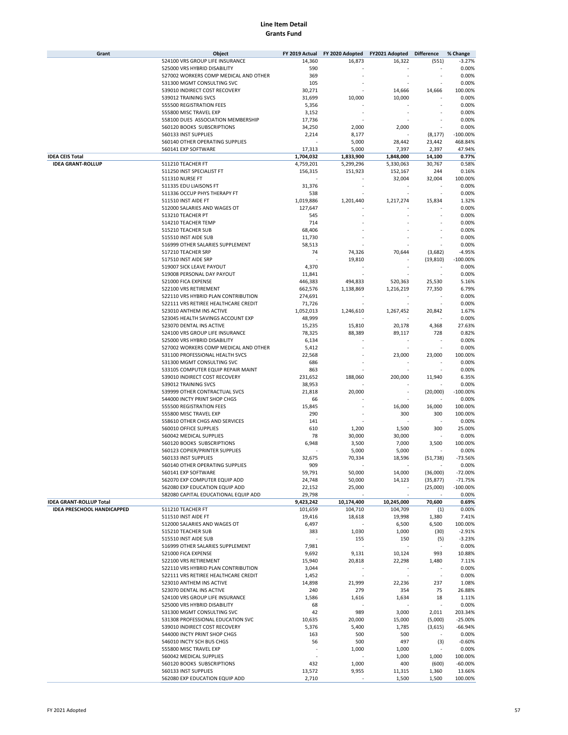# Line Item Detail
## Grants Fund

| Grant | Object | FY 2019 Actual | FY 2020 Adopted | FY2021 Adopted | Difference | % Change |
|---|---|---|---|---|---|---|
| | 524100 VRS GROUP LIFE INSURANCE | 14,360 | 16,873 | 16,322 | (551) | -3.27% |
| | 525000 VRS HYBRID DISABILITY | 590 | - | - | - | 0.00% |
| | 527002 WORKERS COMP MEDICAL AND OTHER | 369 | - | - | - | 0.00% |
| | 531300 MGMT CONSULTING SVC | 105 | - | - | - | 0.00% |
| | 539010 INDIRECT COST RECOVERY | 30,271 | - | 14,666 | 14,666 | 100.00% |
| | 539012 TRAINING SVCS | 31,699 | 10,000 | 10,000 | - | 0.00% |
| | 555500 REGISTRATION FEES | 5,356 | - | - | - | 0.00% |
| | 555800 MISC TRAVEL EXP | 3,152 | - | - | - | 0.00% |
| | 558100 DUES ASSOCIATION MEMBERSHIP | 17,736 | - | - | - | 0.00% |
| | 560120 BOOKS SUBSCRIPTIONS | 34,250 | 2,000 | 2,000 | - | 0.00% |
| | 560133 INST SUPPLIES | 2,214 | 8,177 | - | (8,177) | -100.00% |
| | 560140 OTHER OPERATING SUPPLIES | - | 5,000 | 28,442 | 23,442 | 468.84% |
| | 560141 EXP SOFTWARE | 17,313 | 5,000 | 7,397 | 2,397 | 47.94% |
| **IDEA CEIS Total** | | **1,704,032** | **1,833,900** | **1,848,000** | **14,100** | **0.77%** |
| **IDEA GRANT-ROLLUP** | 511210 TEACHER FT | 4,759,201 | 5,299,296 | 5,330,063 | 30,767 | 0.58% |
| | 511250 INST SPECIALIST FT | 156,315 | 151,923 | 152,167 | 244 | 0.16% |
| | 511310 NURSE FT | - | - | 32,004 | 32,004 | 100.00% |
| | 511335 EDU LIAISONS FT | 31,376 | - | - | - | 0.00% |
| | 511336 OCCUP PHYS THERAPY FT | 538 | - | - | - | 0.00% |
| | 511510 INST AIDE FT | 1,019,886 | 1,201,440 | 1,217,274 | 15,834 | 1.32% |
| | 512000 SALARIES AND WAGES OT | 127,647 | - | - | - | 0.00% |
| | 513210 TEACHER PT | 545 | - | - | - | 0.00% |
| | 514210 TEACHER TEMP | 714 | - | - | - | 0.00% |
| | 515210 TEACHER SUB | 68,406 | - | - | - | 0.00% |
| | 515510 INST AIDE SUB | 11,730 | - | - | - | 0.00% |
| | 516999 OTHER SALARIES SUPPLEMENT | 58,513 | - | - | - | 0.00% |
| | 517210 TEACHER SRP | 74 | 74,326 | 70,644 | (3,682) | -4.95% |
| | 517510 INST AIDE SRP | - | 19,810 | - | (19,810) | -100.00% |
| | 519007 SICK LEAVE PAYOUT | 4,370 | - | - | - | 0.00% |
| | 519008 PERSONAL DAY PAYOUT | 11,841 | - | - | - | 0.00% |
| | 521000 FICA EXPENSE | 446,383 | 494,833 | 520,363 | 25,530 | 5.16% |
| | 522100 VRS RETIREMENT | 662,576 | 1,138,869 | 1,216,219 | 77,350 | 6.79% |
| | 522110 VRS HYBRID PLAN CONTRIBUTION | 274,691 | - | - | - | 0.00% |
| | 522111 VRS RETIREE HEALTHCARE CREDIT | 71,726 | - | - | - | 0.00% |
| | 523010 ANTHEM INS ACTIVE | 1,052,013 | 1,246,610 | 1,267,452 | 20,842 | 1.67% |
| | 523045 HEALTH SAVINGS ACCOUNT EXP | 48,999 | - | - | - | 0.00% |
| | 523070 DENTAL INS ACTIVE | 15,235 | 15,810 | 20,178 | 4,368 | 27.63% |
| | 524100 VRS GROUP LIFE INSURANCE | 78,325 | 88,389 | 89,117 | 728 | 0.82% |
| | 525000 VRS HYBRID DISABILITY | 6,134 | - | - | - | 0.00% |
| | 527002 WORKERS COMP MEDICAL AND OTHER | 5,412 | - | - | - | 0.00% |
| | 531100 PROFESSIONAL HEALTH SVCS | 22,568 | - | 23,000 | 23,000 | 100.00% |
| | 531300 MGMT CONSULTING SVC | 686 | - | - | - | 0.00% |
| | 533105 COMPUTER EQUIP REPAIR MAINT | 863 | - | - | - | 0.00% |
| | 539010 INDIRECT COST RECOVERY | 231,652 | 188,060 | 200,000 | 11,940 | 6.35% |
| | 539012 TRAINING SVCS | 38,953 | - | - | - | 0.00% |
| | 539999 OTHER CONTRACTUAL SVCS | 21,818 | 20,000 | - | (20,000) | -100.00% |
| | 544000 INCTY PRINT SHOP CHGS | 66 | - | - | - | 0.00% |
| | 555500 REGISTRATION FEES | 15,845 | - | 16,000 | 16,000 | 100.00% |
| | 555800 MISC TRAVEL EXP | 290 | - | 300 | 300 | 100.00% |
| | 558610 OTHER CHGS AND SERVICES | 141 | - | - | - | 0.00% |
| | 560010 OFFICE SUPPLIES | 610 | 1,200 | 1,500 | 300 | 25.00% |
| | 560042 MEDICAL SUPPLIES | 78 | 30,000 | 30,000 | - | 0.00% |
| | 560120 BOOKS SUBSCRIPTIONS | 6,948 | 3,500 | 7,000 | 3,500 | 100.00% |
| | 560123 COPIER/PRINTER SUPPLIES | - | 5,000 | 5,000 | - | 0.00% |
| | 560133 INST SUPPLIES | 32,675 | 70,334 | 18,596 | (51,738) | -73.56% |
| | 560140 OTHER OPERATING SUPPLIES | 909 | - | - | - | 0.00% |
| | 560141 EXP SOFTWARE | 59,791 | 50,000 | 14,000 | (36,000) | -72.00% |
| | 562070 EXP COMPUTER EQUIP ADD | 24,748 | 50,000 | 14,123 | (35,877) | -71.75% |
| | 562080 EXP EDUCATION EQUIP ADD | 22,152 | 25,000 | - | (25,000) | -100.00% |
| | 582080 CAPITAL EDUCATIONAL EQUIP ADD | 29,798 | - | - | - | 0.00% |
| **IDEA GRANT-ROLLUP Total** | | **9,423,242** | **10,174,400** | **10,245,000** | **70,600** | **0.69%** |
| **IDEA PRESCHOOL HANDICAPPED** | 511210 TEACHER FT | 101,659 | 104,710 | 104,709 | (1) | 0.00% |
| | 511510 INST AIDE FT | 19,416 | 18,618 | 19,998 | 1,380 | 7.41% |
| | 512000 SALARIES AND WAGES OT | 6,497 | - | 6,500 | 6,500 | 100.00% |
| | 515210 TEACHER SUB | 383 | 1,030 | 1,000 | (30) | -2.91% |
| | 515510 INST AIDE SUB | - | 155 | 150 | (5) | -3.23% |
| | 516999 OTHER SALARIES SUPPLEMENT | 7,981 | - | - | - | 0.00% |
| | 521000 FICA EXPENSE | 9,692 | 9,131 | 10,124 | 993 | 10.88% |
| | 522100 VRS RETIREMENT | 15,940 | 20,818 | 22,298 | 1,480 | 7.11% |
| | 522110 VRS HYBRID PLAN CONTRIBUTION | 3,044 | - | - | - | 0.00% |
| | 522111 VRS RETIREE HEALTHCARE CREDIT | 1,452 | - | - | - | 0.00% |
| | 523010 ANTHEM INS ACTIVE | 14,898 | 21,999 | 22,236 | 237 | 1.08% |
| | 523070 DENTAL INS ACTIVE | 240 | 279 | 354 | 75 | 26.88% |
| | 524100 VRS GROUP LIFE INSURANCE | 1,586 | 1,616 | 1,634 | 18 | 1.11% |
| | 525000 VRS HYBRID DISABILITY | 68 | - | - | - | 0.00% |
| | 531300 MGMT CONSULTING SVC | 42 | 989 | 3,000 | 2,011 | 203.34% |
| | 531308 PROFESSIONAL EDUCATION SVC | 10,635 | 20,000 | 15,000 | (5,000) | -25.00% |
| | 539010 INDIRECT COST RECOVERY | 5,376 | 5,400 | 1,785 | (3,615) | -66.94% |
| | 544000 INCTY PRINT SHOP CHGS | 163 | 500 | 500 | - | 0.00% |
| | 546010 INCTY SCH BUS CHGS | 56 | 500 | 497 | (3) | -0.60% |
| | 555800 MISC TRAVEL EXP | - | 1,000 | 1,000 | - | 0.00% |
| | 560042 MEDICAL SUPPLIES | - | - | 1,000 | 1,000 | 100.00% |
| | 560120 BOOKS SUBSCRIPTIONS | 432 | 1,000 | 400 | (600) | -60.00% |
| | 560133 INST SUPPLIES | 13,572 | 9,955 | 11,315 | 1,360 | 13.66% |
| | 562080 EXP EDUCATION EQUIP ADD | 2,710 | - | 1,500 | 1,500 | 100.00% |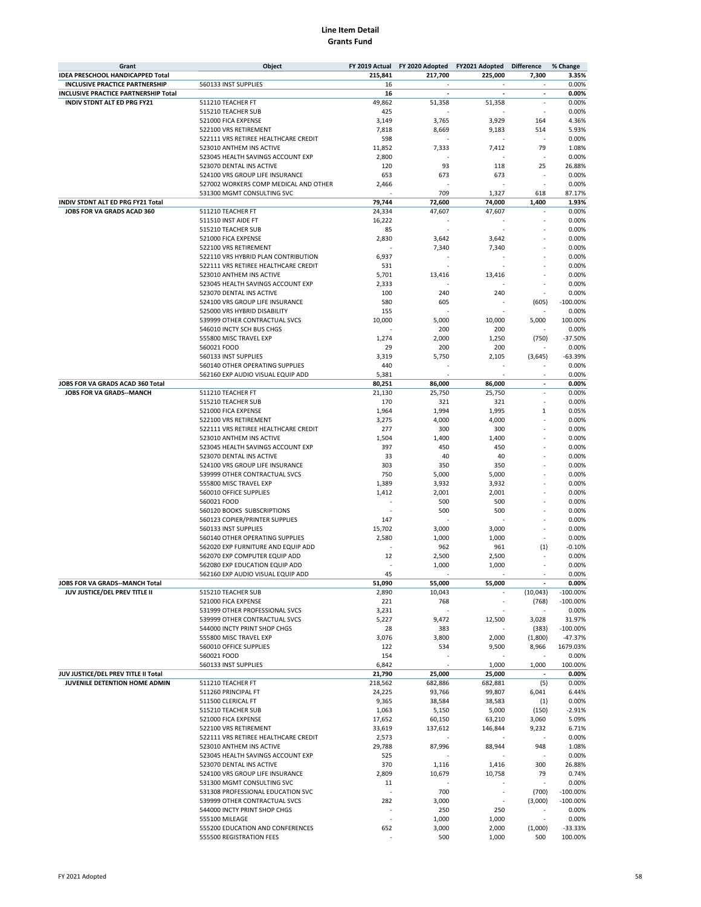**Line Item Detail**
**Grants Fund**

| Grant | Object | FY 2019 Actual | FY 2020 Adopted | FY2021 Adopted | Difference | % Change |
|---|---|---|---|---|---|---|
| **IDEA PRESCHOOL HANDICAPPED Total** | | **215,841** | **217,700** | **225,000** | **7,300** | **3.35%** |
| **INCLUSIVE PRACTICE PARTNERSHIP** | 560133 INST SUPPLIES | 16 | - | - | - | 0.00% |
| **INCLUSIVE PRACTICE PARTNERSHIP Total** | | **16** | **-** | **-** | **-** | **0.00%** |
| **INDIV STDNT ALT ED PRG FY21** | 511210 TEACHER FT | 49,862 | 51,358 | 51,358 | - | 0.00% |
| | 515210 TEACHER SUB | 425 | - | - | - | 0.00% |
| | 521000 FICA EXPENSE | 3,149 | 3,765 | 3,929 | 164 | 4.36% |
| | 522100 VRS RETIREMENT | 7,818 | 8,669 | 9,183 | 514 | 5.93% |
| | 522111 VRS RETIREE HEALTHCARE CREDIT | 598 | - | - | - | 0.00% |
| | 523010 ANTHEM INS ACTIVE | 11,852 | 7,333 | 7,412 | 79 | 1.08% |
| | 523045 HEALTH SAVINGS ACCOUNT EXP | 2,800 | - | - | - | 0.00% |
| | 523070 DENTAL INS ACTIVE | 120 | 93 | 118 | 25 | 26.88% |
| | 524100 VRS GROUP LIFE INSURANCE | 653 | 673 | 673 | - | 0.00% |
| | 527002 WORKERS COMP MEDICAL AND OTHER | 2,466 | - | - | - | 0.00% |
| | 531300 MGMT CONSULTING SVC | - | 709 | 1,327 | 618 | 87.17% |
| **INDIV STDNT ALT ED PRG FY21 Total** | | **79,744** | **72,600** | **74,000** | **1,400** | **1.93%** |
| **JOBS FOR VA GRADS ACAD 360** | 511210 TEACHER FT | 24,334 | 47,607 | 47,607 | - | 0.00% |
| | 511510 INST AIDE FT | 16,222 | - | - | - | 0.00% |
| | 515210 TEACHER SUB | 85 | - | - | - | 0.00% |
| | 521000 FICA EXPENSE | 2,830 | 3,642 | 3,642 | - | 0.00% |
| | 522100 VRS RETIREMENT | - | 7,340 | 7,340 | - | 0.00% |
| | 522110 VRS HYBRID PLAN CONTRIBUTION | 6,937 | - | - | - | 0.00% |
| | 522111 VRS RETIREE HEALTHCARE CREDIT | 531 | - | - | - | 0.00% |
| | 523010 ANTHEM INS ACTIVE | 5,701 | 13,416 | 13,416 | - | 0.00% |
| | 523045 HEALTH SAVINGS ACCOUNT EXP | 2,333 | - | - | - | 0.00% |
| | 523070 DENTAL INS ACTIVE | 100 | 240 | 240 | - | 0.00% |
| | 524100 VRS GROUP LIFE INSURANCE | 580 | 605 | - | (605) | -100.00% |
| | 525000 VRS HYBRID DISABILITY | 155 | - | - | - | 0.00% |
| | 539999 OTHER CONTRACTUAL SVCS | 10,000 | 5,000 | 10,000 | 5,000 | 100.00% |
| | 546010 INCTY SCH BUS CHGS | - | 200 | 200 | - | 0.00% |
| | 555800 MISC TRAVEL EXP | 1,274 | 2,000 | 1,250 | (750) | -37.50% |
| | 560021 FOOD | 29 | 200 | 200 | - | 0.00% |
| | 560133 INST SUPPLIES | 3,319 | 5,750 | 2,105 | (3,645) | -63.39% |
| | 560140 OTHER OPERATING SUPPLIES | 440 | - | - | - | 0.00% |
| | 562160 EXP AUDIO VISUAL EQUIP ADD | 5,381 | - | - | - | 0.00% |
| **JOBS FOR VA GRADS ACAD 360 Total** | | **80,251** | **86,000** | **86,000** | **-** | **0.00%** |
| **JOBS FOR VA GRADS--MANCH** | 511210 TEACHER FT | 21,130 | 25,750 | 25,750 | - | 0.00% |
| | 515210 TEACHER SUB | 170 | 321 | 321 | - | 0.00% |
| | 521000 FICA EXPENSE | 1,964 | 1,994 | 1,995 | 1 | 0.05% |
| | 522100 VRS RETIREMENT | 3,275 | 4,000 | 4,000 | - | 0.00% |
| | 522111 VRS RETIREE HEALTHCARE CREDIT | 277 | 300 | 300 | - | 0.00% |
| | 523010 ANTHEM INS ACTIVE | 1,504 | 1,400 | 1,400 | - | 0.00% |
| | 523045 HEALTH SAVINGS ACCOUNT EXP | 397 | 450 | 450 | - | 0.00% |
| | 523070 DENTAL INS ACTIVE | 33 | 40 | 40 | - | 0.00% |
| | 524100 VRS GROUP LIFE INSURANCE | 303 | 350 | 350 | - | 0.00% |
| | 539999 OTHER CONTRACTUAL SVCS | 750 | 5,000 | 5,000 | - | 0.00% |
| | 555800 MISC TRAVEL EXP | 1,389 | 3,932 | 3,932 | - | 0.00% |
| | 560010 OFFICE SUPPLIES | 1,412 | 2,001 | 2,001 | - | 0.00% |
| | 560021 FOOD | - | 500 | 500 | - | 0.00% |
| | 560120 BOOKS SUBSCRIPTIONS | - | 500 | 500 | - | 0.00% |
| | 560123 COPIER/PRINTER SUPPLIES | 147 | - | - | - | 0.00% |
| | 560133 INST SUPPLIES | 15,702 | 3,000 | 3,000 | - | 0.00% |
| | 560140 OTHER OPERATING SUPPLIES | 2,580 | 1,000 | 1,000 | - | 0.00% |
| | 562020 EXP FURNITURE AND EQUIP ADD | - | 962 | 961 | (1) | -0.10% |
| | 562070 EXP COMPUTER EQUIP ADD | 12 | 2,500 | 2,500 | - | 0.00% |
| | 562080 EXP EDUCATION EQUIP ADD | - | 1,000 | 1,000 | - | 0.00% |
| | 562160 EXP AUDIO VISUAL EQUIP ADD | 45 | - | - | - | 0.00% |
| **JOBS FOR VA GRADS--MANCH Total** | | **51,090** | **55,000** | **55,000** | **-** | **0.00%** |
| **JUV JUSTICE/DEL PREV TITLE II** | 515210 TEACHER SUB | 2,890 | 10,043 | - | (10,043) | -100.00% |
| | 521000 FICA EXPENSE | 221 | 768 | - | (768) | -100.00% |
| | 531999 OTHER PROFESSIONAL SVCS | 3,231 | - | - | - | 0.00% |
| | 539999 OTHER CONTRACTUAL SVCS | 5,227 | 9,472 | 12,500 | 3,028 | 31.97% |
| | 544000 INCTY PRINT SHOP CHGS | 28 | 383 | - | (383) | -100.00% |
| | 555800 MISC TRAVEL EXP | 3,076 | 3,800 | 2,000 | (1,800) | -47.37% |
| | 560010 OFFICE SUPPLIES | 122 | 534 | 9,500 | 8,966 | 1679.03% |
| | 560021 FOOD | 154 | - | - | - | 0.00% |
| | 560133 INST SUPPLIES | 6,842 | - | 1,000 | 1,000 | 100.00% |
| **JUV JUSTICE/DEL PREV TITLE II Total** | | **21,790** | **25,000** | **25,000** | **-** | **0.00%** |
| **JUVENILE DETENTION HOME ADMIN** | 511210 TEACHER FT | 218,562 | 682,886 | 682,881 | (5) | 0.00% |
| | 511260 PRINCIPAL FT | 24,225 | 93,766 | 99,807 | 6,041 | 6.44% |
| | 511500 CLERICAL FT | 9,365 | 38,584 | 38,583 | (1) | 0.00% |
| | 515210 TEACHER SUB | 1,063 | 5,150 | 5,000 | (150) | -2.91% |
| | 521000 FICA EXPENSE | 17,652 | 60,150 | 63,210 | 3,060 | 5.09% |
| | 522100 VRS RETIREMENT | 33,619 | 137,612 | 146,844 | 9,232 | 6.71% |
| | 522111 VRS RETIREE HEALTHCARE CREDIT | 2,573 | - | - | - | 0.00% |
| | 523010 ANTHEM INS ACTIVE | 29,788 | 87,996 | 88,944 | 948 | 1.08% |
| | 523045 HEALTH SAVINGS ACCOUNT EXP | 525 | - | - | - | 0.00% |
| | 523070 DENTAL INS ACTIVE | 370 | 1,116 | 1,416 | 300 | 26.88% |
| | 524100 VRS GROUP LIFE INSURANCE | 2,809 | 10,679 | 10,758 | 79 | 0.74% |
| | 531300 MGMT CONSULTING SVC | 11 | - | - | - | 0.00% |
| | 531308 PROFESSIONAL EDUCATION SVC | - | 700 | - | (700) | -100.00% |
| | 539999 OTHER CONTRACTUAL SVCS | 282 | 3,000 | - | (3,000) | -100.00% |
| | 544000 INCTY PRINT SHOP CHGS | - | 250 | 250 | - | 0.00% |
| | 555100 MILEAGE | - | 1,000 | 1,000 | - | 0.00% |
| | 555200 EDUCATION AND CONFERENCES | 652 | 3,000 | 2,000 | (1,000) | -33.33% |
| | 555500 REGISTRATION FEES | - | 500 | 1,000 | 500 | 100.00% |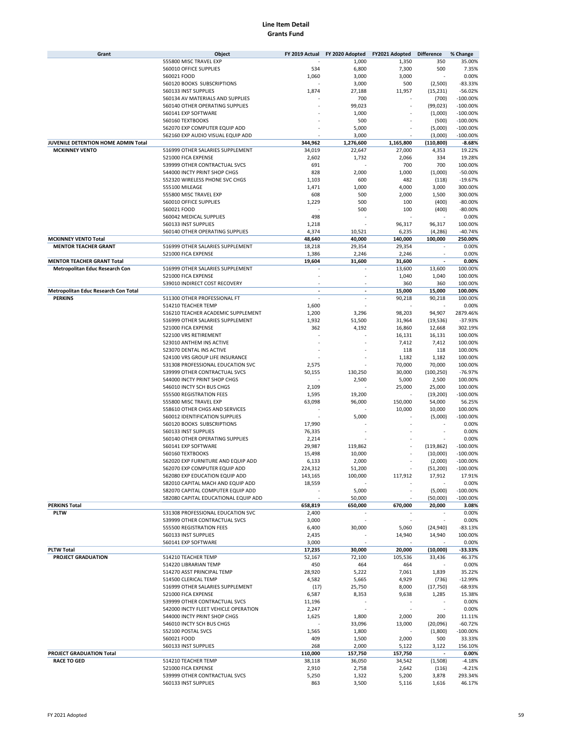# Line Item Detail
## Grants Fund

| Grant | Object | FY 2019 Actual | FY 2020 Adopted | FY2021 Adopted | Difference | % Change |
|---|---|---|---|---|---|---|
| | 555800 MISC TRAVEL EXP | - | 1,000 | 1,350 | 350 | 35.00% |
| | 560010 OFFICE SUPPLIES | 534 | 6,800 | 7,300 | 500 | 7.35% |
| | 560021 FOOD | 1,060 | 3,000 | 3,000 | - | 0.00% |
| | 560120 BOOKS SUBSCRIPTIONS | - | 3,000 | 500 | (2,500) | -83.33% |
| | 560133 INST SUPPLIES | 1,874 | 27,188 | 11,957 | (15,231) | -56.02% |
| | 560134 AV MATERIALS AND SUPPLIES | - | 700 | - | (700) | -100.00% |
| | 560140 OTHER OPERATING SUPPLIES | - | 99,023 | - | (99,023) | -100.00% |
| | 560141 EXP SOFTWARE | - | 1,000 | - | (1,000) | -100.00% |
| | 560160 TEXTBOOKS | - | 500 | - | (500) | -100.00% |
| | 562070 EXP COMPUTER EQUIP ADD | - | 5,000 | - | (5,000) | -100.00% |
| | 562160 EXP AUDIO VISUAL EQUIP ADD | - | 3,000 | - | (3,000) | -100.00% |
| **JUVENILE DETENTION HOME ADMIN Total** | | **344,962** | **1,276,600** | **1,165,800** | **(110,800)** | **-8.68%** |
| **MCKINNEY VENTO** | 516999 OTHER SALARIES SUPPLEMENT | 34,019 | 22,647 | 27,000 | 4,353 | 19.22% |
| | 521000 FICA EXPENSE | 2,602 | 1,732 | 2,066 | 334 | 19.28% |
| | 539999 OTHER CONTRACTUAL SVCS | 691 | - | 700 | 700 | 100.00% |
| | 544000 INCTY PRINT SHOP CHGS | 828 | 2,000 | 1,000 | (1,000) | -50.00% |
| | 552320 WIRELESS PHONE SVC CHGS | 1,103 | 600 | 482 | (118) | -19.67% |
| | 555100 MILEAGE | 1,471 | 1,000 | 4,000 | 3,000 | 300.00% |
| | 555800 MISC TRAVEL EXP | 608 | 500 | 2,000 | 1,500 | 300.00% |
| | 560010 OFFICE SUPPLIES | 1,229 | 500 | 100 | (400) | -80.00% |
| | 560021 FOOD | - | 500 | 100 | (400) | -80.00% |
| | 560042 MEDICAL SUPPLIES | 498 | - | - | - | 0.00% |
| | 560133 INST SUPPLIES | 1,218 | - | 96,317 | 96,317 | 100.00% |
| | 560140 OTHER OPERATING SUPPLIES | 4,374 | 10,521 | 6,235 | (4,286) | -40.74% |
| **MCKINNEY VENTO Total** | | **48,640** | **40,000** | **140,000** | **100,000** | **250.00%** |
| **MENTOR TEACHER GRANT** | 516999 OTHER SALARIES SUPPLEMENT | 18,218 | 29,354 | 29,354 | - | 0.00% |
| | 521000 FICA EXPENSE | 1,386 | 2,246 | 2,246 | - | 0.00% |
| **MENTOR TEACHER GRANT Total** | | **19,604** | **31,600** | **31,600** | **-** | **0.00%** |
| **Metropolitan Educ Research Con** | 516999 OTHER SALARIES SUPPLEMENT | - | - | 13,600 | 13,600 | 100.00% |
| | 521000 FICA EXPENSE | - | - | 1,040 | 1,040 | 100.00% |
| | 539010 INDIRECT COST RECOVERY | - | - | 360 | 360 | 100.00% |
| **Metropolitan Educ Research Con Total** | | **-** | **-** | **15,000** | **15,000** | **100.00%** |
| **PERKINS** | 511300 OTHER PROFESSIONAL FT | - | - | 90,218 | 90,218 | 100.00% |
| | 514210 TEACHER TEMP | 1,600 | - | - | - | 0.00% |
| | 516210 TEACHER ACADEMIC SUPPLEMENT | 1,200 | 3,296 | 98,203 | 94,907 | 2879.46% |
| | 516999 OTHER SALARIES SUPPLEMENT | 1,932 | 51,500 | 31,964 | (19,536) | -37.93% |
| | 521000 FICA EXPENSE | 362 | 4,192 | 16,860 | 12,668 | 302.19% |
| | 522100 VRS RETIREMENT | - | - | 16,131 | 16,131 | 100.00% |
| | 523010 ANTHEM INS ACTIVE | - | - | 7,412 | 7,412 | 100.00% |
| | 523070 DENTAL INS ACTIVE | - | - | 118 | 118 | 100.00% |
| | 524100 VRS GROUP LIFE INSURANCE | - | - | 1,182 | 1,182 | 100.00% |
| | 531308 PROFESSIONAL EDUCATION SVC | 2,575 | - | 70,000 | 70,000 | 100.00% |
| | 539999 OTHER CONTRACTUAL SVCS | 50,155 | 130,250 | 30,000 | (100,250) | -76.97% |
| | 544000 INCTY PRINT SHOP CHGS | - | 2,500 | 5,000 | 2,500 | 100.00% |
| | 546010 INCTY SCH BUS CHGS | 2,109 | - | 25,000 | 25,000 | 100.00% |
| | 555500 REGISTRATION FEES | 1,595 | 19,200 | - | (19,200) | -100.00% |
| | 555800 MISC TRAVEL EXP | 63,098 | 96,000 | 150,000 | 54,000 | 56.25% |
| | 558610 OTHER CHGS AND SERVICES | - | - | 10,000 | 10,000 | 100.00% |
| | 560012 IDENTIFICATION SUPPLIES | - | 5,000 | - | (5,000) | -100.00% |
| | 560120 BOOKS SUBSCRIPTIONS | 17,990 | - | - | - | 0.00% |
| | 560133 INST SUPPLIES | 76,335 | - | - | - | 0.00% |
| | 560140 OTHER OPERATING SUPPLIES | 2,214 | - | - | - | 0.00% |
| | 560141 EXP SOFTWARE | 29,987 | 119,862 | - | (119,862) | -100.00% |
| | 560160 TEXTBOOKS | 15,498 | 10,000 | - | (10,000) | -100.00% |
| | 562020 EXP FURNITURE AND EQUIP ADD | 6,133 | 2,000 | - | (2,000) | -100.00% |
| | 562070 EXP COMPUTER EQUIP ADD | 224,312 | 51,200 | - | (51,200) | -100.00% |
| | 562080 EXP EDUCATION EQUIP ADD | 143,165 | 100,000 | 117,912 | 17,912 | 17.91% |
| | 582010 CAPITAL MACH AND EQUIP ADD | 18,559 | - | - | - | 0.00% |
| | 582070 CAPITAL COMPUTER EQUIP ADD | - | 5,000 | - | (5,000) | -100.00% |
| | 582080 CAPITAL EDUCATIONAL EQUIP ADD | - | 50,000 | - | (50,000) | -100.00% |
| **PERKINS Total** | | **658,819** | **650,000** | **670,000** | **20,000** | **3.08%** |
| **PLTW** | 531308 PROFESSIONAL EDUCATION SVC | 2,400 | - | - | - | 0.00% |
| | 539999 OTHER CONTRACTUAL SVCS | 3,000 | - | - | - | 0.00% |
| | 555500 REGISTRATION FEES | 6,400 | 30,000 | 5,060 | (24,940) | -83.13% |
| | 560133 INST SUPPLIES | 2,435 | - | 14,940 | 14,940 | 100.00% |
| | 560141 EXP SOFTWARE | 3,000 | - | - | - | 0.00% |
| **PLTW Total** | | **17,235** | **30,000** | **20,000** | **(10,000)** | **-33.33%** |
| **PROJECT GRADUATION** | 514210 TEACHER TEMP | 52,167 | 72,100 | 105,536 | 33,436 | 46.37% |
| | 514220 LIBRARIAN TEMP | 450 | 464 | 464 | - | 0.00% |
| | 514270 ASST PRINCIPAL TEMP | 28,920 | 5,222 | 7,061 | 1,839 | 35.22% |
| | 514500 CLERICAL TEMP | 4,582 | 5,665 | 4,929 | (736) | -12.99% |
| | 516999 OTHER SALARIES SUPPLEMENT | (17) | 25,750 | 8,000 | (17,750) | -68.93% |
| | 521000 FICA EXPENSE | 6,587 | 8,353 | 9,638 | 1,285 | 15.38% |
| | 539999 OTHER CONTRACTUAL SVCS | 11,196 | - | - | - | 0.00% |
| | 542000 INCTY FLEET VEHICLE OPERATION | 2,247 | - | - | - | 0.00% |
| | 544000 INCTY PRINT SHOP CHGS | 1,625 | 1,800 | 2,000 | 200 | 11.11% |
| | 546010 INCTY SCH BUS CHGS | - | 33,096 | 13,000 | (20,096) | -60.72% |
| | 552100 POSTAL SVCS | 1,565 | 1,800 | - | (1,800) | -100.00% |
| | 560021 FOOD | 409 | 1,500 | 2,000 | 500 | 33.33% |
| | 560133 INST SUPPLIES | 268 | 2,000 | 5,122 | 3,122 | 156.10% |
| **PROJECT GRADUATION Total** | | **110,000** | **157,750** | **157,750** | **-** | **0.00%** |
| **RACE TO GED** | 514210 TEACHER TEMP | 38,118 | 36,050 | 34,542 | (1,508) | -4.18% |
| | 521000 FICA EXPENSE | 2,910 | 2,758 | 2,642 | (116) | -4.21% |
| | 539999 OTHER CONTRACTUAL SVCS | 5,250 | 1,322 | 5,200 | 3,878 | 293.34% |
| | 560133 INST SUPPLIES | 863 | 3,500 | 5,116 | 1,616 | 46.17% |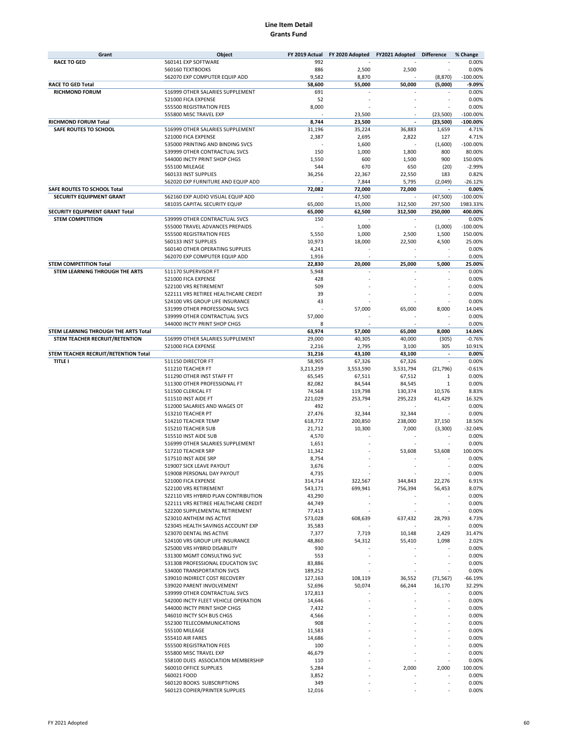# Line Item Detail
## Grants Fund

| Grant | Object | FY 2019 Actual | FY 2020 Adopted | FY2021 Adopted | Difference | % Change |
|---|---|---|---|---|---|---|
| RACE TO GED | 560141 EXP SOFTWARE | 992 | - | - | - | 0.00% |
| | 560160 TEXTBOOKS | 886 | 2,500 | 2,500 | - | 0.00% |
| | 562070 EXP COMPUTER EQUIP ADD | 9,582 | 8,870 | - | (8,870) | -100.00% |
| **RACE TO GED Total** | | **58,600** | **55,000** | **50,000** | **(5,000)** | **-9.09%** |
| RICHMOND FORUM | 516999 OTHER SALARIES SUPPLEMENT | 691 | - | - | - | 0.00% |
| | 521000 FICA EXPENSE | 52 | - | - | - | 0.00% |
| | 555500 REGISTRATION FEES | 8,000 | - | - | - | 0.00% |
| | 555800 MISC TRAVEL EXP | - | 23,500 | - | (23,500) | -100.00% |
| **RICHMOND FORUM Total** | | **8,744** | **23,500** | **-** | **(23,500)** | **-100.00%** |
| SAFE ROUTES TO SCHOOL | 516999 OTHER SALARIES SUPPLEMENT | 31,196 | 35,224 | 36,883 | 1,659 | 4.71% |
| | 521000 FICA EXPENSE | 2,387 | 2,695 | 2,822 | 127 | 4.71% |
| | 535000 PRINTING AND BINDING SVCS | - | 1,600 | - | (1,600) | -100.00% |
| | 539999 OTHER CONTRACTUAL SVCS | 150 | 1,000 | 1,800 | 800 | 80.00% |
| | 544000 INCTY PRINT SHOP CHGS | 1,550 | 600 | 1,500 | 900 | 150.00% |
| | 555100 MILEAGE | 544 | 670 | 650 | (20) | -2.99% |
| | 560133 INST SUPPLIES | 36,256 | 22,367 | 22,550 | 183 | 0.82% |
| | 562020 EXP FURNITURE AND EQUIP ADD | - | 7,844 | 5,795 | (2,049) | -26.12% |
| **SAFE ROUTES TO SCHOOL Total** | | **72,082** | **72,000** | **72,000** | **-** | **0.00%** |
| SECURITY EQUIPMENT GRANT | 562160 EXP AUDIO VISUAL EQUIP ADD | - | 47,500 | - | (47,500) | -100.00% |
| | 581035 CAPITAL SECURITY EQUIP | 65,000 | 15,000 | 312,500 | 297,500 | 1983.33% |
| **SECURITY EQUIPMENT GRANT Total** | | **65,000** | **62,500** | **312,500** | **250,000** | **400.00%** |
| STEM COMPETITION | 539999 OTHER CONTRACTUAL SVCS | 150 | - | - | - | 0.00% |
| | 555000 TRAVEL ADVANCES PREPAIDS | - | 1,000 | - | (1,000) | -100.00% |
| | 555500 REGISTRATION FEES | 5,550 | 1,000 | 2,500 | 1,500 | 150.00% |
| | 560133 INST SUPPLIES | 10,973 | 18,000 | 22,500 | 4,500 | 25.00% |
| | 560140 OTHER OPERATING SUPPLIES | 4,241 | - | - | - | 0.00% |
| | 562070 EXP COMPUTER EQUIP ADD | 1,916 | - | - | - | 0.00% |
| **STEM COMPETITION Total** | | **22,830** | **20,000** | **25,000** | **5,000** | **25.00%** |
| STEM LEARNING THROUGH THE ARTS | 511170 SUPERVISOR FT | 5,948 | - | - | - | 0.00% |
| | 521000 FICA EXPENSE | 428 | - | - | - | 0.00% |
| | 522100 VRS RETIREMENT | 509 | - | - | - | 0.00% |
| | 522111 VRS RETIREE HEALTHCARE CREDIT | 39 | - | - | - | 0.00% |
| | 524100 VRS GROUP LIFE INSURANCE | 43 | - | - | - | 0.00% |
| | 531999 OTHER PROFESSIONAL SVCS | - | 57,000 | 65,000 | 8,000 | 14.04% |
| | 539999 OTHER CONTRACTUAL SVCS | 57,000 | - | - | - | 0.00% |
| | 544000 INCTY PRINT SHOP CHGS | 8 | - | - | - | 0.00% |
| **STEM LEARNING THROUGH THE ARTS Total** | | **63,974** | **57,000** | **65,000** | **8,000** | **14.04%** |
| STEM TEACHER RECRUIT/RETENTION | 516999 OTHER SALARIES SUPPLEMENT | 29,000 | 40,305 | 40,000 | (305) | -0.76% |
| | 521000 FICA EXPENSE | 2,216 | 2,795 | 3,100 | 305 | 10.91% |
| **STEM TEACHER RECRUIT/RETENTION Total** | | **31,216** | **43,100** | **43,100** | **-** | **0.00%** |
| TITLE I | 511150 DIRECTOR FT | 58,905 | 67,326 | 67,326 | - | 0.00% |
| | 511210 TEACHER FT | 3,213,259 | 3,553,590 | 3,531,794 | (21,796) | -0.61% |
| | 511290 OTHER INST STAFF FT | 65,545 | 67,511 | 67,512 | 1 | 0.00% |
| | 511300 OTHER PROFESSIONAL FT | 82,082 | 84,544 | 84,545 | 1 | 0.00% |
| | 511500 CLERICAL FT | 74,568 | 119,798 | 130,374 | 10,576 | 8.83% |
| | 511510 INST AIDE FT | 221,029 | 253,794 | 295,223 | 41,429 | 16.32% |
| | 512000 SALARIES AND WAGES OT | 492 | - | - | - | 0.00% |
| | 513210 TEACHER PT | 27,476 | 32,344 | 32,344 | - | 0.00% |
| | 514210 TEACHER TEMP | 618,772 | 200,850 | 238,000 | 37,150 | 18.50% |
| | 515210 TEACHER SUB | 21,712 | 10,300 | 7,000 | (3,300) | -32.04% |
| | 515510 INST AIDE SUB | 4,570 | - | - | - | 0.00% |
| | 516999 OTHER SALARIES SUPPLEMENT | 1,651 | - | - | - | 0.00% |
| | 517210 TEACHER SRP | 11,342 | - | 53,608 | 53,608 | 100.00% |
| | 517510 INST AIDE SRP | 8,754 | - | - | - | 0.00% |
| | 519007 SICK LEAVE PAYOUT | 3,676 | - | - | - | 0.00% |
| | 519008 PERSONAL DAY PAYOUT | 4,735 | - | - | - | 0.00% |
| | 521000 FICA EXPENSE | 314,714 | 322,567 | 344,843 | 22,276 | 6.91% |
| | 522100 VRS RETIREMENT | 543,171 | 699,941 | 756,394 | 56,453 | 8.07% |
| | 522110 VRS HYBRID PLAN CONTRIBUTION | 43,290 | - | - | - | 0.00% |
| | 522111 VRS RETIREE HEALTHCARE CREDIT | 44,749 | - | - | - | 0.00% |
| | 522200 SUPPLEMENTAL RETIREMENT | 77,413 | - | - | - | 0.00% |
| | 523010 ANTHEM INS ACTIVE | 573,028 | 608,639 | 637,432 | 28,793 | 4.73% |
| | 523045 HEALTH SAVINGS ACCOUNT EXP | 35,583 | - | - | - | 0.00% |
| | 523070 DENTAL INS ACTIVE | 7,377 | 7,719 | 10,148 | 2,429 | 31.47% |
| | 524100 VRS GROUP LIFE INSURANCE | 48,860 | 54,312 | 55,410 | 1,098 | 2.02% |
| | 525000 VRS HYBRID DISABILITY | 930 | - | - | - | 0.00% |
| | 531300 MGMT CONSULTING SVC | 553 | - | - | - | 0.00% |
| | 531308 PROFESSIONAL EDUCATION SVC | 83,886 | - | - | - | 0.00% |
| | 534000 TRANSPORTATION SVCS | 189,252 | - | - | - | 0.00% |
| | 539010 INDIRECT COST RECOVERY | 127,163 | 108,119 | 36,552 | (71,567) | -66.19% |
| | 539020 PARENT INVOLVEMENT | 52,696 | 50,074 | 66,244 | 16,170 | 32.29% |
| | 539999 OTHER CONTRACTUAL SVCS | 172,813 | - | - | - | 0.00% |
| | 542000 INCTY FLEET VEHICLE OPERATION | 14,646 | - | - | - | 0.00% |
| | 544000 INCTY PRINT SHOP CHGS | 7,432 | - | - | - | 0.00% |
| | 546010 INCTY SCH BUS CHGS | 4,566 | - | - | - | 0.00% |
| | 552300 TELECOMMUNICATIONS | 908 | - | - | - | 0.00% |
| | 555100 MILEAGE | 11,583 | - | - | - | 0.00% |
| | 555410 AIR FARES | 14,686 | - | - | - | 0.00% |
| | 555500 REGISTRATION FEES | 100 | - | - | - | 0.00% |
| | 555800 MISC TRAVEL EXP | 46,679 | - | - | - | 0.00% |
| | 558100 DUES ASSOCIATION MEMBERSHIP | 110 | - | - | - | 0.00% |
| | 560010 OFFICE SUPPLIES | 5,284 | - | 2,000 | 2,000 | 100.00% |
| | 560021 FOOD | 3,852 | - | - | - | 0.00% |
| | 560120 BOOKS SUBSCRIPTIONS | 349 | - | - | - | 0.00% |
| | 560123 COPIER/PRINTER SUPPLIES | 12,016 | - | - | - | 0.00% |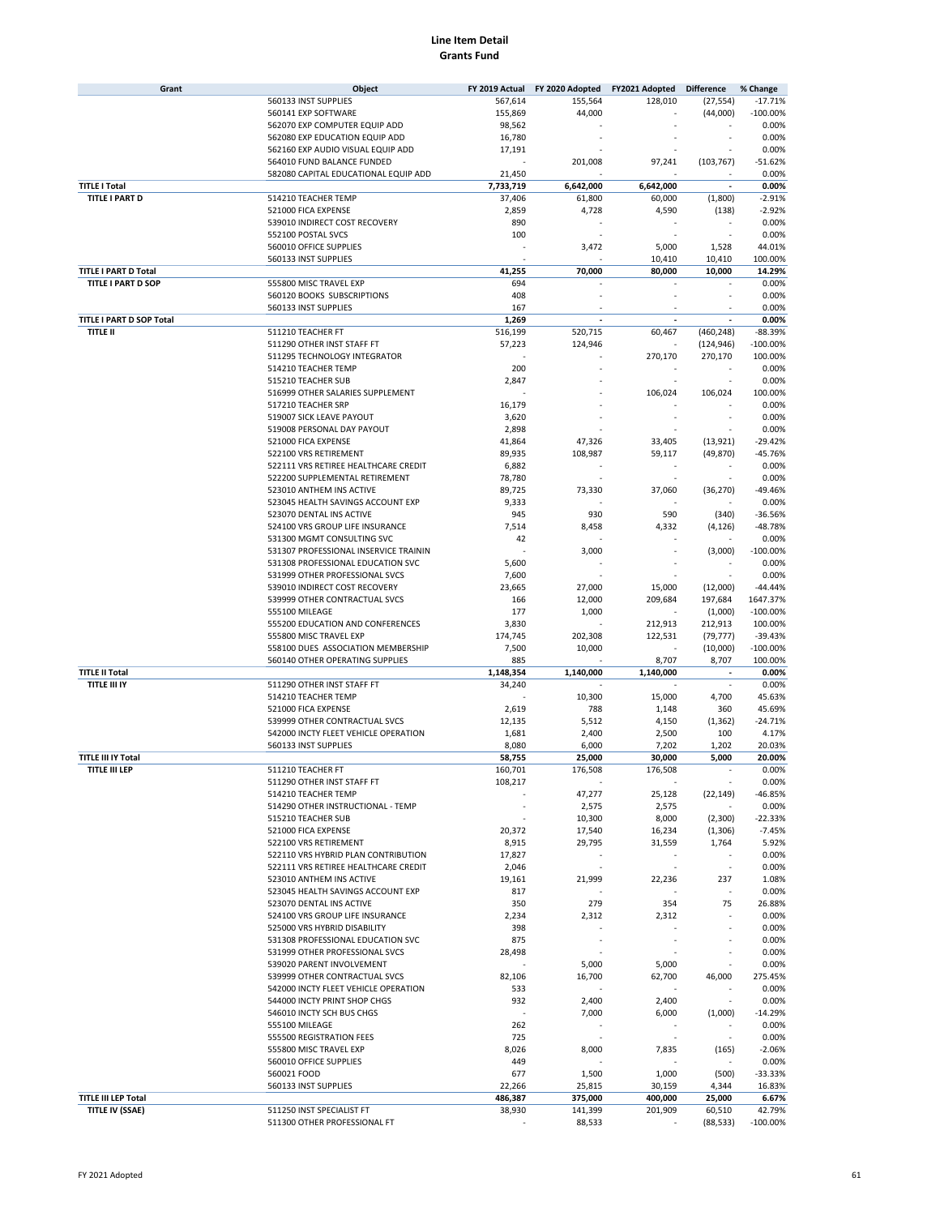# Line Item Detail
## Grants Fund

| Grant | Object | FY 2019 Actual | FY 2020 Adopted | FY2021 Adopted | Difference | % Change |
|---|---|---|---|---|---|---|
| | 560133 INST SUPPLIES | 567,614 | 155,564 | 128,010 | (27,554) | -17.71% |
| | 560141 EXP SOFTWARE | 155,869 | 44,000 | - | (44,000) | -100.00% |
| | 562070 EXP COMPUTER EQUIP ADD | 98,562 | - | - | - | 0.00% |
| | 562080 EXP EDUCATION EQUIP ADD | 16,780 | - | - | - | 0.00% |
| | 562160 EXP AUDIO VISUAL EQUIP ADD | 17,191 | - | - | - | 0.00% |
| | 564010 FUND BALANCE FUNDED | - | 201,008 | 97,241 | (103,767) | -51.62% |
| | 582080 CAPITAL EDUCATIONAL EQUIP ADD | 21,450 | - | - | - | 0.00% |
| **TITLE I Total** | | **7,733,719** | **6,642,000** | **6,642,000** | **-** | **0.00%** |
| **TITLE I PART D** | 514210 TEACHER TEMP | 37,406 | 61,800 | 60,000 | (1,800) | -2.91% |
| | 521000 FICA EXPENSE | 2,859 | 4,728 | 4,590 | (138) | -2.92% |
| | 539010 INDIRECT COST RECOVERY | 890 | - | - | - | 0.00% |
| | 552100 POSTAL SVCS | 100 | - | - | - | 0.00% |
| | 560010 OFFICE SUPPLIES | - | 3,472 | 5,000 | 1,528 | 44.01% |
| | 560133 INST SUPPLIES | - | - | 10,410 | 10,410 | 100.00% |
| **TITLE I PART D Total** | | **41,255** | **70,000** | **80,000** | **10,000** | **14.29%** |
| **TITLE I PART D SOP** | 555800 MISC TRAVEL EXP | 694 | - | - | - | 0.00% |
| | 560120 BOOKS SUBSCRIPTIONS | 408 | - | - | - | 0.00% |
| | 560133 INST SUPPLIES | 167 | - | - | - | 0.00% |
| **TITLE I PART D SOP Total** | | **1,269** | **-** | **-** | **-** | **0.00%** |
| **TITLE II** | 511210 TEACHER FT | 516,199 | 520,715 | 60,467 | (460,248) | -88.39% |
| | 511290 OTHER INST STAFF FT | 57,223 | 124,946 | - | (124,946) | -100.00% |
| | 511295 TECHNOLOGY INTEGRATOR | - | - | 270,170 | 270,170 | 100.00% |
| | 514210 TEACHER TEMP | 200 | - | - | - | 0.00% |
| | 515210 TEACHER SUB | 2,847 | - | - | - | 0.00% |
| | 516999 OTHER SALARIES SUPPLEMENT | - | - | 106,024 | 106,024 | 100.00% |
| | 517210 TEACHER SRP | 16,179 | - | - | - | 0.00% |
| | 519007 SICK LEAVE PAYOUT | 3,620 | - | - | - | 0.00% |
| | 519008 PERSONAL DAY PAYOUT | 2,898 | - | - | - | 0.00% |
| | 521000 FICA EXPENSE | 41,864 | 47,326 | 33,405 | (13,921) | -29.42% |
| | 522100 VRS RETIREMENT | 89,935 | 108,987 | 59,117 | (49,870) | -45.76% |
| | 522111 VRS RETIREE HEALTHCARE CREDIT | 6,882 | - | - | - | 0.00% |
| | 522200 SUPPLEMENTAL RETIREMENT | 78,780 | - | - | - | 0.00% |
| | 523010 ANTHEM INS ACTIVE | 89,725 | 73,330 | 37,060 | (36,270) | -49.46% |
| | 523045 HEALTH SAVINGS ACCOUNT EXP | 9,333 | - | - | - | 0.00% |
| | 523070 DENTAL INS ACTIVE | 945 | 930 | 590 | (340) | -36.56% |
| | 524100 VRS GROUP LIFE INSURANCE | 7,514 | 8,458 | 4,332 | (4,126) | -48.78% |
| | 531300 MGMT CONSULTING SVC | 42 | - | - | - | 0.00% |
| | 531307 PROFESSIONAL INSERVICE TRAININ | - | 3,000 | - | (3,000) | -100.00% |
| | 531308 PROFESSIONAL EDUCATION SVC | 5,600 | - | - | - | 0.00% |
| | 531999 OTHER PROFESSIONAL SVCS | 7,600 | - | - | - | 0.00% |
| | 539010 INDIRECT COST RECOVERY | 23,665 | 27,000 | 15,000 | (12,000) | -44.44% |
| | 539999 OTHER CONTRACTUAL SVCS | 166 | 12,000 | 209,684 | 197,684 | 1647.37% |
| | 555100 MILEAGE | 177 | 1,000 | - | (1,000) | -100.00% |
| | 555200 EDUCATION AND CONFERENCES | 3,830 | - | 212,913 | 212,913 | 100.00% |
| | 555800 MISC TRAVEL EXP | 174,745 | 202,308 | 122,531 | (79,777) | -39.43% |
| | 558100 DUES ASSOCIATION MEMBERSHIP | 7,500 | 10,000 | - | (10,000) | -100.00% |
| | 560140 OTHER OPERATING SUPPLIES | 885 | - | 8,707 | 8,707 | 100.00% |
| **TITLE II Total** | | **1,148,354** | **1,140,000** | **1,140,000** | **-** | **0.00%** |
| **TITLE III IY** | 511290 OTHER INST STAFF FT | 34,240 | - | - | - | 0.00% |
| | 514210 TEACHER TEMP | - | 10,300 | 15,000 | 4,700 | 45.63% |
| | 521000 FICA EXPENSE | 2,619 | 788 | 1,148 | 360 | 45.69% |
| | 539999 OTHER CONTRACTUAL SVCS | 12,135 | 5,512 | 4,150 | (1,362) | -24.71% |
| | 542000 INCTY FLEET VEHICLE OPERATION | 1,681 | 2,400 | 2,500 | 100 | 4.17% |
| | 560133 INST SUPPLIES | 8,080 | 6,000 | 7,202 | 1,202 | 20.03% |
| **TITLE III IY Total** | | **58,755** | **25,000** | **30,000** | **5,000** | **20.00%** |
| **TITLE III LEP** | 511210 TEACHER FT | 160,701 | 176,508 | 176,508 | - | 0.00% |
| | 511290 OTHER INST STAFF FT | 108,217 | - | - | - | 0.00% |
| | 514210 TEACHER TEMP | - | 47,277 | 25,128 | (22,149) | -46.85% |
| | 514290 OTHER INSTRUCTIONAL - TEMP | - | 2,575 | 2,575 | - | 0.00% |
| | 515210 TEACHER SUB | - | 10,300 | 8,000 | (2,300) | -22.33% |
| | 521000 FICA EXPENSE | 20,372 | 17,540 | 16,234 | (1,306) | -7.45% |
| | 522100 VRS RETIREMENT | 8,915 | 29,795 | 31,559 | 1,764 | 5.92% |
| | 522110 VRS HYBRID PLAN CONTRIBUTION | 17,827 | - | - | - | 0.00% |
| | 522111 VRS RETIREE HEALTHCARE CREDIT | 2,046 | - | - | - | 0.00% |
| | 523010 ANTHEM INS ACTIVE | 19,161 | 21,999 | 22,236 | 237 | 1.08% |
| | 523045 HEALTH SAVINGS ACCOUNT EXP | 817 | - | - | - | 0.00% |
| | 523070 DENTAL INS ACTIVE | 350 | 279 | 354 | 75 | 26.88% |
| | 524100 VRS GROUP LIFE INSURANCE | 2,234 | 2,312 | 2,312 | - | 0.00% |
| | 525000 VRS HYBRID DISABILITY | 398 | - | - | - | 0.00% |
| | 531308 PROFESSIONAL EDUCATION SVC | 875 | - | - | - | 0.00% |
| | 531999 OTHER PROFESSIONAL SVCS | 28,498 | - | - | - | 0.00% |
| | 539020 PARENT INVOLVEMENT | - | 5,000 | 5,000 | - | 0.00% |
| | 539999 OTHER CONTRACTUAL SVCS | 82,106 | 16,700 | 62,700 | 46,000 | 275.45% |
| | 542000 INCTY FLEET VEHICLE OPERATION | 533 | - | - | - | 0.00% |
| | 544000 INCTY PRINT SHOP CHGS | 932 | 2,400 | 2,400 | - | 0.00% |
| | 546010 INCTY SCH BUS CHGS | - | 7,000 | 6,000 | (1,000) | -14.29% |
| | 555100 MILEAGE | 262 | - | - | - | 0.00% |
| | 555500 REGISTRATION FEES | 725 | - | - | - | 0.00% |
| | 555800 MISC TRAVEL EXP | 8,026 | 8,000 | 7,835 | (165) | -2.06% |
| | 560010 OFFICE SUPPLIES | 449 | - | - | - | 0.00% |
| | 560021 FOOD | 677 | 1,500 | 1,000 | (500) | -33.33% |
| | 560133 INST SUPPLIES | 22,266 | 25,815 | 30,159 | 4,344 | 16.83% |
| **TITLE III LEP Total** | | **486,387** | **375,000** | **400,000** | **25,000** | **6.67%** |
| **TITLE IV (SSAE)** | 511250 INST SPECIALIST FT | 38,930 | 141,399 | 201,909 | 60,510 | 42.79% |
| | 511300 OTHER PROFESSIONAL FT | - | 88,533 | - | (88,533) | -100.00% |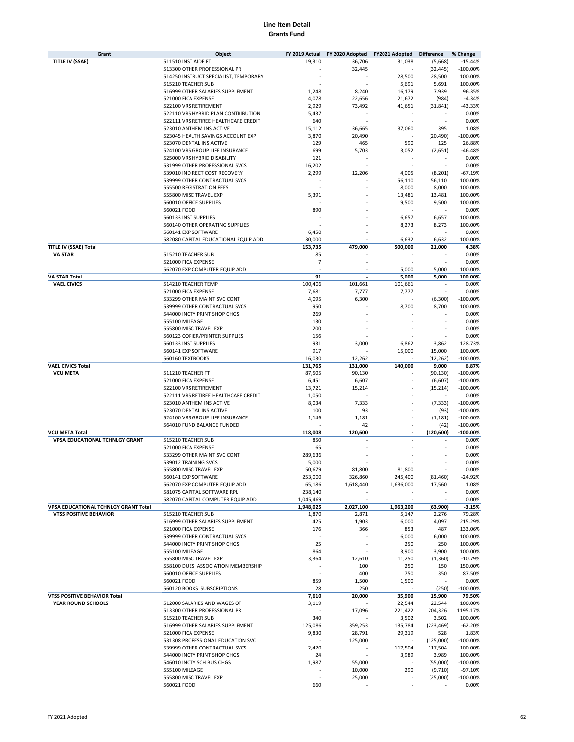# Line Item Detail
## Grants Fund

| Grant | Object | FY 2019 Actual | FY 2020 Adopted | FY2021 Adopted | Difference | % Change |
|---|---|---|---|---|---|---|
| **TITLE IV (SSAE)** | 511510 INST AIDE FT | 19,310 | 36,706 | 31,038 | (5,668) | -15.44% |
| | 513300 OTHER PROFESSIONAL PR | - | 32,445 | - | (32,445) | -100.00% |
| | 514250 INSTRUCT SPECIALIST, TEMPORARY | - | - | 28,500 | 28,500 | 100.00% |
| | 515210 TEACHER SUB | - | - | 5,691 | 5,691 | 100.00% |
| | 516999 OTHER SALARIES SUPPLEMENT | 1,248 | 8,240 | 16,179 | 7,939 | 96.35% |
| | 521000 FICA EXPENSE | 4,078 | 22,656 | 21,672 | (984) | -4.34% |
| | 522100 VRS RETIREMENT | 2,929 | 73,492 | 41,651 | (31,841) | -43.33% |
| | 522110 VRS HYBRID PLAN CONTRIBUTION | 5,437 | - | - | - | 0.00% |
| | 522111 VRS RETIREE HEALTHCARE CREDIT | 640 | - | - | - | 0.00% |
| | 523010 ANTHEM INS ACTIVE | 15,112 | 36,665 | 37,060 | 395 | 1.08% |
| | 523045 HEALTH SAVINGS ACCOUNT EXP | 3,870 | 20,490 | - | (20,490) | -100.00% |
| | 523070 DENTAL INS ACTIVE | 129 | 465 | 590 | 125 | 26.88% |
| | 524100 VRS GROUP LIFE INSURANCE | 699 | 5,703 | 3,052 | (2,651) | -46.48% |
| | 525000 VRS HYBRID DISABILITY | 121 | - | - | - | 0.00% |
| | 531999 OTHER PROFESSIONAL SVCS | 16,202 | - | - | - | 0.00% |
| | 539010 INDIRECT COST RECOVERY | 2,299 | 12,206 | 4,005 | (8,201) | -67.19% |
| | 539999 OTHER CONTRACTUAL SVCS | - | - | 56,110 | 56,110 | 100.00% |
| | 555500 REGISTRATION FEES | - | - | 8,000 | 8,000 | 100.00% |
| | 555800 MISC TRAVEL EXP | 5,391 | - | 13,481 | 13,481 | 100.00% |
| | 560010 OFFICE SUPPLIES | - | - | 9,500 | 9,500 | 100.00% |
| | 560021 FOOD | 890 | - | - | - | 0.00% |
| | 560133 INST SUPPLIES | - | - | 6,657 | 6,657 | 100.00% |
| | 560140 OTHER OPERATING SUPPLIES | - | - | 8,273 | 8,273 | 100.00% |
| | 560141 EXP SOFTWARE | 6,450 | - | - | - | 0.00% |
| | 582080 CAPITAL EDUCATIONAL EQUIP ADD | 30,000 | - | 6,632 | 6,632 | 100.00% |
| **TITLE IV (SSAE) Total** | | **153,735** | **479,000** | **500,000** | **21,000** | **4.38%** |
| **VA STAR** | 515210 TEACHER SUB | 85 | - | - | - | 0.00% |
| | 521000 FICA EXPENSE | 7 | - | - | - | 0.00% |
| | 562070 EXP COMPUTER EQUIP ADD | - | - | 5,000 | 5,000 | 100.00% |
| **VA STAR Total** | | **91** | **-** | **5,000** | **5,000** | **100.00%** |
| **VAEL CIVICS** | 514210 TEACHER TEMP | 100,406 | 101,661 | 101,661 | - | 0.00% |
| | 521000 FICA EXPENSE | 7,681 | 7,777 | 7,777 | - | 0.00% |
| | 533299 OTHER MAINT SVC CONT | 4,095 | 6,300 | - | (6,300) | -100.00% |
| | 539999 OTHER CONTRACTUAL SVCS | 950 | - | 8,700 | 8,700 | 100.00% |
| | 544000 INCTY PRINT SHOP CHGS | 269 | - | - | - | 0.00% |
| | 555100 MILEAGE | 130 | - | - | - | 0.00% |
| | 555800 MISC TRAVEL EXP | 200 | - | - | - | 0.00% |
| | 560123 COPIER/PRINTER SUPPLIES | 156 | - | - | - | 0.00% |
| | 560133 INST SUPPLIES | 931 | 3,000 | 6,862 | 3,862 | 128.73% |
| | 560141 EXP SOFTWARE | 917 | - | 15,000 | 15,000 | 100.00% |
| | 560160 TEXTBOOKS | 16,030 | 12,262 | - | (12,262) | -100.00% |
| **VAEL CIVICS Total** | | **131,765** | **131,000** | **140,000** | **9,000** | **6.87%** |
| **VCU META** | 511210 TEACHER FT | 87,505 | 90,130 | - | (90,130) | -100.00% |
| | 521000 FICA EXPENSE | 6,451 | 6,607 | - | (6,607) | -100.00% |
| | 522100 VRS RETIREMENT | 13,721 | 15,214 | - | (15,214) | -100.00% |
| | 522111 VRS RETIREE HEALTHCARE CREDIT | 1,050 | - | - | - | 0.00% |
| | 523010 ANTHEM INS ACTIVE | 8,034 | 7,333 | - | (7,333) | -100.00% |
| | 523070 DENTAL INS ACTIVE | 100 | 93 | - | (93) | -100.00% |
| | 524100 VRS GROUP LIFE INSURANCE | 1,146 | 1,181 | - | (1,181) | -100.00% |
| | 564010 FUND BALANCE FUNDED | - | 42 | - | (42) | -100.00% |
| **VCU META Total** | | **118,008** | **120,600** | **-** | **(120,600)** | **-100.00%** |
| **VPSA EDUCATIONAL TCHNLGY GRANT** | 515210 TEACHER SUB | 850 | - | - | - | 0.00% |
| | 521000 FICA EXPENSE | 65 | - | - | - | 0.00% |
| | 533299 OTHER MAINT SVC CONT | 289,636 | - | - | - | 0.00% |
| | 539012 TRAINING SVCS | 5,000 | - | - | - | 0.00% |
| | 555800 MISC TRAVEL EXP | 50,679 | 81,800 | 81,800 | - | 0.00% |
| | 560141 EXP SOFTWARE | 253,000 | 326,860 | 245,400 | (81,460) | -24.92% |
| | 562070 EXP COMPUTER EQUIP ADD | 65,186 | 1,618,440 | 1,636,000 | 17,560 | 1.08% |
| | 581075 CAPITAL SOFTWARE RPL | 238,140 | - | - | - | 0.00% |
| | 582070 CAPITAL COMPUTER EQUIP ADD | 1,045,469 | - | - | - | 0.00% |
| **VPSA EDUCATIONAL TCHNLGY GRANT Total** | | **1,948,025** | **2,027,100** | **1,963,200** | **(63,900)** | **-3.15%** |
| **VTSS POSITIVE BEHAVIOR** | 515210 TEACHER SUB | 1,870 | 2,871 | 5,147 | 2,276 | 79.28% |
| | 516999 OTHER SALARIES SUPPLEMENT | 425 | 1,903 | 6,000 | 4,097 | 215.29% |
| | 521000 FICA EXPENSE | 176 | 366 | 853 | 487 | 133.06% |
| | 539999 OTHER CONTRACTUAL SVCS | - | - | 6,000 | 6,000 | 100.00% |
| | 544000 INCTY PRINT SHOP CHGS | 25 | - | 250 | 250 | 100.00% |
| | 555100 MILEAGE | 864 | - | 3,900 | 3,900 | 100.00% |
| | 555800 MISC TRAVEL EXP | 3,364 | 12,610 | 11,250 | (1,360) | -10.79% |
| | 558100 DUES ASSOCIATION MEMBERSHIP | - | 100 | 250 | 150 | 150.00% |
| | 560010 OFFICE SUPPLIES | - | 400 | 750 | 350 | 87.50% |
| | 560021 FOOD | 859 | 1,500 | 1,500 | - | 0.00% |
| | 560120 BOOKS SUBSCRIPTIONS | 28 | 250 | - | (250) | -100.00% |
| **VTSS POSITIVE BEHAVIOR Total** | | **7,610** | **20,000** | **35,900** | **15,900** | **79.50%** |
| **YEAR ROUND SCHOOLS** | 512000 SALARIES AND WAGES OT | 3,119 | - | 22,544 | 22,544 | 100.00% |
| | 513300 OTHER PROFESSIONAL PR | - | 17,096 | 221,422 | 204,326 | 1195.17% |
| | 515210 TEACHER SUB | 340 | - | 3,502 | 3,502 | 100.00% |
| | 516999 OTHER SALARIES SUPPLEMENT | 125,086 | 359,253 | 135,784 | (223,469) | -62.20% |
| | 521000 FICA EXPENSE | 9,830 | 28,791 | 29,319 | 528 | 1.83% |
| | 531308 PROFESSIONAL EDUCATION SVC | - | 125,000 | - | (125,000) | -100.00% |
| | 539999 OTHER CONTRACTUAL SVCS | 2,420 | - | 117,504 | 117,504 | 100.00% |
| | 544000 INCTY PRINT SHOP CHGS | 24 | - | 3,989 | 3,989 | 100.00% |
| | 546010 INCTY SCH BUS CHGS | 1,987 | 55,000 | - | (55,000) | -100.00% |
| | 555100 MILEAGE | - | 10,000 | 290 | (9,710) | -97.10% |
| | 555800 MISC TRAVEL EXP | - | 25,000 | - | (25,000) | -100.00% |
| | 560021 FOOD | 660 | - | - | - | 0.00% |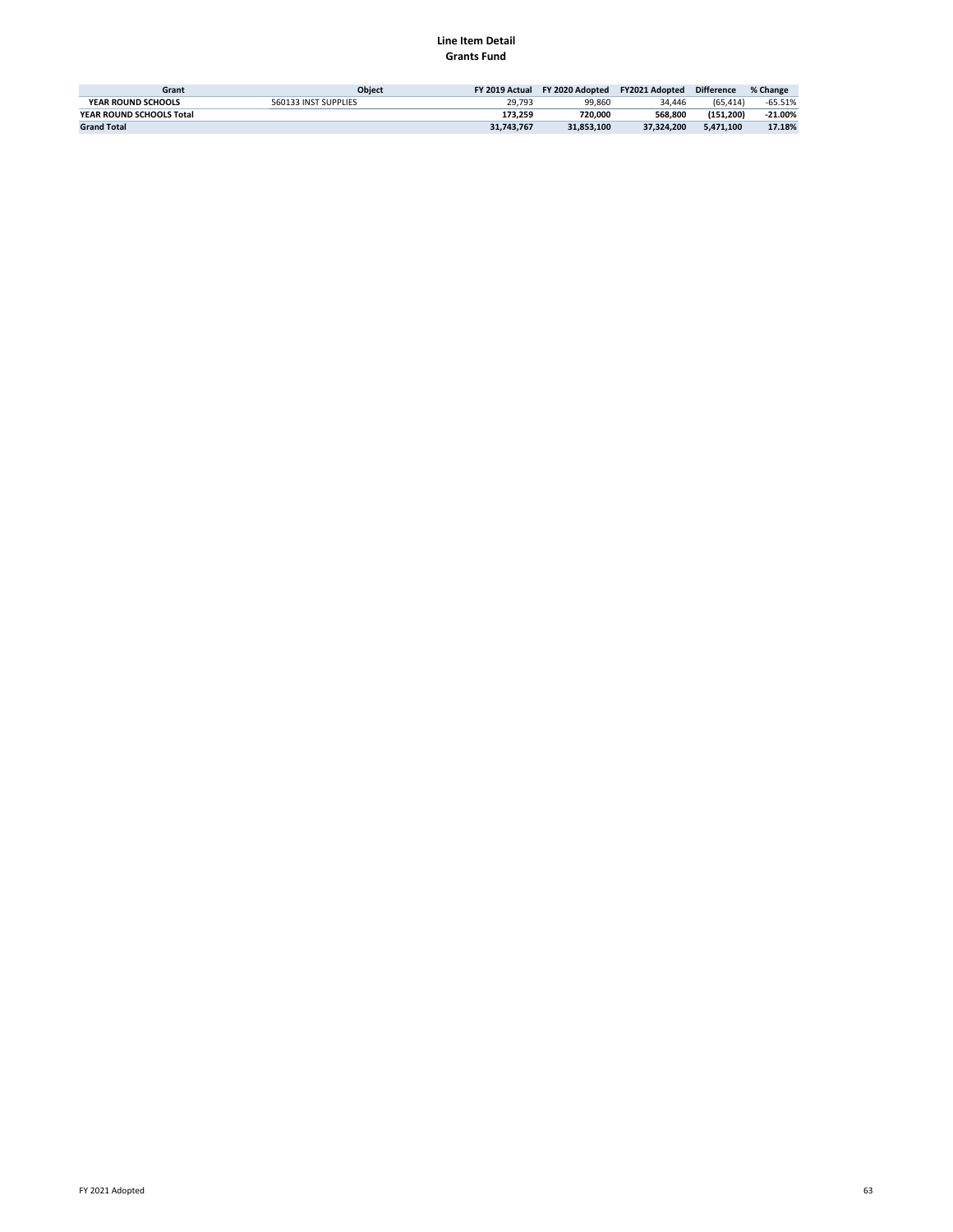**Line Item Detail**
**Grants Fund**

| Grant | Object | FY 2019 Actual | FY 2020 Adopted | FY2021 Adopted | Difference | % Change |
|---|---|---|---|---|---|---|
| YEAR ROUND SCHOOLS | 560133 INST SUPPLIES | 29,793 | 99,860 | 34,446 | (65,414) | -65.51% |
| **YEAR ROUND SCHOOLS Total** | | **173,259** | **720,000** | **568,800** | **(151,200)** | **-21.00%** |
| **Grand Total** | | **31,743,767** | **31,853,100** | **37,324,200** | **5,471,100** | **17.18%** |

FY 2021 Adopted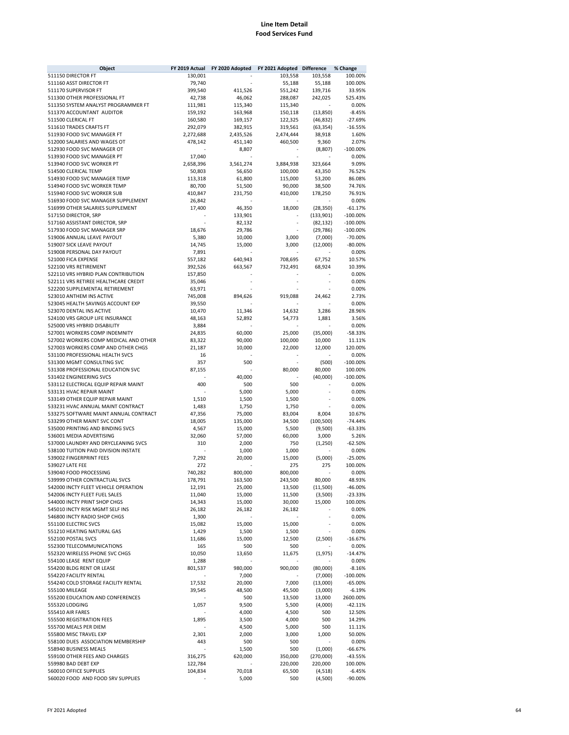# Line Item Detail
## Food Services Fund

| Object | FY 2019 Actual | FY 2020 Adopted | FY 2021 Adopted | Difference | % Change |
|---|---|---|---|---|---|
| 511150 DIRECTOR FT | 130,001 | - | 103,558 | 103,558 | 100.00% |
| 511160 ASST DIRECTOR FT | 79,740 | - | 55,188 | 55,188 | 100.00% |
| 511170 SUPERVISOR FT | 399,540 | 411,526 | 551,242 | 139,716 | 33.95% |
| 511300 OTHER PROFESSIONAL FT | 42,738 | 46,062 | 288,087 | 242,025 | 525.43% |
| 511350 SYSTEM ANALYST PROGRAMMER FT | 111,981 | 115,340 | 115,340 | - | 0.00% |
| 511370 ACCOUNTANT AUDITOR | 159,192 | 163,968 | 150,118 | (13,850) | -8.45% |
| 511500 CLERICAL FT | 160,580 | 169,157 | 122,325 | (46,832) | -27.69% |
| 511610 TRADES CRAFTS FT | 292,079 | 382,915 | 319,561 | (63,354) | -16.55% |
| 511930 FOOD SVC MANAGER FT | 2,272,688 | 2,435,526 | 2,474,444 | 38,918 | 1.60% |
| 512000 SALARIES AND WAGES OT | 478,142 | 451,140 | 460,500 | 9,360 | 2.07% |
| 512930 FOOD SVC MANAGER OT | - | 8,807 | - | (8,807) | -100.00% |
| 513930 FOOD SVC MANAGER PT | 17,040 | - | - | - | 0.00% |
| 513940 FOOD SVC WORKER PT | 2,658,396 | 3,561,274 | 3,884,938 | 323,664 | 9.09% |
| 514500 CLERICAL TEMP | 50,803 | 56,650 | 100,000 | 43,350 | 76.52% |
| 514930 FOOD SVC MANAGER TEMP | 113,318 | 61,800 | 115,000 | 53,200 | 86.08% |
| 514940 FOOD SVC WORKER TEMP | 80,700 | 51,500 | 90,000 | 38,500 | 74.76% |
| 515940 FOOD SVC WORKER SUB | 410,847 | 231,750 | 410,000 | 178,250 | 76.91% |
| 516930 FOOD SVC MANAGER SUPPLEMENT | 26,842 | - | - | - | 0.00% |
| 516999 OTHER SALARIES SUPPLEMENT | 17,400 | 46,350 | 18,000 | (28,350) | -61.17% |
| 517150 DIRECTOR, SRP | - | 133,901 | - | (133,901) | -100.00% |
| 517160 ASSISTANT DIRECTOR, SRP | - | 82,132 | - | (82,132) | -100.00% |
| 517930 FOOD SVC MANAGER SRP | 18,676 | 29,786 | - | (29,786) | -100.00% |
| 519006 ANNUAL LEAVE PAYOUT | 5,380 | 10,000 | 3,000 | (7,000) | -70.00% |
| 519007 SICK LEAVE PAYOUT | 14,745 | 15,000 | 3,000 | (12,000) | -80.00% |
| 519008 PERSONAL DAY PAYOUT | 7,891 | - | - | - | 0.00% |
| 521000 FICA EXPENSE | 557,182 | 640,943 | 708,695 | 67,752 | 10.57% |
| 522100 VRS RETIREMENT | 392,526 | 663,567 | 732,491 | 68,924 | 10.39% |
| 522110 VRS HYBRID PLAN CONTRIBUTION | 157,850 | - | - | - | 0.00% |
| 522111 VRS RETIREE HEALTHCARE CREDIT | 35,046 | - | - | - | 0.00% |
| 522200 SUPPLEMENTAL RETIREMENT | 63,971 | - | - | - | 0.00% |
| 523010 ANTHEM INS ACTIVE | 745,008 | 894,626 | 919,088 | 24,462 | 2.73% |
| 523045 HEALTH SAVINGS ACCOUNT EXP | 39,550 | - | - | - | 0.00% |
| 523070 DENTAL INS ACTIVE | 10,470 | 11,346 | 14,632 | 3,286 | 28.96% |
| 524100 VRS GROUP LIFE INSURANCE | 48,163 | 52,892 | 54,773 | 1,881 | 3.56% |
| 525000 VRS HYBRID DISABILITY | 3,884 | - | - | - | 0.00% |
| 527001 WORKERS COMP INDEMNITY | 24,835 | 60,000 | 25,000 | (35,000) | -58.33% |
| 527002 WORKERS COMP MEDICAL AND OTHER | 83,322 | 90,000 | 100,000 | 10,000 | 11.11% |
| 527003 WORKERS COMP AND OTHER CHGS | 21,187 | 10,000 | 22,000 | 12,000 | 120.00% |
| 531100 PROFESSIONAL HEALTH SVCS | 16 | - | - | - | 0.00% |
| 531300 MGMT CONSULTING SVC | 357 | 500 | - | (500) | -100.00% |
| 531308 PROFESSIONAL EDUCATION SVC | 87,155 | - | 80,000 | 80,000 | 100.00% |
| 531402 ENGINEERING SVCS | - | 40,000 | - | (40,000) | -100.00% |
| 533112 ELECTRICAL EQUIP REPAIR MAINT | 400 | 500 | 500 | - | 0.00% |
| 533131 HVAC REPAIR MAINT | - | 5,000 | 5,000 | - | 0.00% |
| 533149 OTHER EQUIP REPAIR MAINT | 1,510 | 1,500 | 1,500 | - | 0.00% |
| 533231 HVAC ANNUAL MAINT CONTRACT | 1,483 | 1,750 | 1,750 | - | 0.00% |
| 533275 SOFTWARE MAINT ANNUAL CONTRACT | 47,356 | 75,000 | 83,004 | 8,004 | 10.67% |
| 533299 OTHER MAINT SVC CONT | 18,005 | 135,000 | 34,500 | (100,500) | -74.44% |
| 535000 PRINTING AND BINDING SVCS | 4,567 | 15,000 | 5,500 | (9,500) | -63.33% |
| 536001 MEDIA ADVERTISING | 32,060 | 57,000 | 60,000 | 3,000 | 5.26% |
| 537000 LAUNDRY AND DRYCLEANING SVCS | 310 | 2,000 | 750 | (1,250) | -62.50% |
| 538100 TUITION PAID DIVISION INSTATE | - | 1,000 | 1,000 | - | 0.00% |
| 539002 FINGERPRINT FEES | 7,292 | 20,000 | 15,000 | (5,000) | -25.00% |
| 539027 LATE FEE | 272 | - | 275 | 275 | 100.00% |
| 539040 FOOD PROCESSING | 740,282 | 800,000 | 800,000 | - | 0.00% |
| 539999 OTHER CONTRACTUAL SVCS | 178,791 | 163,500 | 243,500 | 80,000 | 48.93% |
| 542000 INCTY FLEET VEHICLE OPERATION | 12,191 | 25,000 | 13,500 | (11,500) | -46.00% |
| 542006 INCTY FLEET FUEL SALES | 11,040 | 15,000 | 11,500 | (3,500) | -23.33% |
| 544000 INCTY PRINT SHOP CHGS | 14,343 | 15,000 | 30,000 | 15,000 | 100.00% |
| 545010 INCTY RISK MGMT SELF INS | 26,182 | 26,182 | 26,182 | - | 0.00% |
| 546800 INCTY RADIO SHOP CHGS | 1,300 | - | - | - | 0.00% |
| 551100 ELECTRIC SVCS | 15,082 | 15,000 | 15,000 | - | 0.00% |
| 551210 HEATING NATURAL GAS | 1,429 | 1,500 | 1,500 | - | 0.00% |
| 552100 POSTAL SVCS | 11,686 | 15,000 | 12,500 | (2,500) | -16.67% |
| 552300 TELECOMMUNICATIONS | 165 | 500 | 500 | - | 0.00% |
| 552320 WIRELESS PHONE SVC CHGS | 10,050 | 13,650 | 11,675 | (1,975) | -14.47% |
| 554100 LEASE RENT EQUIP | 1,288 | - | - | - | 0.00% |
| 554200 BLDG RENT OR LEASE | 801,537 | 980,000 | 900,000 | (80,000) | -8.16% |
| 554220 FACILITY RENTAL | - | 7,000 | - | (7,000) | -100.00% |
| 554240 COLD STORAGE FACILITY RENTAL | 17,532 | 20,000 | 7,000 | (13,000) | -65.00% |
| 555100 MILEAGE | 39,545 | 48,500 | 45,500 | (3,000) | -6.19% |
| 555200 EDUCATION AND CONFERENCES | - | 500 | 13,500 | 13,000 | 2600.00% |
| 555320 LODGING | 1,057 | 9,500 | 5,500 | (4,000) | -42.11% |
| 555410 AIR FARES | - | 4,000 | 4,500 | 500 | 12.50% |
| 555500 REGISTRATION FEES | 1,895 | 3,500 | 4,000 | 500 | 14.29% |
| 555700 MEALS PER DIEM | - | 4,500 | 5,000 | 500 | 11.11% |
| 555800 MISC TRAVEL EXP | 2,301 | 2,000 | 3,000 | 1,000 | 50.00% |
| 558100 DUES ASSOCIATION MEMBERSHIP | 443 | 500 | 500 | - | 0.00% |
| 558940 BUSINESS MEALS | - | 1,500 | 500 | (1,000) | -66.67% |
| 559100 OTHER FEES AND CHARGES | 316,275 | 620,000 | 350,000 | (270,000) | -43.55% |
| 559980 BAD DEBT EXP | 122,784 | - | 220,000 | 220,000 | 100.00% |
| 560010 OFFICE SUPPLIES | 104,834 | 70,018 | 65,500 | (4,518) | -6.45% |
| 560020 FOOD AND FOOD SRV SUPPLIES | - | 5,000 | 500 | (4,500) | -90.00% |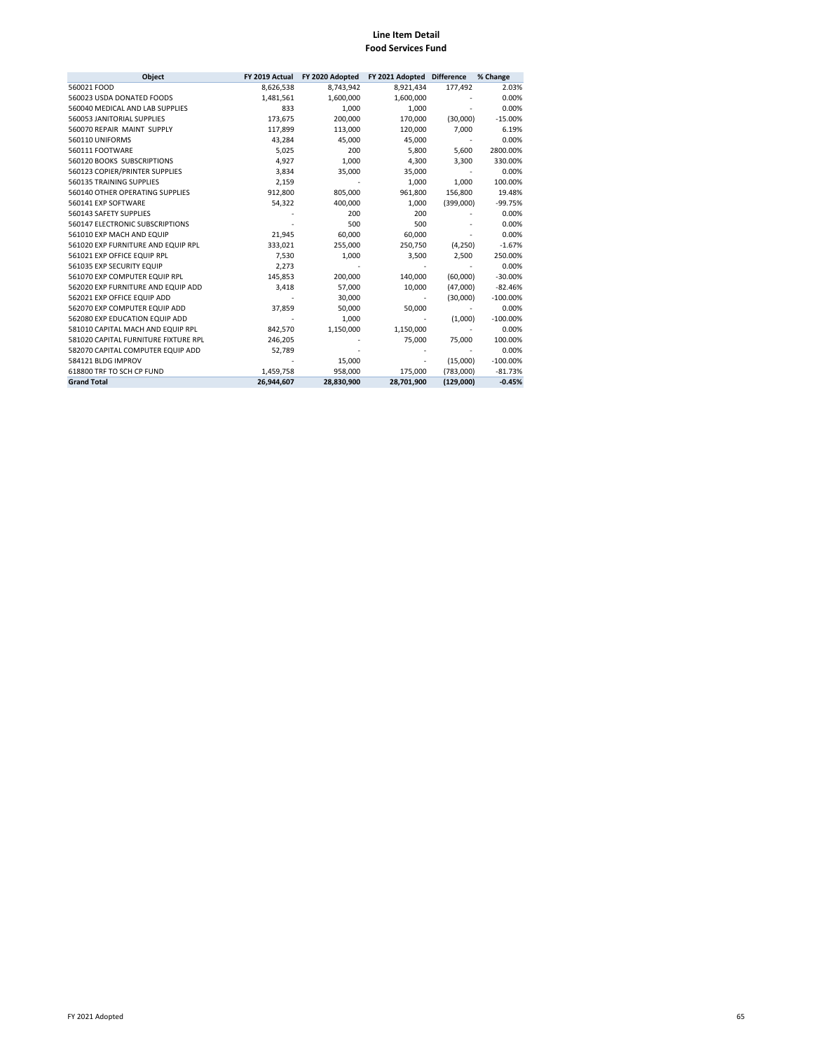# Line Item Detail
## Food Services Fund

| Object | FY 2019 Actual | FY 2020 Adopted | FY 2021 Adopted | Difference | % Change |
|---|---|---|---|---|---|
| 560021 FOOD | 8,626,538 | 8,743,942 | 8,921,434 | 177,492 | 2.03% |
| 560023 USDA DONATED FOODS | 1,481,561 | 1,600,000 | 1,600,000 | - | 0.00% |
| 560040 MEDICAL AND LAB SUPPLIES | 833 | 1,000 | 1,000 | - | 0.00% |
| 560053 JANITORIAL SUPPLIES | 173,675 | 200,000 | 170,000 | (30,000) | -15.00% |
| 560070 REPAIR MAINT SUPPLY | 117,899 | 113,000 | 120,000 | 7,000 | 6.19% |
| 560110 UNIFORMS | 43,284 | 45,000 | 45,000 | - | 0.00% |
| 560111 FOOTWARE | 5,025 | 200 | 5,800 | 5,600 | 2800.00% |
| 560120 BOOKS SUBSCRIPTIONS | 4,927 | 1,000 | 4,300 | 3,300 | 330.00% |
| 560123 COPIER/PRINTER SUPPLIES | 3,834 | 35,000 | 35,000 | - | 0.00% |
| 560135 TRAINING SUPPLIES | 2,159 | - | 1,000 | 1,000 | 100.00% |
| 560140 OTHER OPERATING SUPPLIES | 912,800 | 805,000 | 961,800 | 156,800 | 19.48% |
| 560141 EXP SOFTWARE | 54,322 | 400,000 | 1,000 | (399,000) | -99.75% |
| 560143 SAFETY SUPPLIES | - | 200 | 200 | - | 0.00% |
| 560147 ELECTRONIC SUBSCRIPTIONS | - | 500 | 500 | - | 0.00% |
| 561010 EXP MACH AND EQUIP | 21,945 | 60,000 | 60,000 | - | 0.00% |
| 561020 EXP FURNITURE AND EQUIP RPL | 333,021 | 255,000 | 250,750 | (4,250) | -1.67% |
| 561021 EXP OFFICE EQUIP RPL | 7,530 | 1,000 | 3,500 | 2,500 | 250.00% |
| 561035 EXP SECURITY EQUIP | 2,273 | - | - | - | 0.00% |
| 561070 EXP COMPUTER EQUIP RPL | 145,853 | 200,000 | 140,000 | (60,000) | -30.00% |
| 562020 EXP FURNITURE AND EQUIP ADD | 3,418 | 57,000 | 10,000 | (47,000) | -82.46% |
| 562021 EXP OFFICE EQUIP ADD | - | 30,000 | - | (30,000) | -100.00% |
| 562070 EXP COMPUTER EQUIP ADD | 37,859 | 50,000 | 50,000 | - | 0.00% |
| 562080 EXP EDUCATION EQUIP ADD | - | 1,000 | - | (1,000) | -100.00% |
| 581010 CAPITAL MACH AND EQUIP RPL | 842,570 | 1,150,000 | 1,150,000 | - | 0.00% |
| 581020 CAPITAL FURNITURE FIXTURE RPL | 246,205 | - | 75,000 | 75,000 | 100.00% |
| 582070 CAPITAL COMPUTER EQUIP ADD | 52,789 | - | - | - | 0.00% |
| 584121 BLDG IMPROV | - | 15,000 | - | (15,000) | -100.00% |
| 618800 TRF TO SCH CP FUND | 1,459,758 | 958,000 | 175,000 | (783,000) | -81.73% |
| **Grand Total** | **26,944,607** | **28,830,900** | **28,701,900** | **(129,000)** | **-0.45%** |